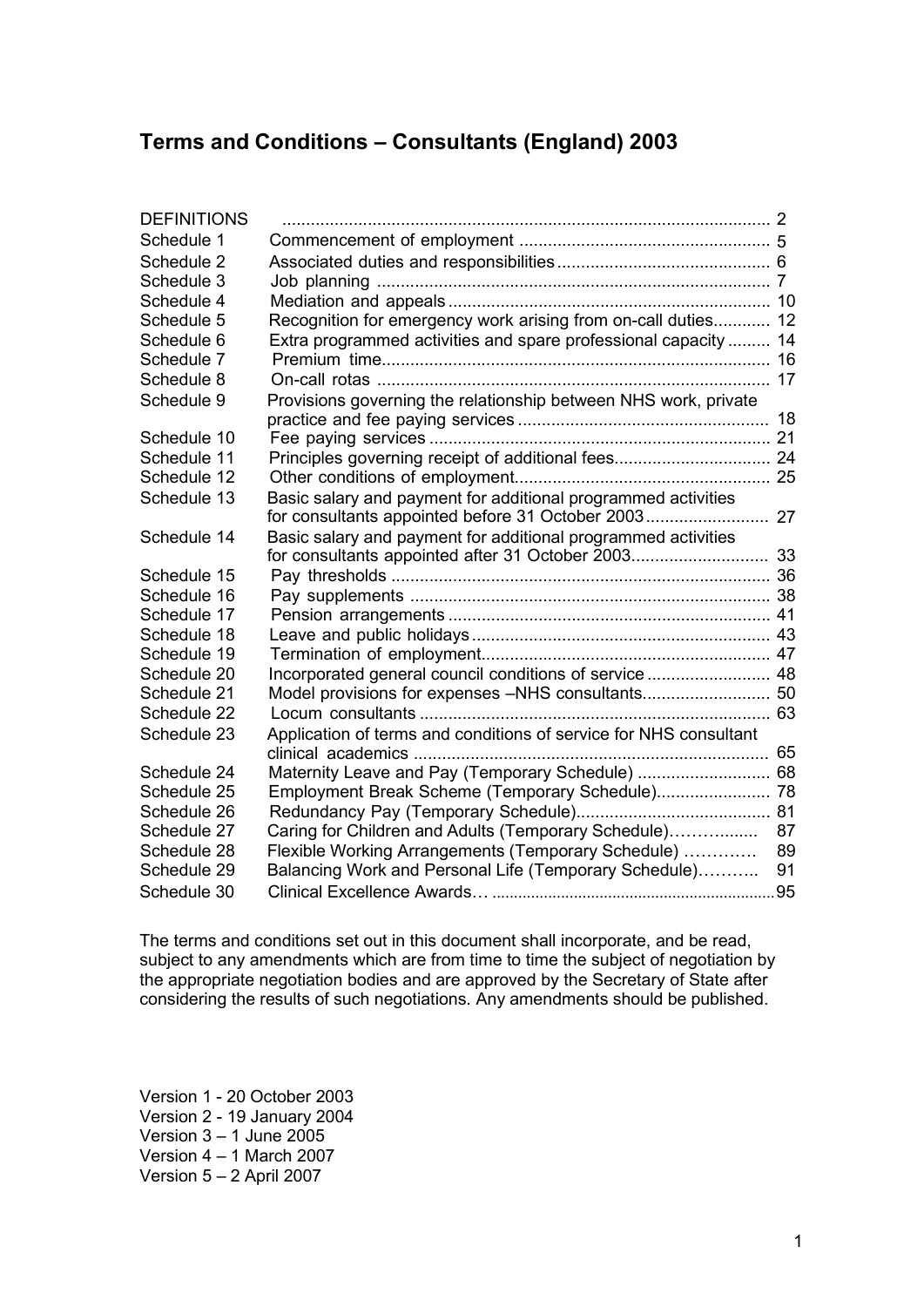# Terms and Conditions – Consultants (England) 2003

| | | |
|---|---|---|
| DEFINITIONS | | 2 |
| Schedule 1 | Commencement of employment | 5 |
| Schedule 2 | Associated duties and responsibilities | 6 |
| Schedule 3 | Job planning | 7 |
| Schedule 4 | Mediation and appeals | 10 |
| Schedule 5 | Recognition for emergency work arising from on-call duties | 12 |
| Schedule 6 | Extra programmed activities and spare professional capacity | 14 |
| Schedule 7 | Premium time | 16 |
| Schedule 8 | On-call rotas | 17 |
| Schedule 9 | Provisions governing the relationship between NHS work, private practice and fee paying services | 18 |
| Schedule 10 | Fee paying services | 21 |
| Schedule 11 | Principles governing receipt of additional fees | 24 |
| Schedule 12 | Other conditions of employment | 25 |
| Schedule 13 | Basic salary and payment for additional programmed activities for consultants appointed before 31 October 2003 | 27 |
| Schedule 14 | Basic salary and payment for additional programmed activities for consultants appointed after 31 October 2003 | 33 |
| Schedule 15 | Pay thresholds | 36 |
| Schedule 16 | Pay supplements | 38 |
| Schedule 17 | Pension arrangements | 41 |
| Schedule 18 | Leave and public holidays | 43 |
| Schedule 19 | Termination of employment | 47 |
| Schedule 20 | Incorporated general council conditions of service | 48 |
| Schedule 21 | Model provisions for expenses –NHS consultants | 50 |
| Schedule 22 | Locum consultants | 63 |
| Schedule 23 | Application of terms and conditions of service for NHS consultant clinical academics | 65 |
| Schedule 24 | Maternity Leave and Pay (Temporary Schedule) | 68 |
| Schedule 25 | Employment Break Scheme (Temporary Schedule) | 78 |
| Schedule 26 | Redundancy Pay (Temporary Schedule) | 81 |
| Schedule 27 | Caring for Children and Adults (Temporary Schedule) | 87 |
| Schedule 28 | Flexible Working Arrangements (Temporary Schedule) | 89 |
| Schedule 29 | Balancing Work and Personal Life (Temporary Schedule) | 91 |
| Schedule 30 | Clinical Excellence Awards | 95 |

The terms and conditions set out in this document shall incorporate, and be read, subject to any amendments which are from time to time the subject of negotiation by the appropriate negotiation bodies and are approved by the Secretary of State after considering the results of such negotiations. Any amendments should be published.

Version 1 - 20 October 2003
Version 2 - 19 January 2004
Version 3 – 1 June 2005
Version 4 – 1 March 2007
Version 5 – 2 April 2007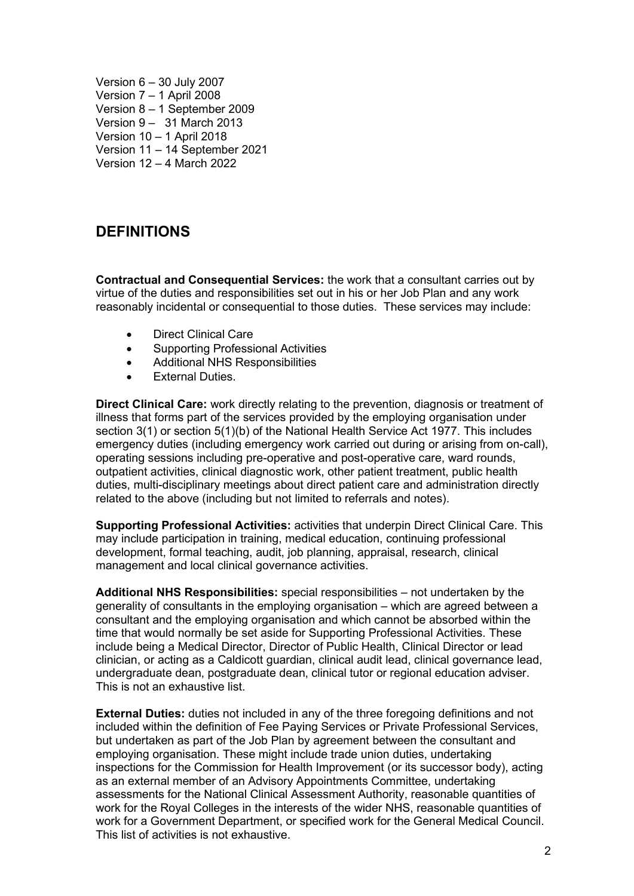Version 6 – 30 July 2007
Version 7 – 1 April 2008
Version 8 – 1 September 2009
Version 9 – 31 March 2013
Version 10 – 1 April 2018
Version 11 – 14 September 2021
Version 12 – 4 March 2022

## DEFINITIONS

**Contractual and Consequential Services:** the work that a consultant carries out by virtue of the duties and responsibilities set out in his or her Job Plan and any work reasonably incidental or consequential to those duties. These services may include:

- Direct Clinical Care
- Supporting Professional Activities
- Additional NHS Responsibilities
- External Duties.

**Direct Clinical Care:** work directly relating to the prevention, diagnosis or treatment of illness that forms part of the services provided by the employing organisation under section 3(1) or section 5(1)(b) of the National Health Service Act 1977. This includes emergency duties (including emergency work carried out during or arising from on-call), operating sessions including pre-operative and post-operative care, ward rounds, outpatient activities, clinical diagnostic work, other patient treatment, public health duties, multi-disciplinary meetings about direct patient care and administration directly related to the above (including but not limited to referrals and notes).

**Supporting Professional Activities:** activities that underpin Direct Clinical Care. This may include participation in training, medical education, continuing professional development, formal teaching, audit, job planning, appraisal, research, clinical management and local clinical governance activities.

**Additional NHS Responsibilities:** special responsibilities – not undertaken by the generality of consultants in the employing organisation – which are agreed between a consultant and the employing organisation and which cannot be absorbed within the time that would normally be set aside for Supporting Professional Activities. These include being a Medical Director, Director of Public Health, Clinical Director or lead clinician, or acting as a Caldicott guardian, clinical audit lead, clinical governance lead, undergraduate dean, postgraduate dean, clinical tutor or regional education adviser. This is not an exhaustive list.

**External Duties:** duties not included in any of the three foregoing definitions and not included within the definition of Fee Paying Services or Private Professional Services, but undertaken as part of the Job Plan by agreement between the consultant and employing organisation. These might include trade union duties, undertaking inspections for the Commission for Health Improvement (or its successor body), acting as an external member of an Advisory Appointments Committee, undertaking assessments for the National Clinical Assessment Authority, reasonable quantities of work for the Royal Colleges in the interests of the wider NHS, reasonable quantities of work for a Government Department, or specified work for the General Medical Council. This list of activities is not exhaustive.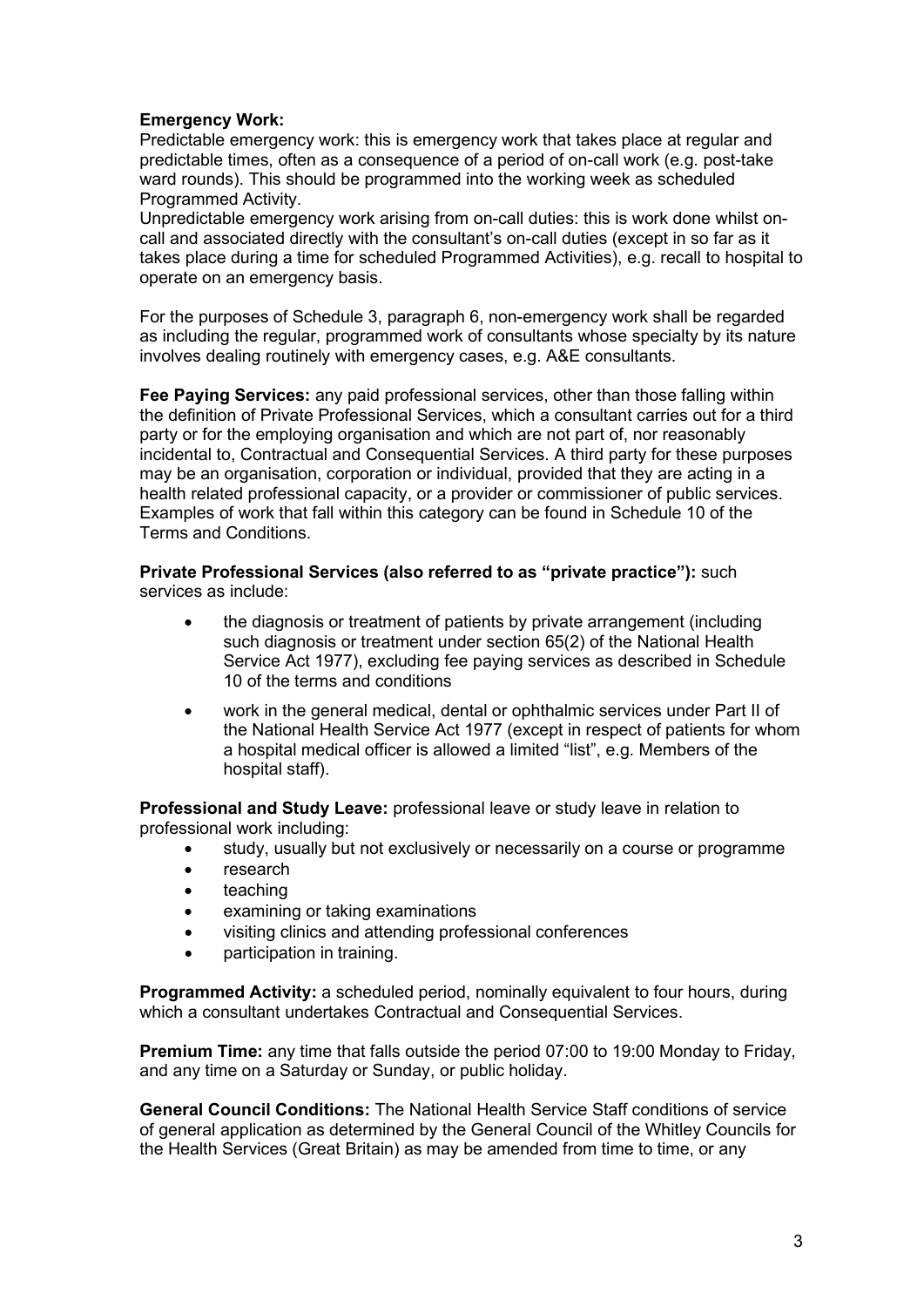**Emergency Work:**
Predictable emergency work: this is emergency work that takes place at regular and predictable times, often as a consequence of a period of on-call work (e.g. post-take ward rounds). This should be programmed into the working week as scheduled Programmed Activity.
Unpredictable emergency work arising from on-call duties: this is work done whilst on-call and associated directly with the consultant's on-call duties (except in so far as it takes place during a time for scheduled Programmed Activities), e.g. recall to hospital to operate on an emergency basis.

For the purposes of Schedule 3, paragraph 6, non-emergency work shall be regarded as including the regular, programmed work of consultants whose specialty by its nature involves dealing routinely with emergency cases, e.g. A&E consultants.

**Fee Paying Services:** any paid professional services, other than those falling within the definition of Private Professional Services, which a consultant carries out for a third party or for the employing organisation and which are not part of, nor reasonably incidental to, Contractual and Consequential Services. A third party for these purposes may be an organisation, corporation or individual, provided that they are acting in a health related professional capacity, or a provider or commissioner of public services. Examples of work that fall within this category can be found in Schedule 10 of the Terms and Conditions.

**Private Professional Services (also referred to as "private practice"):** such services as include:

- the diagnosis or treatment of patients by private arrangement (including such diagnosis or treatment under section 65(2) of the National Health Service Act 1977), excluding fee paying services as described in Schedule 10 of the terms and conditions
- work in the general medical, dental or ophthalmic services under Part II of the National Health Service Act 1977 (except in respect of patients for whom a hospital medical officer is allowed a limited "list", e.g. Members of the hospital staff).

**Professional and Study Leave:** professional leave or study leave in relation to professional work including:

- study, usually but not exclusively or necessarily on a course or programme
- research
- teaching
- examining or taking examinations
- visiting clinics and attending professional conferences
- participation in training.

**Programmed Activity:** a scheduled period, nominally equivalent to four hours, during which a consultant undertakes Contractual and Consequential Services.

**Premium Time:** any time that falls outside the period 07:00 to 19:00 Monday to Friday, and any time on a Saturday or Sunday, or public holiday.

**General Council Conditions:** The National Health Service Staff conditions of service of general application as determined by the General Council of the Whitley Councils for the Health Services (Great Britain) as may be amended from time to time, or any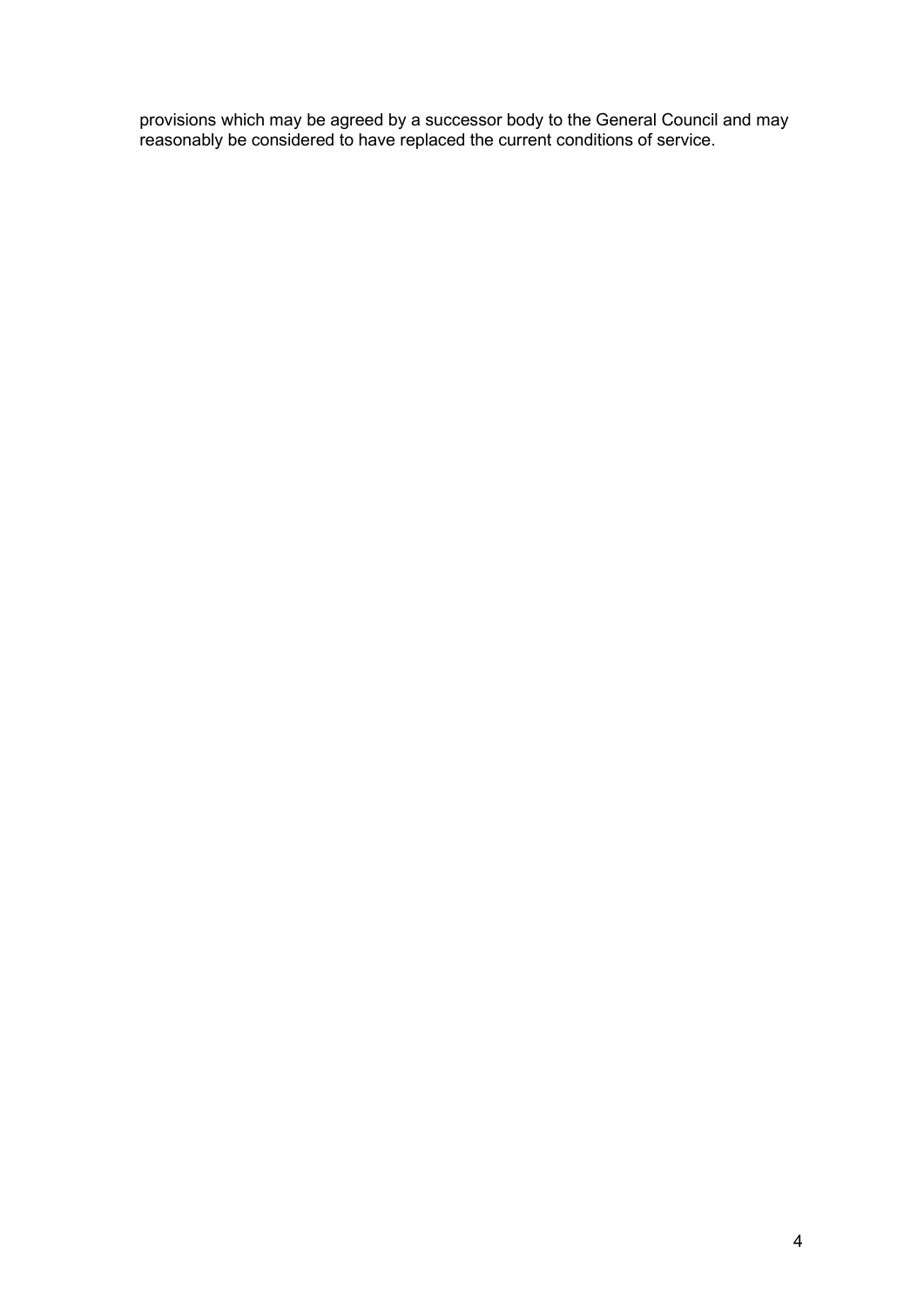provisions which may be agreed by a successor body to the General Council and may reasonably be considered to have replaced the current conditions of service.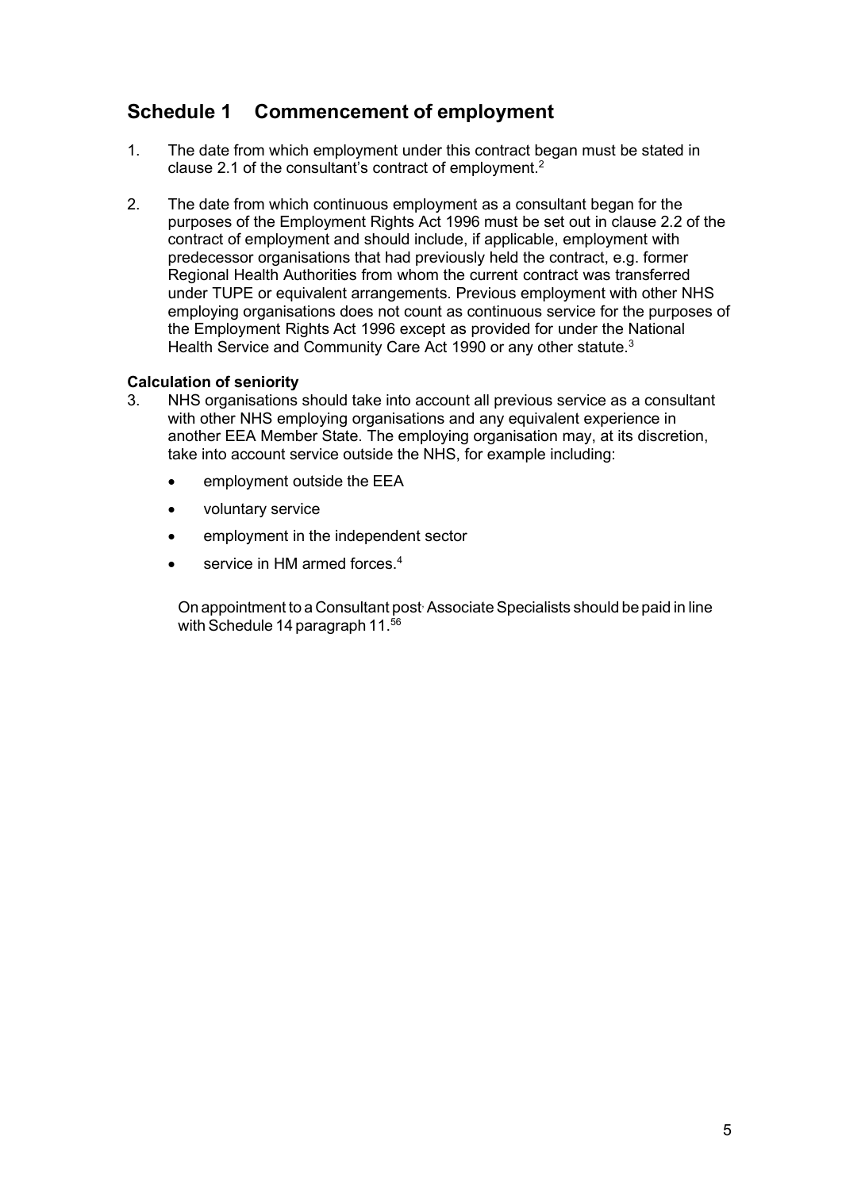## Schedule 1 Commencement of employment

1. The date from which employment under this contract began must be stated in clause 2.1 of the consultant's contract of employment.[2]

2. The date from which continuous employment as a consultant began for the purposes of the Employment Rights Act 1996 must be set out in clause 2.2 of the contract of employment and should include, if applicable, employment with predecessor organisations that had previously held the contract, e.g. former Regional Health Authorities from whom the current contract was transferred under TUPE or equivalent arrangements. Previous employment with other NHS employing organisations does not count as continuous service for the purposes of the Employment Rights Act 1996 except as provided for under the National Health Service and Community Care Act 1990 or any other statute.[3]

**Calculation of seniority**

3. NHS organisations should take into account all previous service as a consultant with other NHS employing organisations and any equivalent experience in another EEA Member State. The employing organisation may, at its discretion, take into account service outside the NHS, for example including:

   - employment outside the EEA
   - voluntary service
   - employment in the independent sector
   - service in HM armed forces.[4]

   On appointment to a Consultant post, Associate Specialists should be paid in line with Schedule 14 paragraph 11.[5][6]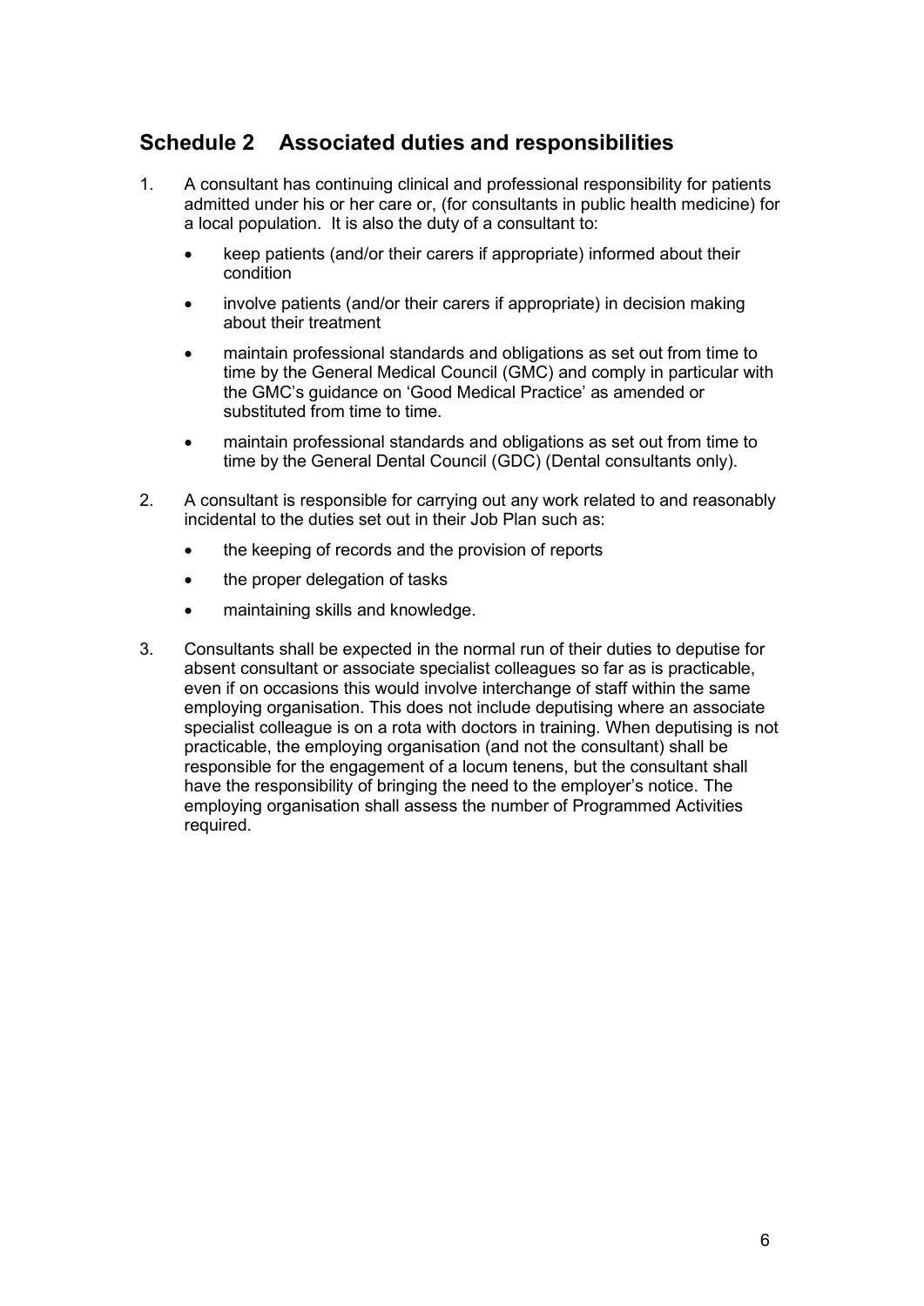## Schedule 2 Associated duties and responsibilities

1. A consultant has continuing clinical and professional responsibility for patients admitted under his or her care or, (for consultants in public health medicine) for a local population. It is also the duty of a consultant to:

   - keep patients (and/or their carers if appropriate) informed about their condition
   - involve patients (and/or their carers if appropriate) in decision making about their treatment
   - maintain professional standards and obligations as set out from time to time by the General Medical Council (GMC) and comply in particular with the GMC's guidance on 'Good Medical Practice' as amended or substituted from time to time.
   - maintain professional standards and obligations as set out from time to time by the General Dental Council (GDC) (Dental consultants only).

2. A consultant is responsible for carrying out any work related to and reasonably incidental to the duties set out in their Job Plan such as:

   - the keeping of records and the provision of reports
   - the proper delegation of tasks
   - maintaining skills and knowledge.

3. Consultants shall be expected in the normal run of their duties to deputise for absent consultant or associate specialist colleagues so far as is practicable, even if on occasions this would involve interchange of staff within the same employing organisation. This does not include deputising where an associate specialist colleague is on a rota with doctors in training. When deputising is not practicable, the employing organisation (and not the consultant) shall be responsible for the engagement of a locum tenens, but the consultant shall have the responsibility of bringing the need to the employer's notice. The employing organisation shall assess the number of Programmed Activities required.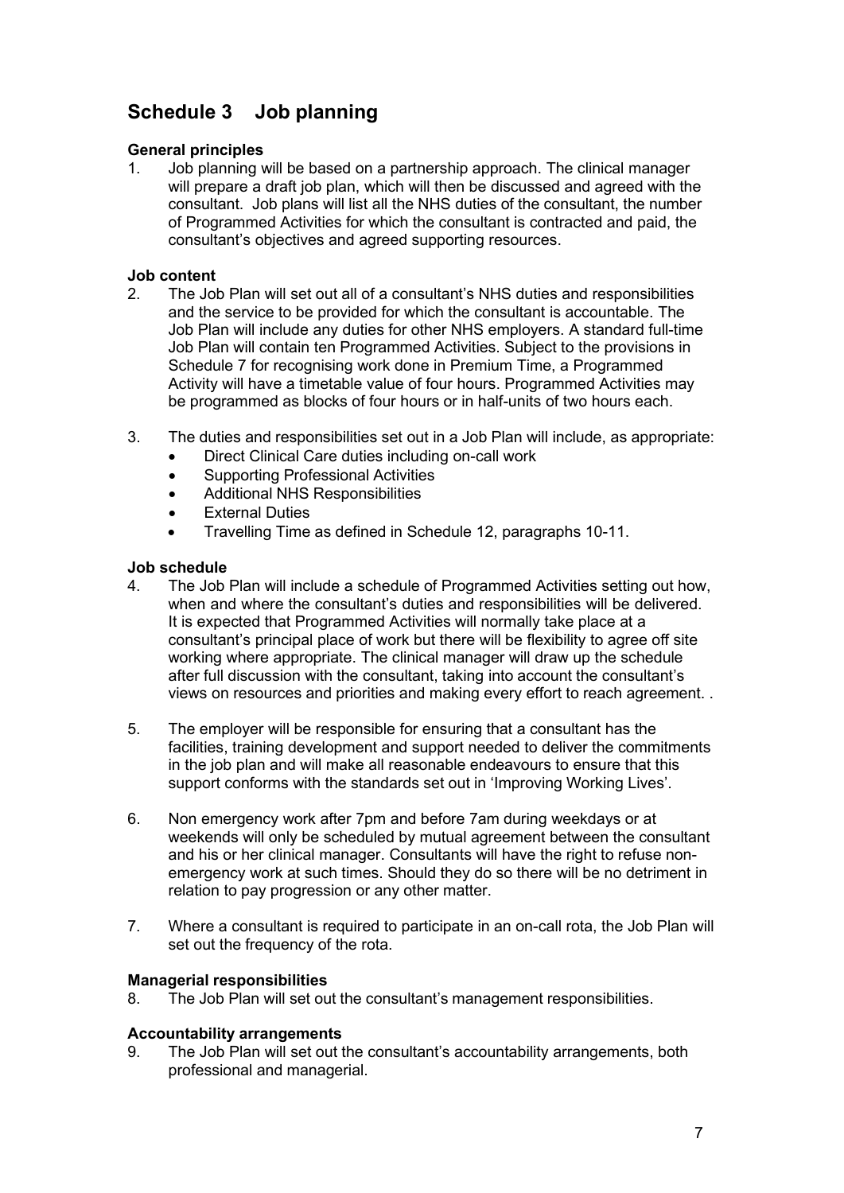# Schedule 3 Job planning

### General principles

1. Job planning will be based on a partnership approach. The clinical manager will prepare a draft job plan, which will then be discussed and agreed with the consultant. Job plans will list all the NHS duties of the consultant, the number of Programmed Activities for which the consultant is contracted and paid, the consultant's objectives and agreed supporting resources.

### Job content

2. The Job Plan will set out all of a consultant's NHS duties and responsibilities and the service to be provided for which the consultant is accountable. The Job Plan will include any duties for other NHS employers. A standard full-time Job Plan will contain ten Programmed Activities. Subject to the provisions in Schedule 7 for recognising work done in Premium Time, a Programmed Activity will have a timetable value of four hours. Programmed Activities may be programmed as blocks of four hours or in half-units of two hours each.

3. The duties and responsibilities set out in a Job Plan will include, as appropriate:
   - Direct Clinical Care duties including on-call work
   - Supporting Professional Activities
   - Additional NHS Responsibilities
   - External Duties
   - Travelling Time as defined in Schedule 12, paragraphs 10-11.

### Job schedule

4. The Job Plan will include a schedule of Programmed Activities setting out how, when and where the consultant's duties and responsibilities will be delivered. It is expected that Programmed Activities will normally take place at a consultant's principal place of work but there will be flexibility to agree off site working where appropriate. The clinical manager will draw up the schedule after full discussion with the consultant, taking into account the consultant's views on resources and priorities and making every effort to reach agreement. .

5. The employer will be responsible for ensuring that a consultant has the facilities, training development and support needed to deliver the commitments in the job plan and will make all reasonable endeavours to ensure that this support conforms with the standards set out in 'Improving Working Lives'.

6. Non emergency work after 7pm and before 7am during weekdays or at weekends will only be scheduled by mutual agreement between the consultant and his or her clinical manager. Consultants will have the right to refuse non-emergency work at such times. Should they do so there will be no detriment in relation to pay progression or any other matter.

7. Where a consultant is required to participate in an on-call rota, the Job Plan will set out the frequency of the rota.

### Managerial responsibilities

8. The Job Plan will set out the consultant's management responsibilities.

### Accountability arrangements

9. The Job Plan will set out the consultant's accountability arrangements, both professional and managerial.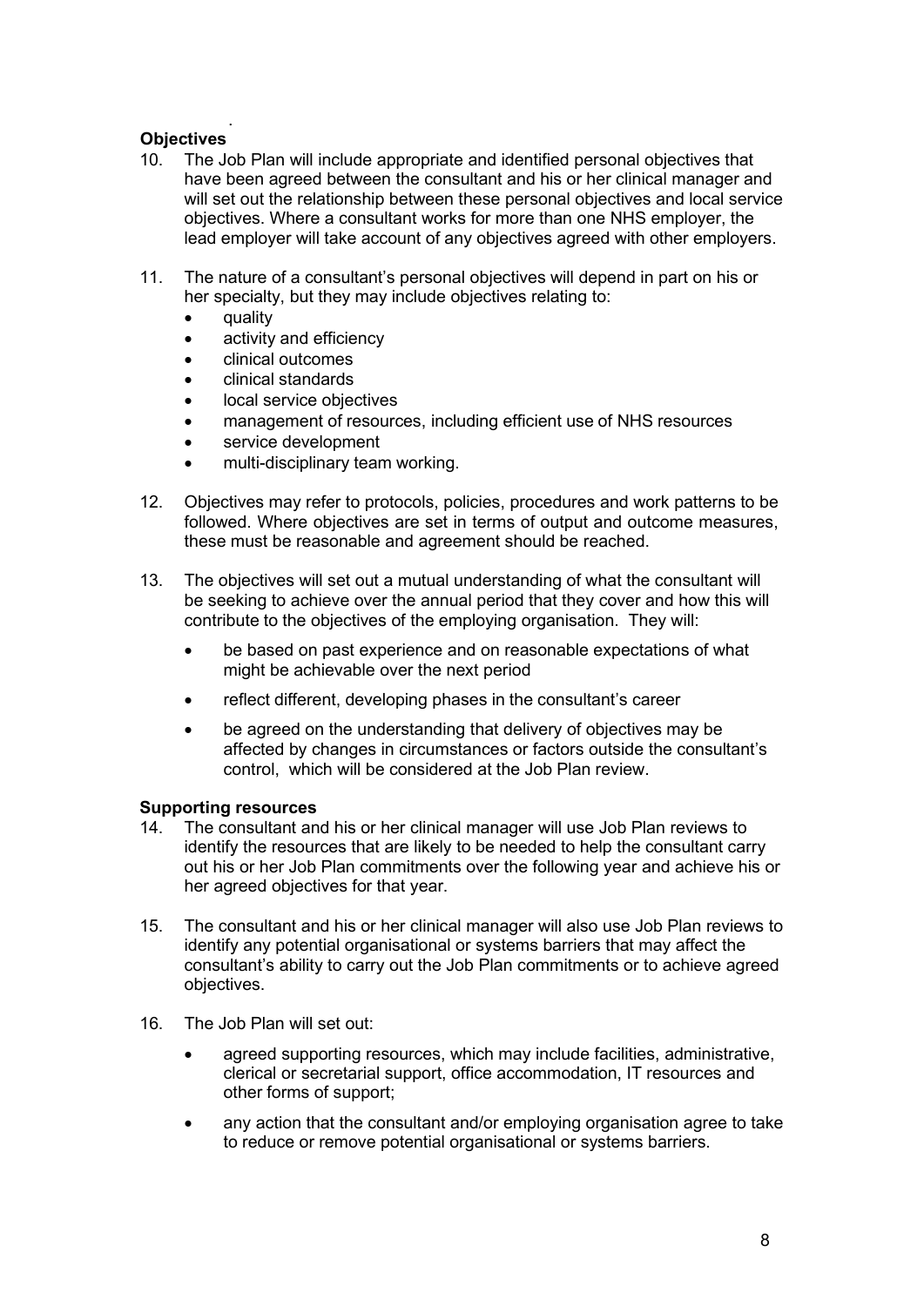**Objectives**

10. The Job Plan will include appropriate and identified personal objectives that have been agreed between the consultant and his or her clinical manager and will set out the relationship between these personal objectives and local service objectives. Where a consultant works for more than one NHS employer, the lead employer will take account of any objectives agreed with other employers.

11. The nature of a consultant's personal objectives will depend in part on his or her specialty, but they may include objectives relating to:
    - quality
    - activity and efficiency
    - clinical outcomes
    - clinical standards
    - local service objectives
    - management of resources, including efficient use of NHS resources
    - service development
    - multi-disciplinary team working.

12. Objectives may refer to protocols, policies, procedures and work patterns to be followed. Where objectives are set in terms of output and outcome measures, these must be reasonable and agreement should be reached.

13. The objectives will set out a mutual understanding of what the consultant will be seeking to achieve over the annual period that they cover and how this will contribute to the objectives of the employing organisation. They will:
    - be based on past experience and on reasonable expectations of what might be achievable over the next period
    - reflect different, developing phases in the consultant's career
    - be agreed on the understanding that delivery of objectives may be affected by changes in circumstances or factors outside the consultant's control, which will be considered at the Job Plan review.

**Supporting resources**

14. The consultant and his or her clinical manager will use Job Plan reviews to identify the resources that are likely to be needed to help the consultant carry out his or her Job Plan commitments over the following year and achieve his or her agreed objectives for that year.

15. The consultant and his or her clinical manager will also use Job Plan reviews to identify any potential organisational or systems barriers that may affect the consultant's ability to carry out the Job Plan commitments or to achieve agreed objectives.

16. The Job Plan will set out:
    - agreed supporting resources, which may include facilities, administrative, clerical or secretarial support, office accommodation, IT resources and other forms of support;
    - any action that the consultant and/or employing organisation agree to take to reduce or remove potential organisational or systems barriers.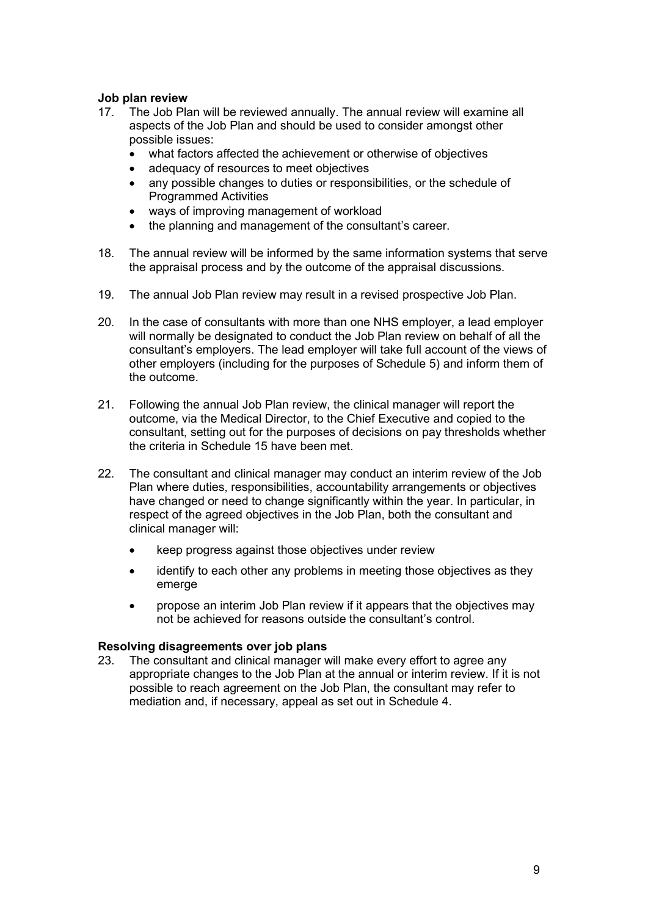**Job plan review**

17. The Job Plan will be reviewed annually. The annual review will examine all aspects of the Job Plan and should be used to consider amongst other possible issues:
    - what factors affected the achievement or otherwise of objectives
    - adequacy of resources to meet objectives
    - any possible changes to duties or responsibilities, or the schedule of Programmed Activities
    - ways of improving management of workload
    - the planning and management of the consultant's career.

18. The annual review will be informed by the same information systems that serve the appraisal process and by the outcome of the appraisal discussions.

19. The annual Job Plan review may result in a revised prospective Job Plan.

20. In the case of consultants with more than one NHS employer, a lead employer will normally be designated to conduct the Job Plan review on behalf of all the consultant's employers. The lead employer will take full account of the views of other employers (including for the purposes of Schedule 5) and inform them of the outcome.

21. Following the annual Job Plan review, the clinical manager will report the outcome, via the Medical Director, to the Chief Executive and copied to the consultant, setting out for the purposes of decisions on pay thresholds whether the criteria in Schedule 15 have been met.

22. The consultant and clinical manager may conduct an interim review of the Job Plan where duties, responsibilities, accountability arrangements or objectives have changed or need to change significantly within the year. In particular, in respect of the agreed objectives in the Job Plan, both the consultant and clinical manager will:
    - keep progress against those objectives under review
    - identify to each other any problems in meeting those objectives as they emerge
    - propose an interim Job Plan review if it appears that the objectives may not be achieved for reasons outside the consultant's control.

**Resolving disagreements over job plans**

23. The consultant and clinical manager will make every effort to agree any appropriate changes to the Job Plan at the annual or interim review. If it is not possible to reach agreement on the Job Plan, the consultant may refer to mediation and, if necessary, appeal as set out in Schedule 4.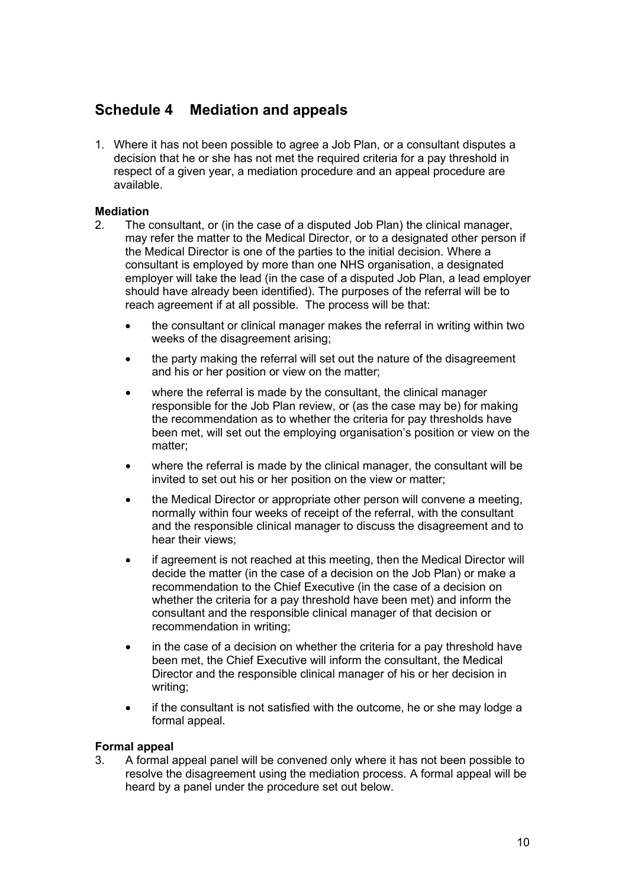# Schedule 4 Mediation and appeals

1. Where it has not been possible to agree a Job Plan, or a consultant disputes a decision that he or she has not met the required criteria for a pay threshold in respect of a given year, a mediation procedure and an appeal procedure are available.

**Mediation**

2. The consultant, or (in the case of a disputed Job Plan) the clinical manager, may refer the matter to the Medical Director, or to a designated other person if the Medical Director is one of the parties to the initial decision. Where a consultant is employed by more than one NHS organisation, a designated employer will take the lead (in the case of a disputed Job Plan, a lead employer should have already been identified). The purposes of the referral will be to reach agreement if at all possible. The process will be that:

   - the consultant or clinical manager makes the referral in writing within two weeks of the disagreement arising;
   - the party making the referral will set out the nature of the disagreement and his or her position or view on the matter;
   - where the referral is made by the consultant, the clinical manager responsible for the Job Plan review, or (as the case may be) for making the recommendation as to whether the criteria for pay thresholds have been met, will set out the employing organisation's position or view on the matter;
   - where the referral is made by the clinical manager, the consultant will be invited to set out his or her position on the view or matter;
   - the Medical Director or appropriate other person will convene a meeting, normally within four weeks of receipt of the referral, with the consultant and the responsible clinical manager to discuss the disagreement and to hear their views;
   - if agreement is not reached at this meeting, then the Medical Director will decide the matter (in the case of a decision on the Job Plan) or make a recommendation to the Chief Executive (in the case of a decision on whether the criteria for a pay threshold have been met) and inform the consultant and the responsible clinical manager of that decision or recommendation in writing;
   - in the case of a decision on whether the criteria for a pay threshold have been met, the Chief Executive will inform the consultant, the Medical Director and the responsible clinical manager of his or her decision in writing;
   - if the consultant is not satisfied with the outcome, he or she may lodge a formal appeal.

**Formal appeal**

3. A formal appeal panel will be convened only where it has not been possible to resolve the disagreement using the mediation process. A formal appeal will be heard by a panel under the procedure set out below.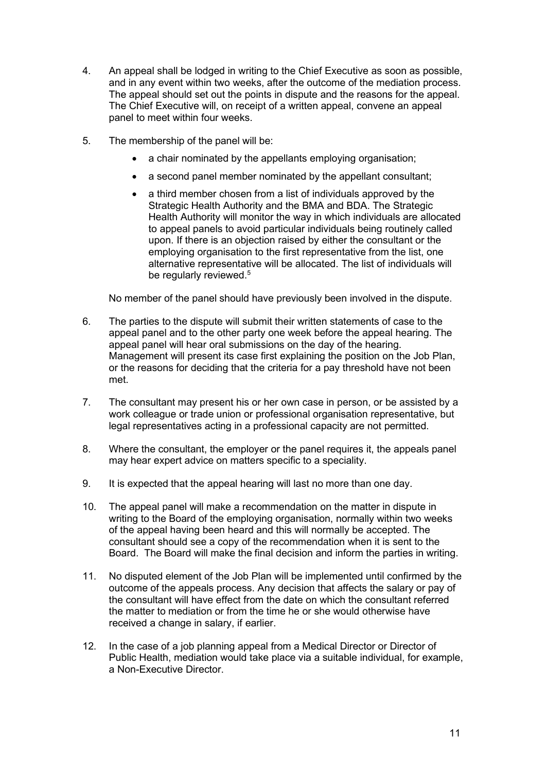4. An appeal shall be lodged in writing to the Chief Executive as soon as possible, and in any event within two weeks, after the outcome of the mediation process. The appeal should set out the points in dispute and the reasons for the appeal. The Chief Executive will, on receipt of a written appeal, convene an appeal panel to meet within four weeks.

5. The membership of the panel will be:

   - a chair nominated by the appellants employing organisation;
   - a second panel member nominated by the appellant consultant;
   - a third member chosen from a list of individuals approved by the Strategic Health Authority and the BMA and BDA. The Strategic Health Authority will monitor the way in which individuals are allocated to appeal panels to avoid particular individuals being routinely called upon. If there is an objection raised by either the consultant or the employing organisation to the first representative from the list, one alternative representative will be allocated. The list of individuals will be regularly reviewed.[5]

   No member of the panel should have previously been involved in the dispute.

6. The parties to the dispute will submit their written statements of case to the appeal panel and to the other party one week before the appeal hearing. The appeal panel will hear oral submissions on the day of the hearing. Management will present its case first explaining the position on the Job Plan, or the reasons for deciding that the criteria for a pay threshold have not been met.

7. The consultant may present his or her own case in person, or be assisted by a work colleague or trade union or professional organisation representative, but legal representatives acting in a professional capacity are not permitted.

8. Where the consultant, the employer or the panel requires it, the appeals panel may hear expert advice on matters specific to a speciality.

9. It is expected that the appeal hearing will last no more than one day.

10. The appeal panel will make a recommendation on the matter in dispute in writing to the Board of the employing organisation, normally within two weeks of the appeal having been heard and this will normally be accepted. The consultant should see a copy of the recommendation when it is sent to the Board. The Board will make the final decision and inform the parties in writing.

11. No disputed element of the Job Plan will be implemented until confirmed by the outcome of the appeals process. Any decision that affects the salary or pay of the consultant will have effect from the date on which the consultant referred the matter to mediation or from the time he or she would otherwise have received a change in salary, if earlier.

12. In the case of a job planning appeal from a Medical Director or Director of Public Health, mediation would take place via a suitable individual, for example, a Non-Executive Director.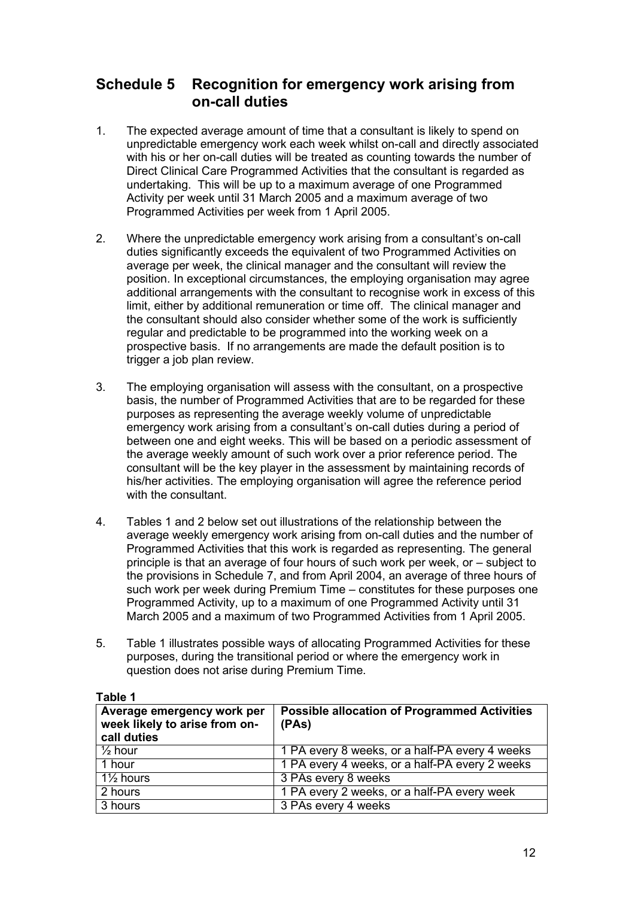## Schedule 5 Recognition for emergency work arising from on-call duties

1. The expected average amount of time that a consultant is likely to spend on unpredictable emergency work each week whilst on-call and directly associated with his or her on-call duties will be treated as counting towards the number of Direct Clinical Care Programmed Activities that the consultant is regarded as undertaking. This will be up to a maximum average of one Programmed Activity per week until 31 March 2005 and a maximum average of two Programmed Activities per week from 1 April 2005.

2. Where the unpredictable emergency work arising from a consultant's on-call duties significantly exceeds the equivalent of two Programmed Activities on average per week, the clinical manager and the consultant will review the position. In exceptional circumstances, the employing organisation may agree additional arrangements with the consultant to recognise work in excess of this limit, either by additional remuneration or time off. The clinical manager and the consultant should also consider whether some of the work is sufficiently regular and predictable to be programmed into the working week on a prospective basis. If no arrangements are made the default position is to trigger a job plan review.

3. The employing organisation will assess with the consultant, on a prospective basis, the number of Programmed Activities that are to be regarded for these purposes as representing the average weekly volume of unpredictable emergency work arising from a consultant's on-call duties during a period of between one and eight weeks. This will be based on a periodic assessment of the average weekly amount of such work over a prior reference period. The consultant will be the key player in the assessment by maintaining records of his/her activities. The employing organisation will agree the reference period with the consultant.

4. Tables 1 and 2 below set out illustrations of the relationship between the average weekly emergency work arising from on-call duties and the number of Programmed Activities that this work is regarded as representing. The general principle is that an average of four hours of such work per week, or – subject to the provisions in Schedule 7, and from April 2004, an average of three hours of such work per week during Premium Time – constitutes for these purposes one Programmed Activity, up to a maximum of one Programmed Activity until 31 March 2005 and a maximum of two Programmed Activities from 1 April 2005.

5. Table 1 illustrates possible ways of allocating Programmed Activities for these purposes, during the transitional period or where the emergency work in question does not arise during Premium Time.

**Table 1**

| Average emergency work per week likely to arise from on-call duties | Possible allocation of Programmed Activities (PAs) |
|---|---|
| ½ hour | 1 PA every 8 weeks, or a half-PA every 4 weeks |
| 1 hour | 1 PA every 4 weeks, or a half-PA every 2 weeks |
| 1½ hours | 3 PAs every 8 weeks |
| 2 hours | 1 PA every 2 weeks, or a half-PA every week |
| 3 hours | 3 PAs every 4 weeks |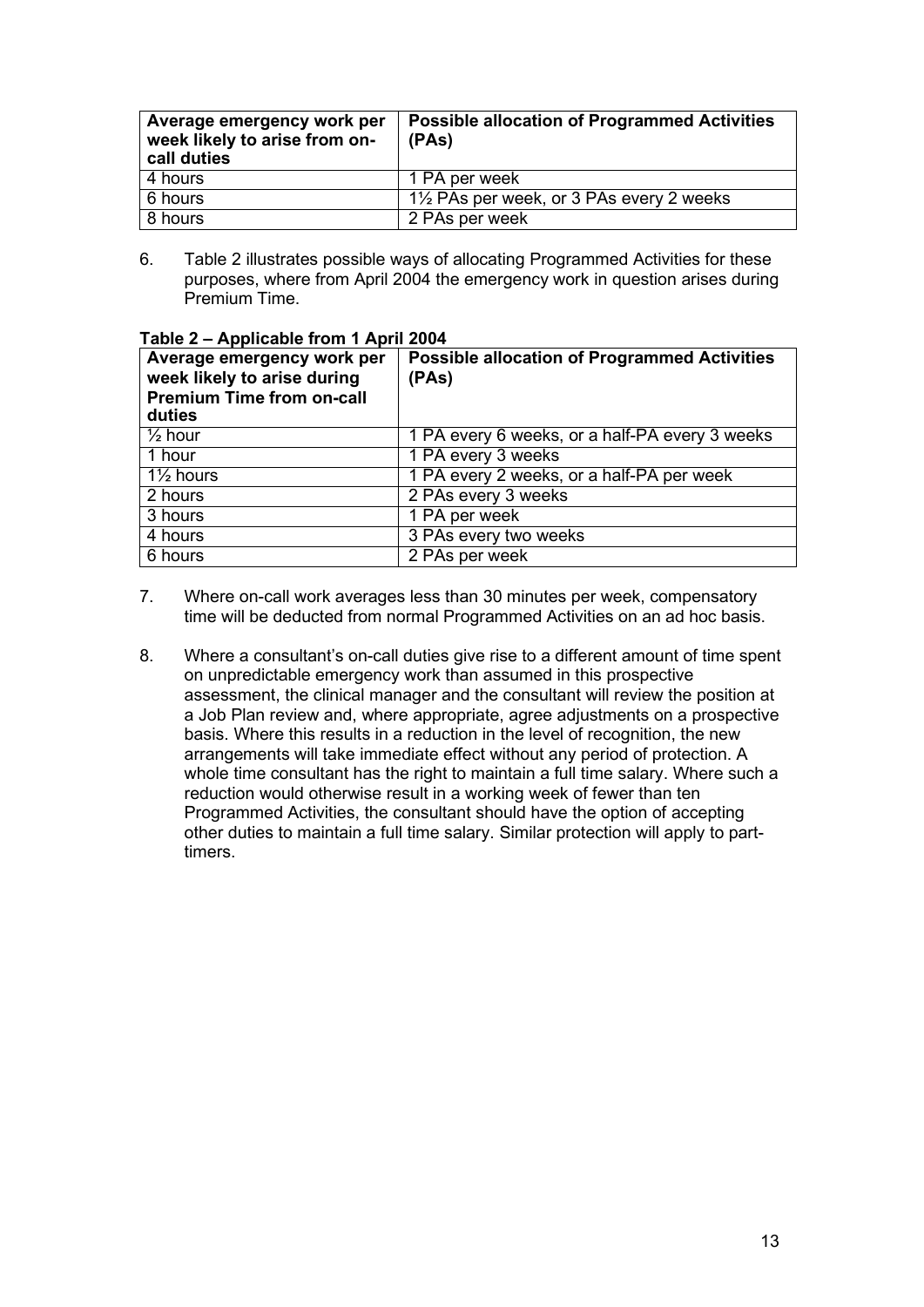| Average emergency work per week likely to arise from on-call duties | Possible allocation of Programmed Activities (PAs) |
|---|---|
| 4 hours | 1 PA per week |
| 6 hours | 1½ PAs per week, or 3 PAs every 2 weeks |
| 8 hours | 2 PAs per week |

6. Table 2 illustrates possible ways of allocating Programmed Activities for these purposes, where from April 2004 the emergency work in question arises during Premium Time.

**Table 2 – Applicable from 1 April 2004**

| Average emergency work per week likely to arise during Premium Time from on-call duties | Possible allocation of Programmed Activities (PAs) |
|---|---|
| ½ hour | 1 PA every 6 weeks, or a half-PA every 3 weeks |
| 1 hour | 1 PA every 3 weeks |
| 1½ hours | 1 PA every 2 weeks, or a half-PA per week |
| 2 hours | 2 PAs every 3 weeks |
| 3 hours | 1 PA per week |
| 4 hours | 3 PAs every two weeks |
| 6 hours | 2 PAs per week |

7. Where on-call work averages less than 30 minutes per week, compensatory time will be deducted from normal Programmed Activities on an ad hoc basis.

8. Where a consultant's on-call duties give rise to a different amount of time spent on unpredictable emergency work than assumed in this prospective assessment, the clinical manager and the consultant will review the position at a Job Plan review and, where appropriate, agree adjustments on a prospective basis. Where this results in a reduction in the level of recognition, the new arrangements will take immediate effect without any period of protection. A whole time consultant has the right to maintain a full time salary. Where such a reduction would otherwise result in a working week of fewer than ten Programmed Activities, the consultant should have the option of accepting other duties to maintain a full time salary. Similar protection will apply to part-timers.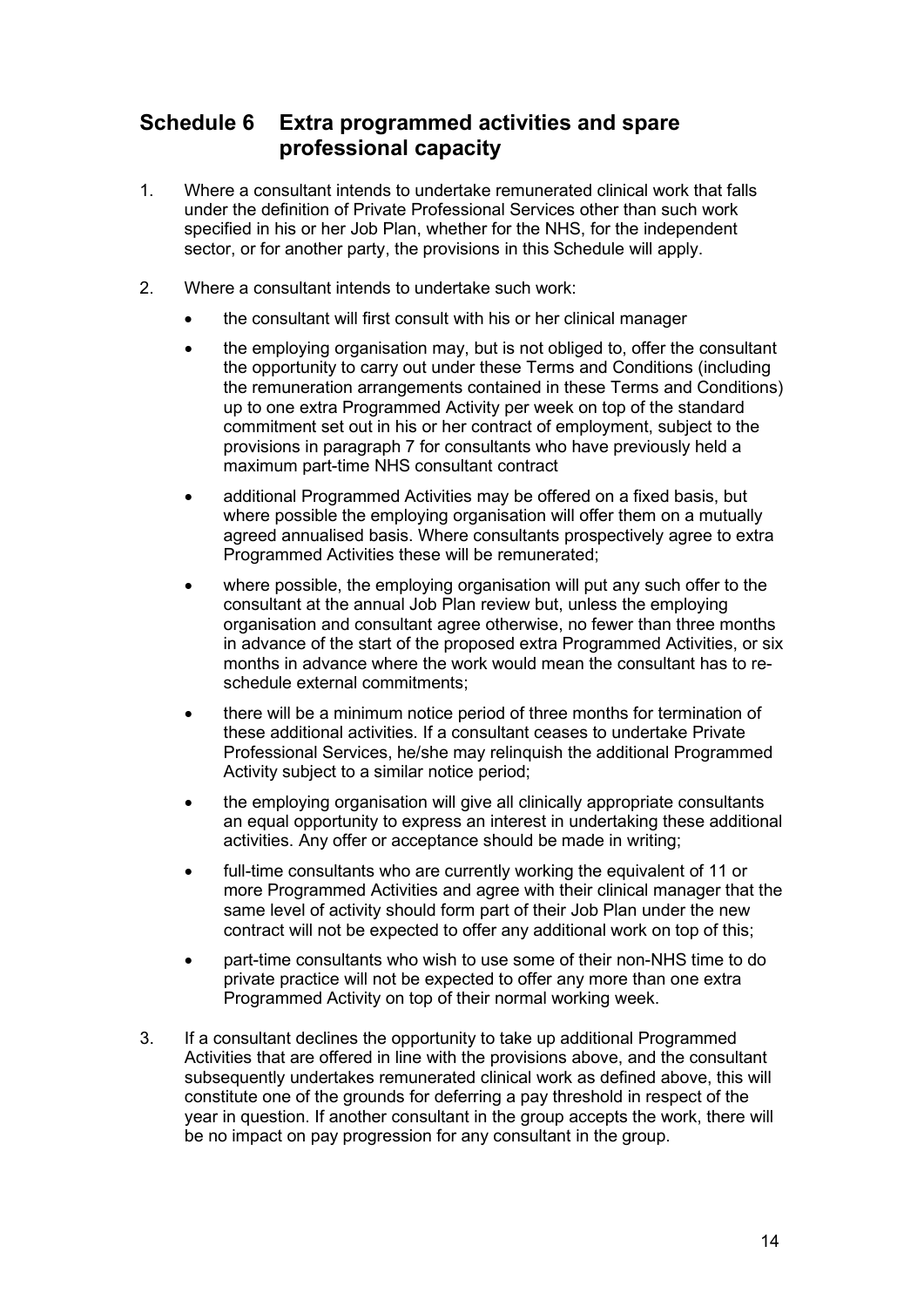## Schedule 6 Extra programmed activities and spare professional capacity

1. Where a consultant intends to undertake remunerated clinical work that falls under the definition of Private Professional Services other than such work specified in his or her Job Plan, whether for the NHS, for the independent sector, or for another party, the provisions in this Schedule will apply.

2. Where a consultant intends to undertake such work:

   - the consultant will first consult with his or her clinical manager
   - the employing organisation may, but is not obliged to, offer the consultant the opportunity to carry out under these Terms and Conditions (including the remuneration arrangements contained in these Terms and Conditions) up to one extra Programmed Activity per week on top of the standard commitment set out in his or her contract of employment, subject to the provisions in paragraph 7 for consultants who have previously held a maximum part-time NHS consultant contract
   - additional Programmed Activities may be offered on a fixed basis, but where possible the employing organisation will offer them on a mutually agreed annualised basis. Where consultants prospectively agree to extra Programmed Activities these will be remunerated;
   - where possible, the employing organisation will put any such offer to the consultant at the annual Job Plan review but, unless the employing organisation and consultant agree otherwise, no fewer than three months in advance of the start of the proposed extra Programmed Activities, or six months in advance where the work would mean the consultant has to re-schedule external commitments;
   - there will be a minimum notice period of three months for termination of these additional activities. If a consultant ceases to undertake Private Professional Services, he/she may relinquish the additional Programmed Activity subject to a similar notice period;
   - the employing organisation will give all clinically appropriate consultants an equal opportunity to express an interest in undertaking these additional activities. Any offer or acceptance should be made in writing;
   - full-time consultants who are currently working the equivalent of 11 or more Programmed Activities and agree with their clinical manager that the same level of activity should form part of their Job Plan under the new contract will not be expected to offer any additional work on top of this;
   - part-time consultants who wish to use some of their non-NHS time to do private practice will not be expected to offer any more than one extra Programmed Activity on top of their normal working week.

3. If a consultant declines the opportunity to take up additional Programmed Activities that are offered in line with the provisions above, and the consultant subsequently undertakes remunerated clinical work as defined above, this will constitute one of the grounds for deferring a pay threshold in respect of the year in question. If another consultant in the group accepts the work, there will be no impact on pay progression for any consultant in the group.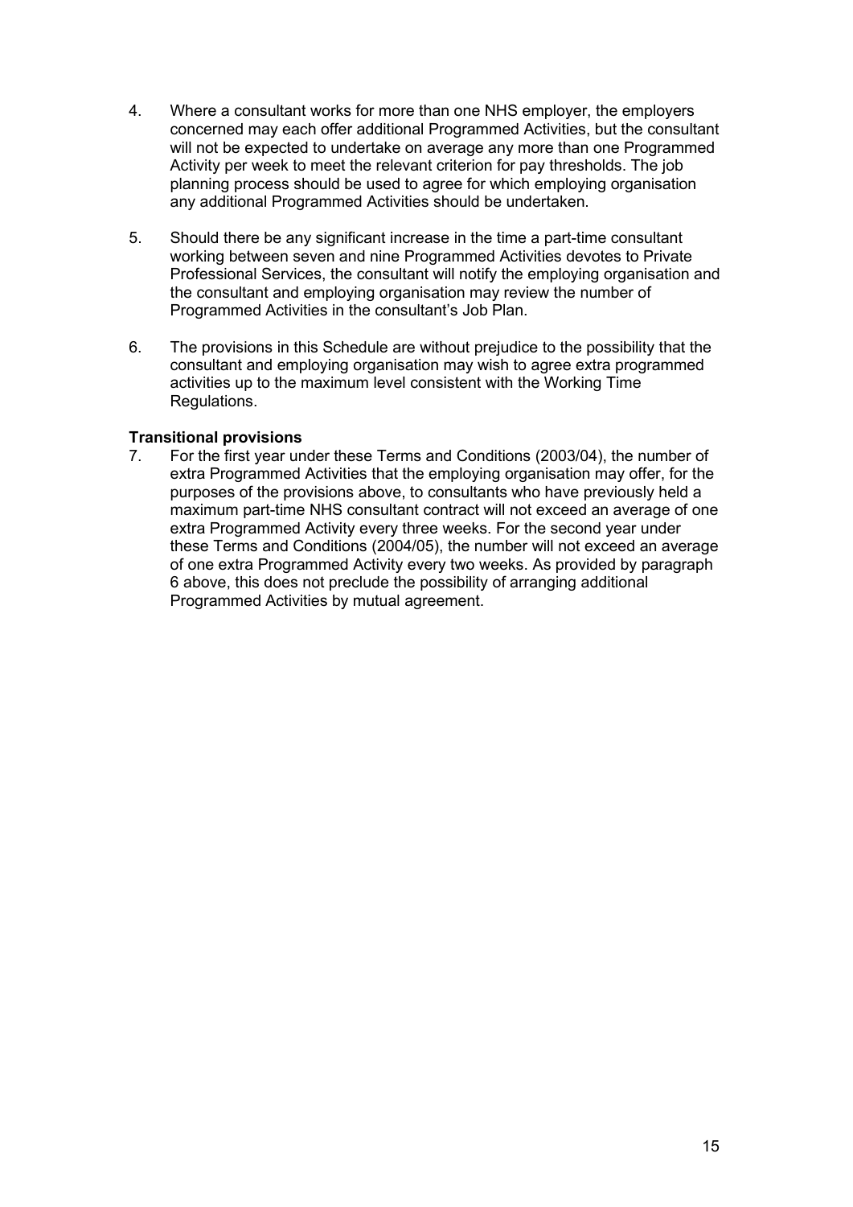4. Where a consultant works for more than one NHS employer, the employers concerned may each offer additional Programmed Activities, but the consultant will not be expected to undertake on average any more than one Programmed Activity per week to meet the relevant criterion for pay thresholds. The job planning process should be used to agree for which employing organisation any additional Programmed Activities should be undertaken.

5. Should there be any significant increase in the time a part-time consultant working between seven and nine Programmed Activities devotes to Private Professional Services, the consultant will notify the employing organisation and the consultant and employing organisation may review the number of Programmed Activities in the consultant's Job Plan.

6. The provisions in this Schedule are without prejudice to the possibility that the consultant and employing organisation may wish to agree extra programmed activities up to the maximum level consistent with the Working Time Regulations.

**Transitional provisions**

7. For the first year under these Terms and Conditions (2003/04), the number of extra Programmed Activities that the employing organisation may offer, for the purposes of the provisions above, to consultants who have previously held a maximum part-time NHS consultant contract will not exceed an average of one extra Programmed Activity every three weeks. For the second year under these Terms and Conditions (2004/05), the number will not exceed an average of one extra Programmed Activity every two weeks. As provided by paragraph 6 above, this does not preclude the possibility of arranging additional Programmed Activities by mutual agreement.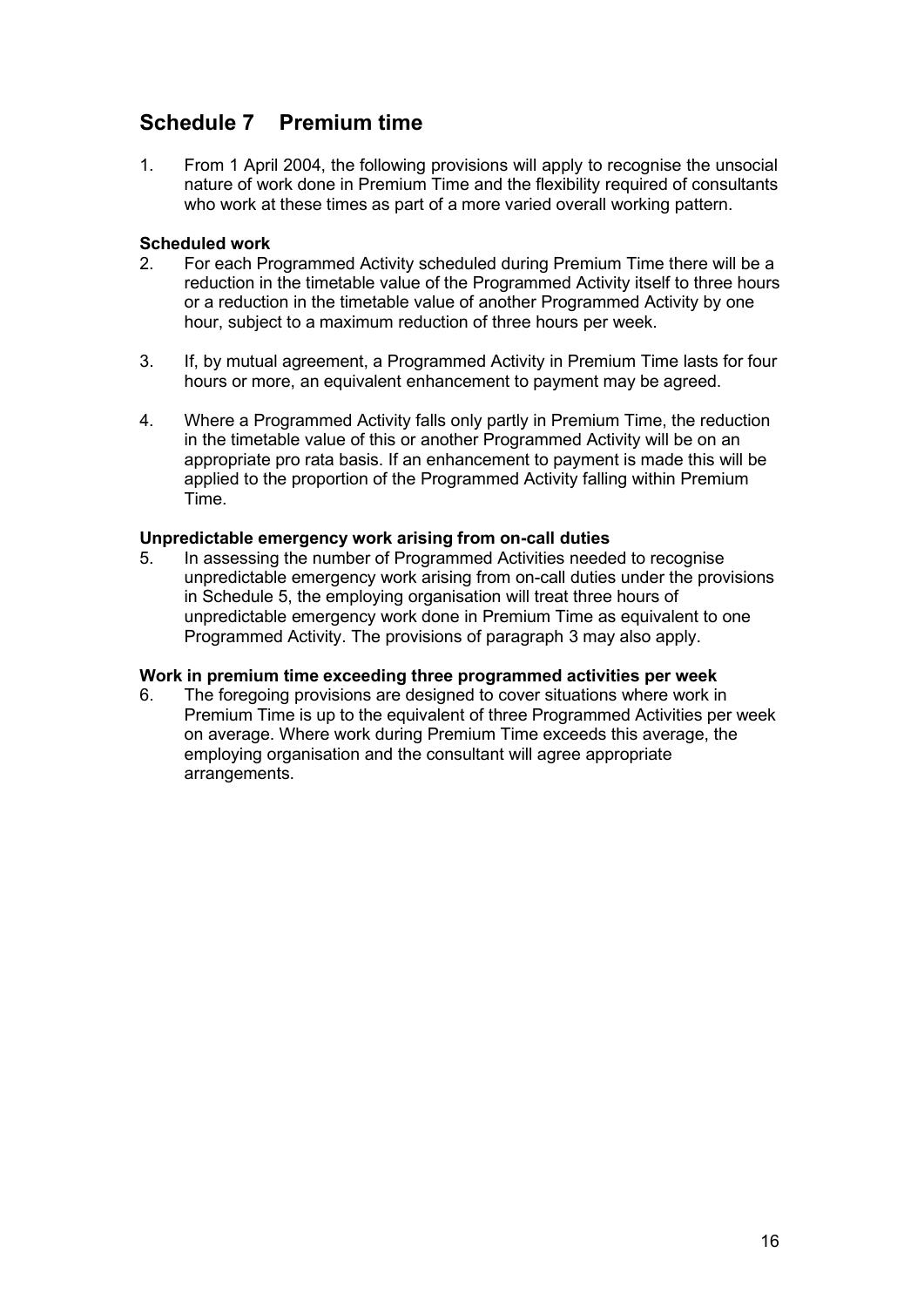## Schedule 7 Premium time

1. From 1 April 2004, the following provisions will apply to recognise the unsocial nature of work done in Premium Time and the flexibility required of consultants who work at these times as part of a more varied overall working pattern.

**Scheduled work**

2. For each Programmed Activity scheduled during Premium Time there will be a reduction in the timetable value of the Programmed Activity itself to three hours or a reduction in the timetable value of another Programmed Activity by one hour, subject to a maximum reduction of three hours per week.

3. If, by mutual agreement, a Programmed Activity in Premium Time lasts for four hours or more, an equivalent enhancement to payment may be agreed.

4. Where a Programmed Activity falls only partly in Premium Time, the reduction in the timetable value of this or another Programmed Activity will be on an appropriate pro rata basis. If an enhancement to payment is made this will be applied to the proportion of the Programmed Activity falling within Premium Time.

**Unpredictable emergency work arising from on-call duties**

5. In assessing the number of Programmed Activities needed to recognise unpredictable emergency work arising from on-call duties under the provisions in Schedule 5, the employing organisation will treat three hours of unpredictable emergency work done in Premium Time as equivalent to one Programmed Activity. The provisions of paragraph 3 may also apply.

**Work in premium time exceeding three programmed activities per week**

6. The foregoing provisions are designed to cover situations where work in Premium Time is up to the equivalent of three Programmed Activities per week on average. Where work during Premium Time exceeds this average, the employing organisation and the consultant will agree appropriate arrangements.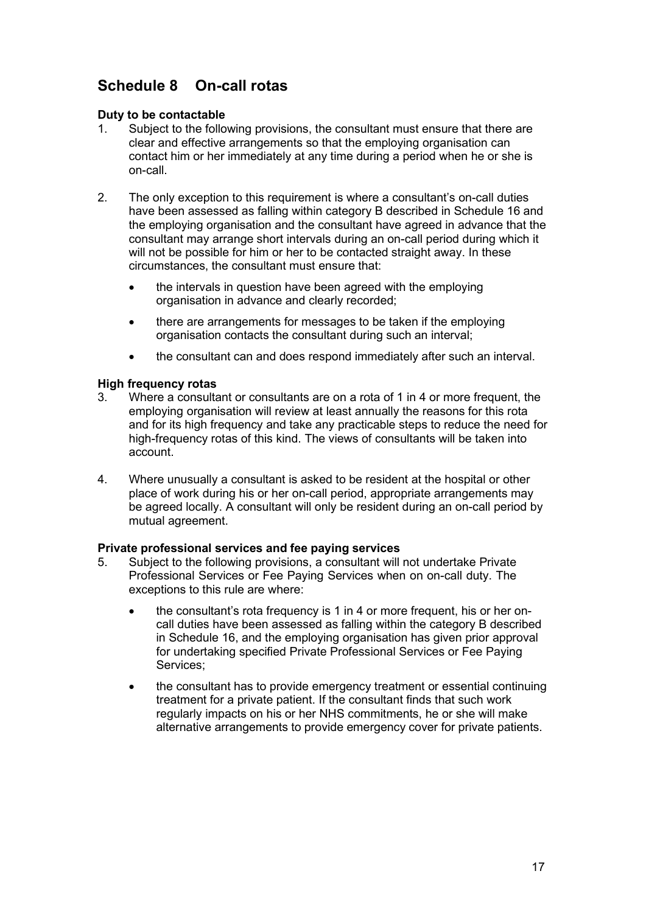## Schedule 8 On-call rotas

**Duty to be contactable**

1. Subject to the following provisions, the consultant must ensure that there are clear and effective arrangements so that the employing organisation can contact him or her immediately at any time during a period when he or she is on-call.

2. The only exception to this requirement is where a consultant's on-call duties have been assessed as falling within category B described in Schedule 16 and the employing organisation and the consultant have agreed in advance that the consultant may arrange short intervals during an on-call period during which it will not be possible for him or her to be contacted straight away. In these circumstances, the consultant must ensure that:

   - the intervals in question have been agreed with the employing organisation in advance and clearly recorded;
   - there are arrangements for messages to be taken if the employing organisation contacts the consultant during such an interval;
   - the consultant can and does respond immediately after such an interval.

**High frequency rotas**

3. Where a consultant or consultants are on a rota of 1 in 4 or more frequent, the employing organisation will review at least annually the reasons for this rota and for its high frequency and take any practicable steps to reduce the need for high-frequency rotas of this kind. The views of consultants will be taken into account.

4. Where unusually a consultant is asked to be resident at the hospital or other place of work during his or her on-call period, appropriate arrangements may be agreed locally. A consultant will only be resident during an on-call period by mutual agreement.

**Private professional services and fee paying services**

5. Subject to the following provisions, a consultant will not undertake Private Professional Services or Fee Paying Services when on on-call duty. The exceptions to this rule are where:

   - the consultant's rota frequency is 1 in 4 or more frequent, his or her on-call duties have been assessed as falling within the category B described in Schedule 16, and the employing organisation has given prior approval for undertaking specified Private Professional Services or Fee Paying Services;
   - the consultant has to provide emergency treatment or essential continuing treatment for a private patient. If the consultant finds that such work regularly impacts on his or her NHS commitments, he or she will make alternative arrangements to provide emergency cover for private patients.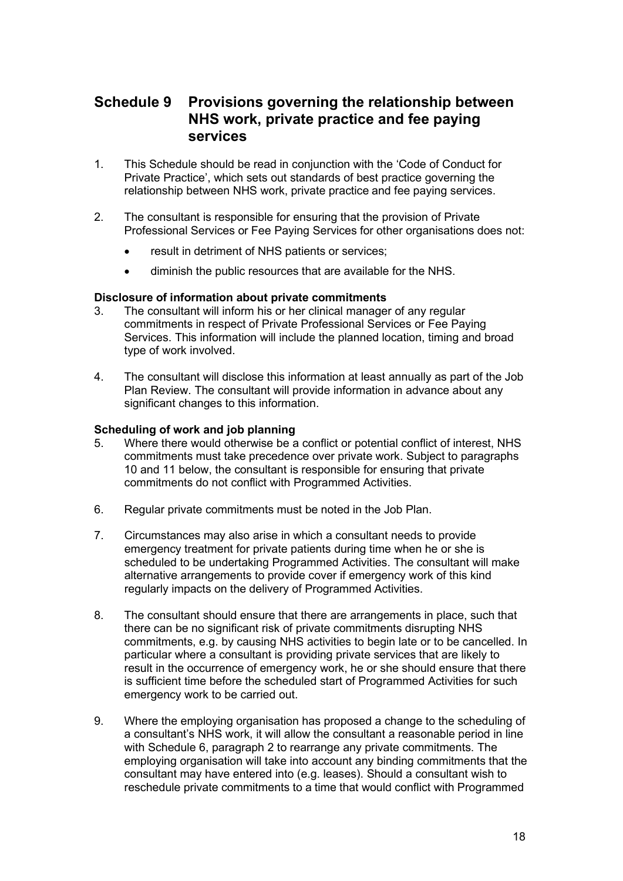## Schedule 9 Provisions governing the relationship between NHS work, private practice and fee paying services

1. This Schedule should be read in conjunction with the 'Code of Conduct for Private Practice', which sets out standards of best practice governing the relationship between NHS work, private practice and fee paying services.

2. The consultant is responsible for ensuring that the provision of Private Professional Services or Fee Paying Services for other organisations does not:

   - result in detriment of NHS patients or services;
   - diminish the public resources that are available for the NHS.

**Disclosure of information about private commitments**

3. The consultant will inform his or her clinical manager of any regular commitments in respect of Private Professional Services or Fee Paying Services. This information will include the planned location, timing and broad type of work involved.

4. The consultant will disclose this information at least annually as part of the Job Plan Review. The consultant will provide information in advance about any significant changes to this information.

**Scheduling of work and job planning**

5. Where there would otherwise be a conflict or potential conflict of interest, NHS commitments must take precedence over private work. Subject to paragraphs 10 and 11 below, the consultant is responsible for ensuring that private commitments do not conflict with Programmed Activities.

6. Regular private commitments must be noted in the Job Plan.

7. Circumstances may also arise in which a consultant needs to provide emergency treatment for private patients during time when he or she is scheduled to be undertaking Programmed Activities. The consultant will make alternative arrangements to provide cover if emergency work of this kind regularly impacts on the delivery of Programmed Activities.

8. The consultant should ensure that there are arrangements in place, such that there can be no significant risk of private commitments disrupting NHS commitments, e.g. by causing NHS activities to begin late or to be cancelled. In particular where a consultant is providing private services that are likely to result in the occurrence of emergency work, he or she should ensure that there is sufficient time before the scheduled start of Programmed Activities for such emergency work to be carried out.

9. Where the employing organisation has proposed a change to the scheduling of a consultant's NHS work, it will allow the consultant a reasonable period in line with Schedule 6, paragraph 2 to rearrange any private commitments. The employing organisation will take into account any binding commitments that the consultant may have entered into (e.g. leases). Should a consultant wish to reschedule private commitments to a time that would conflict with Programmed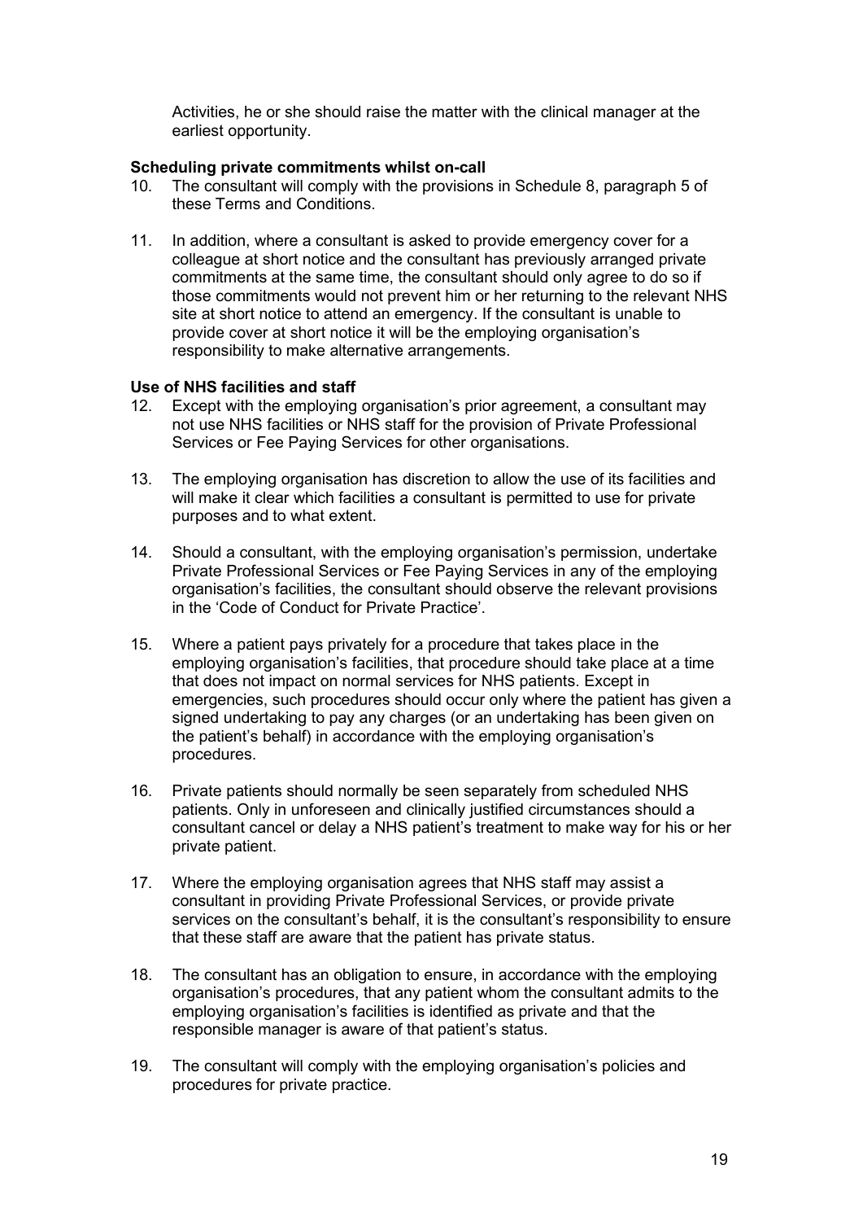Activities, he or she should raise the matter with the clinical manager at the earliest opportunity.

**Scheduling private commitments whilst on-call**

10. The consultant will comply with the provisions in Schedule 8, paragraph 5 of these Terms and Conditions.

11. In addition, where a consultant is asked to provide emergency cover for a colleague at short notice and the consultant has previously arranged private commitments at the same time, the consultant should only agree to do so if those commitments would not prevent him or her returning to the relevant NHS site at short notice to attend an emergency. If the consultant is unable to provide cover at short notice it will be the employing organisation's responsibility to make alternative arrangements.

**Use of NHS facilities and staff**

12. Except with the employing organisation's prior agreement, a consultant may not use NHS facilities or NHS staff for the provision of Private Professional Services or Fee Paying Services for other organisations.

13. The employing organisation has discretion to allow the use of its facilities and will make it clear which facilities a consultant is permitted to use for private purposes and to what extent.

14. Should a consultant, with the employing organisation's permission, undertake Private Professional Services or Fee Paying Services in any of the employing organisation's facilities, the consultant should observe the relevant provisions in the 'Code of Conduct for Private Practice'.

15. Where a patient pays privately for a procedure that takes place in the employing organisation's facilities, that procedure should take place at a time that does not impact on normal services for NHS patients. Except in emergencies, such procedures should occur only where the patient has given a signed undertaking to pay any charges (or an undertaking has been given on the patient's behalf) in accordance with the employing organisation's procedures.

16. Private patients should normally be seen separately from scheduled NHS patients. Only in unforeseen and clinically justified circumstances should a consultant cancel or delay a NHS patient's treatment to make way for his or her private patient.

17. Where the employing organisation agrees that NHS staff may assist a consultant in providing Private Professional Services, or provide private services on the consultant's behalf, it is the consultant's responsibility to ensure that these staff are aware that the patient has private status.

18. The consultant has an obligation to ensure, in accordance with the employing organisation's procedures, that any patient whom the consultant admits to the employing organisation's facilities is identified as private and that the responsible manager is aware of that patient's status.

19. The consultant will comply with the employing organisation's policies and procedures for private practice.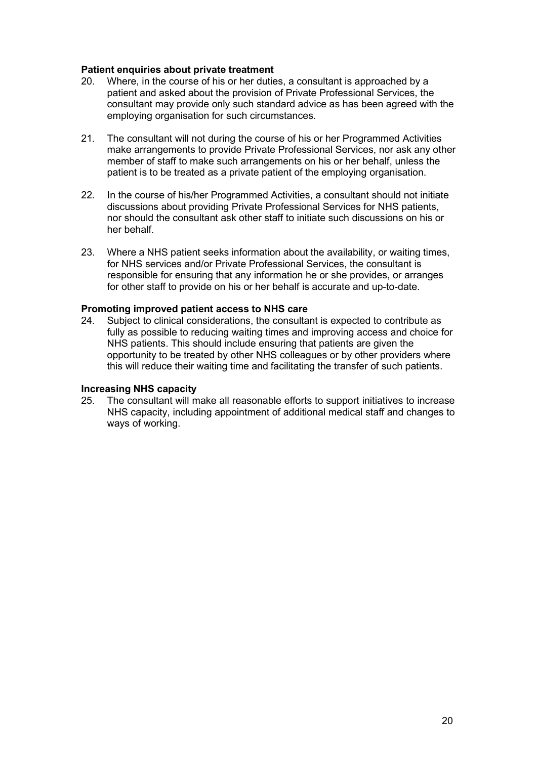**Patient enquiries about private treatment**

20. Where, in the course of his or her duties, a consultant is approached by a patient and asked about the provision of Private Professional Services, the consultant may provide only such standard advice as has been agreed with the employing organisation for such circumstances.

21. The consultant will not during the course of his or her Programmed Activities make arrangements to provide Private Professional Services, nor ask any other member of staff to make such arrangements on his or her behalf, unless the patient is to be treated as a private patient of the employing organisation.

22. In the course of his/her Programmed Activities, a consultant should not initiate discussions about providing Private Professional Services for NHS patients, nor should the consultant ask other staff to initiate such discussions on his or her behalf.

23. Where a NHS patient seeks information about the availability, or waiting times, for NHS services and/or Private Professional Services, the consultant is responsible for ensuring that any information he or she provides, or arranges for other staff to provide on his or her behalf is accurate and up-to-date.

**Promoting improved patient access to NHS care**

24. Subject to clinical considerations, the consultant is expected to contribute as fully as possible to reducing waiting times and improving access and choice for NHS patients. This should include ensuring that patients are given the opportunity to be treated by other NHS colleagues or by other providers where this will reduce their waiting time and facilitating the transfer of such patients.

**Increasing NHS capacity**

25. The consultant will make all reasonable efforts to support initiatives to increase NHS capacity, including appointment of additional medical staff and changes to ways of working.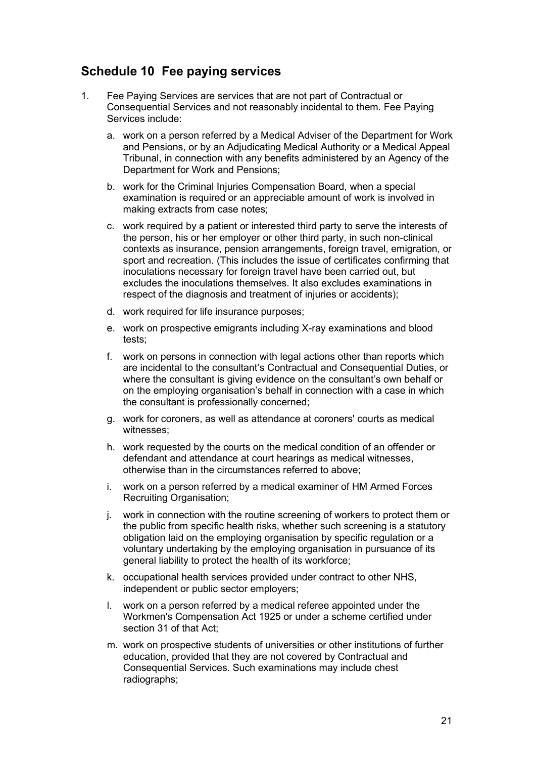## Schedule 10 Fee paying services

1. Fee Paying Services are services that are not part of Contractual or Consequential Services and not reasonably incidental to them. Fee Paying Services include:

   a. work on a person referred by a Medical Adviser of the Department for Work and Pensions, or by an Adjudicating Medical Authority or a Medical Appeal Tribunal, in connection with any benefits administered by an Agency of the Department for Work and Pensions;

   b. work for the Criminal Injuries Compensation Board, when a special examination is required or an appreciable amount of work is involved in making extracts from case notes;

   c. work required by a patient or interested third party to serve the interests of the person, his or her employer or other third party, in such non-clinical contexts as insurance, pension arrangements, foreign travel, emigration, or sport and recreation. (This includes the issue of certificates confirming that inoculations necessary for foreign travel have been carried out, but excludes the inoculations themselves. It also excludes examinations in respect of the diagnosis and treatment of injuries or accidents);

   d. work required for life insurance purposes;

   e. work on prospective emigrants including X-ray examinations and blood tests;

   f. work on persons in connection with legal actions other than reports which are incidental to the consultant's Contractual and Consequential Duties, or where the consultant is giving evidence on the consultant's own behalf or on the employing organisation's behalf in connection with a case in which the consultant is professionally concerned;

   g. work for coroners, as well as attendance at coroners' courts as medical witnesses;

   h. work requested by the courts on the medical condition of an offender or defendant and attendance at court hearings as medical witnesses, otherwise than in the circumstances referred to above;

   i. work on a person referred by a medical examiner of HM Armed Forces Recruiting Organisation;

   j. work in connection with the routine screening of workers to protect them or the public from specific health risks, whether such screening is a statutory obligation laid on the employing organisation by specific regulation or a voluntary undertaking by the employing organisation in pursuance of its general liability to protect the health of its workforce;

   k. occupational health services provided under contract to other NHS, independent or public sector employers;

   l. work on a person referred by a medical referee appointed under the Workmen's Compensation Act 1925 or under a scheme certified under section 31 of that Act;

   m. work on prospective students of universities or other institutions of further education, provided that they are not covered by Contractual and Consequential Services. Such examinations may include chest radiographs;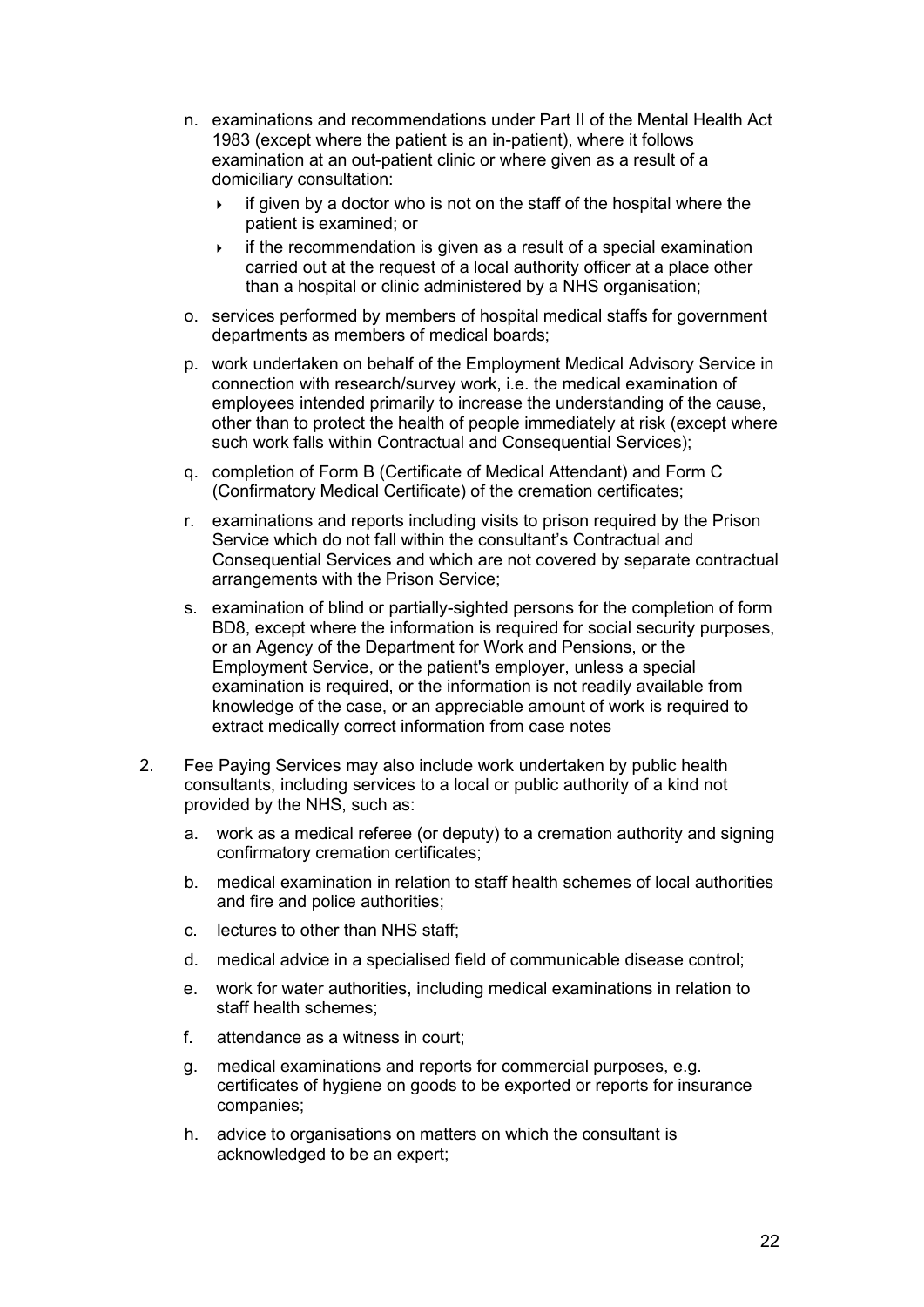n. examinations and recommendations under Part II of the Mental Health Act 1983 (except where the patient is an in-patient), where it follows examination at an out-patient clinic or where given as a result of a domiciliary consultation:
    - if given by a doctor who is not on the staff of the hospital where the patient is examined; or
    - if the recommendation is given as a result of a special examination carried out at the request of a local authority officer at a place other than a hospital or clinic administered by a NHS organisation;

o. services performed by members of hospital medical staffs for government departments as members of medical boards;

p. work undertaken on behalf of the Employment Medical Advisory Service in connection with research/survey work, i.e. the medical examination of employees intended primarily to increase the understanding of the cause, other than to protect the health of people immediately at risk (except where such work falls within Contractual and Consequential Services);

q. completion of Form B (Certificate of Medical Attendant) and Form C (Confirmatory Medical Certificate) of the cremation certificates;

r. examinations and reports including visits to prison required by the Prison Service which do not fall within the consultant's Contractual and Consequential Services and which are not covered by separate contractual arrangements with the Prison Service;

s. examination of blind or partially-sighted persons for the completion of form BD8, except where the information is required for social security purposes, or an Agency of the Department for Work and Pensions, or the Employment Service, or the patient's employer, unless a special examination is required, or the information is not readily available from knowledge of the case, or an appreciable amount of work is required to extract medically correct information from case notes

2. Fee Paying Services may also include work undertaken by public health consultants, including services to a local or public authority of a kind not provided by the NHS, such as:

    a. work as a medical referee (or deputy) to a cremation authority and signing confirmatory cremation certificates;

    b. medical examination in relation to staff health schemes of local authorities and fire and police authorities;

    c. lectures to other than NHS staff;

    d. medical advice in a specialised field of communicable disease control;

    e. work for water authorities, including medical examinations in relation to staff health schemes;

    f. attendance as a witness in court;

    g. medical examinations and reports for commercial purposes, e.g. certificates of hygiene on goods to be exported or reports for insurance companies;

    h. advice to organisations on matters on which the consultant is acknowledged to be an expert;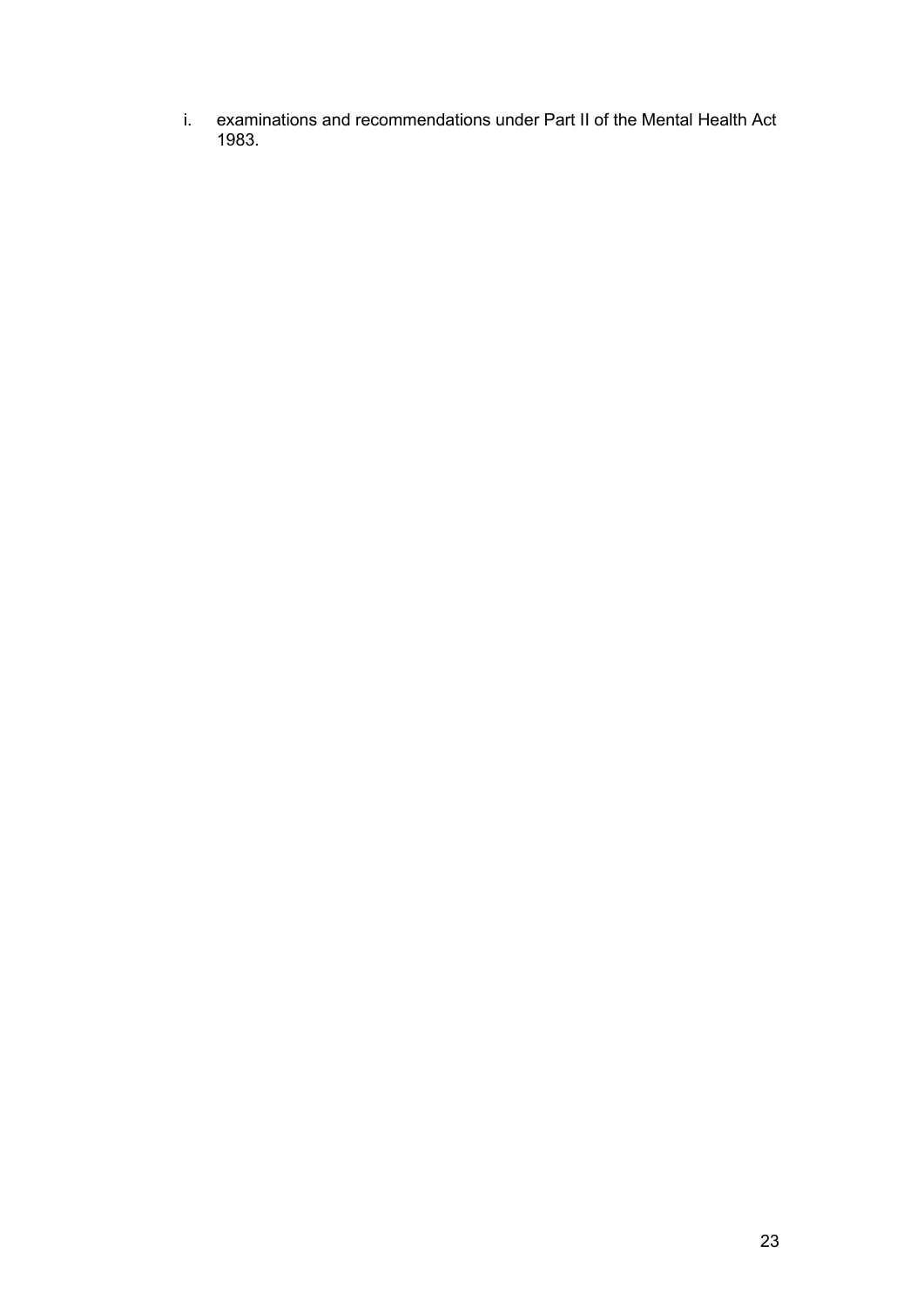i. examinations and recommendations under Part II of the Mental Health Act 1983.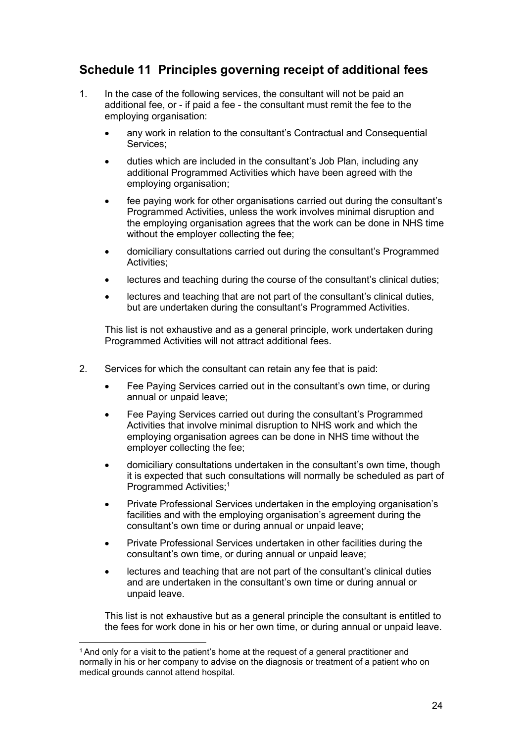## Schedule 11 Principles governing receipt of additional fees

1. In the case of the following services, the consultant will not be paid an additional fee, or - if paid a fee - the consultant must remit the fee to the employing organisation:

   - any work in relation to the consultant's Contractual and Consequential Services;
   - duties which are included in the consultant's Job Plan, including any additional Programmed Activities which have been agreed with the employing organisation;
   - fee paying work for other organisations carried out during the consultant's Programmed Activities, unless the work involves minimal disruption and the employing organisation agrees that the work can be done in NHS time without the employer collecting the fee;
   - domiciliary consultations carried out during the consultant's Programmed Activities;
   - lectures and teaching during the course of the consultant's clinical duties;
   - lectures and teaching that are not part of the consultant's clinical duties, but are undertaken during the consultant's Programmed Activities.

   This list is not exhaustive and as a general principle, work undertaken during Programmed Activities will not attract additional fees.

2. Services for which the consultant can retain any fee that is paid:

   - Fee Paying Services carried out in the consultant's own time, or during annual or unpaid leave;
   - Fee Paying Services carried out during the consultant's Programmed Activities that involve minimal disruption to NHS work and which the employing organisation agrees can be done in NHS time without the employer collecting the fee;
   - domiciliary consultations undertaken in the consultant's own time, though it is expected that such consultations will normally be scheduled as part of Programmed Activities;[1]
   - Private Professional Services undertaken in the employing organisation's facilities and with the employing organisation's agreement during the consultant's own time or during annual or unpaid leave;
   - Private Professional Services undertaken in other facilities during the consultant's own time, or during annual or unpaid leave;
   - lectures and teaching that are not part of the consultant's clinical duties and are undertaken in the consultant's own time or during annual or unpaid leave.

   This list is not exhaustive but as a general principle the consultant is entitled to the fees for work done in his or her own time, or during annual or unpaid leave.

[1] And only for a visit to the patient's home at the request of a general practitioner and normally in his or her company to advise on the diagnosis or treatment of a patient who on medical grounds cannot attend hospital.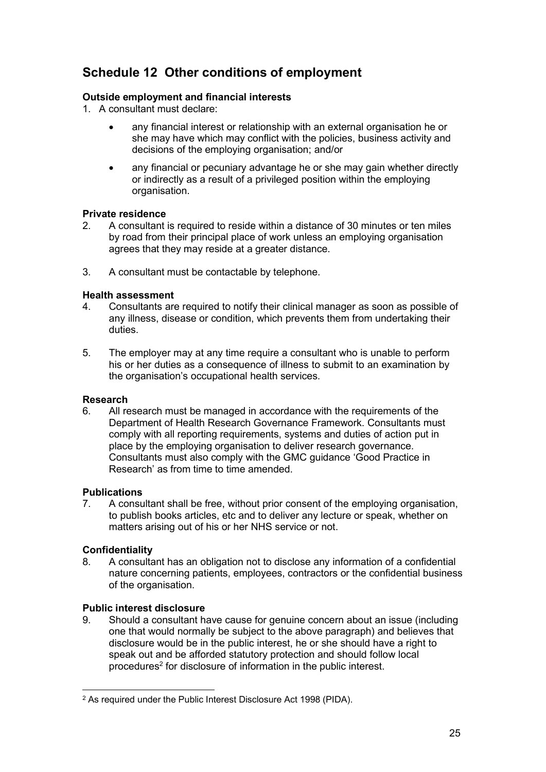# Schedule 12 Other conditions of employment

**Outside employment and financial interests**

1. A consultant must declare:

   - any financial interest or relationship with an external organisation he or she may have which may conflict with the policies, business activity and decisions of the employing organisation; and/or
   - any financial or pecuniary advantage he or she may gain whether directly or indirectly as a result of a privileged position within the employing organisation.

**Private residence**

2. A consultant is required to reside within a distance of 30 minutes or ten miles by road from their principal place of work unless an employing organisation agrees that they may reside at a greater distance.

3. A consultant must be contactable by telephone.

**Health assessment**

4. Consultants are required to notify their clinical manager as soon as possible of any illness, disease or condition, which prevents them from undertaking their duties.

5. The employer may at any time require a consultant who is unable to perform his or her duties as a consequence of illness to submit to an examination by the organisation's occupational health services.

**Research**

6. All research must be managed in accordance with the requirements of the Department of Health Research Governance Framework. Consultants must comply with all reporting requirements, systems and duties of action put in place by the employing organisation to deliver research governance. Consultants must also comply with the GMC guidance 'Good Practice in Research' as from time to time amended.

**Publications**

7. A consultant shall be free, without prior consent of the employing organisation, to publish books articles, etc and to deliver any lecture or speak, whether on matters arising out of his or her NHS service or not.

**Confidentiality**

8. A consultant has an obligation not to disclose any information of a confidential nature concerning patients, employees, contractors or the confidential business of the organisation.

**Public interest disclosure**

9. Should a consultant have cause for genuine concern about an issue (including one that would normally be subject to the above paragraph) and believes that disclosure would be in the public interest, he or she should have a right to speak out and be afforded statutory protection and should follow local procedures[2] for disclosure of information in the public interest.

---

[2] As required under the Public Interest Disclosure Act 1998 (PIDA).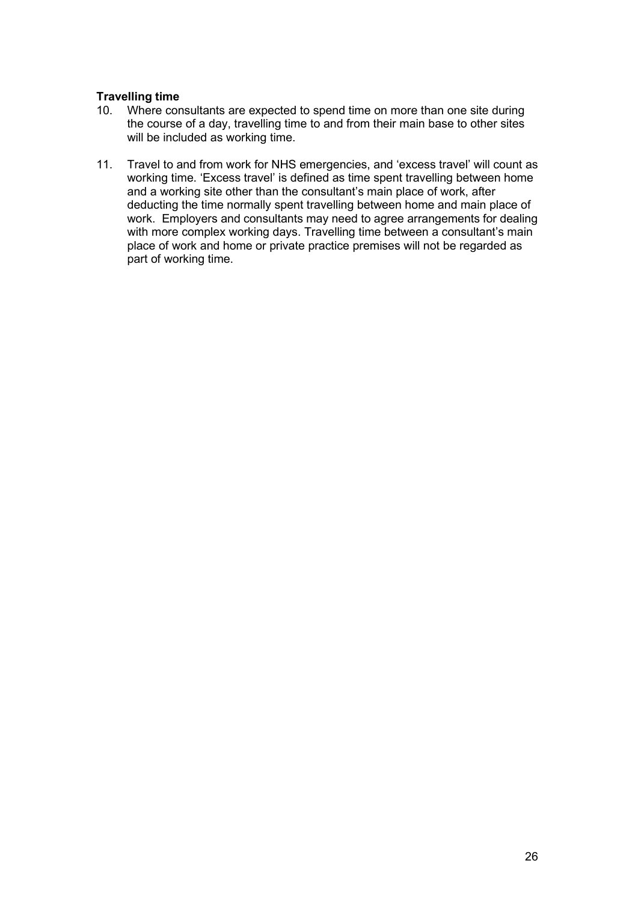**Travelling time**

10. Where consultants are expected to spend time on more than one site during the course of a day, travelling time to and from their main base to other sites will be included as working time.

11. Travel to and from work for NHS emergencies, and 'excess travel' will count as working time. 'Excess travel' is defined as time spent travelling between home and a working site other than the consultant's main place of work, after deducting the time normally spent travelling between home and main place of work. Employers and consultants may need to agree arrangements for dealing with more complex working days. Travelling time between a consultant's main place of work and home or private practice premises will not be regarded as part of working time.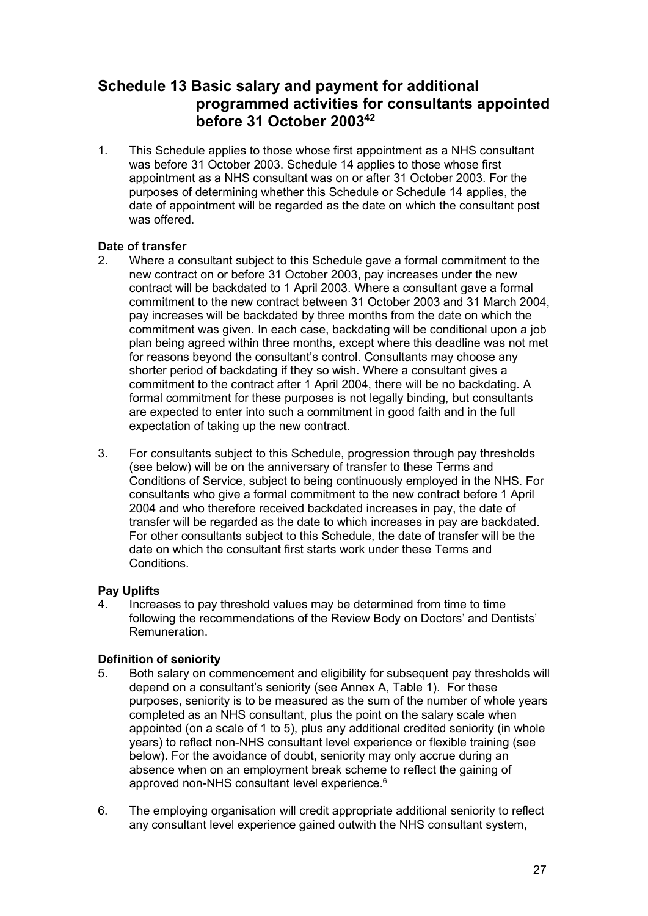# Schedule 13 Basic salary and payment for additional programmed activities for consultants appointed before 31 October 2003[42]

1. This Schedule applies to those whose first appointment as a NHS consultant was before 31 October 2003. Schedule 14 applies to those whose first appointment as a NHS consultant was on or after 31 October 2003. For the purposes of determining whether this Schedule or Schedule 14 applies, the date of appointment will be regarded as the date on which the consultant post was offered.

**Date of transfer**

2. Where a consultant subject to this Schedule gave a formal commitment to the new contract on or before 31 October 2003, pay increases under the new contract will be backdated to 1 April 2003. Where a consultant gave a formal commitment to the new contract between 31 October 2003 and 31 March 2004, pay increases will be backdated by three months from the date on which the commitment was given. In each case, backdating will be conditional upon a job plan being agreed within three months, except where this deadline was not met for reasons beyond the consultant's control. Consultants may choose any shorter period of backdating if they so wish. Where a consultant gives a commitment to the contract after 1 April 2004, there will be no backdating. A formal commitment for these purposes is not legally binding, but consultants are expected to enter into such a commitment in good faith and in the full expectation of taking up the new contract.

3. For consultants subject to this Schedule, progression through pay thresholds (see below) will be on the anniversary of transfer to these Terms and Conditions of Service, subject to being continuously employed in the NHS. For consultants who give a formal commitment to the new contract before 1 April 2004 and who therefore received backdated increases in pay, the date of transfer will be regarded as the date to which increases in pay are backdated. For other consultants subject to this Schedule, the date of transfer will be the date on which the consultant first starts work under these Terms and Conditions.

**Pay Uplifts**

4. Increases to pay threshold values may be determined from time to time following the recommendations of the Review Body on Doctors' and Dentists' Remuneration.

**Definition of seniority**

5. Both salary on commencement and eligibility for subsequent pay thresholds will depend on a consultant's seniority (see Annex A, Table 1). For these purposes, seniority is to be measured as the sum of the number of whole years completed as an NHS consultant, plus the point on the salary scale when appointed (on a scale of 1 to 5), plus any additional credited seniority (in whole years) to reflect non-NHS consultant level experience or flexible training (see below). For the avoidance of doubt, seniority may only accrue during an absence when on an employment break scheme to reflect the gaining of approved non-NHS consultant level experience.[6]

6. The employing organisation will credit appropriate additional seniority to reflect any consultant level experience gained outwith the NHS consultant system,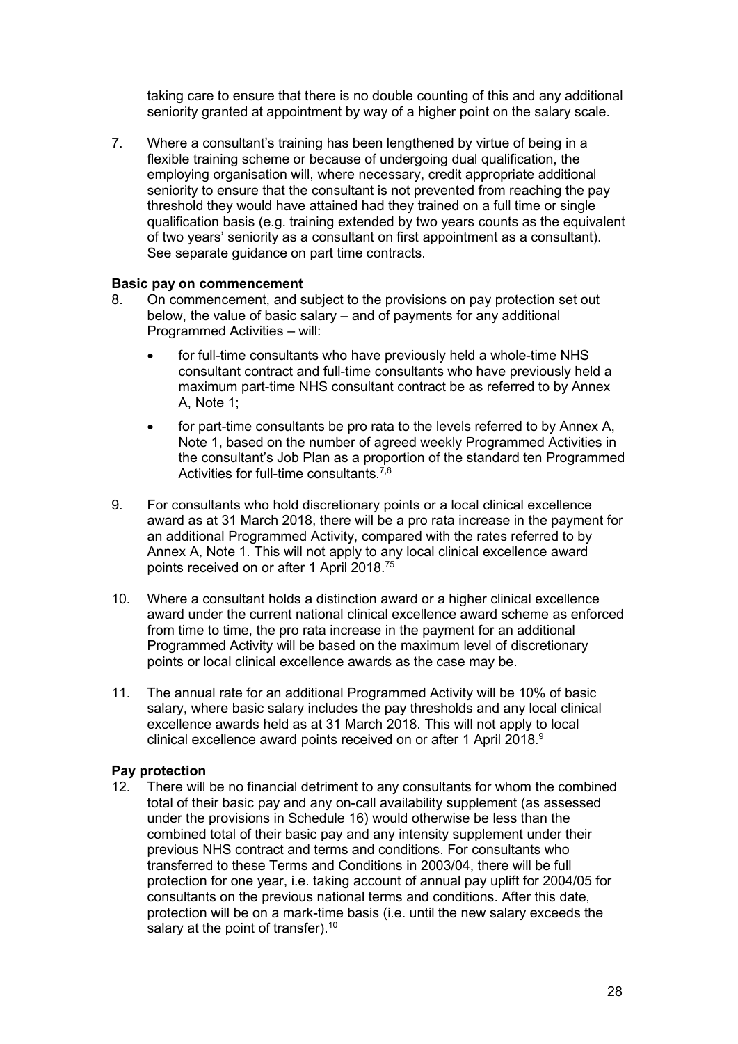taking care to ensure that there is no double counting of this and any additional seniority granted at appointment by way of a higher point on the salary scale.

7. Where a consultant's training has been lengthened by virtue of being in a flexible training scheme or because of undergoing dual qualification, the employing organisation will, where necessary, credit appropriate additional seniority to ensure that the consultant is not prevented from reaching the pay threshold they would have attained had they trained on a full time or single qualification basis (e.g. training extended by two years counts as the equivalent of two years' seniority as a consultant on first appointment as a consultant). See separate guidance on part time contracts.

**Basic pay on commencement**

8. On commencement, and subject to the provisions on pay protection set out below, the value of basic salary – and of payments for any additional Programmed Activities – will:

   - for full-time consultants who have previously held a whole-time NHS consultant contract and full-time consultants who have previously held a maximum part-time NHS consultant contract be as referred to by Annex A, Note 1;
   - for part-time consultants be pro rata to the levels referred to by Annex A, Note 1, based on the number of agreed weekly Programmed Activities in the consultant's Job Plan as a proportion of the standard ten Programmed Activities for full-time consultants.[7,8]

9. For consultants who hold discretionary points or a local clinical excellence award as at 31 March 2018, there will be a pro rata increase in the payment for an additional Programmed Activity, compared with the rates referred to by Annex A, Note 1. This will not apply to any local clinical excellence award points received on or after 1 April 2018.[75]

10. Where a consultant holds a distinction award or a higher clinical excellence award under the current national clinical excellence award scheme as enforced from time to time, the pro rata increase in the payment for an additional Programmed Activity will be based on the maximum level of discretionary points or local clinical excellence awards as the case may be.

11. The annual rate for an additional Programmed Activity will be 10% of basic salary, where basic salary includes the pay thresholds and any local clinical excellence awards held as at 31 March 2018. This will not apply to local clinical excellence award points received on or after 1 April 2018.[9]

**Pay protection**

12. There will be no financial detriment to any consultants for whom the combined total of their basic pay and any on-call availability supplement (as assessed under the provisions in Schedule 16) would otherwise be less than the combined total of their basic pay and any intensity supplement under their previous NHS contract and terms and conditions. For consultants who transferred to these Terms and Conditions in 2003/04, there will be full protection for one year, i.e. taking account of annual pay uplift for 2004/05 for consultants on the previous national terms and conditions. After this date, protection will be on a mark-time basis (i.e. until the new salary exceeds the salary at the point of transfer).[10]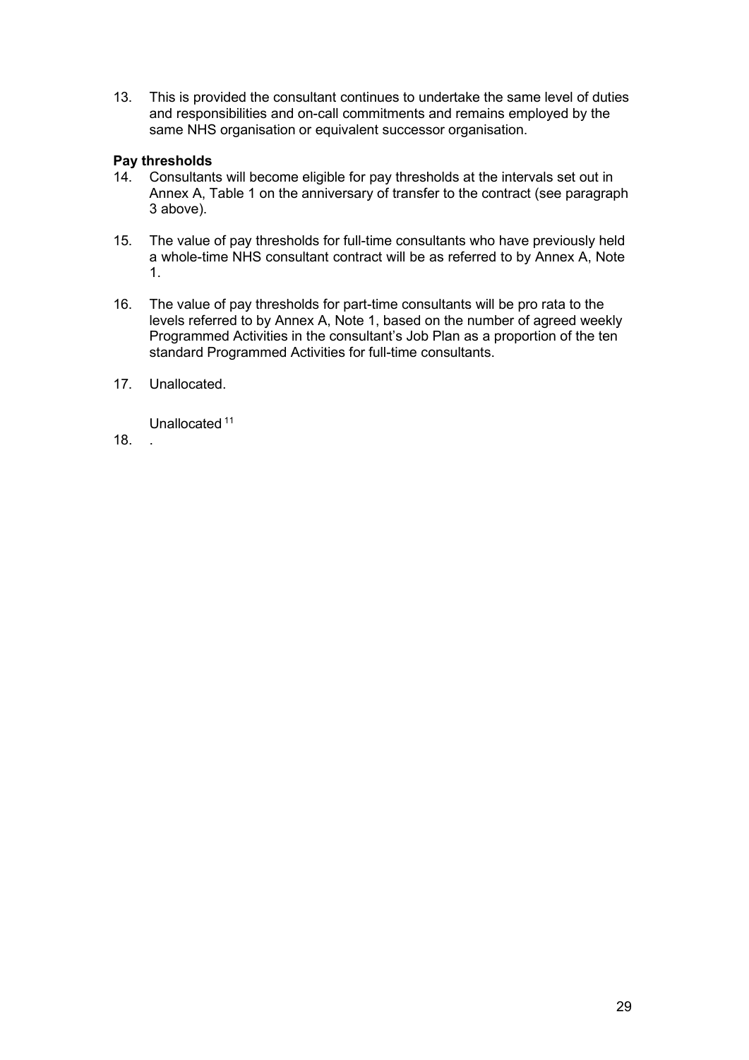13. This is provided the consultant continues to undertake the same level of duties and responsibilities and on-call commitments and remains employed by the same NHS organisation or equivalent successor organisation.

**Pay thresholds**

14. Consultants will become eligible for pay thresholds at the intervals set out in Annex A, Table 1 on the anniversary of transfer to the contract (see paragraph 3 above).

15. The value of pay thresholds for full-time consultants who have previously held a whole-time NHS consultant contract will be as referred to by Annex A, Note 1.

16. The value of pay thresholds for part-time consultants will be pro rata to the levels referred to by Annex A, Note 1, based on the number of agreed weekly Programmed Activities in the consultant's Job Plan as a proportion of the ten standard Programmed Activities for full-time consultants.

17. Unallocated.

18. Unallocated[11].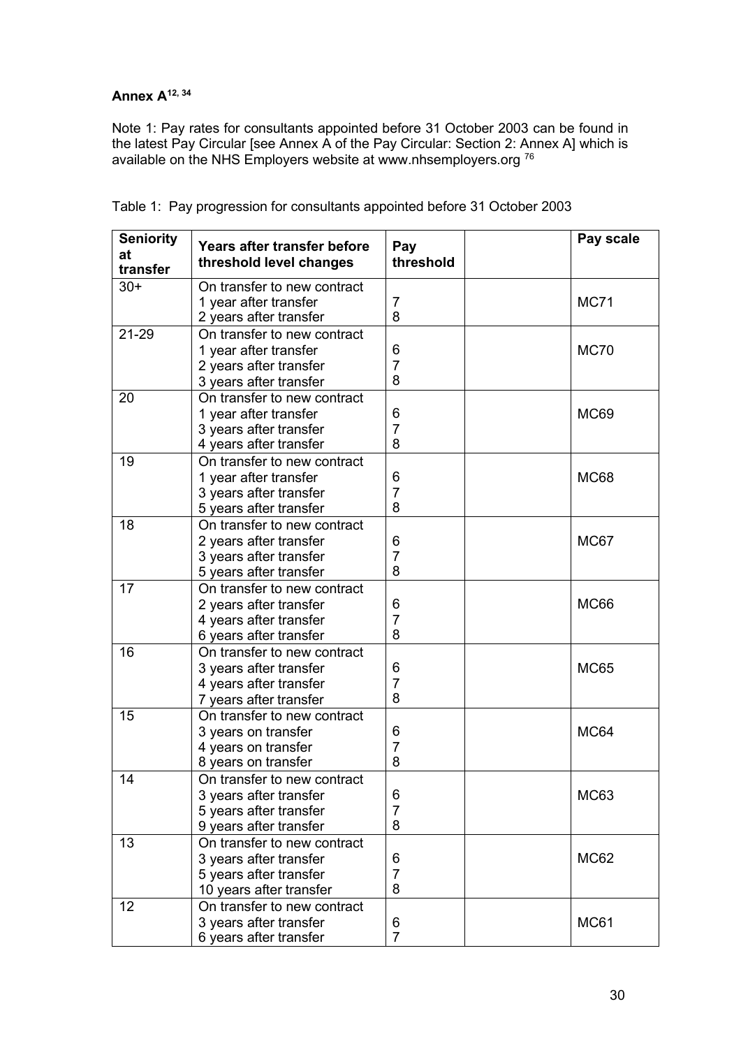**Annex A**[12, 34]

Note 1: Pay rates for consultants appointed before 31 October 2003 can be found in the latest Pay Circular [see Annex A of the Pay Circular: Section 2: Annex A] which is available on the NHS Employers website at www.nhsemployers.org [76]

Table 1: Pay progression for consultants appointed before 31 October 2003

| Seniority at transfer | Years after transfer before threshold level changes | Pay threshold | | Pay scale |
|---|---|---|---|---|
| 30+ | On transfer to new contract<br>1 year after transfer<br>2 years after transfer | 7<br>8 | | MC71 |
| 21-29 | On transfer to new contract<br>1 year after transfer<br>2 years after transfer<br>3 years after transfer | 6<br>7<br>8 | | MC70 |
| 20 | On transfer to new contract<br>1 year after transfer<br>3 years after transfer<br>4 years after transfer | 6<br>7<br>8 | | MC69 |
| 19 | On transfer to new contract<br>1 year after transfer<br>3 years after transfer<br>5 years after transfer | 6<br>7<br>8 | | MC68 |
| 18 | On transfer to new contract<br>2 years after transfer<br>3 years after transfer<br>5 years after transfer | 6<br>7<br>8 | | MC67 |
| 17 | On transfer to new contract<br>2 years after transfer<br>4 years after transfer<br>6 years after transfer | 6<br>7<br>8 | | MC66 |
| 16 | On transfer to new contract<br>3 years after transfer<br>4 years after transfer<br>7 years after transfer | 6<br>7<br>8 | | MC65 |
| 15 | On transfer to new contract<br>3 years on transfer<br>4 years on transfer<br>8 years on transfer | 6<br>7<br>8 | | MC64 |
| 14 | On transfer to new contract<br>3 years after transfer<br>5 years after transfer<br>9 years after transfer | 6<br>7<br>8 | | MC63 |
| 13 | On transfer to new contract<br>3 years after transfer<br>5 years after transfer<br>10 years after transfer | 6<br>7<br>8 | | MC62 |
| 12 | On transfer to new contract<br>3 years after transfer<br>6 years after transfer | 6<br>7 | | MC61 |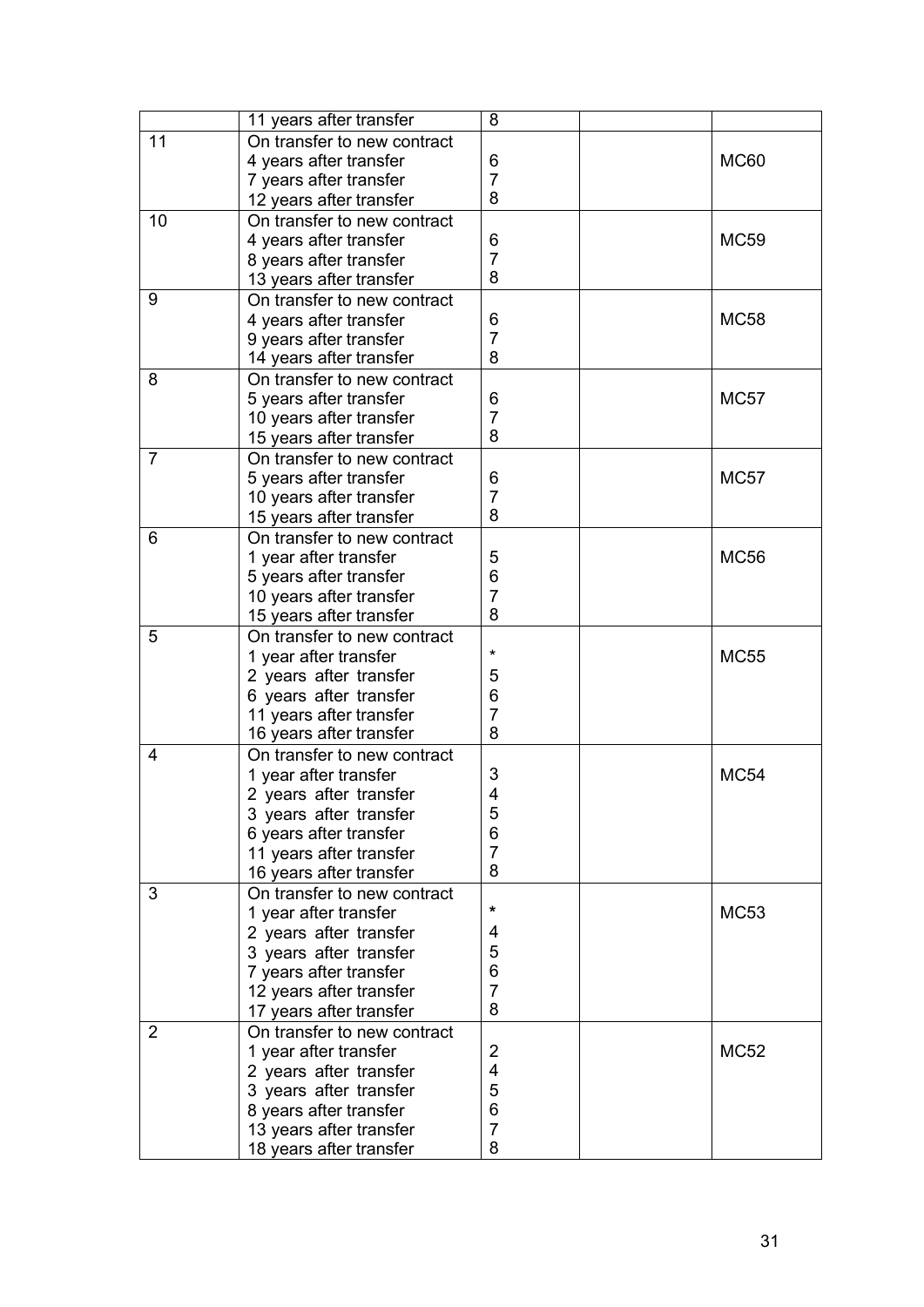| | | | | |
|---|---|---|---|---|
| | 11 years after transfer | 8 | | |
| 11 | On transfer to new contract<br>4 years after transfer<br>7 years after transfer<br>12 years after transfer | <br>6<br>7<br>8 | | MC60 |
| 10 | On transfer to new contract<br>4 years after transfer<br>8 years after transfer<br>13 years after transfer | <br>6<br>7<br>8 | | MC59 |
| 9 | On transfer to new contract<br>4 years after transfer<br>9 years after transfer<br>14 years after transfer | <br>6<br>7<br>8 | | MC58 |
| 8 | On transfer to new contract<br>5 years after transfer<br>10 years after transfer<br>15 years after transfer | <br>6<br>7<br>8 | | MC57 |
| 7 | On transfer to new contract<br>5 years after transfer<br>10 years after transfer<br>15 years after transfer | <br>6<br>7<br>8 | | MC57 |
| 6 | On transfer to new contract<br>1 year after transfer<br>5 years after transfer<br>10 years after transfer<br>15 years after transfer | <br>5<br>6<br>7<br>8 | | MC56 |
| 5 | On transfer to new contract<br>1 year after transfer<br>2 years after transfer<br>6 years after transfer<br>11 years after transfer<br>16 years after transfer | <br>*<br>5<br>6<br>7<br>8 | | MC55 |
| 4 | On transfer to new contract<br>1 year after transfer<br>2 years after transfer<br>3 years after transfer<br>6 years after transfer<br>11 years after transfer<br>16 years after transfer | <br>3<br>4<br>5<br>6<br>7<br>8 | | MC54 |
| 3 | On transfer to new contract<br>1 year after transfer<br>2 years after transfer<br>3 years after transfer<br>7 years after transfer<br>12 years after transfer<br>17 years after transfer | <br>*<br>4<br>5<br>6<br>7<br>8 | | MC53 |
| 2 | On transfer to new contract<br>1 year after transfer<br>2 years after transfer<br>3 years after transfer<br>8 years after transfer<br>13 years after transfer<br>18 years after transfer | <br>2<br>4<br>5<br>6<br>7<br>8 | | MC52 |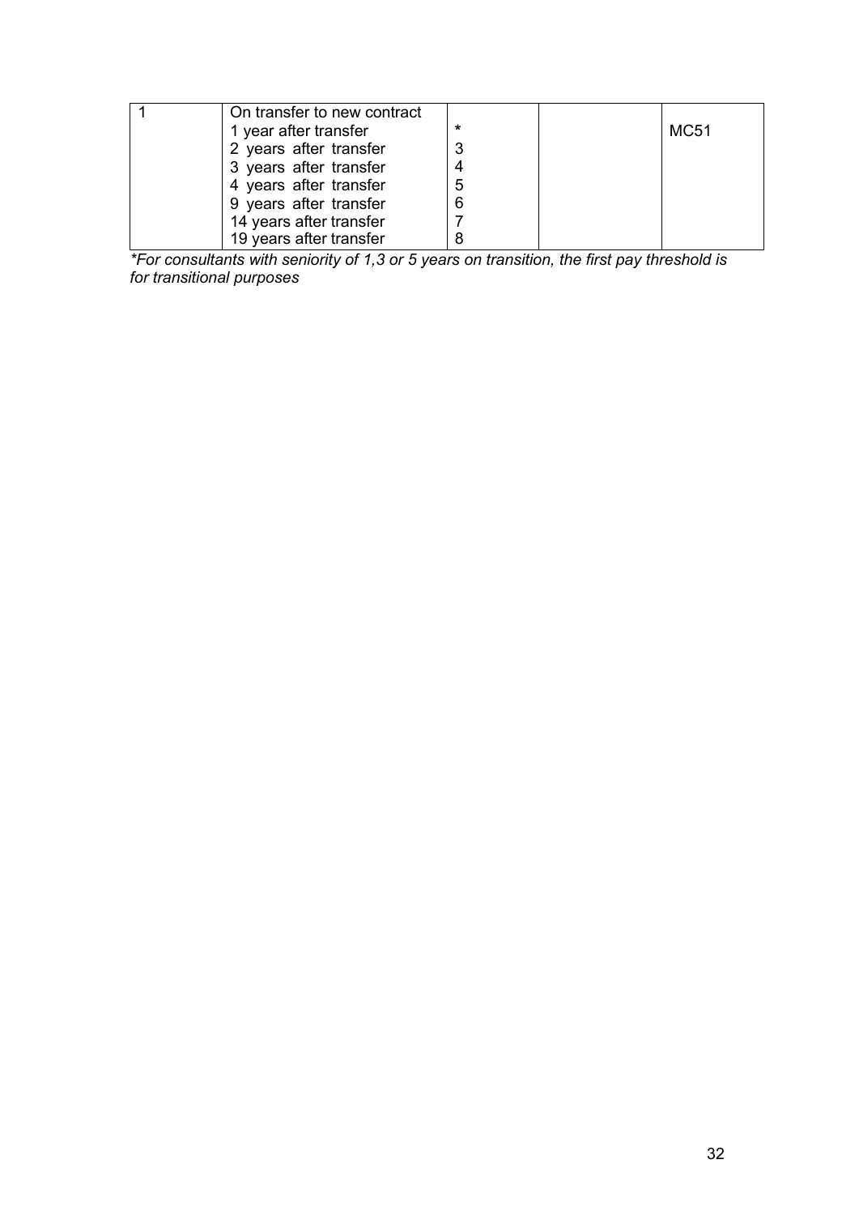| | | | | |
|---|---|---|---|---|
| 1 | On transfer to new contract<br>1 year after transfer<br>2 years after transfer<br>3 years after transfer<br>4 years after transfer<br>9 years after transfer<br>14 years after transfer<br>19 years after transfer | <br>*<br>3<br>4<br>5<br>6<br>7<br>8 | | <br>MC51 |

*For consultants with seniority of 1,3 or 5 years on transition, the first pay threshold is for transitional purposes*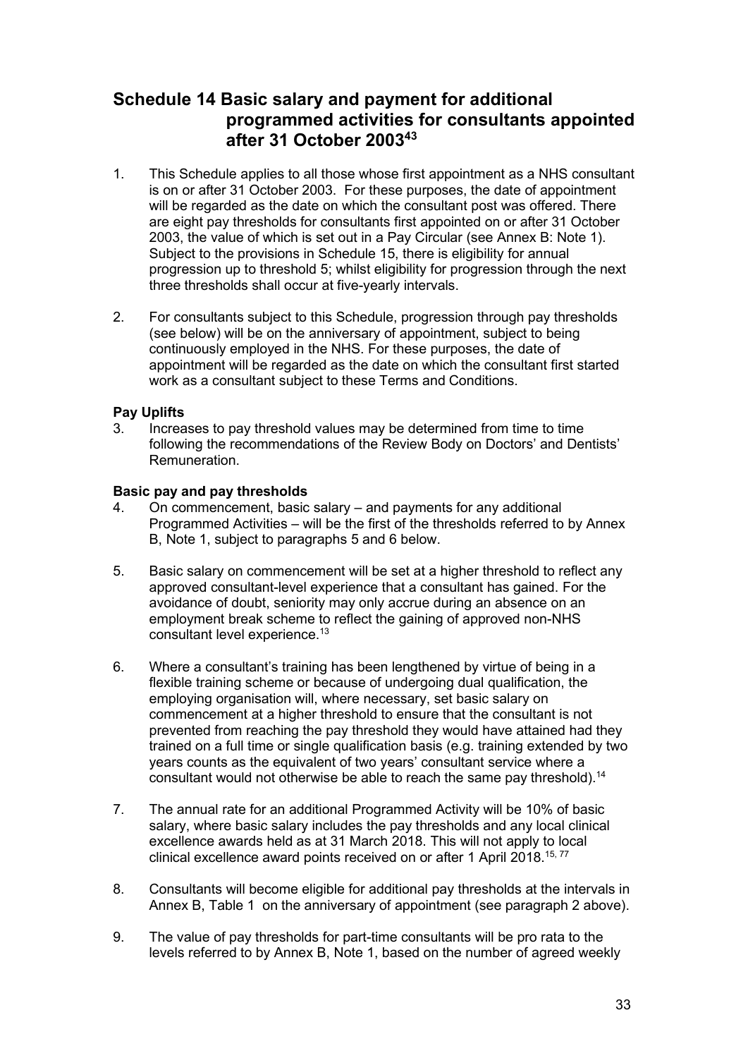# Schedule 14 Basic salary and payment for additional programmed activities for consultants appointed after 31 October 2003[43]

1. This Schedule applies to all those whose first appointment as a NHS consultant is on or after 31 October 2003. For these purposes, the date of appointment will be regarded as the date on which the consultant post was offered. There are eight pay thresholds for consultants first appointed on or after 31 October 2003, the value of which is set out in a Pay Circular (see Annex B: Note 1). Subject to the provisions in Schedule 15, there is eligibility for annual progression up to threshold 5; whilst eligibility for progression through the next three thresholds shall occur at five-yearly intervals.

2. For consultants subject to this Schedule, progression through pay thresholds (see below) will be on the anniversary of appointment, subject to being continuously employed in the NHS. For these purposes, the date of appointment will be regarded as the date on which the consultant first started work as a consultant subject to these Terms and Conditions.

**Pay Uplifts**

3. Increases to pay threshold values may be determined from time to time following the recommendations of the Review Body on Doctors' and Dentists' Remuneration.

**Basic pay and pay thresholds**

4. On commencement, basic salary – and payments for any additional Programmed Activities – will be the first of the thresholds referred to by Annex B, Note 1, subject to paragraphs 5 and 6 below.

5. Basic salary on commencement will be set at a higher threshold to reflect any approved consultant-level experience that a consultant has gained. For the avoidance of doubt, seniority may only accrue during an absence on an employment break scheme to reflect the gaining of approved non-NHS consultant level experience.[13]

6. Where a consultant's training has been lengthened by virtue of being in a flexible training scheme or because of undergoing dual qualification, the employing organisation will, where necessary, set basic salary on commencement at a higher threshold to ensure that the consultant is not prevented from reaching the pay threshold they would have attained had they trained on a full time or single qualification basis (e.g. training extended by two years counts as the equivalent of two years' consultant service where a consultant would not otherwise be able to reach the same pay threshold).[14]

7. The annual rate for an additional Programmed Activity will be 10% of basic salary, where basic salary includes the pay thresholds and any local clinical excellence awards held as at 31 March 2018. This will not apply to local clinical excellence award points received on or after 1 April 2018.[15, 77]

8. Consultants will become eligible for additional pay thresholds at the intervals in Annex B, Table 1 on the anniversary of appointment (see paragraph 2 above).

9. The value of pay thresholds for part-time consultants will be pro rata to the levels referred to by Annex B, Note 1, based on the number of agreed weekly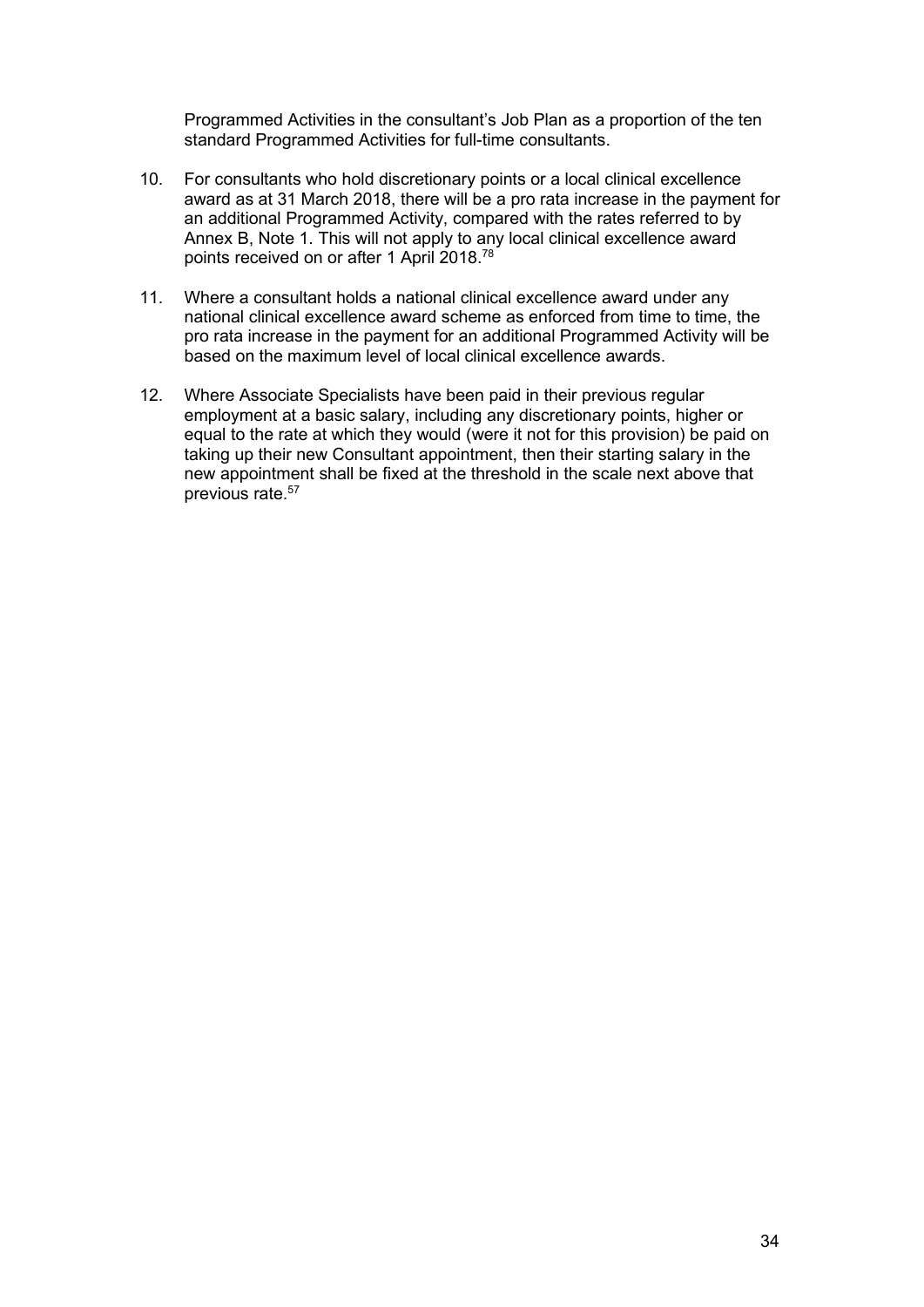Programmed Activities in the consultant's Job Plan as a proportion of the ten standard Programmed Activities for full-time consultants.

10. For consultants who hold discretionary points or a local clinical excellence award as at 31 March 2018, there will be a pro rata increase in the payment for an additional Programmed Activity, compared with the rates referred to by Annex B, Note 1. This will not apply to any local clinical excellence award points received on or after 1 April 2018.[78]

11. Where a consultant holds a national clinical excellence award under any national clinical excellence award scheme as enforced from time to time, the pro rata increase in the payment for an additional Programmed Activity will be based on the maximum level of local clinical excellence awards.

12. Where Associate Specialists have been paid in their previous regular employment at a basic salary, including any discretionary points, higher or equal to the rate at which they would (were it not for this provision) be paid on taking up their new Consultant appointment, then their starting salary in the new appointment shall be fixed at the threshold in the scale next above that previous rate.[57]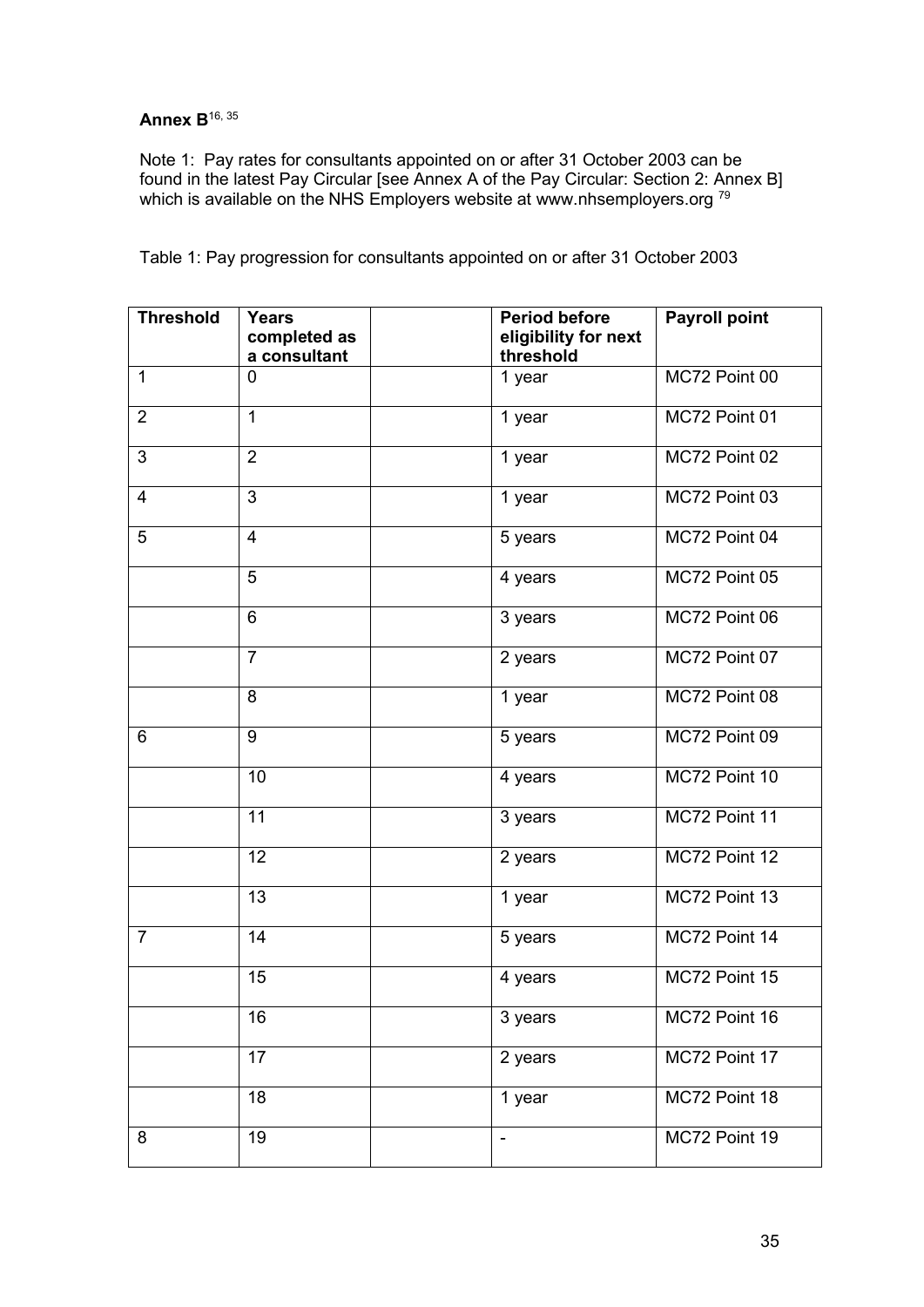**Annex B**[16, 35]

Note 1: Pay rates for consultants appointed on or after 31 October 2003 can be found in the latest Pay Circular [see Annex A of the Pay Circular: Section 2: Annex B] which is available on the NHS Employers website at www.nhsemployers.org [79]

Table 1: Pay progression for consultants appointed on or after 31 October 2003

| Threshold | Years completed as a consultant | | Period before eligibility for next threshold | Payroll point |
|---|---|---|---|---|
| 1 | 0 | | 1 year | MC72 Point 00 |
| 2 | 1 | | 1 year | MC72 Point 01 |
| 3 | 2 | | 1 year | MC72 Point 02 |
| 4 | 3 | | 1 year | MC72 Point 03 |
| 5 | 4 | | 5 years | MC72 Point 04 |
| | 5 | | 4 years | MC72 Point 05 |
| | 6 | | 3 years | MC72 Point 06 |
| | 7 | | 2 years | MC72 Point 07 |
| | 8 | | 1 year | MC72 Point 08 |
| 6 | 9 | | 5 years | MC72 Point 09 |
| | 10 | | 4 years | MC72 Point 10 |
| | 11 | | 3 years | MC72 Point 11 |
| | 12 | | 2 years | MC72 Point 12 |
| | 13 | | 1 year | MC72 Point 13 |
| 7 | 14 | | 5 years | MC72 Point 14 |
| | 15 | | 4 years | MC72 Point 15 |
| | 16 | | 3 years | MC72 Point 16 |
| | 17 | | 2 years | MC72 Point 17 |
| | 18 | | 1 year | MC72 Point 18 |
| 8 | 19 | | - | MC72 Point 19 |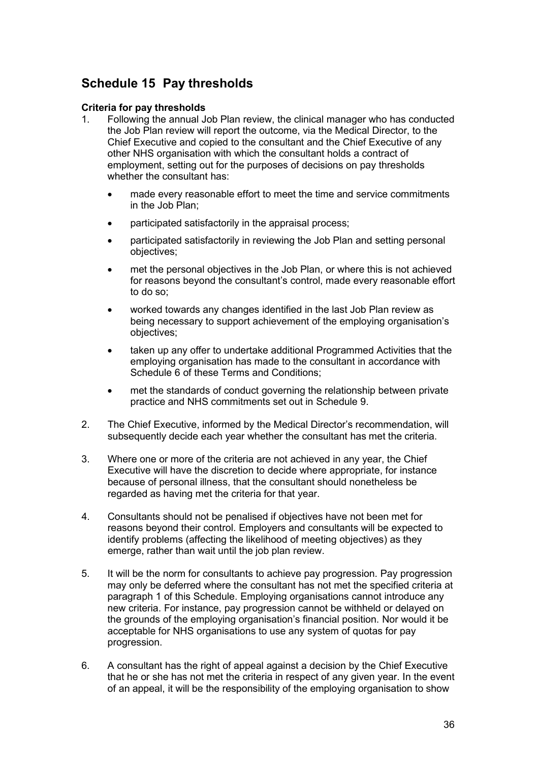## Schedule 15 Pay thresholds

**Criteria for pay thresholds**

1. Following the annual Job Plan review, the clinical manager who has conducted the Job Plan review will report the outcome, via the Medical Director, to the Chief Executive and copied to the consultant and the Chief Executive of any other NHS organisation with which the consultant holds a contract of employment, setting out for the purposes of decisions on pay thresholds whether the consultant has:

   - made every reasonable effort to meet the time and service commitments in the Job Plan;
   - participated satisfactorily in the appraisal process;
   - participated satisfactorily in reviewing the Job Plan and setting personal objectives;
   - met the personal objectives in the Job Plan, or where this is not achieved for reasons beyond the consultant's control, made every reasonable effort to do so;
   - worked towards any changes identified in the last Job Plan review as being necessary to support achievement of the employing organisation's objectives;
   - taken up any offer to undertake additional Programmed Activities that the employing organisation has made to the consultant in accordance with Schedule 6 of these Terms and Conditions;
   - met the standards of conduct governing the relationship between private practice and NHS commitments set out in Schedule 9.

2. The Chief Executive, informed by the Medical Director's recommendation, will subsequently decide each year whether the consultant has met the criteria.

3. Where one or more of the criteria are not achieved in any year, the Chief Executive will have the discretion to decide where appropriate, for instance because of personal illness, that the consultant should nonetheless be regarded as having met the criteria for that year.

4. Consultants should not be penalised if objectives have not been met for reasons beyond their control. Employers and consultants will be expected to identify problems (affecting the likelihood of meeting objectives) as they emerge, rather than wait until the job plan review.

5. It will be the norm for consultants to achieve pay progression. Pay progression may only be deferred where the consultant has not met the specified criteria at paragraph 1 of this Schedule. Employing organisations cannot introduce any new criteria. For instance, pay progression cannot be withheld or delayed on the grounds of the employing organisation's financial position. Nor would it be acceptable for NHS organisations to use any system of quotas for pay progression.

6. A consultant has the right of appeal against a decision by the Chief Executive that he or she has not met the criteria in respect of any given year. In the event of an appeal, it will be the responsibility of the employing organisation to show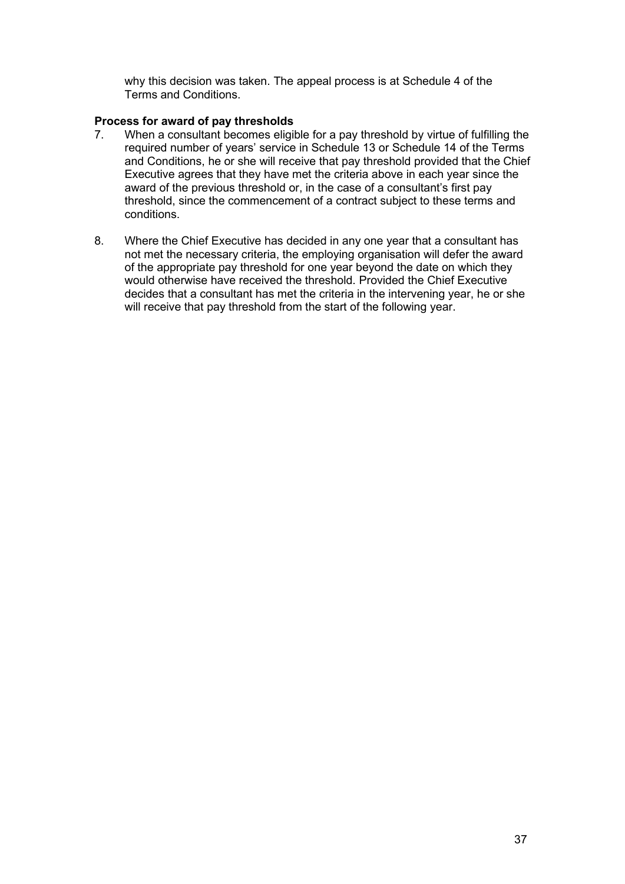why this decision was taken. The appeal process is at Schedule 4 of the Terms and Conditions.

**Process for award of pay thresholds**

7. When a consultant becomes eligible for a pay threshold by virtue of fulfilling the required number of years' service in Schedule 13 or Schedule 14 of the Terms and Conditions, he or she will receive that pay threshold provided that the Chief Executive agrees that they have met the criteria above in each year since the award of the previous threshold or, in the case of a consultant's first pay threshold, since the commencement of a contract subject to these terms and conditions.

8. Where the Chief Executive has decided in any one year that a consultant has not met the necessary criteria, the employing organisation will defer the award of the appropriate pay threshold for one year beyond the date on which they would otherwise have received the threshold. Provided the Chief Executive decides that a consultant has met the criteria in the intervening year, he or she will receive that pay threshold from the start of the following year.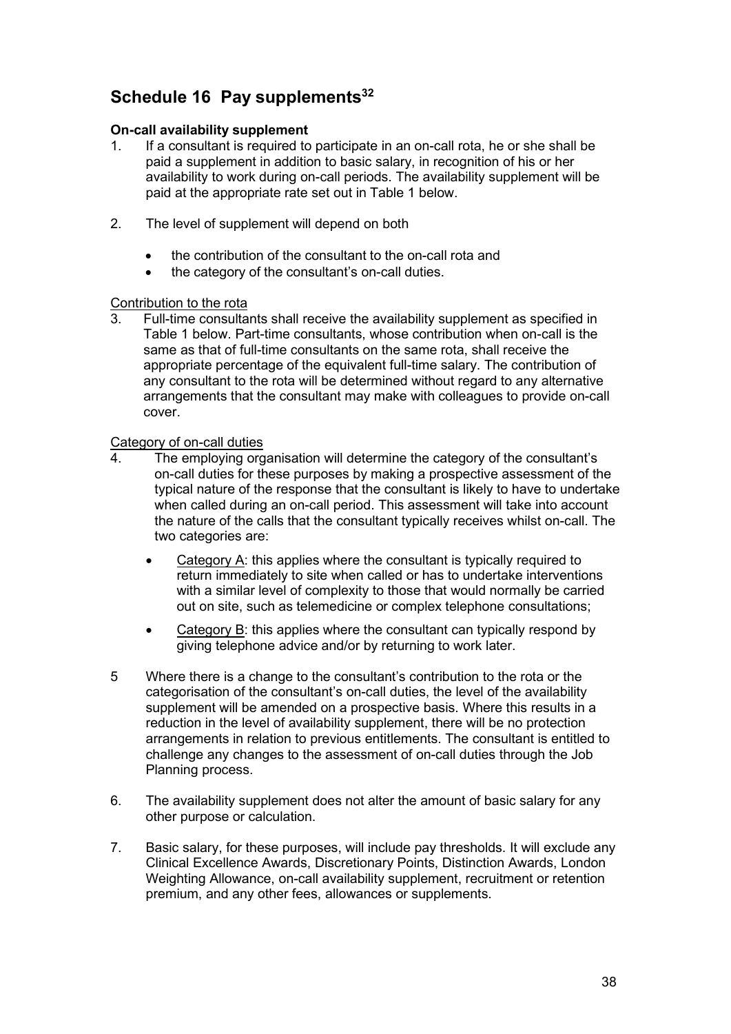## Schedule 16 Pay supplements[32]

**On-call availability supplement**

1. If a consultant is required to participate in an on-call rota, he or she shall be paid a supplement in addition to basic salary, in recognition of his or her availability to work during on-call periods. The availability supplement will be paid at the appropriate rate set out in Table 1 below.

2. The level of supplement will depend on both

   - the contribution of the consultant to the on-call rota and
   - the category of the consultant's on-call duties.

Contribution to the rota

3. Full-time consultants shall receive the availability supplement as specified in Table 1 below. Part-time consultants, whose contribution when on-call is the same as that of full-time consultants on the same rota, shall receive the appropriate percentage of the equivalent full-time salary. The contribution of any consultant to the rota will be determined without regard to any alternative arrangements that the consultant may make with colleagues to provide on-call cover.

Category of on-call duties

4. The employing organisation will determine the category of the consultant's on-call duties for these purposes by making a prospective assessment of the typical nature of the response that the consultant is likely to have to undertake when called during an on-call period. This assessment will take into account the nature of the calls that the consultant typically receives whilst on-call. The two categories are:

   - Category A: this applies where the consultant is typically required to return immediately to site when called or has to undertake interventions with a similar level of complexity to those that would normally be carried out on site, such as telemedicine or complex telephone consultations;
   - Category B: this applies where the consultant can typically respond by giving telephone advice and/or by returning to work later.

5. Where there is a change to the consultant's contribution to the rota or the categorisation of the consultant's on-call duties, the level of the availability supplement will be amended on a prospective basis. Where this results in a reduction in the level of availability supplement, there will be no protection arrangements in relation to previous entitlements. The consultant is entitled to challenge any changes to the assessment of on-call duties through the Job Planning process.

6. The availability supplement does not alter the amount of basic salary for any other purpose or calculation.

7. Basic salary, for these purposes, will include pay thresholds. It will exclude any Clinical Excellence Awards, Discretionary Points, Distinction Awards, London Weighting Allowance, on-call availability supplement, recruitment or retention premium, and any other fees, allowances or supplements.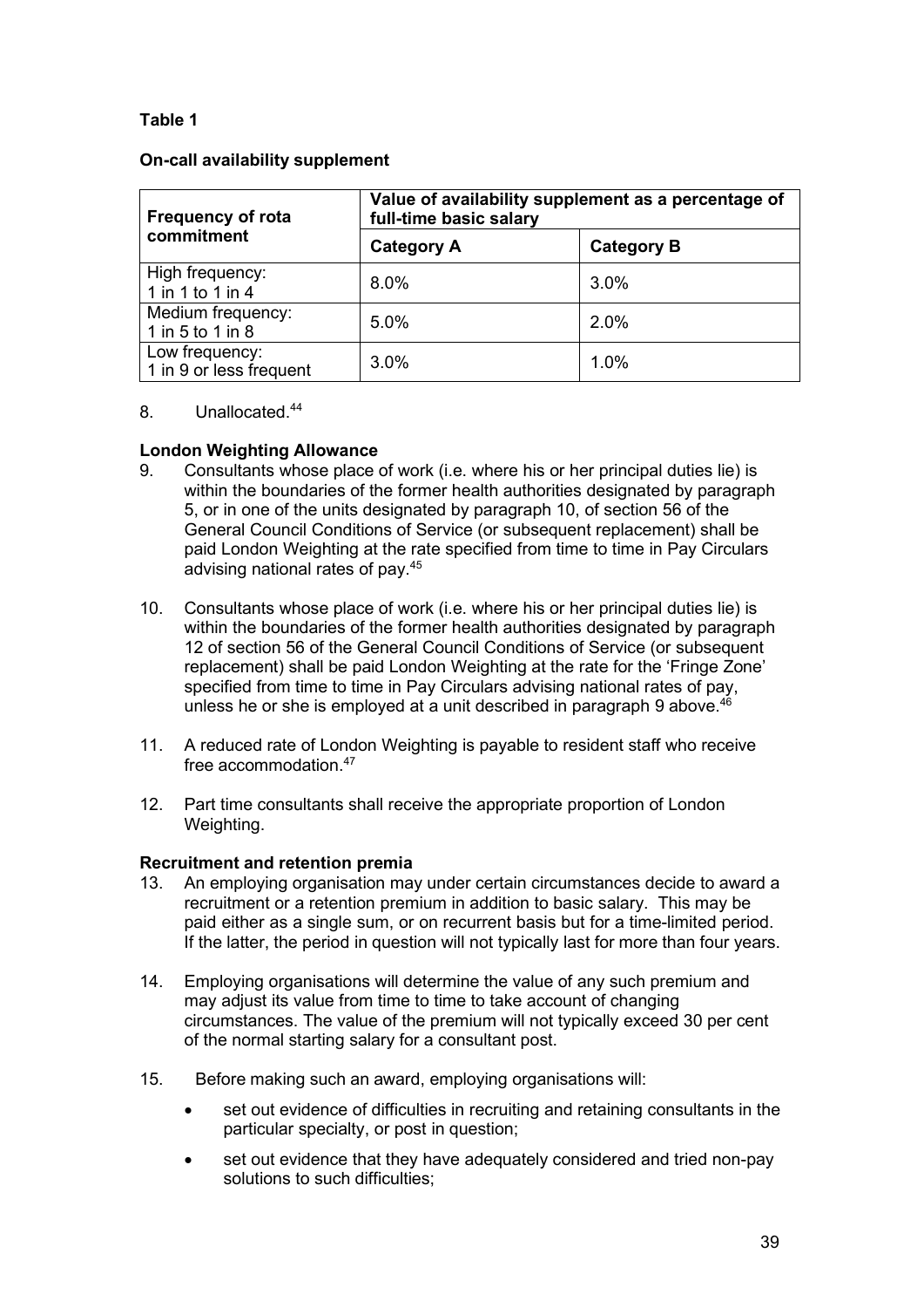**Table 1**

**On-call availability supplement**

| Frequency of rota commitment | Value of availability supplement as a percentage of full-time basic salary | |
|---|---|---|
| | **Category A** | **Category B** |
| High frequency: 1 in 1 to 1 in 4 | 8.0% | 3.0% |
| Medium frequency: 1 in 5 to 1 in 8 | 5.0% | 2.0% |
| Low frequency: 1 in 9 or less frequent | 3.0% | 1.0% |

8. Unallocated.[44]

**London Weighting Allowance**

9. Consultants whose place of work (i.e. where his or her principal duties lie) is within the boundaries of the former health authorities designated by paragraph 5, or in one of the units designated by paragraph 10, of section 56 of the General Council Conditions of Service (or subsequent replacement) shall be paid London Weighting at the rate specified from time to time in Pay Circulars advising national rates of pay.[45]

10. Consultants whose place of work (i.e. where his or her principal duties lie) is within the boundaries of the former health authorities designated by paragraph 12 of section 56 of the General Council Conditions of Service (or subsequent replacement) shall be paid London Weighting at the rate for the 'Fringe Zone' specified from time to time in Pay Circulars advising national rates of pay, unless he or she is employed at a unit described in paragraph 9 above.[46]

11. A reduced rate of London Weighting is payable to resident staff who receive free accommodation.[47]

12. Part time consultants shall receive the appropriate proportion of London Weighting.

**Recruitment and retention premia**

13. An employing organisation may under certain circumstances decide to award a recruitment or a retention premium in addition to basic salary. This may be paid either as a single sum, or on recurrent basis but for a time-limited period. If the latter, the period in question will not typically last for more than four years.

14. Employing organisations will determine the value of any such premium and may adjust its value from time to time to take account of changing circumstances. The value of the premium will not typically exceed 30 per cent of the normal starting salary for a consultant post.

15. Before making such an award, employing organisations will:

    - set out evidence of difficulties in recruiting and retaining consultants in the particular specialty, or post in question;
    - set out evidence that they have adequately considered and tried non-pay solutions to such difficulties;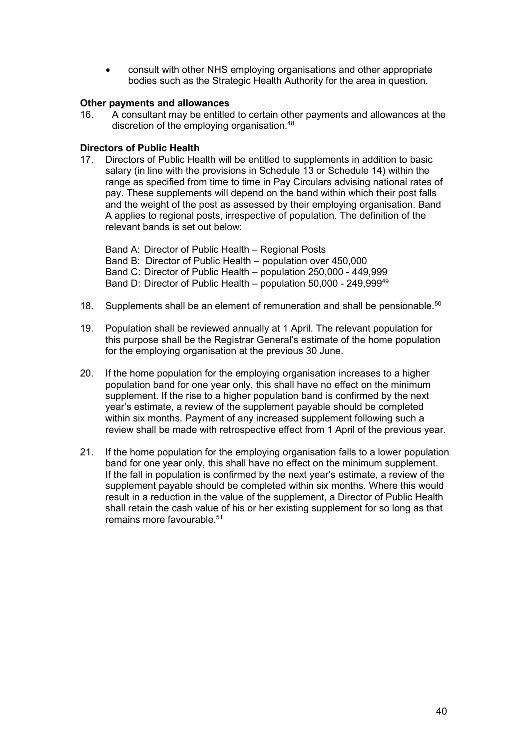- consult with other NHS employing organisations and other appropriate bodies such as the Strategic Health Authority for the area in question.

**Other payments and allowances**

16. A consultant may be entitled to certain other payments and allowances at the discretion of the employing organisation.[48]

**Directors of Public Health**

17. Directors of Public Health will be entitled to supplements in addition to basic salary (in line with the provisions in Schedule 13 or Schedule 14) within the range as specified from time to time in Pay Circulars advising national rates of pay. These supplements will depend on the band within which their post falls and the weight of the post as assessed by their employing organisation. Band A applies to regional posts, irrespective of population. The definition of the relevant bands is set out below:

    Band A: Director of Public Health – Regional Posts
    Band B: Director of Public Health – population over 450,000
    Band C: Director of Public Health – population 250,000 - 449,999
    Band D: Director of Public Health – population 50,000 - 249,999[49]

18. Supplements shall be an element of remuneration and shall be pensionable.[50]

19. Population shall be reviewed annually at 1 April. The relevant population for this purpose shall be the Registrar General's estimate of the home population for the employing organisation at the previous 30 June.

20. If the home population for the employing organisation increases to a higher population band for one year only, this shall have no effect on the minimum supplement. If the rise to a higher population band is confirmed by the next year's estimate, a review of the supplement payable should be completed within six months. Payment of any increased supplement following such a review shall be made with retrospective effect from 1 April of the previous year.

21. If the home population for the employing organisation falls to a lower population band for one year only, this shall have no effect on the minimum supplement. If the fall in population is confirmed by the next year's estimate, a review of the supplement payable should be completed within six months. Where this would result in a reduction in the value of the supplement, a Director of Public Health shall retain the cash value of his or her existing supplement for so long as that remains more favourable.[51]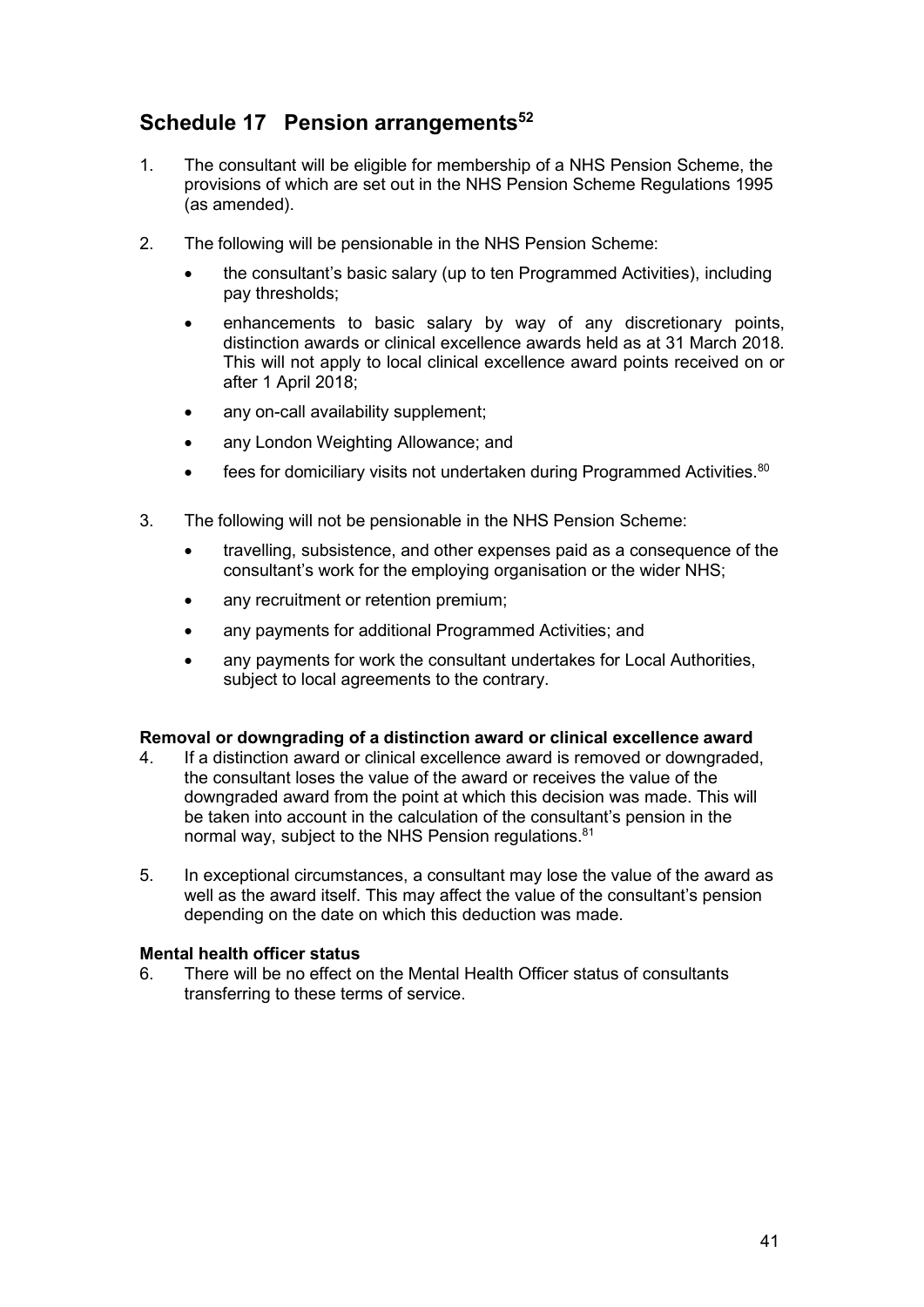## Schedule 17 Pension arrangements[52]

1. The consultant will be eligible for membership of a NHS Pension Scheme, the provisions of which are set out in the NHS Pension Scheme Regulations 1995 (as amended).

2. The following will be pensionable in the NHS Pension Scheme:
   - the consultant's basic salary (up to ten Programmed Activities), including pay thresholds;
   - enhancements to basic salary by way of any discretionary points, distinction awards or clinical excellence awards held as at 31 March 2018. This will not apply to local clinical excellence award points received on or after 1 April 2018;
   - any on-call availability supplement;
   - any London Weighting Allowance; and
   - fees for domiciliary visits not undertaken during Programmed Activities.[80]

3. The following will not be pensionable in the NHS Pension Scheme:
   - travelling, subsistence, and other expenses paid as a consequence of the consultant's work for the employing organisation or the wider NHS;
   - any recruitment or retention premium;
   - any payments for additional Programmed Activities; and
   - any payments for work the consultant undertakes for Local Authorities, subject to local agreements to the contrary.

### Removal or downgrading of a distinction award or clinical excellence award

4. If a distinction award or clinical excellence award is removed or downgraded, the consultant loses the value of the award or receives the value of the downgraded award from the point at which this decision was made. This will be taken into account in the calculation of the consultant's pension in the normal way, subject to the NHS Pension regulations.[81]

5. In exceptional circumstances, a consultant may lose the value of the award as well as the award itself. This may affect the value of the consultant's pension depending on the date on which this deduction was made.

### Mental health officer status

6. There will be no effect on the Mental Health Officer status of consultants transferring to these terms of service.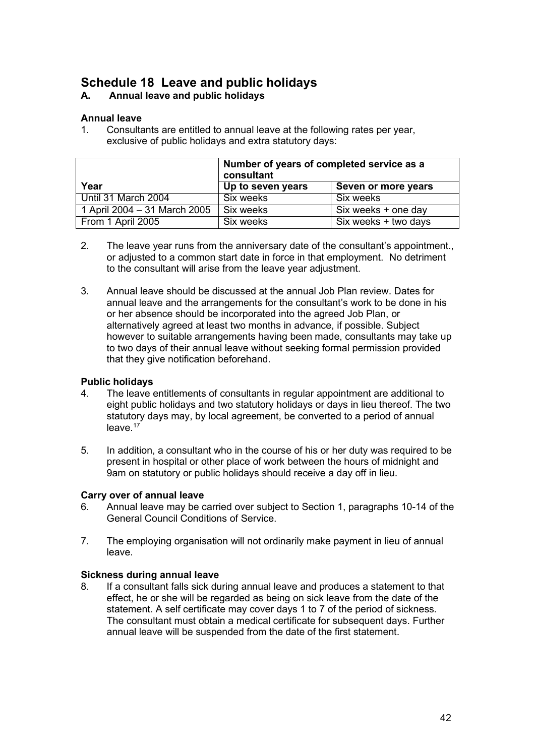# Schedule 18 Leave and public holidays

## A. Annual leave and public holidays

### Annual leave

1. Consultants are entitled to annual leave at the following rates per year, exclusive of public holidays and extra statutory days:

| | Number of years of completed service as a consultant | |
|---|---|---|
| **Year** | **Up to seven years** | **Seven or more years** |
| Until 31 March 2004 | Six weeks | Six weeks |
| 1 April 2004 – 31 March 2005 | Six weeks | Six weeks + one day |
| From 1 April 2005 | Six weeks | Six weeks + two days |

2. The leave year runs from the anniversary date of the consultant's appointment., or adjusted to a common start date in force in that employment. No detriment to the consultant will arise from the leave year adjustment.

3. Annual leave should be discussed at the annual Job Plan review. Dates for annual leave and the arrangements for the consultant's work to be done in his or her absence should be incorporated into the agreed Job Plan, or alternatively agreed at least two months in advance, if possible. Subject however to suitable arrangements having been made, consultants may take up to two days of their annual leave without seeking formal permission provided that they give notification beforehand.

### Public holidays

4. The leave entitlements of consultants in regular appointment are additional to eight public holidays and two statutory holidays or days in lieu thereof. The two statutory days may, by local agreement, be converted to a period of annual leave.[17]

5. In addition, a consultant who in the course of his or her duty was required to be present in hospital or other place of work between the hours of midnight and 9am on statutory or public holidays should receive a day off in lieu.

### Carry over of annual leave

6. Annual leave may be carried over subject to Section 1, paragraphs 10-14 of the General Council Conditions of Service.

7. The employing organisation will not ordinarily make payment in lieu of annual leave.

### Sickness during annual leave

8. If a consultant falls sick during annual leave and produces a statement to that effect, he or she will be regarded as being on sick leave from the date of the statement. A self certificate may cover days 1 to 7 of the period of sickness. The consultant must obtain a medical certificate for subsequent days. Further annual leave will be suspended from the date of the first statement.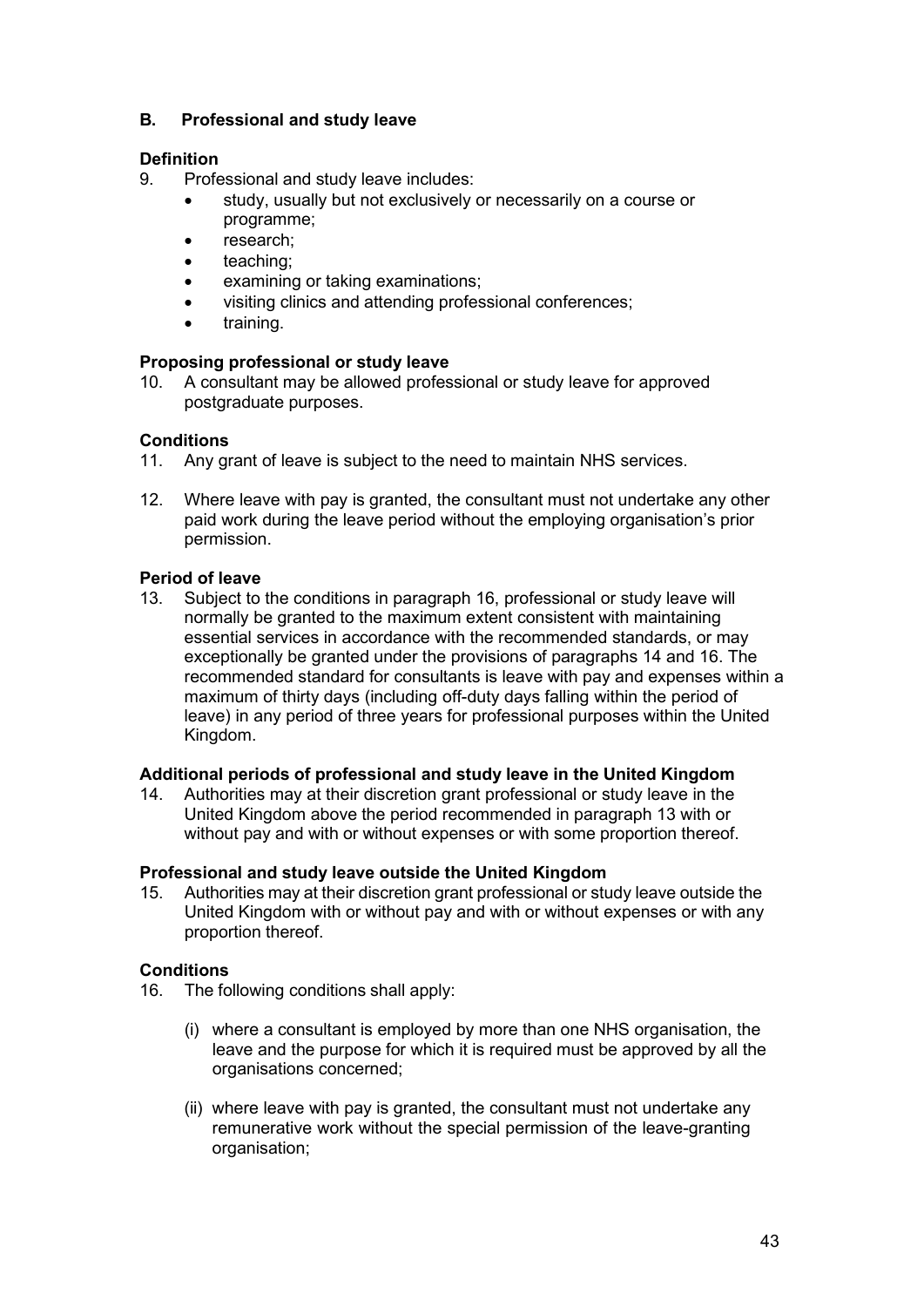## B. Professional and study leave

### Definition

9. Professional and study leave includes:
   - study, usually but not exclusively or necessarily on a course or programme;
   - research;
   - teaching;
   - examining or taking examinations;
   - visiting clinics and attending professional conferences;
   - training.

### Proposing professional or study leave

10. A consultant may be allowed professional or study leave for approved postgraduate purposes.

### Conditions

11. Any grant of leave is subject to the need to maintain NHS services.

12. Where leave with pay is granted, the consultant must not undertake any other paid work during the leave period without the employing organisation's prior permission.

### Period of leave

13. Subject to the conditions in paragraph 16, professional or study leave will normally be granted to the maximum extent consistent with maintaining essential services in accordance with the recommended standards, or may exceptionally be granted under the provisions of paragraphs 14 and 16. The recommended standard for consultants is leave with pay and expenses within a maximum of thirty days (including off-duty days falling within the period of leave) in any period of three years for professional purposes within the United Kingdom.

### Additional periods of professional and study leave in the United Kingdom

14. Authorities may at their discretion grant professional or study leave in the United Kingdom above the period recommended in paragraph 13 with or without pay and with or without expenses or with some proportion thereof.

### Professional and study leave outside the United Kingdom

15. Authorities may at their discretion grant professional or study leave outside the United Kingdom with or without pay and with or without expenses or with any proportion thereof.

### Conditions

16. The following conditions shall apply:

    (i) where a consultant is employed by more than one NHS organisation, the leave and the purpose for which it is required must be approved by all the organisations concerned;

    (ii) where leave with pay is granted, the consultant must not undertake any remunerative work without the special permission of the leave-granting organisation;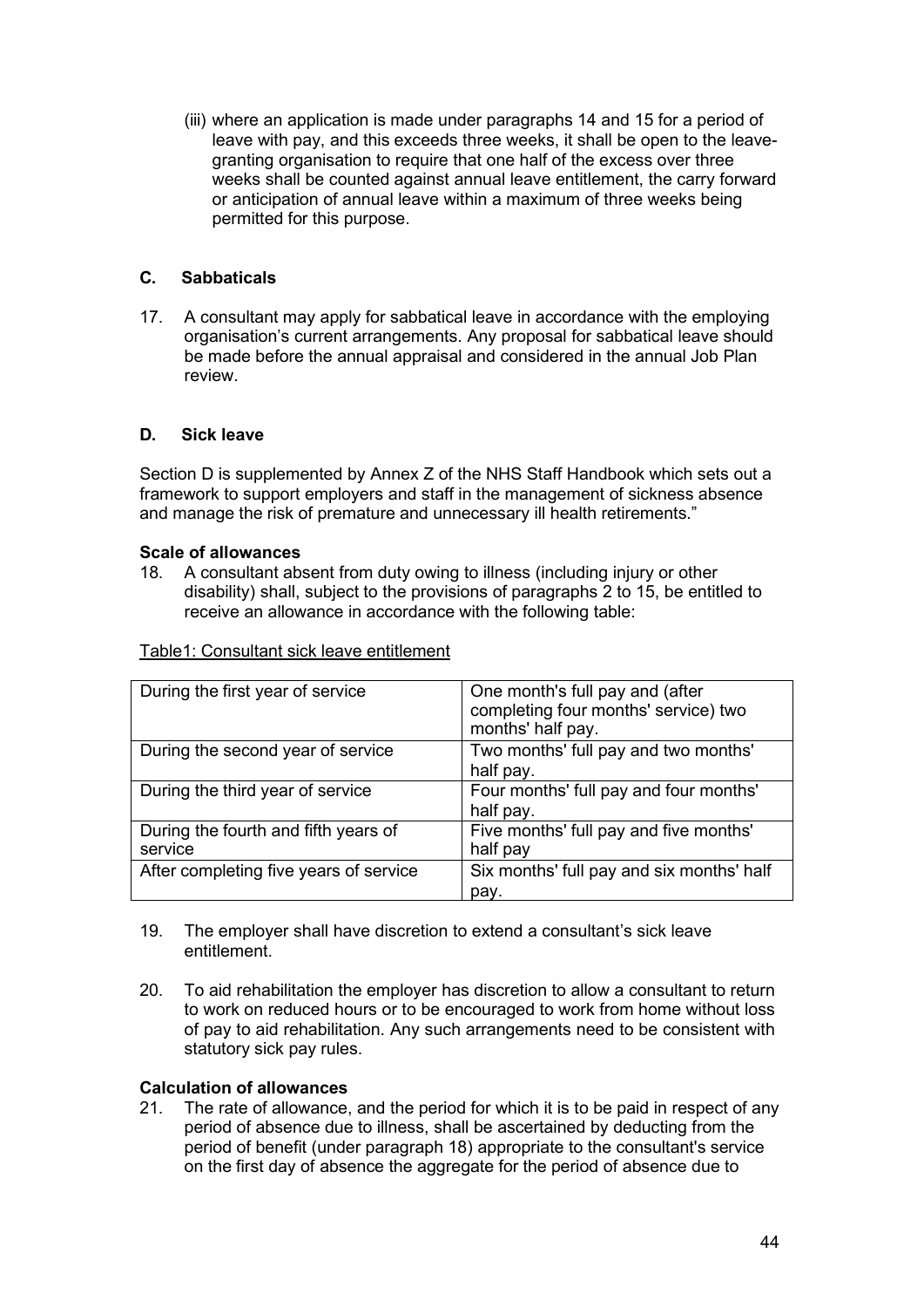(iii) where an application is made under paragraphs 14 and 15 for a period of leave with pay, and this exceeds three weeks, it shall be open to the leave-granting organisation to require that one half of the excess over three weeks shall be counted against annual leave entitlement, the carry forward or anticipation of annual leave within a maximum of three weeks being permitted for this purpose.

### C. Sabbaticals

17. A consultant may apply for sabbatical leave in accordance with the employing organisation's current arrangements. Any proposal for sabbatical leave should be made before the annual appraisal and considered in the annual Job Plan review.

### D. Sick leave

Section D is supplemented by Annex Z of the NHS Staff Handbook which sets out a framework to support employers and staff in the management of sickness absence and manage the risk of premature and unnecessary ill health retirements."

**Scale of allowances**

18. A consultant absent from duty owing to illness (including injury or other disability) shall, subject to the provisions of paragraphs 2 to 15, be entitled to receive an allowance in accordance with the following table:

Table1: Consultant sick leave entitlement

| | |
|---|---|
| During the first year of service | One month's full pay and (after completing four months' service) two months' half pay. |
| During the second year of service | Two months' full pay and two months' half pay. |
| During the third year of service | Four months' full pay and four months' half pay. |
| During the fourth and fifth years of service | Five months' full pay and five months' half pay |
| After completing five years of service | Six months' full pay and six months' half pay. |

19. The employer shall have discretion to extend a consultant's sick leave entitlement.

20. To aid rehabilitation the employer has discretion to allow a consultant to return to work on reduced hours or to be encouraged to work from home without loss of pay to aid rehabilitation. Any such arrangements need to be consistent with statutory sick pay rules.

**Calculation of allowances**

21. The rate of allowance, and the period for which it is to be paid in respect of any period of absence due to illness, shall be ascertained by deducting from the period of benefit (under paragraph 18) appropriate to the consultant's service on the first day of absence the aggregate for the period of absence due to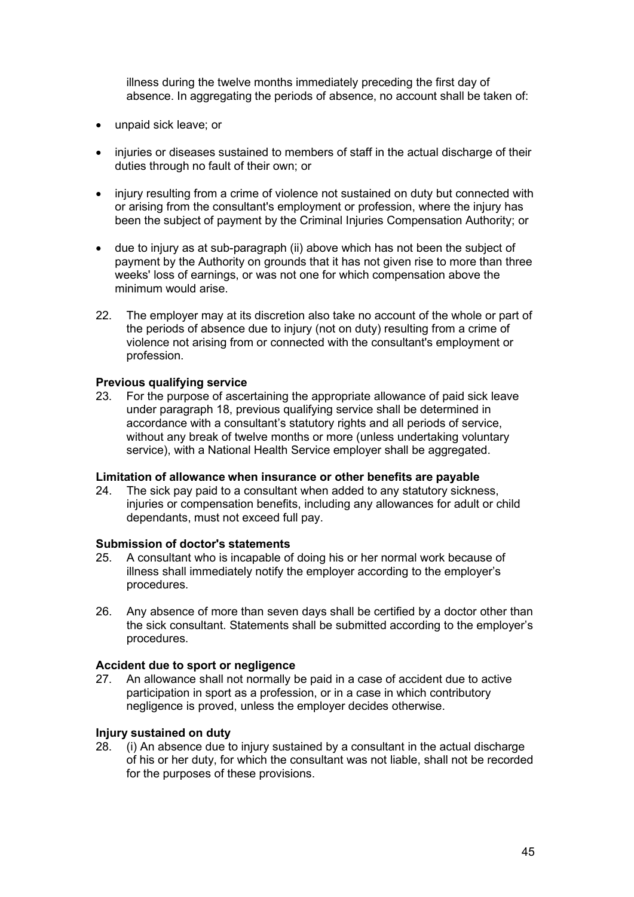illness during the twelve months immediately preceding the first day of absence. In aggregating the periods of absence, no account shall be taken of:

- unpaid sick leave; or
- injuries or diseases sustained to members of staff in the actual discharge of their duties through no fault of their own; or
- injury resulting from a crime of violence not sustained on duty but connected with or arising from the consultant's employment or profession, where the injury has been the subject of payment by the Criminal Injuries Compensation Authority; or
- due to injury as at sub-paragraph (ii) above which has not been the subject of payment by the Authority on grounds that it has not given rise to more than three weeks' loss of earnings, or was not one for which compensation above the minimum would arise.

22. The employer may at its discretion also take no account of the whole or part of the periods of absence due to injury (not on duty) resulting from a crime of violence not arising from or connected with the consultant's employment or profession.

**Previous qualifying service**

23. For the purpose of ascertaining the appropriate allowance of paid sick leave under paragraph 18, previous qualifying service shall be determined in accordance with a consultant's statutory rights and all periods of service, without any break of twelve months or more (unless undertaking voluntary service), with a National Health Service employer shall be aggregated.

**Limitation of allowance when insurance or other benefits are payable**

24. The sick pay paid to a consultant when added to any statutory sickness, injuries or compensation benefits, including any allowances for adult or child dependants, must not exceed full pay.

**Submission of doctor's statements**

25. A consultant who is incapable of doing his or her normal work because of illness shall immediately notify the employer according to the employer's procedures.

26. Any absence of more than seven days shall be certified by a doctor other than the sick consultant. Statements shall be submitted according to the employer's procedures.

**Accident due to sport or negligence**

27. An allowance shall not normally be paid in a case of accident due to active participation in sport as a profession, or in a case in which contributory negligence is proved, unless the employer decides otherwise.

**Injury sustained on duty**

28. (i) An absence due to injury sustained by a consultant in the actual discharge of his or her duty, for which the consultant was not liable, shall not be recorded for the purposes of these provisions.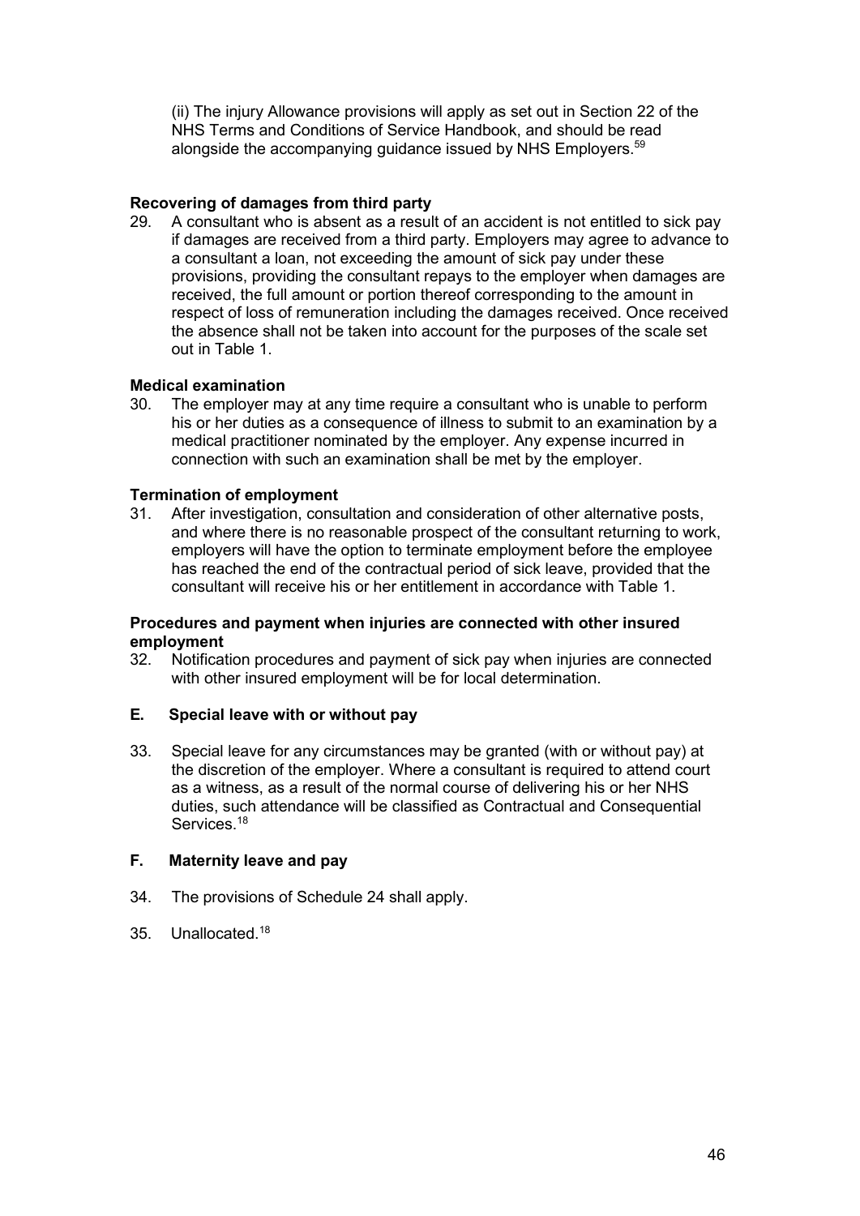(ii) The injury Allowance provisions will apply as set out in Section 22 of the NHS Terms and Conditions of Service Handbook, and should be read alongside the accompanying guidance issued by NHS Employers.[59]

**Recovering of damages from third party**

29. A consultant who is absent as a result of an accident is not entitled to sick pay if damages are received from a third party. Employers may agree to advance to a consultant a loan, not exceeding the amount of sick pay under these provisions, providing the consultant repays to the employer when damages are received, the full amount or portion thereof corresponding to the amount in respect of loss of remuneration including the damages received. Once received the absence shall not be taken into account for the purposes of the scale set out in Table 1.

**Medical examination**

30. The employer may at any time require a consultant who is unable to perform his or her duties as a consequence of illness to submit to an examination by a medical practitioner nominated by the employer. Any expense incurred in connection with such an examination shall be met by the employer.

**Termination of employment**

31. After investigation, consultation and consideration of other alternative posts, and where there is no reasonable prospect of the consultant returning to work, employers will have the option to terminate employment before the employee has reached the end of the contractual period of sick leave, provided that the consultant will receive his or her entitlement in accordance with Table 1.

**Procedures and payment when injuries are connected with other insured employment**

32. Notification procedures and payment of sick pay when injuries are connected with other insured employment will be for local determination.

## E. Special leave with or without pay

33. Special leave for any circumstances may be granted (with or without pay) at the discretion of the employer. Where a consultant is required to attend court as a witness, as a result of the normal course of delivering his or her NHS duties, such attendance will be classified as Contractual and Consequential Services.[18]

## F. Maternity leave and pay

34. The provisions of Schedule 24 shall apply.

35. Unallocated.[18]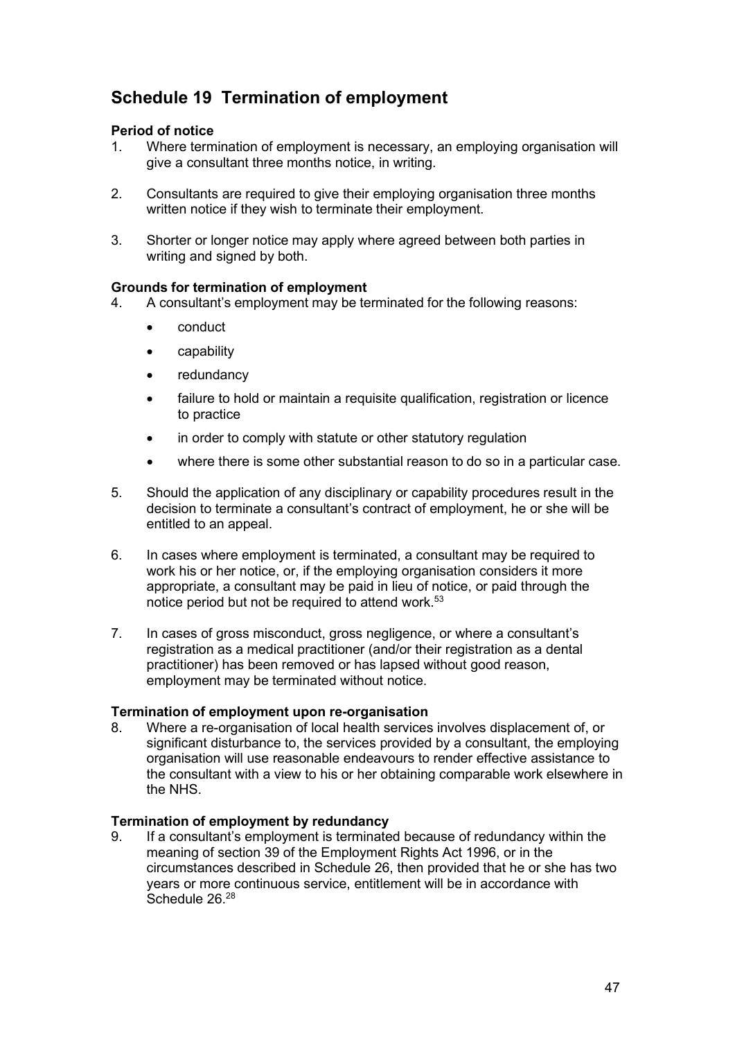# Schedule 19 Termination of employment

### Period of notice

1. Where termination of employment is necessary, an employing organisation will give a consultant three months notice, in writing.

2. Consultants are required to give their employing organisation three months written notice if they wish to terminate their employment.

3. Shorter or longer notice may apply where agreed between both parties in writing and signed by both.

### Grounds for termination of employment

4. A consultant's employment may be terminated for the following reasons:

   - conduct
   - capability
   - redundancy
   - failure to hold or maintain a requisite qualification, registration or licence to practice
   - in order to comply with statute or other statutory regulation
   - where there is some other substantial reason to do so in a particular case.

5. Should the application of any disciplinary or capability procedures result in the decision to terminate a consultant's contract of employment, he or she will be entitled to an appeal.

6. In cases where employment is terminated, a consultant may be required to work his or her notice, or, if the employing organisation considers it more appropriate, a consultant may be paid in lieu of notice, or paid through the notice period but not be required to attend work.[53]

7. In cases of gross misconduct, gross negligence, or where a consultant's registration as a medical practitioner (and/or their registration as a dental practitioner) has been removed or has lapsed without good reason, employment may be terminated without notice.

### Termination of employment upon re-organisation

8. Where a re-organisation of local health services involves displacement of, or significant disturbance to, the services provided by a consultant, the employing organisation will use reasonable endeavours to render effective assistance to the consultant with a view to his or her obtaining comparable work elsewhere in the NHS.

### Termination of employment by redundancy

9. If a consultant's employment is terminated because of redundancy within the meaning of section 39 of the Employment Rights Act 1996, or in the circumstances described in Schedule 26, then provided that he or she has two years or more continuous service, entitlement will be in accordance with Schedule 26.[28]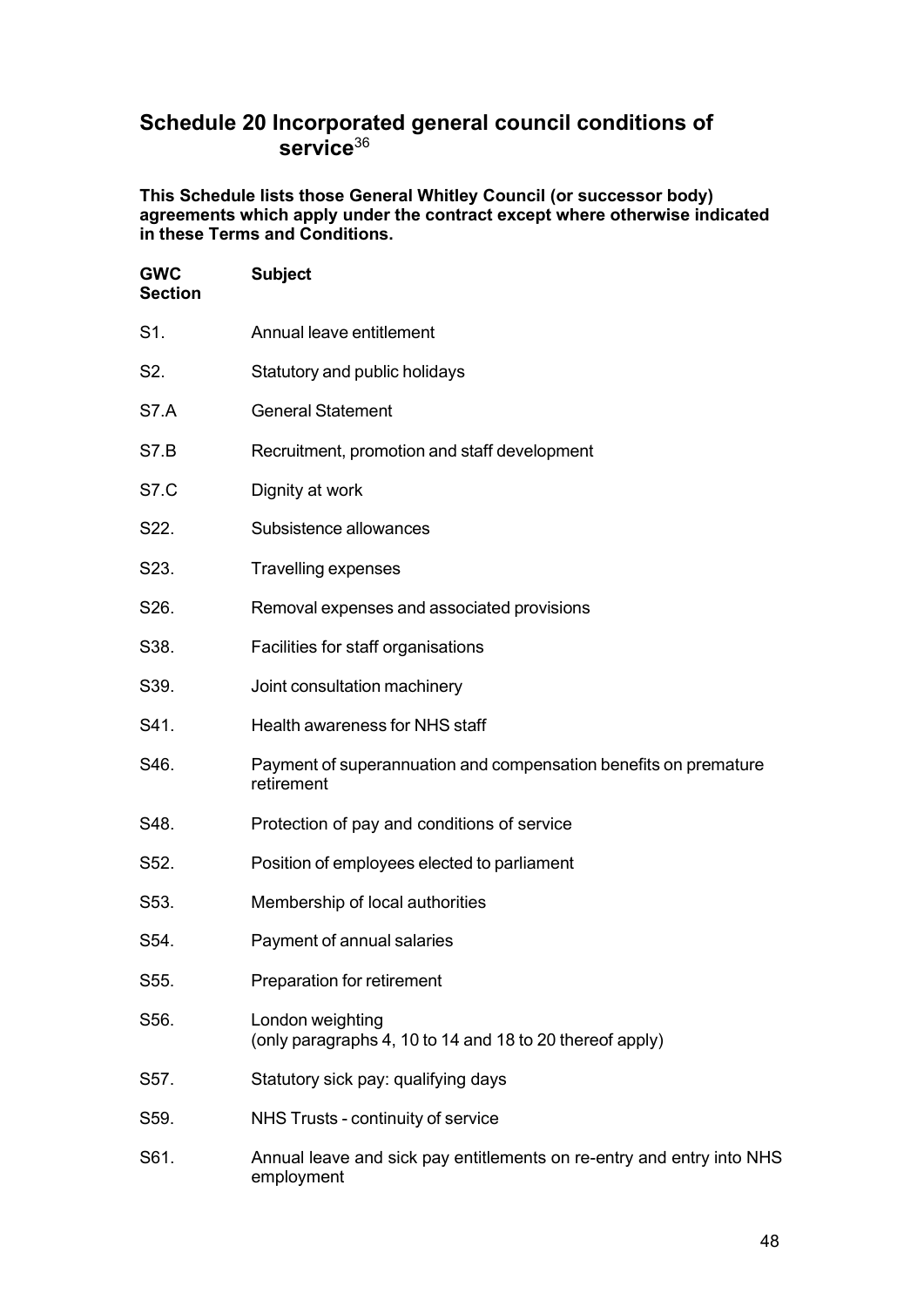## Schedule 20 Incorporated general council conditions of service[36]

**This Schedule lists those General Whitley Council (or successor body) agreements which apply under the contract except where otherwise indicated in these Terms and Conditions.**

| GWC Section | Subject |
|---|---|
| S1. | Annual leave entitlement |
| S2. | Statutory and public holidays |
| S7.A | General Statement |
| S7.B | Recruitment, promotion and staff development |
| S7.C | Dignity at work |
| S22. | Subsistence allowances |
| S23. | Travelling expenses |
| S26. | Removal expenses and associated provisions |
| S38. | Facilities for staff organisations |
| S39. | Joint consultation machinery |
| S41. | Health awareness for NHS staff |
| S46. | Payment of superannuation and compensation benefits on premature retirement |
| S48. | Protection of pay and conditions of service |
| S52. | Position of employees elected to parliament |
| S53. | Membership of local authorities |
| S54. | Payment of annual salaries |
| S55. | Preparation for retirement |
| S56. | London weighting (only paragraphs 4, 10 to 14 and 18 to 20 thereof apply) |
| S57. | Statutory sick pay: qualifying days |
| S59. | NHS Trusts - continuity of service |
| S61. | Annual leave and sick pay entitlements on re-entry and entry into NHS employment |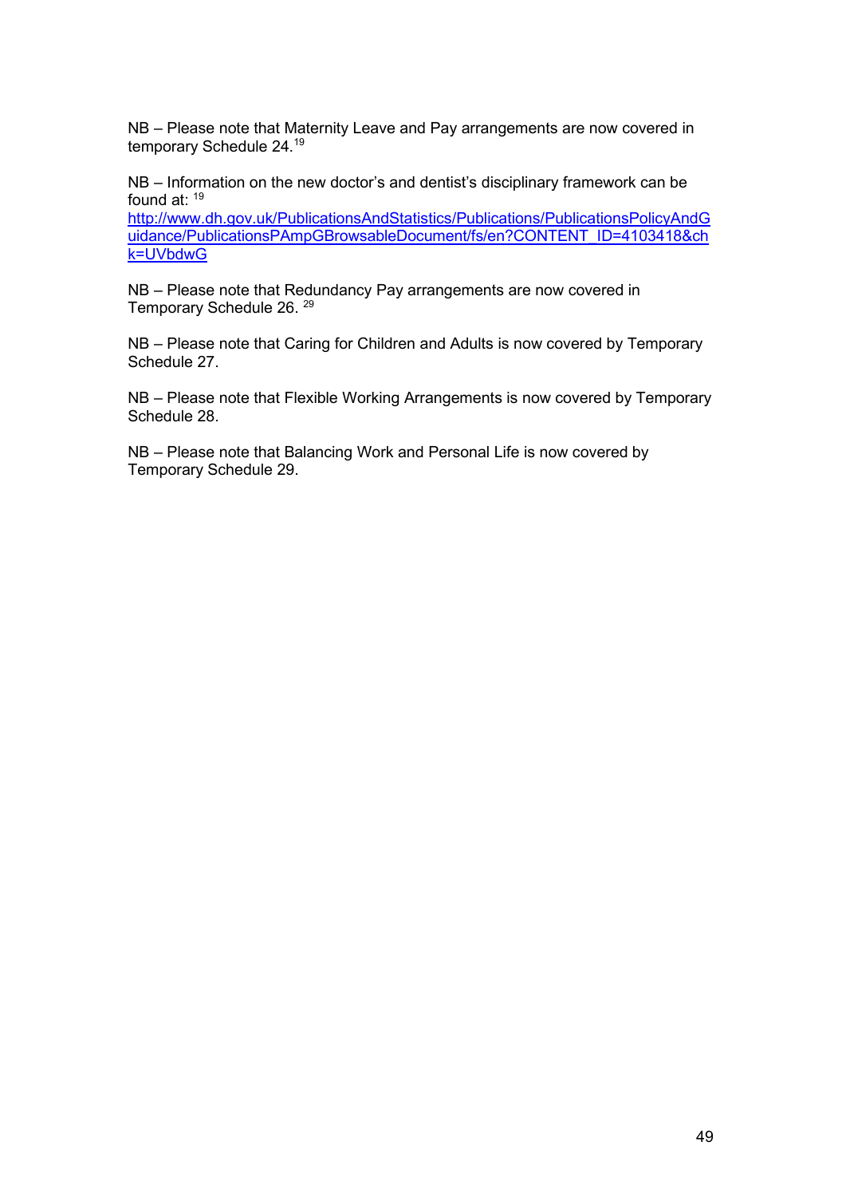NB – Please note that Maternity Leave and Pay arrangements are now covered in temporary Schedule 24.[19]

NB – Information on the new doctor's and dentist's disciplinary framework can be found at: [19]
http://www.dh.gov.uk/PublicationsAndStatistics/Publications/PublicationsPolicyAndGuidance/PublicationsPAmpGBrowsableDocument/fs/en?CONTENT_ID=4103418&chk=UVbdwG

NB – Please note that Redundancy Pay arrangements are now covered in Temporary Schedule 26. [29]

NB – Please note that Caring for Children and Adults is now covered by Temporary Schedule 27.

NB – Please note that Flexible Working Arrangements is now covered by Temporary Schedule 28.

NB – Please note that Balancing Work and Personal Life is now covered by Temporary Schedule 29.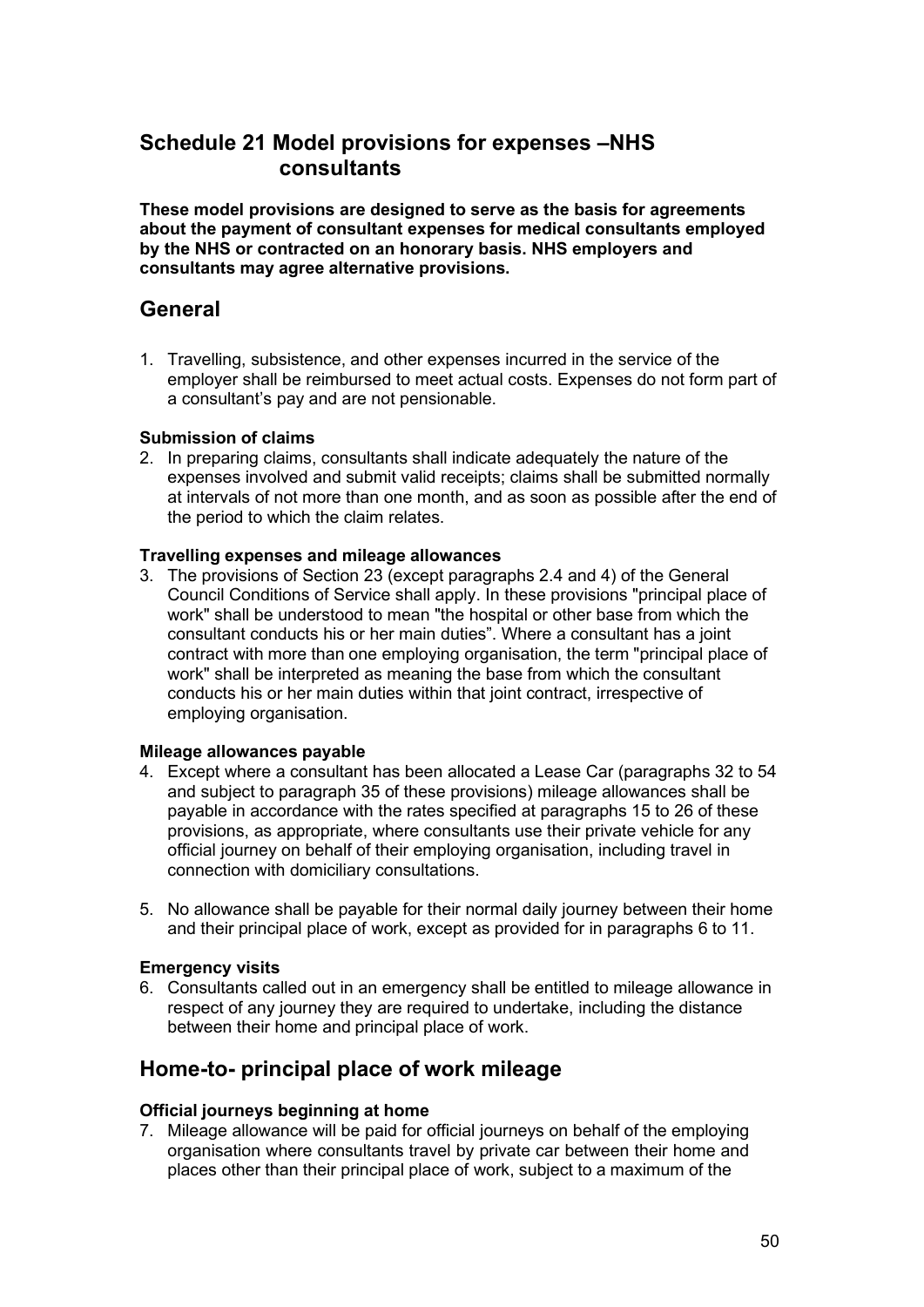## Schedule 21 Model provisions for expenses –NHS consultants

**These model provisions are designed to serve as the basis for agreements about the payment of consultant expenses for medical consultants employed by the NHS or contracted on an honorary basis. NHS employers and consultants may agree alternative provisions.**

## General

1. Travelling, subsistence, and other expenses incurred in the service of the employer shall be reimbursed to meet actual costs. Expenses do not form part of a consultant's pay and are not pensionable.

**Submission of claims**

2. In preparing claims, consultants shall indicate adequately the nature of the expenses involved and submit valid receipts; claims shall be submitted normally at intervals of not more than one month, and as soon as possible after the end of the period to which the claim relates.

**Travelling expenses and mileage allowances**

3. The provisions of Section 23 (except paragraphs 2.4 and 4) of the General Council Conditions of Service shall apply. In these provisions "principal place of work" shall be understood to mean "the hospital or other base from which the consultant conducts his or her main duties". Where a consultant has a joint contract with more than one employing organisation, the term "principal place of work" shall be interpreted as meaning the base from which the consultant conducts his or her main duties within that joint contract, irrespective of employing organisation.

**Mileage allowances payable**

4. Except where a consultant has been allocated a Lease Car (paragraphs 32 to 54 and subject to paragraph 35 of these provisions) mileage allowances shall be payable in accordance with the rates specified at paragraphs 15 to 26 of these provisions, as appropriate, where consultants use their private vehicle for any official journey on behalf of their employing organisation, including travel in connection with domiciliary consultations.

5. No allowance shall be payable for their normal daily journey between their home and their principal place of work, except as provided for in paragraphs 6 to 11.

**Emergency visits**

6. Consultants called out in an emergency shall be entitled to mileage allowance in respect of any journey they are required to undertake, including the distance between their home and principal place of work.

## Home-to- principal place of work mileage

**Official journeys beginning at home**

7. Mileage allowance will be paid for official journeys on behalf of the employing organisation where consultants travel by private car between their home and places other than their principal place of work, subject to a maximum of the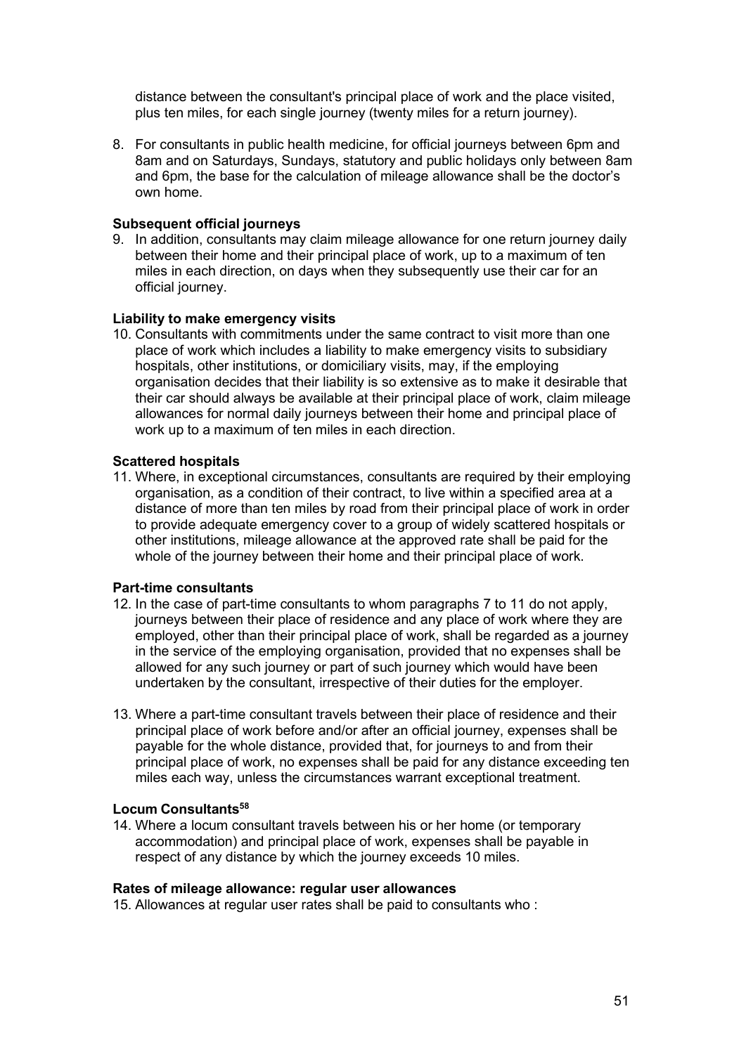distance between the consultant's principal place of work and the place visited, plus ten miles, for each single journey (twenty miles for a return journey).

8. For consultants in public health medicine, for official journeys between 6pm and 8am and on Saturdays, Sundays, statutory and public holidays only between 8am and 6pm, the base for the calculation of mileage allowance shall be the doctor's own home.

**Subsequent official journeys**

9. In addition, consultants may claim mileage allowance for one return journey daily between their home and their principal place of work, up to a maximum of ten miles in each direction, on days when they subsequently use their car for an official journey.

**Liability to make emergency visits**

10. Consultants with commitments under the same contract to visit more than one place of work which includes a liability to make emergency visits to subsidiary hospitals, other institutions, or domiciliary visits, may, if the employing organisation decides that their liability is so extensive as to make it desirable that their car should always be available at their principal place of work, claim mileage allowances for normal daily journeys between their home and principal place of work up to a maximum of ten miles in each direction.

**Scattered hospitals**

11. Where, in exceptional circumstances, consultants are required by their employing organisation, as a condition of their contract, to live within a specified area at a distance of more than ten miles by road from their principal place of work in order to provide adequate emergency cover to a group of widely scattered hospitals or other institutions, mileage allowance at the approved rate shall be paid for the whole of the journey between their home and their principal place of work.

**Part-time consultants**

12. In the case of part-time consultants to whom paragraphs 7 to 11 do not apply, journeys between their place of residence and any place of work where they are employed, other than their principal place of work, shall be regarded as a journey in the service of the employing organisation, provided that no expenses shall be allowed for any such journey or part of such journey which would have been undertaken by the consultant, irrespective of their duties for the employer.

13. Where a part-time consultant travels between their place of residence and their principal place of work before and/or after an official journey, expenses shall be payable for the whole distance, provided that, for journeys to and from their principal place of work, no expenses shall be paid for any distance exceeding ten miles each way, unless the circumstances warrant exceptional treatment.

**Locum Consultants[58]**

14. Where a locum consultant travels between his or her home (or temporary accommodation) and principal place of work, expenses shall be payable in respect of any distance by which the journey exceeds 10 miles.

**Rates of mileage allowance: regular user allowances**

15. Allowances at regular user rates shall be paid to consultants who :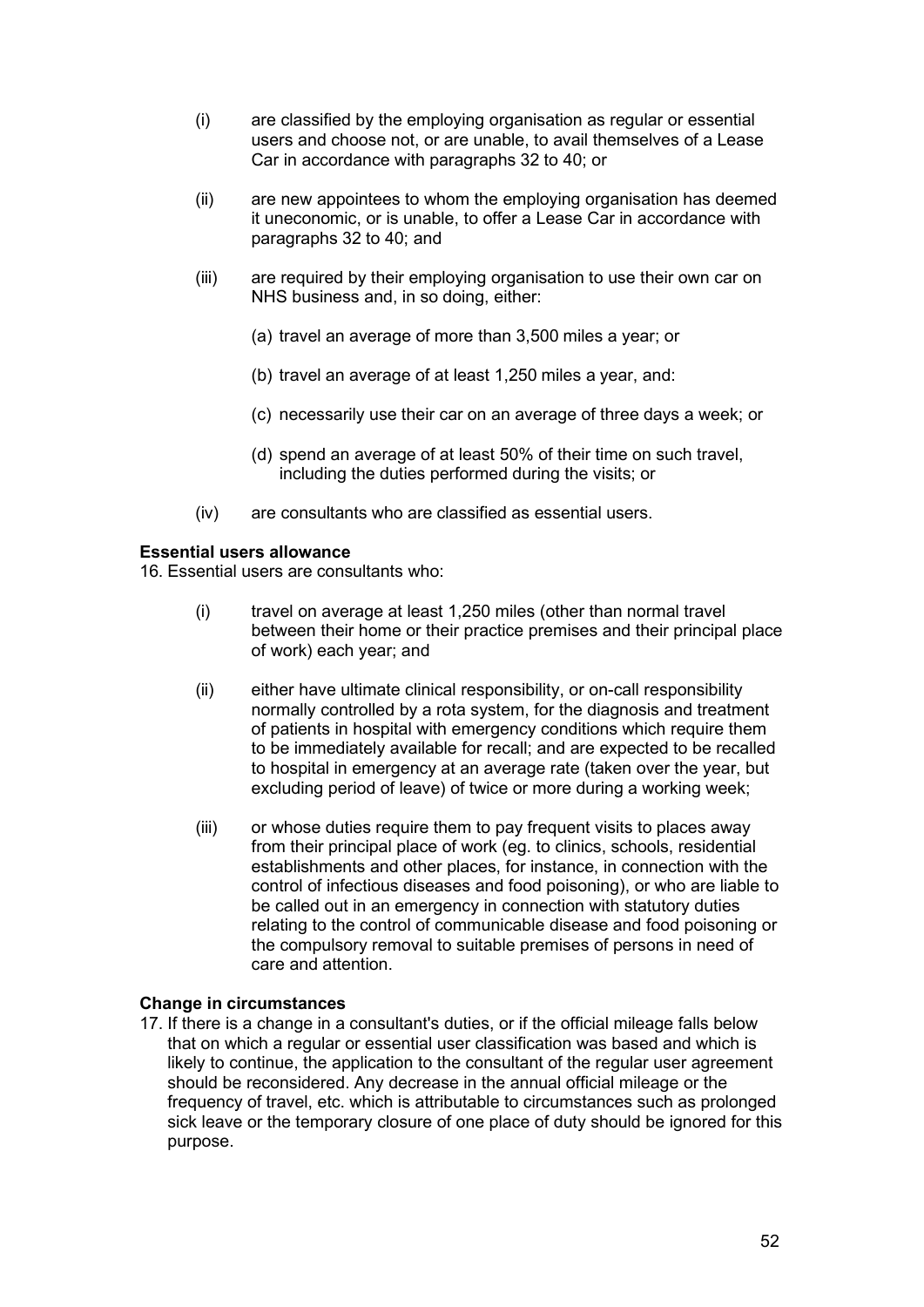(i) are classified by the employing organisation as regular or essential users and choose not, or are unable, to avail themselves of a Lease Car in accordance with paragraphs 32 to 40; or

(ii) are new appointees to whom the employing organisation has deemed it uneconomic, or is unable, to offer a Lease Car in accordance with paragraphs 32 to 40; and

(iii) are required by their employing organisation to use their own car on NHS business and, in so doing, either:

   (a) travel an average of more than 3,500 miles a year; or

   (b) travel an average of at least 1,250 miles a year, and:

   (c) necessarily use their car on an average of three days a week; or

   (d) spend an average of at least 50% of their time on such travel, including the duties performed during the visits; or

(iv) are consultants who are classified as essential users.

**Essential users allowance**

16. Essential users are consultants who:

(i) travel on average at least 1,250 miles (other than normal travel between their home or their practice premises and their principal place of work) each year; and

(ii) either have ultimate clinical responsibility, or on-call responsibility normally controlled by a rota system, for the diagnosis and treatment of patients in hospital with emergency conditions which require them to be immediately available for recall; and are expected to be recalled to hospital in emergency at an average rate (taken over the year, but excluding period of leave) of twice or more during a working week;

(iii) or whose duties require them to pay frequent visits to places away from their principal place of work (eg. to clinics, schools, residential establishments and other places, for instance, in connection with the control of infectious diseases and food poisoning), or who are liable to be called out in an emergency in connection with statutory duties relating to the control of communicable disease and food poisoning or the compulsory removal to suitable premises of persons in need of care and attention.

**Change in circumstances**

17. If there is a change in a consultant's duties, or if the official mileage falls below that on which a regular or essential user classification was based and which is likely to continue, the application to the consultant of the regular user agreement should be reconsidered. Any decrease in the annual official mileage or the frequency of travel, etc. which is attributable to circumstances such as prolonged sick leave or the temporary closure of one place of duty should be ignored for this purpose.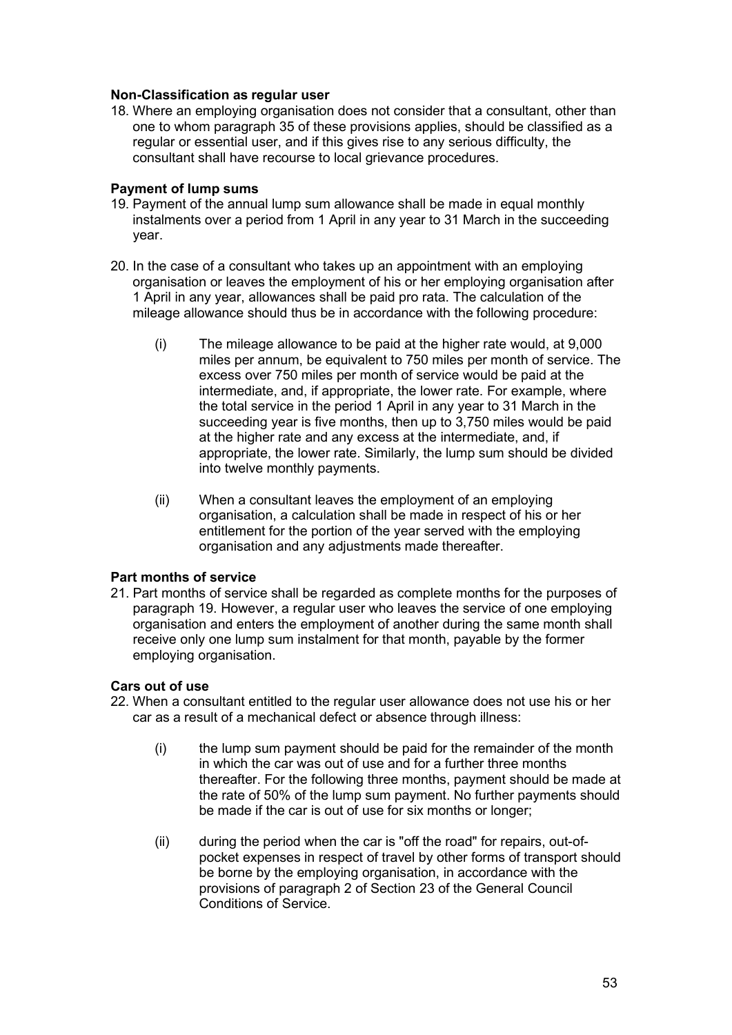**Non-Classification as regular user**

18. Where an employing organisation does not consider that a consultant, other than one to whom paragraph 35 of these provisions applies, should be classified as a regular or essential user, and if this gives rise to any serious difficulty, the consultant shall have recourse to local grievance procedures.

**Payment of lump sums**

19. Payment of the annual lump sum allowance shall be made in equal monthly instalments over a period from 1 April in any year to 31 March in the succeeding year.

20. In the case of a consultant who takes up an appointment with an employing organisation or leaves the employment of his or her employing organisation after 1 April in any year, allowances shall be paid pro rata. The calculation of the mileage allowance should thus be in accordance with the following procedure:

    (i) The mileage allowance to be paid at the higher rate would, at 9,000 miles per annum, be equivalent to 750 miles per month of service. The excess over 750 miles per month of service would be paid at the intermediate, and, if appropriate, the lower rate. For example, where the total service in the period 1 April in any year to 31 March in the succeeding year is five months, then up to 3,750 miles would be paid at the higher rate and any excess at the intermediate, and, if appropriate, the lower rate. Similarly, the lump sum should be divided into twelve monthly payments.

    (ii) When a consultant leaves the employment of an employing organisation, a calculation shall be made in respect of his or her entitlement for the portion of the year served with the employing organisation and any adjustments made thereafter.

**Part months of service**

21. Part months of service shall be regarded as complete months for the purposes of paragraph 19. However, a regular user who leaves the service of one employing organisation and enters the employment of another during the same month shall receive only one lump sum instalment for that month, payable by the former employing organisation.

**Cars out of use**

22. When a consultant entitled to the regular user allowance does not use his or her car as a result of a mechanical defect or absence through illness:

    (i) the lump sum payment should be paid for the remainder of the month in which the car was out of use and for a further three months thereafter. For the following three months, payment should be made at the rate of 50% of the lump sum payment. No further payments should be made if the car is out of use for six months or longer;

    (ii) during the period when the car is "off the road" for repairs, out-of-pocket expenses in respect of travel by other forms of transport should be borne by the employing organisation, in accordance with the provisions of paragraph 2 of Section 23 of the General Council Conditions of Service.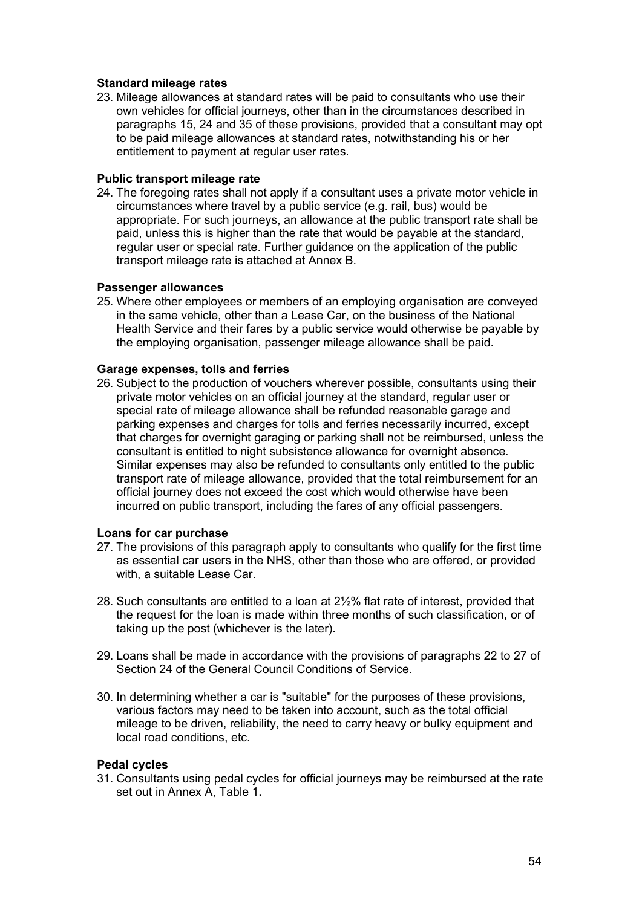### Standard mileage rates

23. Mileage allowances at standard rates will be paid to consultants who use their own vehicles for official journeys, other than in the circumstances described in paragraphs 15, 24 and 35 of these provisions, provided that a consultant may opt to be paid mileage allowances at standard rates, notwithstanding his or her entitlement to payment at regular user rates.

### Public transport mileage rate

24. The foregoing rates shall not apply if a consultant uses a private motor vehicle in circumstances where travel by a public service (e.g. rail, bus) would be appropriate. For such journeys, an allowance at the public transport rate shall be paid, unless this is higher than the rate that would be payable at the standard, regular user or special rate. Further guidance on the application of the public transport mileage rate is attached at Annex B.

### Passenger allowances

25. Where other employees or members of an employing organisation are conveyed in the same vehicle, other than a Lease Car, on the business of the National Health Service and their fares by a public service would otherwise be payable by the employing organisation, passenger mileage allowance shall be paid.

### Garage expenses, tolls and ferries

26. Subject to the production of vouchers wherever possible, consultants using their private motor vehicles on an official journey at the standard, regular user or special rate of mileage allowance shall be refunded reasonable garage and parking expenses and charges for tolls and ferries necessarily incurred, except that charges for overnight garaging or parking shall not be reimbursed, unless the consultant is entitled to night subsistence allowance for overnight absence. Similar expenses may also be refunded to consultants only entitled to the public transport rate of mileage allowance, provided that the total reimbursement for an official journey does not exceed the cost which would otherwise have been incurred on public transport, including the fares of any official passengers.

### Loans for car purchase

27. The provisions of this paragraph apply to consultants who qualify for the first time as essential car users in the NHS, other than those who are offered, or provided with, a suitable Lease Car.

28. Such consultants are entitled to a loan at 2½% flat rate of interest, provided that the request for the loan is made within three months of such classification, or of taking up the post (whichever is the later).

29. Loans shall be made in accordance with the provisions of paragraphs 22 to 27 of Section 24 of the General Council Conditions of Service.

30. In determining whether a car is "suitable" for the purposes of these provisions, various factors may need to be taken into account, such as the total official mileage to be driven, reliability, the need to carry heavy or bulky equipment and local road conditions, etc.

### Pedal cycles

31. Consultants using pedal cycles for official journeys may be reimbursed at the rate set out in Annex A, Table 1**.**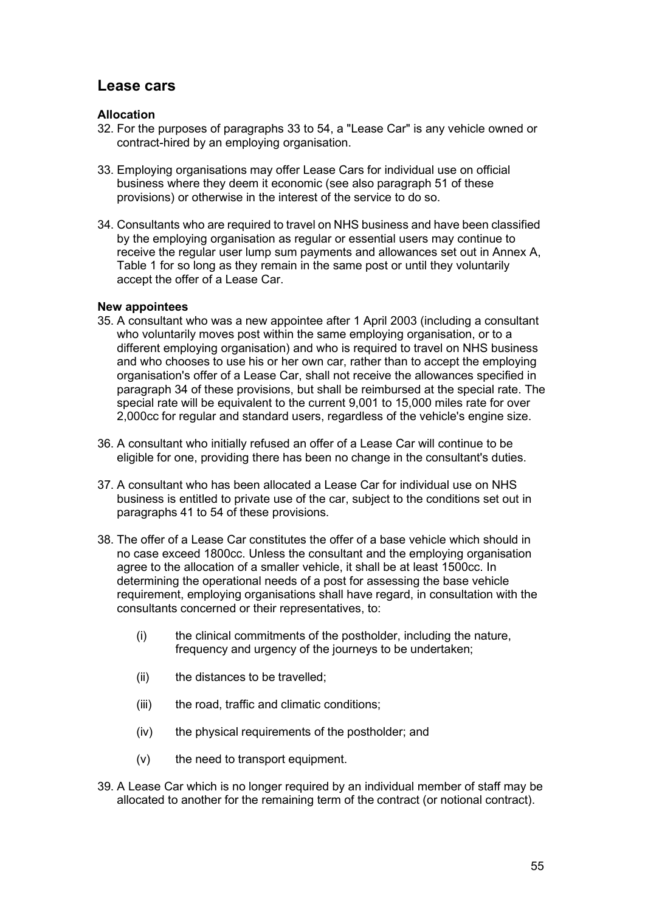## Lease cars

### Allocation

32. For the purposes of paragraphs 33 to 54, a "Lease Car" is any vehicle owned or contract-hired by an employing organisation.

33. Employing organisations may offer Lease Cars for individual use on official business where they deem it economic (see also paragraph 51 of these provisions) or otherwise in the interest of the service to do so.

34. Consultants who are required to travel on NHS business and have been classified by the employing organisation as regular or essential users may continue to receive the regular user lump sum payments and allowances set out in Annex A, Table 1 for so long as they remain in the same post or until they voluntarily accept the offer of a Lease Car.

### New appointees

35. A consultant who was a new appointee after 1 April 2003 (including a consultant who voluntarily moves post within the same employing organisation, or to a different employing organisation) and who is required to travel on NHS business and who chooses to use his or her own car, rather than to accept the employing organisation's offer of a Lease Car, shall not receive the allowances specified in paragraph 34 of these provisions, but shall be reimbursed at the special rate. The special rate will be equivalent to the current 9,001 to 15,000 miles rate for over 2,000cc for regular and standard users, regardless of the vehicle's engine size.

36. A consultant who initially refused an offer of a Lease Car will continue to be eligible for one, providing there has been no change in the consultant's duties.

37. A consultant who has been allocated a Lease Car for individual use on NHS business is entitled to private use of the car, subject to the conditions set out in paragraphs 41 to 54 of these provisions.

38. The offer of a Lease Car constitutes the offer of a base vehicle which should in no case exceed 1800cc. Unless the consultant and the employing organisation agree to the allocation of a smaller vehicle, it shall be at least 1500cc. In determining the operational needs of a post for assessing the base vehicle requirement, employing organisations shall have regard, in consultation with the consultants concerned or their representatives, to:

    (i) the clinical commitments of the postholder, including the nature, frequency and urgency of the journeys to be undertaken;

    (ii) the distances to be travelled;

    (iii) the road, traffic and climatic conditions;

    (iv) the physical requirements of the postholder; and

    (v) the need to transport equipment.

39. A Lease Car which is no longer required by an individual member of staff may be allocated to another for the remaining term of the contract (or notional contract).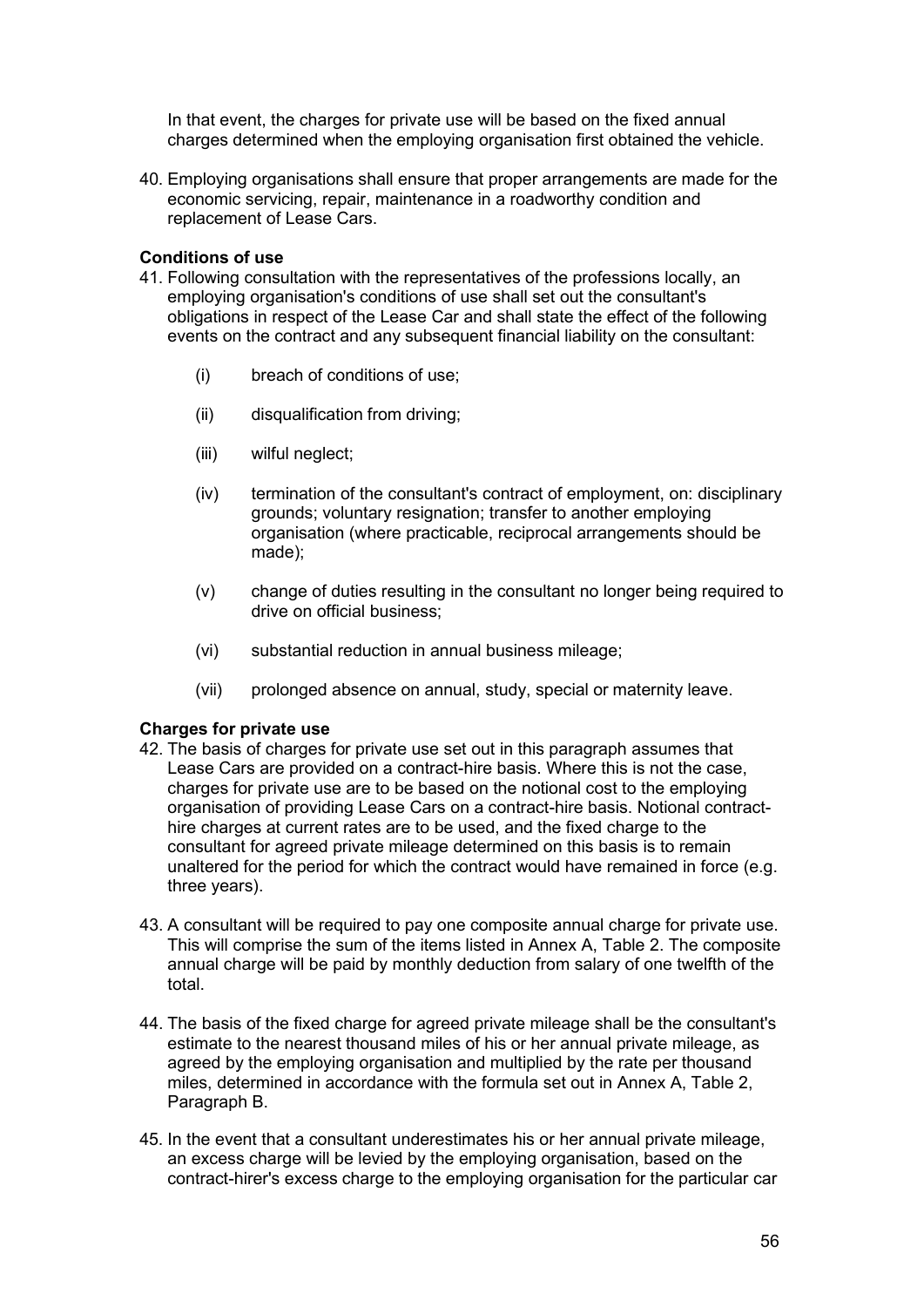In that event, the charges for private use will be based on the fixed annual charges determined when the employing organisation first obtained the vehicle.

40. Employing organisations shall ensure that proper arrangements are made for the economic servicing, repair, maintenance in a roadworthy condition and replacement of Lease Cars.

**Conditions of use**

41. Following consultation with the representatives of the professions locally, an employing organisation's conditions of use shall set out the consultant's obligations in respect of the Lease Car and shall state the effect of the following events on the contract and any subsequent financial liability on the consultant:

    (i) breach of conditions of use;

    (ii) disqualification from driving;

    (iii) wilful neglect;

    (iv) termination of the consultant's contract of employment, on: disciplinary grounds; voluntary resignation; transfer to another employing organisation (where practicable, reciprocal arrangements should be made);

    (v) change of duties resulting in the consultant no longer being required to drive on official business;

    (vi) substantial reduction in annual business mileage;

    (vii) prolonged absence on annual, study, special or maternity leave.

**Charges for private use**

42. The basis of charges for private use set out in this paragraph assumes that Lease Cars are provided on a contract-hire basis. Where this is not the case, charges for private use are to be based on the notional cost to the employing organisation of providing Lease Cars on a contract-hire basis. Notional contract-hire charges at current rates are to be used, and the fixed charge to the consultant for agreed private mileage determined on this basis is to remain unaltered for the period for which the contract would have remained in force (e.g. three years).

43. A consultant will be required to pay one composite annual charge for private use. This will comprise the sum of the items listed in Annex A, Table 2. The composite annual charge will be paid by monthly deduction from salary of one twelfth of the total.

44. The basis of the fixed charge for agreed private mileage shall be the consultant's estimate to the nearest thousand miles of his or her annual private mileage, as agreed by the employing organisation and multiplied by the rate per thousand miles, determined in accordance with the formula set out in Annex A, Table 2, Paragraph B.

45. In the event that a consultant underestimates his or her annual private mileage, an excess charge will be levied by the employing organisation, based on the contract-hirer's excess charge to the employing organisation for the particular car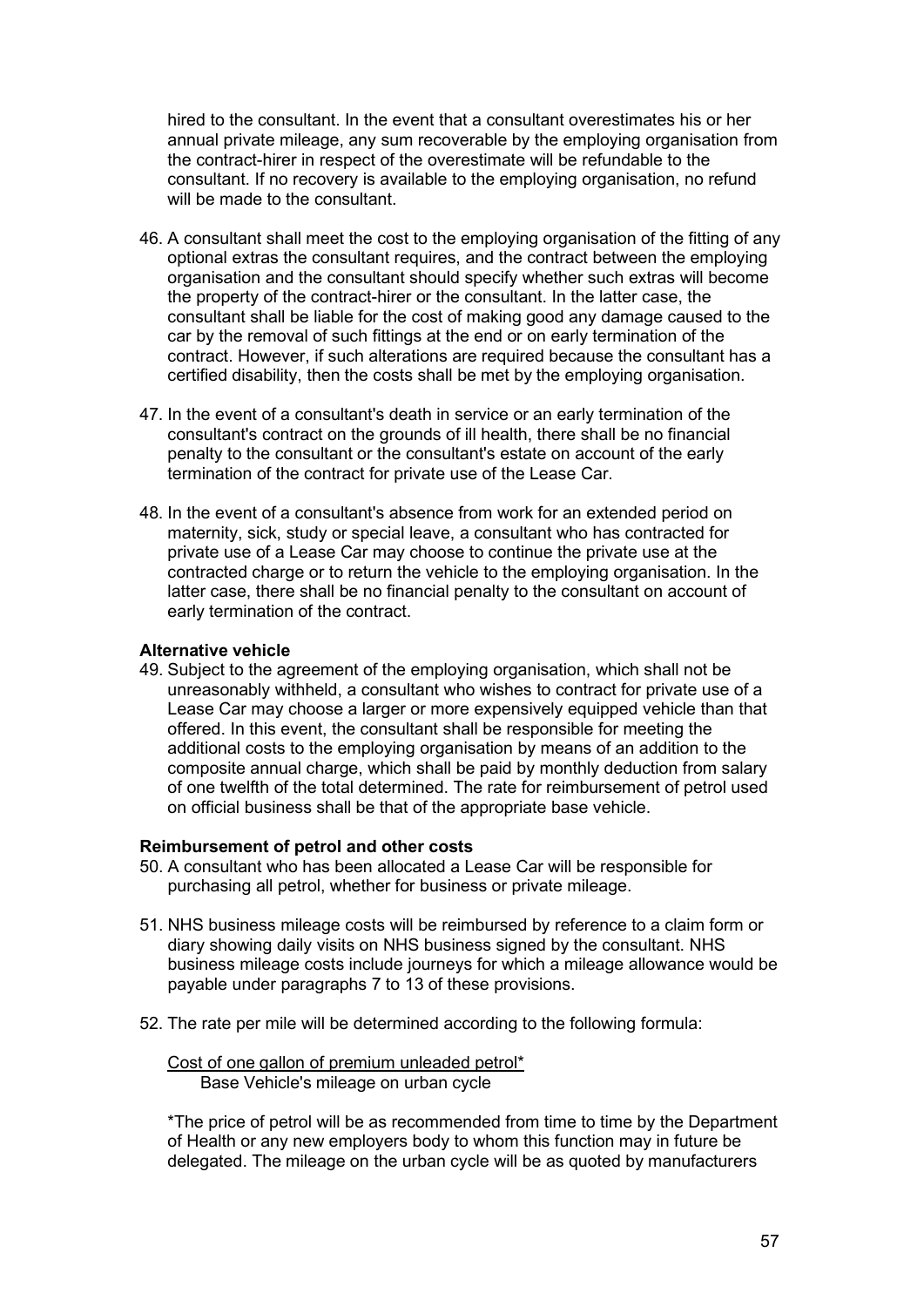hired to the consultant. In the event that a consultant overestimates his or her annual private mileage, any sum recoverable by the employing organisation from the contract-hirer in respect of the overestimate will be refundable to the consultant. If no recovery is available to the employing organisation, no refund will be made to the consultant.

46. A consultant shall meet the cost to the employing organisation of the fitting of any optional extras the consultant requires, and the contract between the employing organisation and the consultant should specify whether such extras will become the property of the contract-hirer or the consultant. In the latter case, the consultant shall be liable for the cost of making good any damage caused to the car by the removal of such fittings at the end or on early termination of the contract. However, if such alterations are required because the consultant has a certified disability, then the costs shall be met by the employing organisation.

47. In the event of a consultant's death in service or an early termination of the consultant's contract on the grounds of ill health, there shall be no financial penalty to the consultant or the consultant's estate on account of the early termination of the contract for private use of the Lease Car.

48. In the event of a consultant's absence from work for an extended period on maternity, sick, study or special leave, a consultant who has contracted for private use of a Lease Car may choose to continue the private use at the contracted charge or to return the vehicle to the employing organisation. In the latter case, there shall be no financial penalty to the consultant on account of early termination of the contract.

**Alternative vehicle**

49. Subject to the agreement of the employing organisation, which shall not be unreasonably withheld, a consultant who wishes to contract for private use of a Lease Car may choose a larger or more expensively equipped vehicle than that offered. In this event, the consultant shall be responsible for meeting the additional costs to the employing organisation by means of an addition to the composite annual charge, which shall be paid by monthly deduction from salary of one twelfth of the total determined. The rate for reimbursement of petrol used on official business shall be that of the appropriate base vehicle.

**Reimbursement of petrol and other costs**

50. A consultant who has been allocated a Lease Car will be responsible for purchasing all petrol, whether for business or private mileage.

51. NHS business mileage costs will be reimbursed by reference to a claim form or diary showing daily visits on NHS business signed by the consultant. NHS business mileage costs include journeys for which a mileage allowance would be payable under paragraphs 7 to 13 of these provisions.

52. The rate per mile will be determined according to the following formula:

$$\frac{\text{Cost of one gallon of premium unleaded petrol*}}{\text{Base Vehicle's mileage on urban cycle}}$$

*The price of petrol will be as recommended from time to time by the Department of Health or any new employers body to whom this function may in future be delegated. The mileage on the urban cycle will be as quoted by manufacturers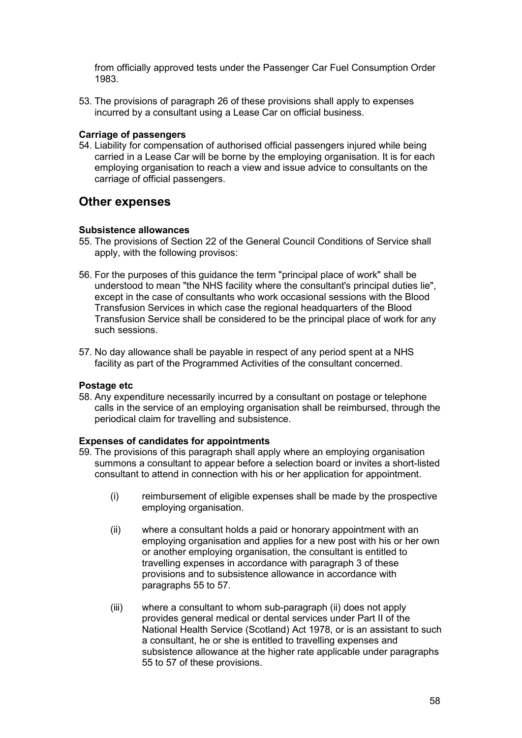from officially approved tests under the Passenger Car Fuel Consumption Order 1983.

53. The provisions of paragraph 26 of these provisions shall apply to expenses incurred by a consultant using a Lease Car on official business.

**Carriage of passengers**

54. Liability for compensation of authorised official passengers injured while being carried in a Lease Car will be borne by the employing organisation. It is for each employing organisation to reach a view and issue advice to consultants on the carriage of official passengers.

## Other expenses

**Subsistence allowances**

55. The provisions of Section 22 of the General Council Conditions of Service shall apply, with the following provisos:

56. For the purposes of this guidance the term "principal place of work" shall be understood to mean "the NHS facility where the consultant's principal duties lie", except in the case of consultants who work occasional sessions with the Blood Transfusion Services in which case the regional headquarters of the Blood Transfusion Service shall be considered to be the principal place of work for any such sessions.

57. No day allowance shall be payable in respect of any period spent at a NHS facility as part of the Programmed Activities of the consultant concerned.

**Postage etc**

58. Any expenditure necessarily incurred by a consultant on postage or telephone calls in the service of an employing organisation shall be reimbursed, through the periodical claim for travelling and subsistence.

**Expenses of candidates for appointments**

59. The provisions of this paragraph shall apply where an employing organisation summons a consultant to appear before a selection board or invites a short-listed consultant to attend in connection with his or her application for appointment.

    (i) reimbursement of eligible expenses shall be made by the prospective employing organisation.

    (ii) where a consultant holds a paid or honorary appointment with an employing organisation and applies for a new post with his or her own or another employing organisation, the consultant is entitled to travelling expenses in accordance with paragraph 3 of these provisions and to subsistence allowance in accordance with paragraphs 55 to 57.

    (iii) where a consultant to whom sub-paragraph (ii) does not apply provides general medical or dental services under Part II of the National Health Service (Scotland) Act 1978, or is an assistant to such a consultant, he or she is entitled to travelling expenses and subsistence allowance at the higher rate applicable under paragraphs 55 to 57 of these provisions.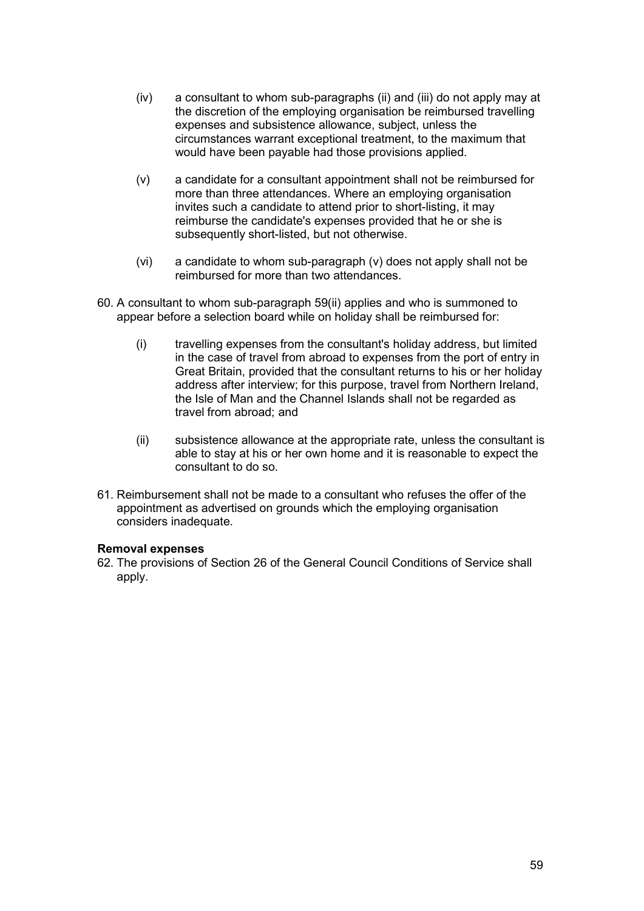(iv) a consultant to whom sub-paragraphs (ii) and (iii) do not apply may at the discretion of the employing organisation be reimbursed travelling expenses and subsistence allowance, subject, unless the circumstances warrant exceptional treatment, to the maximum that would have been payable had those provisions applied.

(v) a candidate for a consultant appointment shall not be reimbursed for more than three attendances. Where an employing organisation invites such a candidate to attend prior to short-listing, it may reimburse the candidate's expenses provided that he or she is subsequently short-listed, but not otherwise.

(vi) a candidate to whom sub-paragraph (v) does not apply shall not be reimbursed for more than two attendances.

60. A consultant to whom sub-paragraph 59(ii) applies and who is summoned to appear before a selection board while on holiday shall be reimbursed for:

    (i) travelling expenses from the consultant's holiday address, but limited in the case of travel from abroad to expenses from the port of entry in Great Britain, provided that the consultant returns to his or her holiday address after interview; for this purpose, travel from Northern Ireland, the Isle of Man and the Channel Islands shall not be regarded as travel from abroad; and

    (ii) subsistence allowance at the appropriate rate, unless the consultant is able to stay at his or her own home and it is reasonable to expect the consultant to do so.

61. Reimbursement shall not be made to a consultant who refuses the offer of the appointment as advertised on grounds which the employing organisation considers inadequate.

**Removal expenses**

62. The provisions of Section 26 of the General Council Conditions of Service shall apply.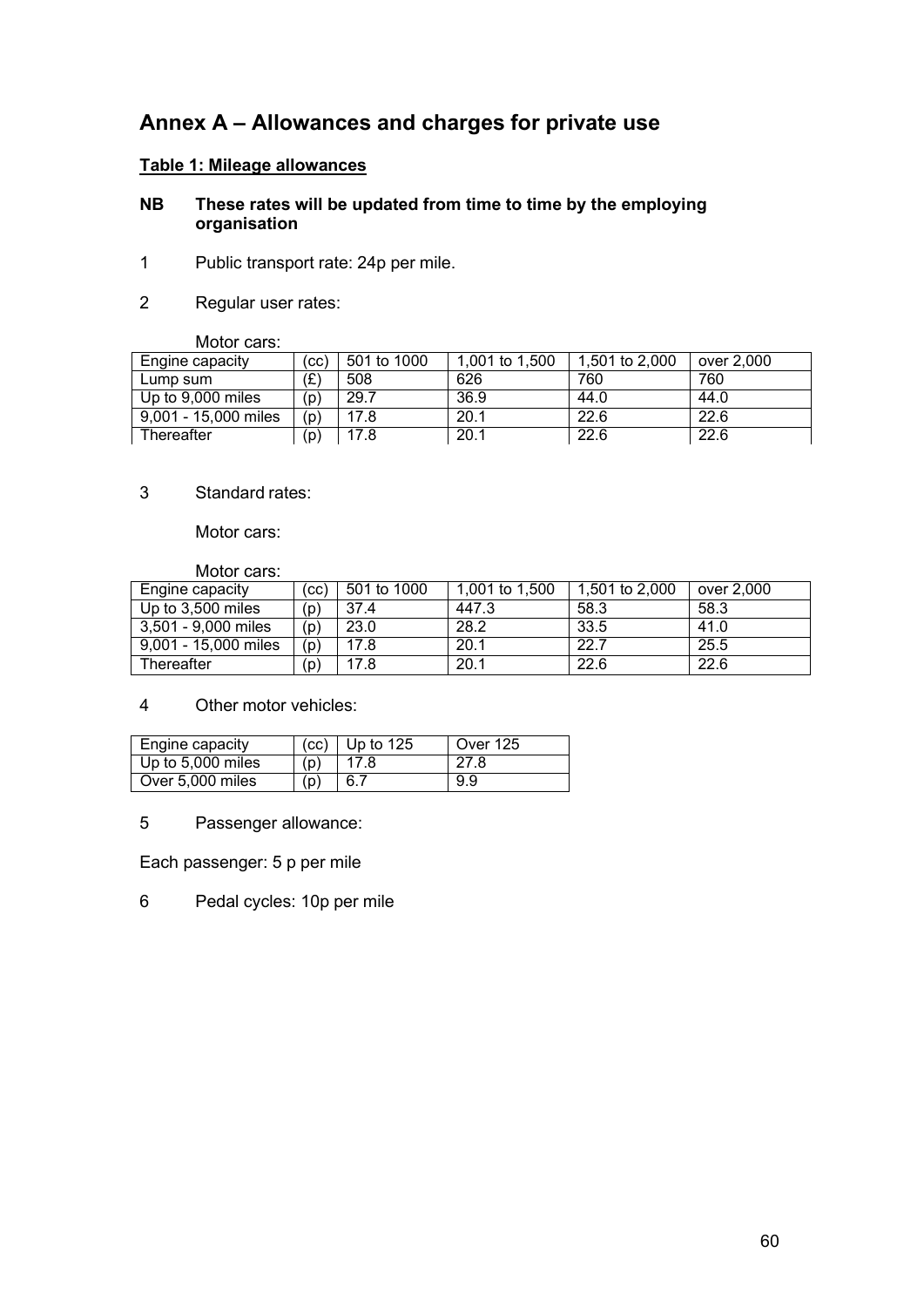# Annex A – Allowances and charges for private use

**Table 1: Mileage allowances**

**NB These rates will be updated from time to time by the employing organisation**

1 Public transport rate: 24p per mile.

2 Regular user rates:

Motor cars:

| Engine capacity | (cc) | 501 to 1000 | 1,001 to 1,500 | 1,501 to 2,000 | over 2,000 |
|---|---|---|---|---|---|
| Lump sum | (£) | 508 | 626 | 760 | 760 |
| Up to 9,000 miles | (p) | 29.7 | 36.9 | 44.0 | 44.0 |
| 9,001 - 15,000 miles | (p) | 17.8 | 20.1 | 22.6 | 22.6 |
| Thereafter | (p) | 17.8 | 20.1 | 22.6 | 22.6 |

3 Standard rates:

Motor cars:

Motor cars:

| Engine capacity | (cc) | 501 to 1000 | 1,001 to 1,500 | 1,501 to 2,000 | over 2,000 |
|---|---|---|---|---|---|
| Up to 3,500 miles | (p) | 37.4 | 447.3 | 58.3 | 58.3 |
| 3,501 - 9,000 miles | (p) | 23.0 | 28.2 | 33.5 | 41.0 |
| 9,001 - 15,000 miles | (p) | 17.8 | 20.1 | 22.7 | 25.5 |
| Thereafter | (p) | 17.8 | 20.1 | 22.6 | 22.6 |

4 Other motor vehicles:

| Engine capacity | (cc) | Up to 125 | Over 125 |
|---|---|---|---|
| Up to 5,000 miles | (p) | 17.8 | 27.8 |
| Over 5,000 miles | (p) | 6.7 | 9.9 |

5 Passenger allowance:

Each passenger: 5 p per mile

6 Pedal cycles: 10p per mile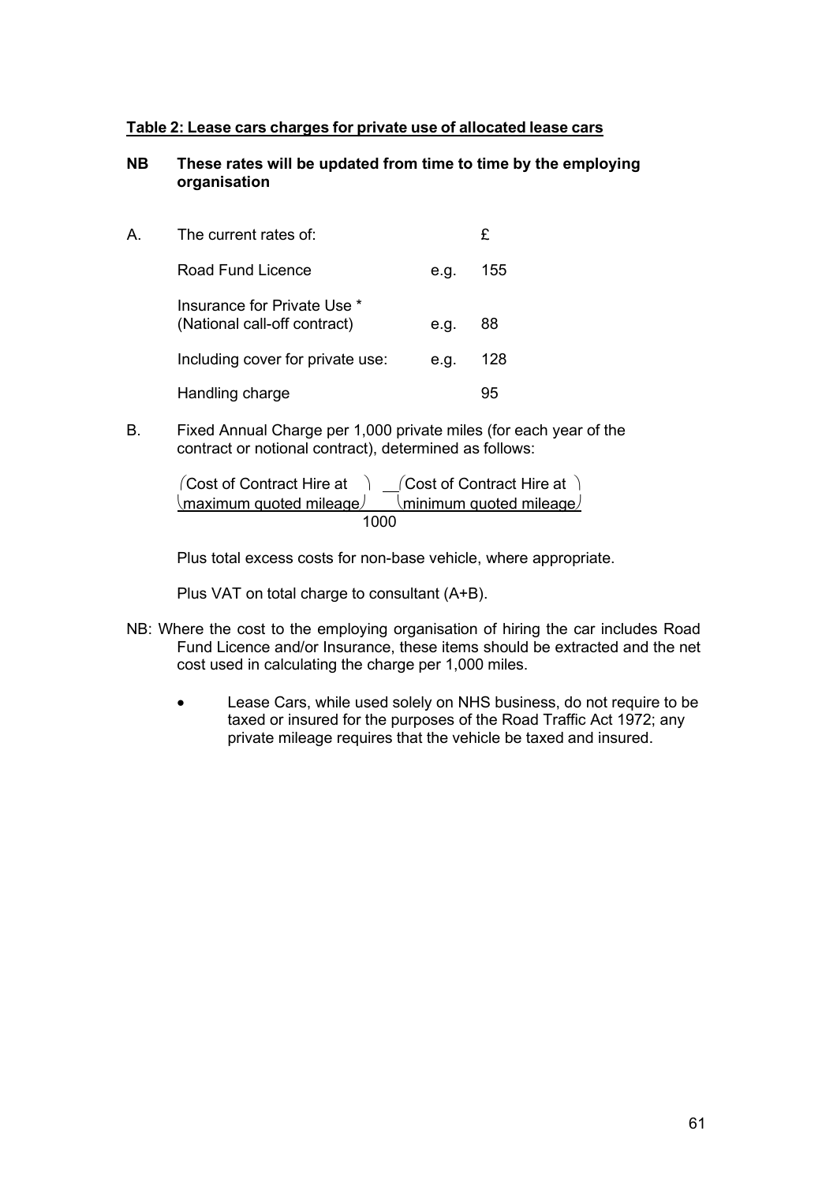**<u>Table 2: Lease cars charges for private use of allocated lease cars</u>**

**NB These rates will be updated from time to time by the employing organisation**

A. The current rates of:

| | | £ |
|---|---|---|
| Road Fund Licence | e.g. | 155 |
| Insurance for Private Use * (National call-off contract) | e.g. | 88 |
| Including cover for private use: | e.g. | 128 |
| Handling charge | | 95 |

B. Fixed Annual Charge per 1,000 private miles (for each year of the contract or notional contract), determined as follows:

$$\frac{\left(\text{Cost of Contract Hire at maximum quoted mileage}\right) - \left(\text{Cost of Contract Hire at minimum quoted mileage}\right)}{1000}$$

Plus total excess costs for non-base vehicle, where appropriate.

Plus VAT on total charge to consultant (A+B).

NB: Where the cost to the employing organisation of hiring the car includes Road Fund Licence and/or Insurance, these items should be extracted and the net cost used in calculating the charge per 1,000 miles.

- Lease Cars, while used solely on NHS business, do not require to be taxed or insured for the purposes of the Road Traffic Act 1972; any private mileage requires that the vehicle be taxed and insured.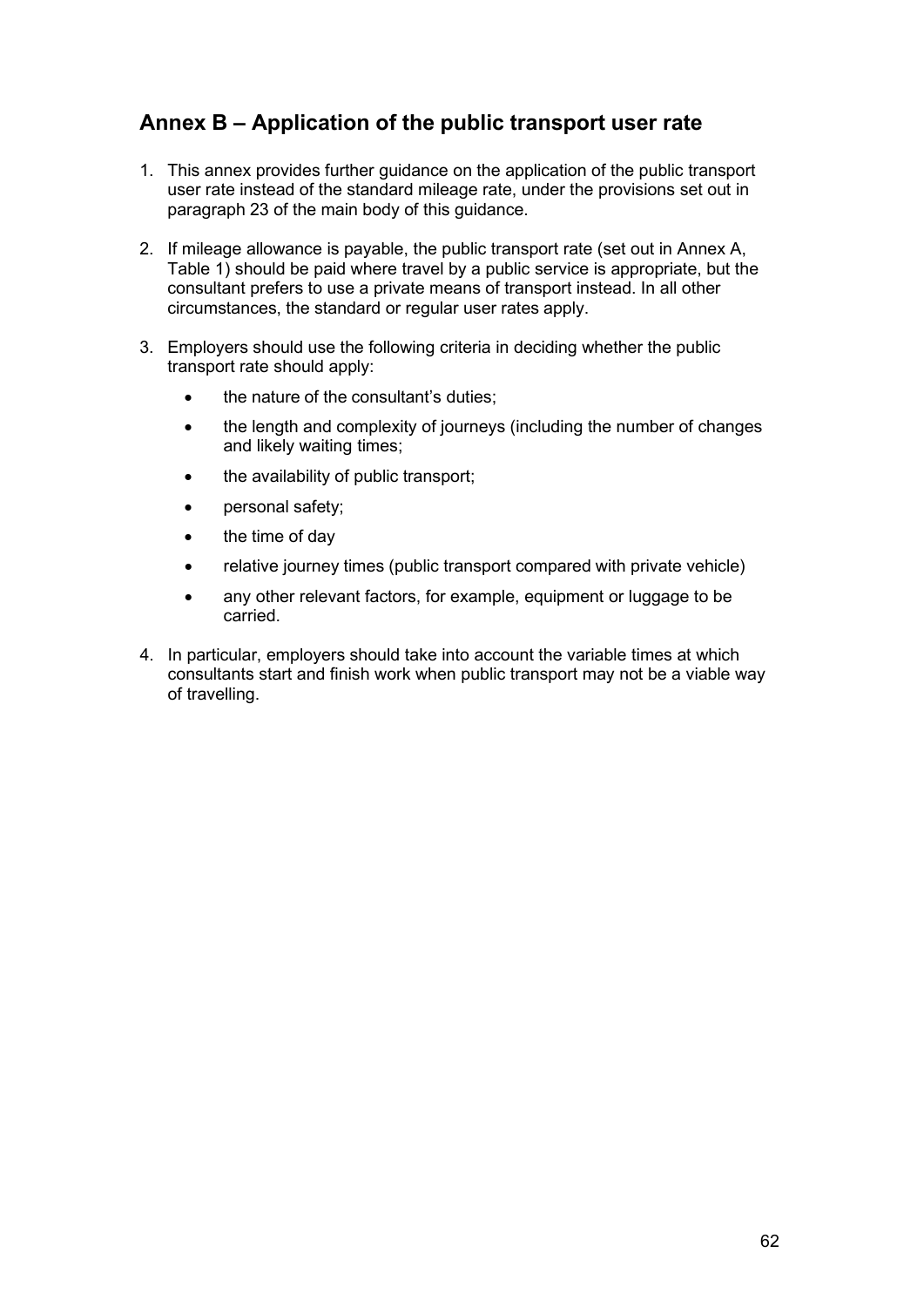## Annex B – Application of the public transport user rate

1. This annex provides further guidance on the application of the public transport user rate instead of the standard mileage rate, under the provisions set out in paragraph 23 of the main body of this guidance.

2. If mileage allowance is payable, the public transport rate (set out in Annex A, Table 1) should be paid where travel by a public service is appropriate, but the consultant prefers to use a private means of transport instead. In all other circumstances, the standard or regular user rates apply.

3. Employers should use the following criteria in deciding whether the public transport rate should apply:
   - the nature of the consultant's duties;
   - the length and complexity of journeys (including the number of changes and likely waiting times;
   - the availability of public transport;
   - personal safety;
   - the time of day
   - relative journey times (public transport compared with private vehicle)
   - any other relevant factors, for example, equipment or luggage to be carried.

4. In particular, employers should take into account the variable times at which consultants start and finish work when public transport may not be a viable way of travelling.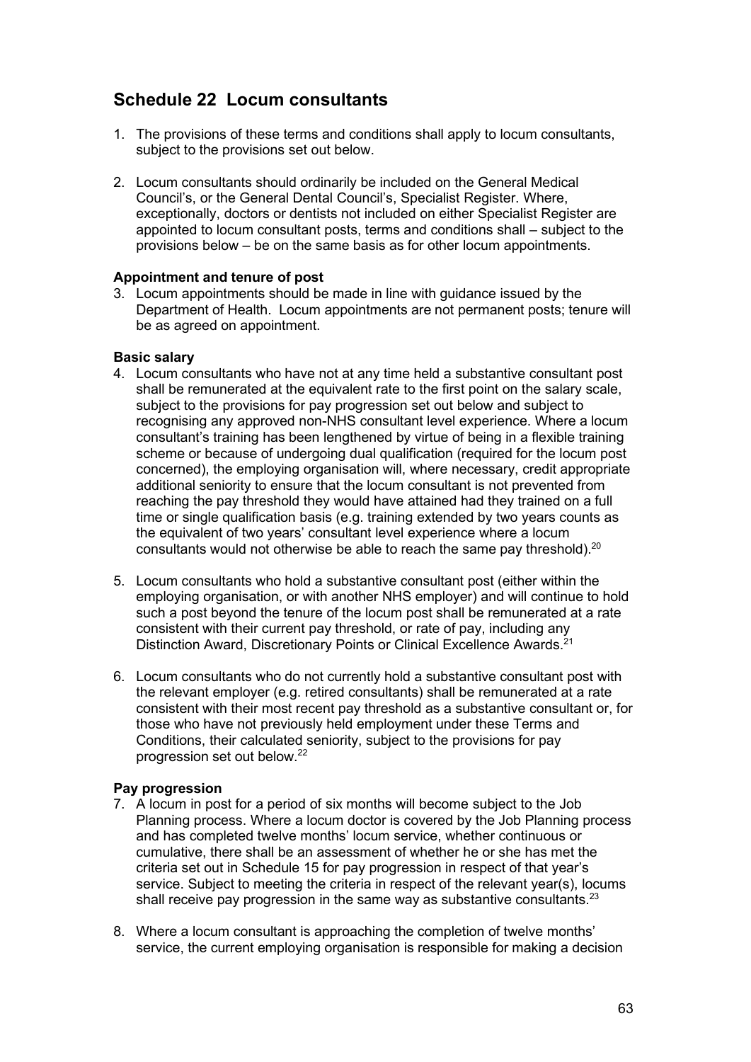## Schedule 22 Locum consultants

1. The provisions of these terms and conditions shall apply to locum consultants, subject to the provisions set out below.

2. Locum consultants should ordinarily be included on the General Medical Council's, or the General Dental Council's, Specialist Register. Where, exceptionally, doctors or dentists not included on either Specialist Register are appointed to locum consultant posts, terms and conditions shall – subject to the provisions below – be on the same basis as for other locum appointments.

**Appointment and tenure of post**

3. Locum appointments should be made in line with guidance issued by the Department of Health. Locum appointments are not permanent posts; tenure will be as agreed on appointment.

**Basic salary**

4. Locum consultants who have not at any time held a substantive consultant post shall be remunerated at the equivalent rate to the first point on the salary scale, subject to the provisions for pay progression set out below and subject to recognising any approved non-NHS consultant level experience. Where a locum consultant's training has been lengthened by virtue of being in a flexible training scheme or because of undergoing dual qualification (required for the locum post concerned), the employing organisation will, where necessary, credit appropriate additional seniority to ensure that the locum consultant is not prevented from reaching the pay threshold they would have attained had they trained on a full time or single qualification basis (e.g. training extended by two years counts as the equivalent of two years' consultant level experience where a locum consultants would not otherwise be able to reach the same pay threshold).[20]

5. Locum consultants who hold a substantive consultant post (either within the employing organisation, or with another NHS employer) and will continue to hold such a post beyond the tenure of the locum post shall be remunerated at a rate consistent with their current pay threshold, or rate of pay, including any Distinction Award, Discretionary Points or Clinical Excellence Awards.[21]

6. Locum consultants who do not currently hold a substantive consultant post with the relevant employer (e.g. retired consultants) shall be remunerated at a rate consistent with their most recent pay threshold as a substantive consultant or, for those who have not previously held employment under these Terms and Conditions, their calculated seniority, subject to the provisions for pay progression set out below.[22]

**Pay progression**

7. A locum in post for a period of six months will become subject to the Job Planning process. Where a locum doctor is covered by the Job Planning process and has completed twelve months' locum service, whether continuous or cumulative, there shall be an assessment of whether he or she has met the criteria set out in Schedule 15 for pay progression in respect of that year's service. Subject to meeting the criteria in respect of the relevant year(s), locums shall receive pay progression in the same way as substantive consultants.[23]

8. Where a locum consultant is approaching the completion of twelve months' service, the current employing organisation is responsible for making a decision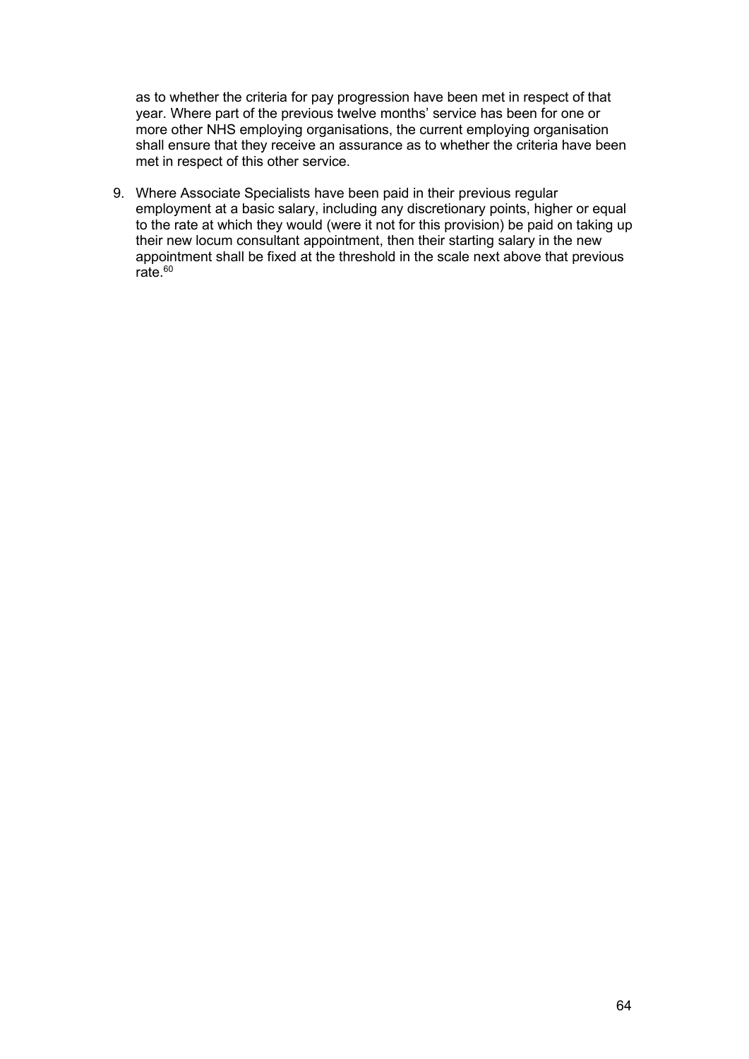as to whether the criteria for pay progression have been met in respect of that year. Where part of the previous twelve months' service has been for one or more other NHS employing organisations, the current employing organisation shall ensure that they receive an assurance as to whether the criteria have been met in respect of this other service.

9. Where Associate Specialists have been paid in their previous regular employment at a basic salary, including any discretionary points, higher or equal to the rate at which they would (were it not for this provision) be paid on taking up their new locum consultant appointment, then their starting salary in the new appointment shall be fixed at the threshold in the scale next above that previous rate.[60]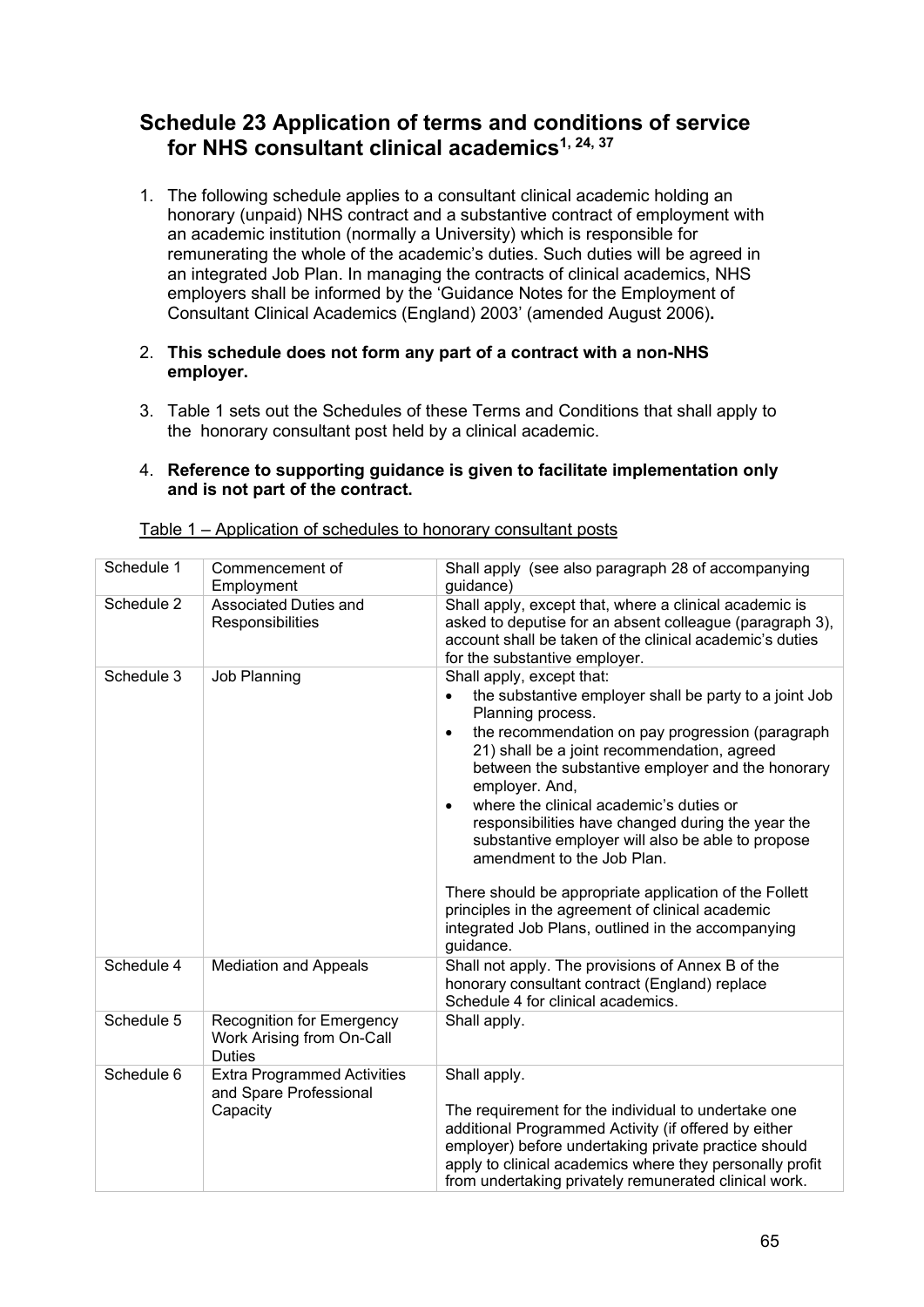# Schedule 23 Application of terms and conditions of service for NHS consultant clinical academics[1, 24, 37]

1. The following schedule applies to a consultant clinical academic holding an honorary (unpaid) NHS contract and a substantive contract of employment with an academic institution (normally a University) which is responsible for remunerating the whole of the academic's duties. Such duties will be agreed in an integrated Job Plan. In managing the contracts of clinical academics, NHS employers shall be informed by the 'Guidance Notes for the Employment of Consultant Clinical Academics (England) 2003' (amended August 2006)**.**

2. **This schedule does not form any part of a contract with a non-NHS employer.**

3. Table 1 sets out the Schedules of these Terms and Conditions that shall apply to the honorary consultant post held by a clinical academic.

4. **Reference to supporting guidance is given to facilitate implementation only and is not part of the contract.**

<u>Table 1 – Application of schedules to honorary consultant posts</u>

| | | |
|---|---|---|
| Schedule 1 | Commencement of Employment | Shall apply (see also paragraph 28 of accompanying guidance) |
| Schedule 2 | Associated Duties and Responsibilities | Shall apply, except that, where a clinical academic is asked to deputise for an absent colleague (paragraph 3), account shall be taken of the clinical academic's duties for the substantive employer. |
| Schedule 3 | Job Planning | Shall apply, except that:<br>• the substantive employer shall be party to a joint Job Planning process.<br>• the recommendation on pay progression (paragraph 21) shall be a joint recommendation, agreed between the substantive employer and the honorary employer. And,<br>• where the clinical academic's duties or responsibilities have changed during the year the substantive employer will also be able to propose amendment to the Job Plan.<br><br>There should be appropriate application of the Follett principles in the agreement of clinical academic integrated Job Plans, outlined in the accompanying guidance. |
| Schedule 4 | Mediation and Appeals | Shall not apply. The provisions of Annex B of the honorary consultant contract (England) replace Schedule 4 for clinical academics. |
| Schedule 5 | Recognition for Emergency Work Arising from On-Call Duties | Shall apply. |
| Schedule 6 | Extra Programmed Activities and Spare Professional Capacity | Shall apply.<br><br>The requirement for the individual to undertake one additional Programmed Activity (if offered by either employer) before undertaking private practice should apply to clinical academics where they personally profit from undertaking privately remunerated clinical work. |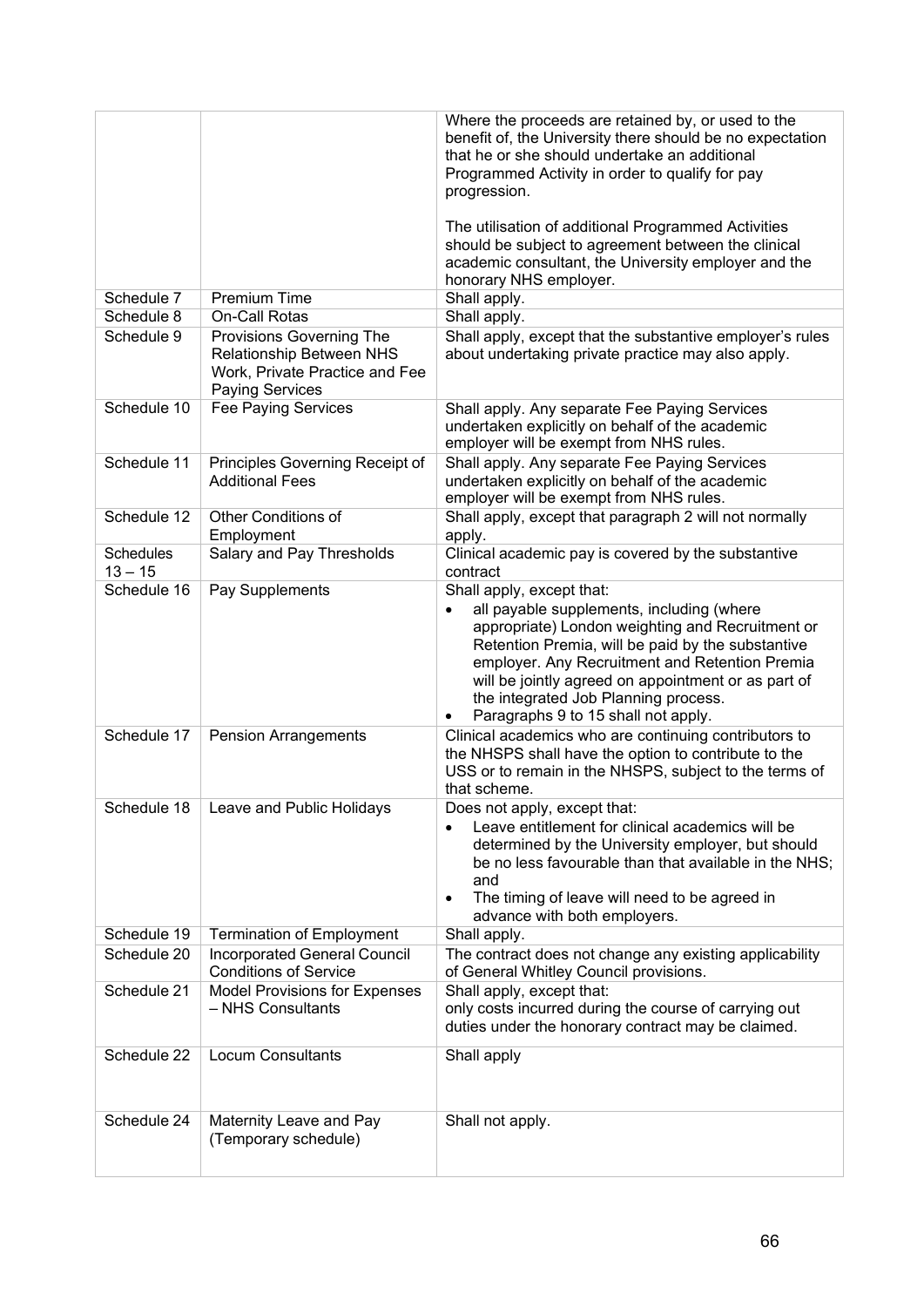| | | |
|---|---|---|
| | | Where the proceeds are retained by, or used to the benefit of, the University there should be no expectation that he or she should undertake an additional Programmed Activity in order to qualify for pay progression.<br><br>The utilisation of additional Programmed Activities should be subject to agreement between the clinical academic consultant, the University employer and the honorary NHS employer. |
| Schedule 7 | Premium Time | Shall apply. |
| Schedule 8 | On-Call Rotas | Shall apply. |
| Schedule 9 | Provisions Governing The Relationship Between NHS Work, Private Practice and Fee Paying Services | Shall apply, except that the substantive employer's rules about undertaking private practice may also apply. |
| Schedule 10 | Fee Paying Services | Shall apply. Any separate Fee Paying Services undertaken explicitly on behalf of the academic employer will be exempt from NHS rules. |
| Schedule 11 | Principles Governing Receipt of Additional Fees | Shall apply. Any separate Fee Paying Services undertaken explicitly on behalf of the academic employer will be exempt from NHS rules. |
| Schedule 12 | Other Conditions of Employment | Shall apply, except that paragraph 2 will not normally apply. |
| Schedules 13 – 15 | Salary and Pay Thresholds | Clinical academic pay is covered by the substantive contract |
| Schedule 16 | Pay Supplements | Shall apply, except that:<br>• all payable supplements, including (where appropriate) London weighting and Recruitment or Retention Premia, will be paid by the substantive employer. Any Recruitment and Retention Premia will be jointly agreed on appointment or as part of the integrated Job Planning process.<br>• Paragraphs 9 to 15 shall not apply. |
| Schedule 17 | Pension Arrangements | Clinical academics who are continuing contributors to the NHSPS shall have the option to contribute to the USS or to remain in the NHSPS, subject to the terms of that scheme. |
| Schedule 18 | Leave and Public Holidays | Does not apply, except that:<br>• Leave entitlement for clinical academics will be determined by the University employer, but should be no less favourable than that available in the NHS; and<br>• The timing of leave will need to be agreed in advance with both employers. |
| Schedule 19 | Termination of Employment | Shall apply. |
| Schedule 20 | Incorporated General Council Conditions of Service | The contract does not change any existing applicability of General Whitley Council provisions. |
| Schedule 21 | Model Provisions for Expenses – NHS Consultants | Shall apply, except that:<br>only costs incurred during the course of carrying out duties under the honorary contract may be claimed. |
| Schedule 22 | Locum Consultants | Shall apply |
| Schedule 24 | Maternity Leave and Pay (Temporary schedule) | Shall not apply. |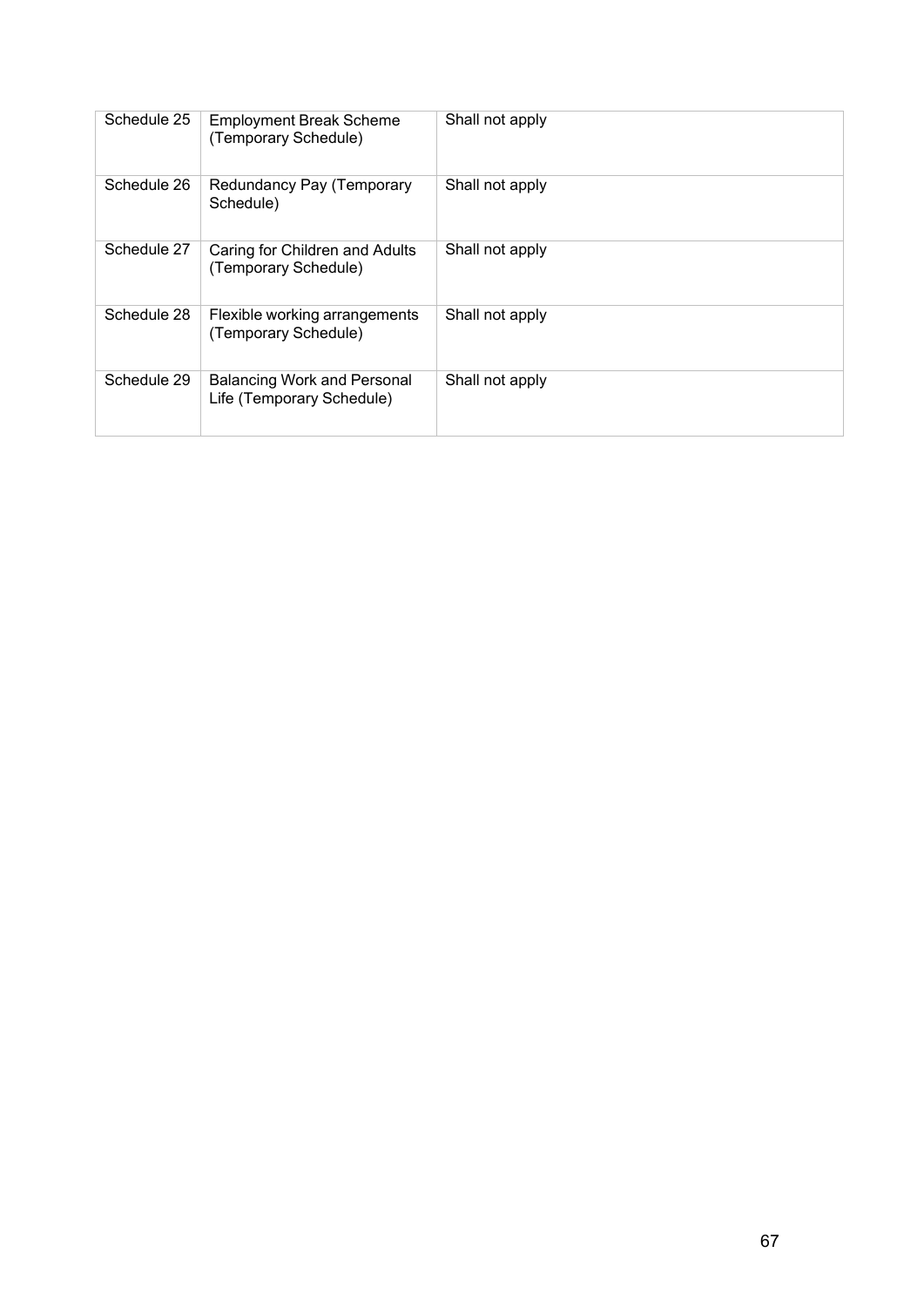| | | |
|---|---|---|
| Schedule 25 | Employment Break Scheme (Temporary Schedule) | Shall not apply |
| Schedule 26 | Redundancy Pay (Temporary Schedule) | Shall not apply |
| Schedule 27 | Caring for Children and Adults (Temporary Schedule) | Shall not apply |
| Schedule 28 | Flexible working arrangements (Temporary Schedule) | Shall not apply |
| Schedule 29 | Balancing Work and Personal Life (Temporary Schedule) | Shall not apply |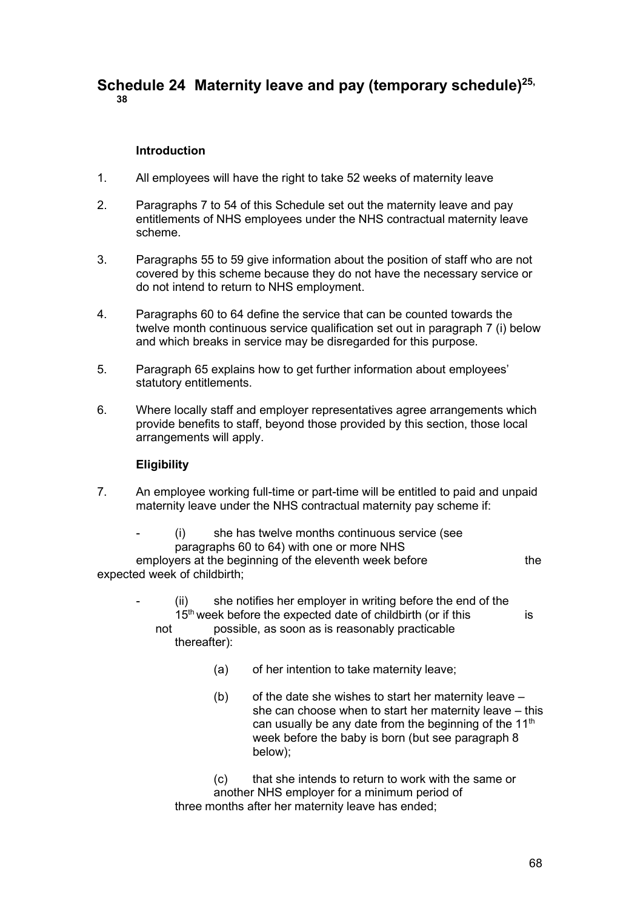# Schedule 24 Maternity leave and pay (temporary schedule)[25, 38]

### Introduction

1. All employees will have the right to take 52 weeks of maternity leave

2. Paragraphs 7 to 54 of this Schedule set out the maternity leave and pay entitlements of NHS employees under the NHS contractual maternity leave scheme.

3. Paragraphs 55 to 59 give information about the position of staff who are not covered by this scheme because they do not have the necessary service or do not intend to return to NHS employment.

4. Paragraphs 60 to 64 define the service that can be counted towards the twelve month continuous service qualification set out in paragraph 7 (i) below and which breaks in service may be disregarded for this purpose.

5. Paragraph 65 explains how to get further information about employees' statutory entitlements.

6. Where locally staff and employer representatives agree arrangements which provide benefits to staff, beyond those provided by this section, those local arrangements will apply.

### Eligibility

7. An employee working full-time or part-time will be entitled to paid and unpaid maternity leave under the NHS contractual maternity pay scheme if:

   - (i) she has twelve months continuous service (see paragraphs 60 to 64) with one or more NHS employers at the beginning of the eleventh week before the expected week of childbirth;

   - (ii) she notifies her employer in writing before the end of the 15th week before the expected date of childbirth (or if this is not possible, as soon as is reasonably practicable thereafter):

     (a) of her intention to take maternity leave;

     (b) of the date she wishes to start her maternity leave – she can choose when to start her maternity leave – this can usually be any date from the beginning of the 11th week before the baby is born (but see paragraph 8 below);

     (c) that she intends to return to work with the same or another NHS employer for a minimum period of three months after her maternity leave has ended;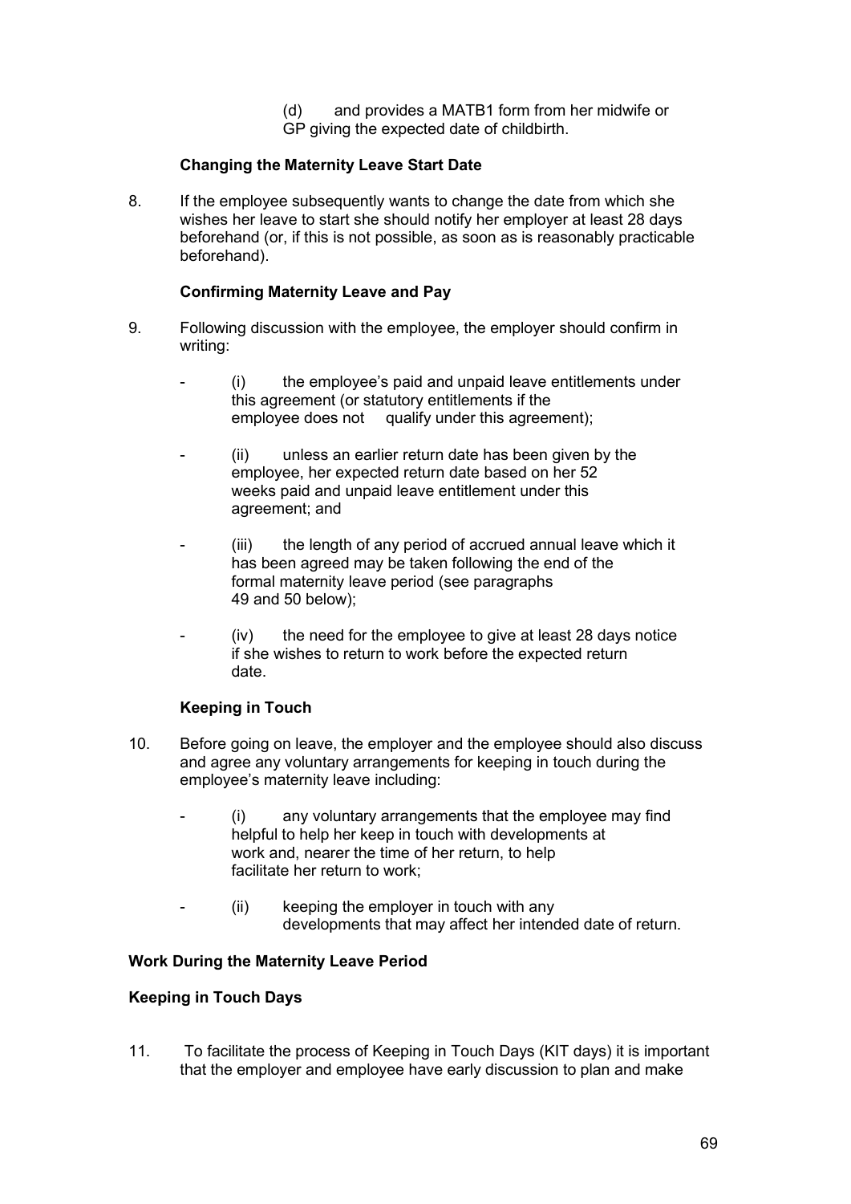(d) and provides a MATB1 form from her midwife or GP giving the expected date of childbirth.

**Changing the Maternity Leave Start Date**

8. If the employee subsequently wants to change the date from which she wishes her leave to start she should notify her employer at least 28 days beforehand (or, if this is not possible, as soon as is reasonably practicable beforehand).

**Confirming Maternity Leave and Pay**

9. Following discussion with the employee, the employer should confirm in writing:

- (i) the employee's paid and unpaid leave entitlements under this agreement (or statutory entitlements if the employee does not qualify under this agreement);

- (ii) unless an earlier return date has been given by the employee, her expected return date based on her 52 weeks paid and unpaid leave entitlement under this agreement; and

- (iii) the length of any period of accrued annual leave which it has been agreed may be taken following the end of the formal maternity leave period (see paragraphs 49 and 50 below);

- (iv) the need for the employee to give at least 28 days notice if she wishes to return to work before the expected return date.

**Keeping in Touch**

10. Before going on leave, the employer and the employee should also discuss and agree any voluntary arrangements for keeping in touch during the employee's maternity leave including:

- (i) any voluntary arrangements that the employee may find helpful to help her keep in touch with developments at work and, nearer the time of her return, to help facilitate her return to work;

- (ii) keeping the employer in touch with any developments that may affect her intended date of return.

**Work During the Maternity Leave Period**

**Keeping in Touch Days**

11. To facilitate the process of Keeping in Touch Days (KIT days) it is important that the employer and employee have early discussion to plan and make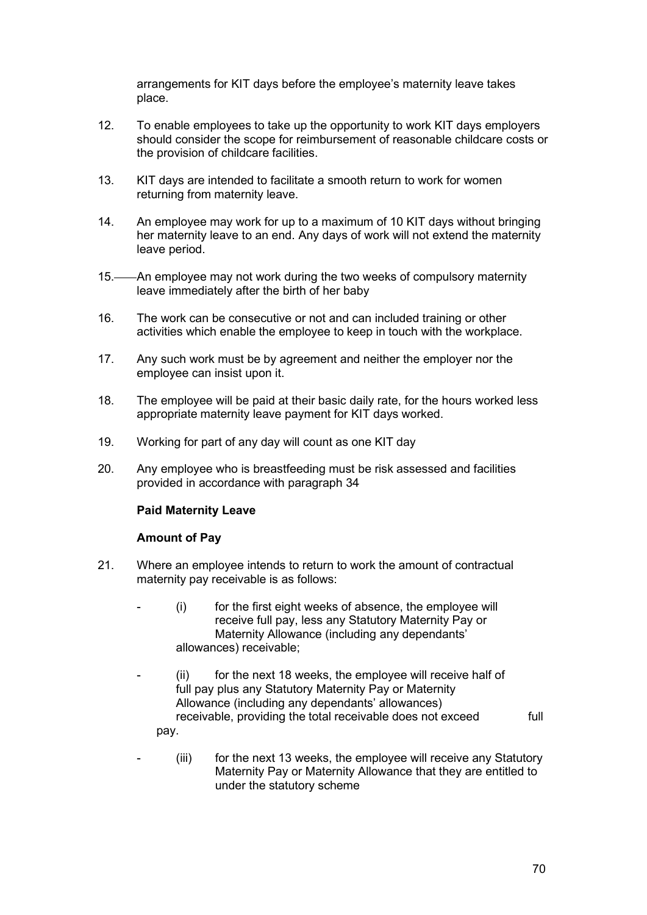arrangements for KIT days before the employee's maternity leave takes place.

12. To enable employees to take up the opportunity to work KIT days employers should consider the scope for reimbursement of reasonable childcare costs or the provision of childcare facilities.

13. KIT days are intended to facilitate a smooth return to work for women returning from maternity leave.

14. An employee may work for up to a maximum of 10 KIT days without bringing her maternity leave to an end. Any days of work will not extend the maternity leave period.

15. An employee may not work during the two weeks of compulsory maternity leave immediately after the birth of her baby

16. The work can be consecutive or not and can included training or other activities which enable the employee to keep in touch with the workplace.

17. Any such work must be by agreement and neither the employer nor the employee can insist upon it.

18. The employee will be paid at their basic daily rate, for the hours worked less appropriate maternity leave payment for KIT days worked.

19. Working for part of any day will count as one KIT day

20. Any employee who is breastfeeding must be risk assessed and facilities provided in accordance with paragraph 34

**Paid Maternity Leave**

**Amount of Pay**

21. Where an employee intends to return to work the amount of contractual maternity pay receivable is as follows:

    - (i) for the first eight weeks of absence, the employee will receive full pay, less any Statutory Maternity Pay or Maternity Allowance (including any dependants' allowances) receivable;

    - (ii) for the next 18 weeks, the employee will receive half of full pay plus any Statutory Maternity Pay or Maternity Allowance (including any dependants' allowances) receivable, providing the total receivable does not exceed full pay.

    - (iii) for the next 13 weeks, the employee will receive any Statutory Maternity Pay or Maternity Allowance that they are entitled to under the statutory scheme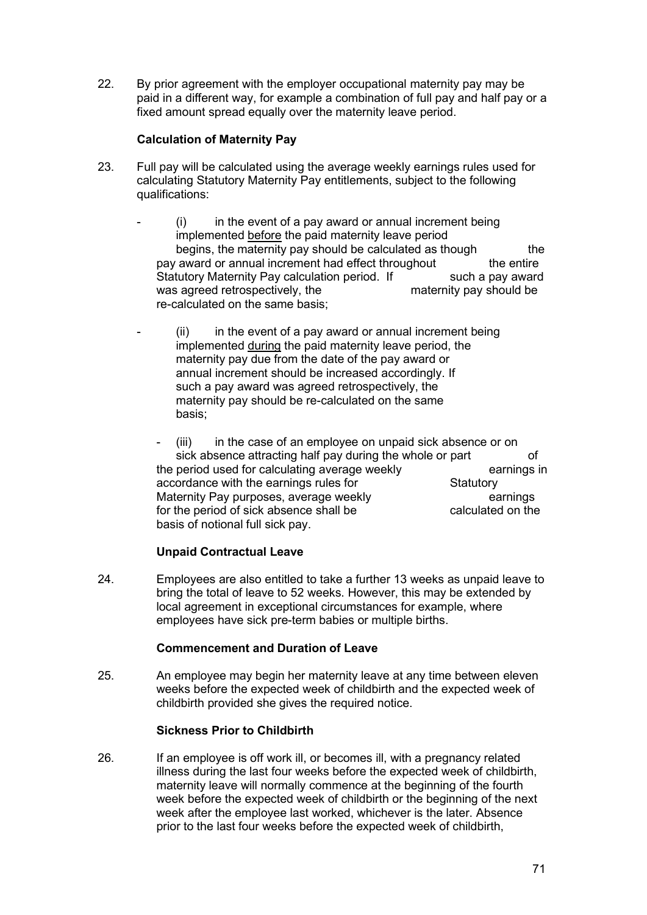22. By prior agreement with the employer occupational maternity pay may be paid in a different way, for example a combination of full pay and half pay or a fixed amount spread equally over the maternity leave period.

**Calculation of Maternity Pay**

23. Full pay will be calculated using the average weekly earnings rules used for calculating Statutory Maternity Pay entitlements, subject to the following qualifications:

- (i) in the event of a pay award or annual increment being implemented before the paid maternity leave period begins, the maternity pay should be calculated as though the pay award or annual increment had effect throughout the entire Statutory Maternity Pay calculation period. If such a pay award was agreed retrospectively, the maternity pay should be re-calculated on the same basis;

- (ii) in the event of a pay award or annual increment being implemented during the paid maternity leave period, the maternity pay due from the date of the pay award or annual increment should be increased accordingly. If such a pay award was agreed retrospectively, the maternity pay should be re-calculated on the same basis;

- (iii) in the case of an employee on unpaid sick absence or on sick absence attracting half pay during the whole or part of the period used for calculating average weekly earnings in accordance with the earnings rules for Statutory Maternity Pay purposes, average weekly earnings for the period of sick absence shall be calculated on the basis of notional full sick pay.

**Unpaid Contractual Leave**

24. Employees are also entitled to take a further 13 weeks as unpaid leave to bring the total of leave to 52 weeks. However, this may be extended by local agreement in exceptional circumstances for example, where employees have sick pre-term babies or multiple births.

**Commencement and Duration of Leave**

25. An employee may begin her maternity leave at any time between eleven weeks before the expected week of childbirth and the expected week of childbirth provided she gives the required notice.

**Sickness Prior to Childbirth**

26. If an employee is off work ill, or becomes ill, with a pregnancy related illness during the last four weeks before the expected week of childbirth, maternity leave will normally commence at the beginning of the fourth week before the expected week of childbirth or the beginning of the next week after the employee last worked, whichever is the later. Absence prior to the last four weeks before the expected week of childbirth,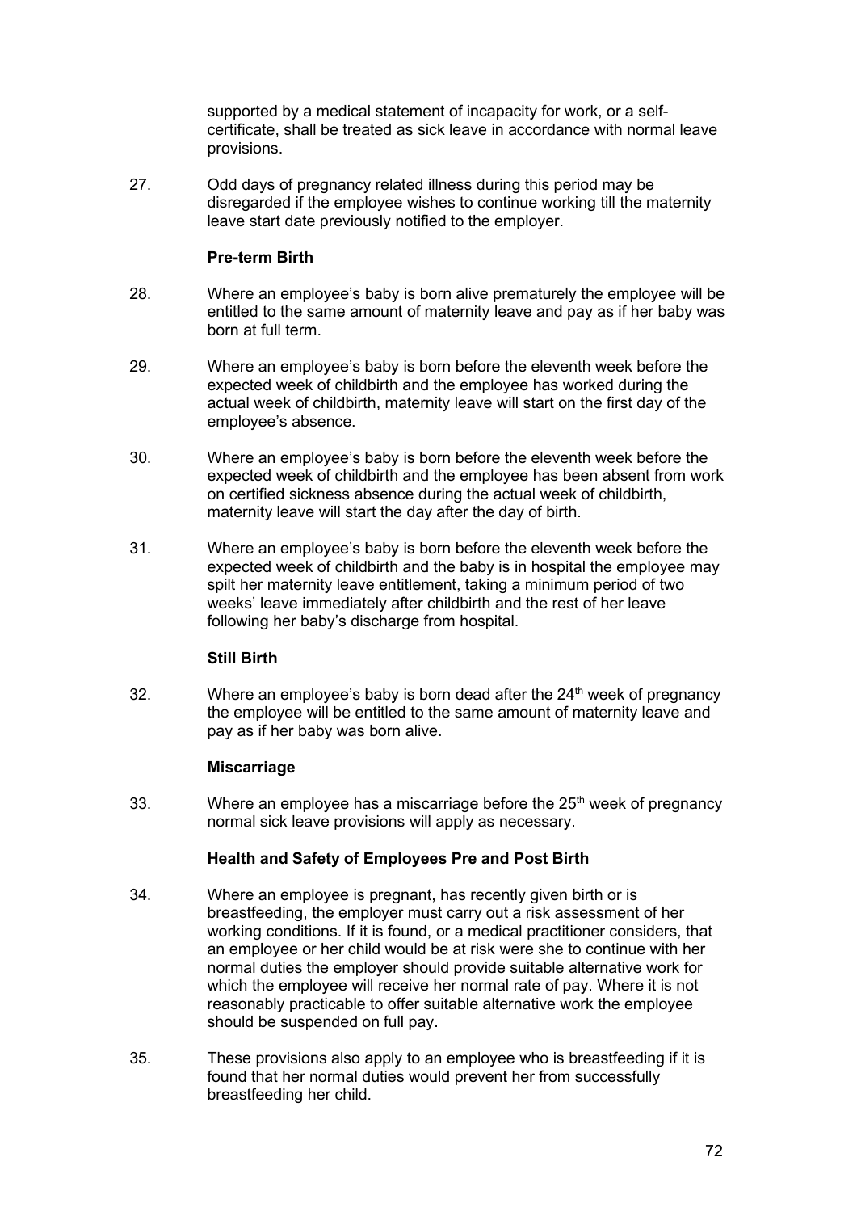supported by a medical statement of incapacity for work, or a self-certificate, shall be treated as sick leave in accordance with normal leave provisions.

27. Odd days of pregnancy related illness during this period may be disregarded if the employee wishes to continue working till the maternity leave start date previously notified to the employer.

**Pre-term Birth**

28. Where an employee's baby is born alive prematurely the employee will be entitled to the same amount of maternity leave and pay as if her baby was born at full term.

29. Where an employee's baby is born before the eleventh week before the expected week of childbirth and the employee has worked during the actual week of childbirth, maternity leave will start on the first day of the employee's absence.

30. Where an employee's baby is born before the eleventh week before the expected week of childbirth and the employee has been absent from work on certified sickness absence during the actual week of childbirth, maternity leave will start the day after the day of birth.

31. Where an employee's baby is born before the eleventh week before the expected week of childbirth and the baby is in hospital the employee may spilt her maternity leave entitlement, taking a minimum period of two weeks' leave immediately after childbirth and the rest of her leave following her baby's discharge from hospital.

**Still Birth**

32. Where an employee's baby is born dead after the 24th week of pregnancy the employee will be entitled to the same amount of maternity leave and pay as if her baby was born alive.

**Miscarriage**

33. Where an employee has a miscarriage before the 25th week of pregnancy normal sick leave provisions will apply as necessary.

**Health and Safety of Employees Pre and Post Birth**

34. Where an employee is pregnant, has recently given birth or is breastfeeding, the employer must carry out a risk assessment of her working conditions. If it is found, or a medical practitioner considers, that an employee or her child would be at risk were she to continue with her normal duties the employer should provide suitable alternative work for which the employee will receive her normal rate of pay. Where it is not reasonably practicable to offer suitable alternative work the employee should be suspended on full pay.

35. These provisions also apply to an employee who is breastfeeding if it is found that her normal duties would prevent her from successfully breastfeeding her child.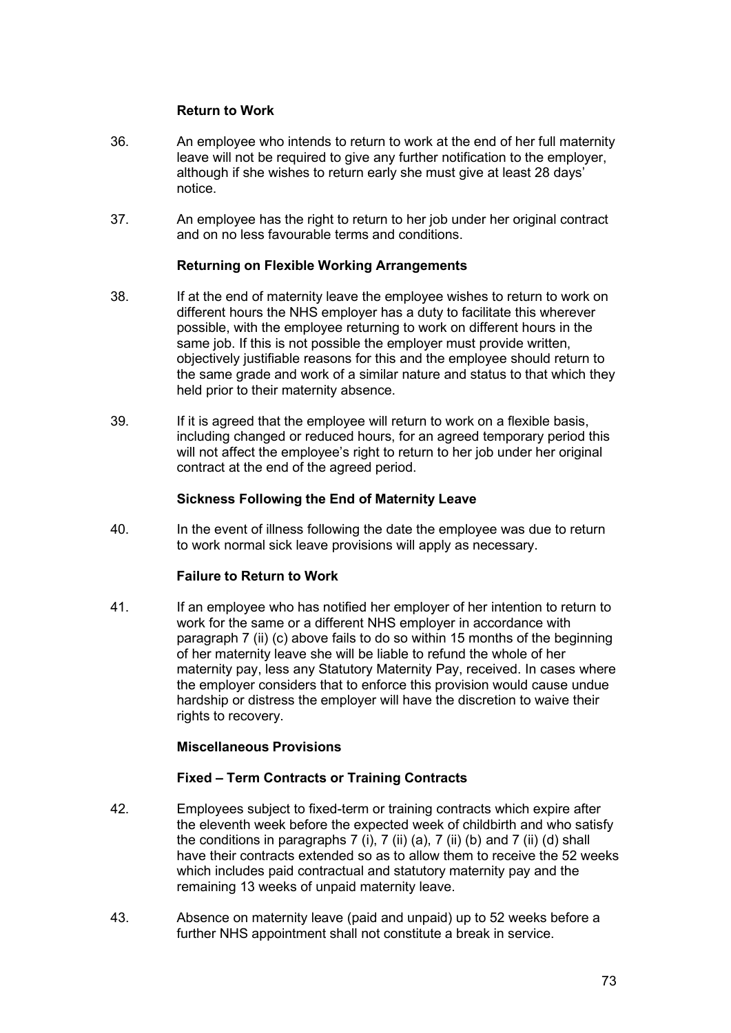### Return to Work

36. An employee who intends to return to work at the end of her full maternity leave will not be required to give any further notification to the employer, although if she wishes to return early she must give at least 28 days' notice.

37. An employee has the right to return to her job under her original contract and on no less favourable terms and conditions.

### Returning on Flexible Working Arrangements

38. If at the end of maternity leave the employee wishes to return to work on different hours the NHS employer has a duty to facilitate this wherever possible, with the employee returning to work on different hours in the same job. If this is not possible the employer must provide written, objectively justifiable reasons for this and the employee should return to the same grade and work of a similar nature and status to that which they held prior to their maternity absence.

39. If it is agreed that the employee will return to work on a flexible basis, including changed or reduced hours, for an agreed temporary period this will not affect the employee's right to return to her job under her original contract at the end of the agreed period.

### Sickness Following the End of Maternity Leave

40. In the event of illness following the date the employee was due to return to work normal sick leave provisions will apply as necessary.

### Failure to Return to Work

41. If an employee who has notified her employer of her intention to return to work for the same or a different NHS employer in accordance with paragraph 7 (ii) (c) above fails to do so within 15 months of the beginning of her maternity leave she will be liable to refund the whole of her maternity pay, less any Statutory Maternity Pay, received. In cases where the employer considers that to enforce this provision would cause undue hardship or distress the employer will have the discretion to waive their rights to recovery.

### Miscellaneous Provisions

### Fixed – Term Contracts or Training Contracts

42. Employees subject to fixed-term or training contracts which expire after the eleventh week before the expected week of childbirth and who satisfy the conditions in paragraphs 7 (i), 7 (ii) (a), 7 (ii) (b) and 7 (ii) (d) shall have their contracts extended so as to allow them to receive the 52 weeks which includes paid contractual and statutory maternity pay and the remaining 13 weeks of unpaid maternity leave.

43. Absence on maternity leave (paid and unpaid) up to 52 weeks before a further NHS appointment shall not constitute a break in service.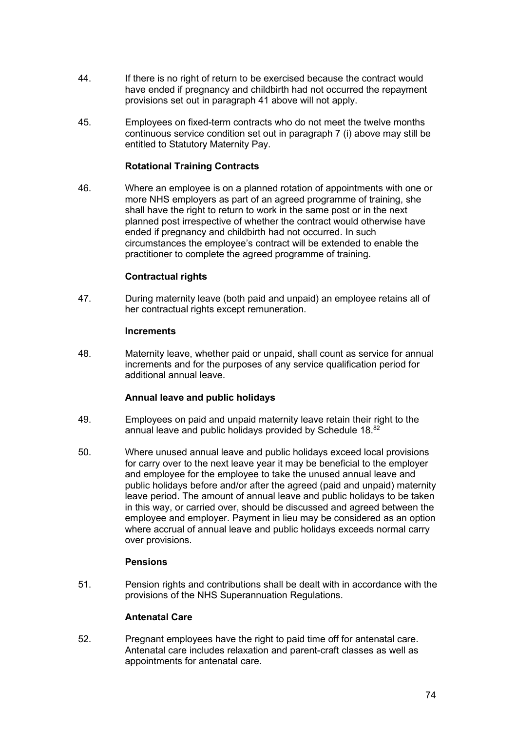44. If there is no right of return to be exercised because the contract would have ended if pregnancy and childbirth had not occurred the repayment provisions set out in paragraph 41 above will not apply.

45. Employees on fixed-term contracts who do not meet the twelve months continuous service condition set out in paragraph 7 (i) above may still be entitled to Statutory Maternity Pay.

**Rotational Training Contracts**

46. Where an employee is on a planned rotation of appointments with one or more NHS employers as part of an agreed programme of training, she shall have the right to return to work in the same post or in the next planned post irrespective of whether the contract would otherwise have ended if pregnancy and childbirth had not occurred. In such circumstances the employee's contract will be extended to enable the practitioner to complete the agreed programme of training.

**Contractual rights**

47. During maternity leave (both paid and unpaid) an employee retains all of her contractual rights except remuneration.

**Increments**

48. Maternity leave, whether paid or unpaid, shall count as service for annual increments and for the purposes of any service qualification period for additional annual leave.

**Annual leave and public holidays**

49. Employees on paid and unpaid maternity leave retain their right to the annual leave and public holidays provided by Schedule 18.[82]

50. Where unused annual leave and public holidays exceed local provisions for carry over to the next leave year it may be beneficial to the employer and employee for the employee to take the unused annual leave and public holidays before and/or after the agreed (paid and unpaid) maternity leave period. The amount of annual leave and public holidays to be taken in this way, or carried over, should be discussed and agreed between the employee and employer. Payment in lieu may be considered as an option where accrual of annual leave and public holidays exceeds normal carry over provisions.

**Pensions**

51. Pension rights and contributions shall be dealt with in accordance with the provisions of the NHS Superannuation Regulations.

**Antenatal Care**

52. Pregnant employees have the right to paid time off for antenatal care. Antenatal care includes relaxation and parent-craft classes as well as appointments for antenatal care.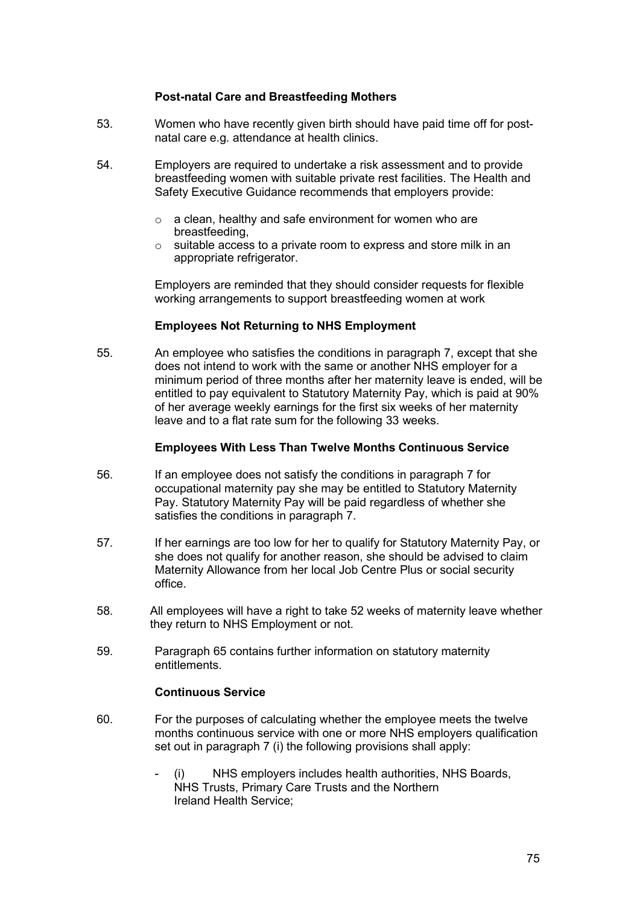### Post-natal Care and Breastfeeding Mothers

53. Women who have recently given birth should have paid time off for post-natal care e.g. attendance at health clinics.

54. Employers are required to undertake a risk assessment and to provide breastfeeding women with suitable private rest facilities. The Health and Safety Executive Guidance recommends that employers provide:

    - a clean, healthy and safe environment for women who are breastfeeding,
    - suitable access to a private room to express and store milk in an appropriate refrigerator.

    Employers are reminded that they should consider requests for flexible working arrangements to support breastfeeding women at work

### Employees Not Returning to NHS Employment

55. An employee who satisfies the conditions in paragraph 7, except that she does not intend to work with the same or another NHS employer for a minimum period of three months after her maternity leave is ended, will be entitled to pay equivalent to Statutory Maternity Pay, which is paid at 90% of her average weekly earnings for the first six weeks of her maternity leave and to a flat rate sum for the following 33 weeks.

### Employees With Less Than Twelve Months Continuous Service

56. If an employee does not satisfy the conditions in paragraph 7 for occupational maternity pay she may be entitled to Statutory Maternity Pay. Statutory Maternity Pay will be paid regardless of whether she satisfies the conditions in paragraph 7.

57. If her earnings are too low for her to qualify for Statutory Maternity Pay, or she does not qualify for another reason, she should be advised to claim Maternity Allowance from her local Job Centre Plus or social security office.

58. All employees will have a right to take 52 weeks of maternity leave whether they return to NHS Employment or not.

59. Paragraph 65 contains further information on statutory maternity entitlements.

### Continuous Service

60. For the purposes of calculating whether the employee meets the twelve months continuous service with one or more NHS employers qualification set out in paragraph 7 (i) the following provisions shall apply:

    - (i) NHS employers includes health authorities, NHS Boards, NHS Trusts, Primary Care Trusts and the Northern Ireland Health Service;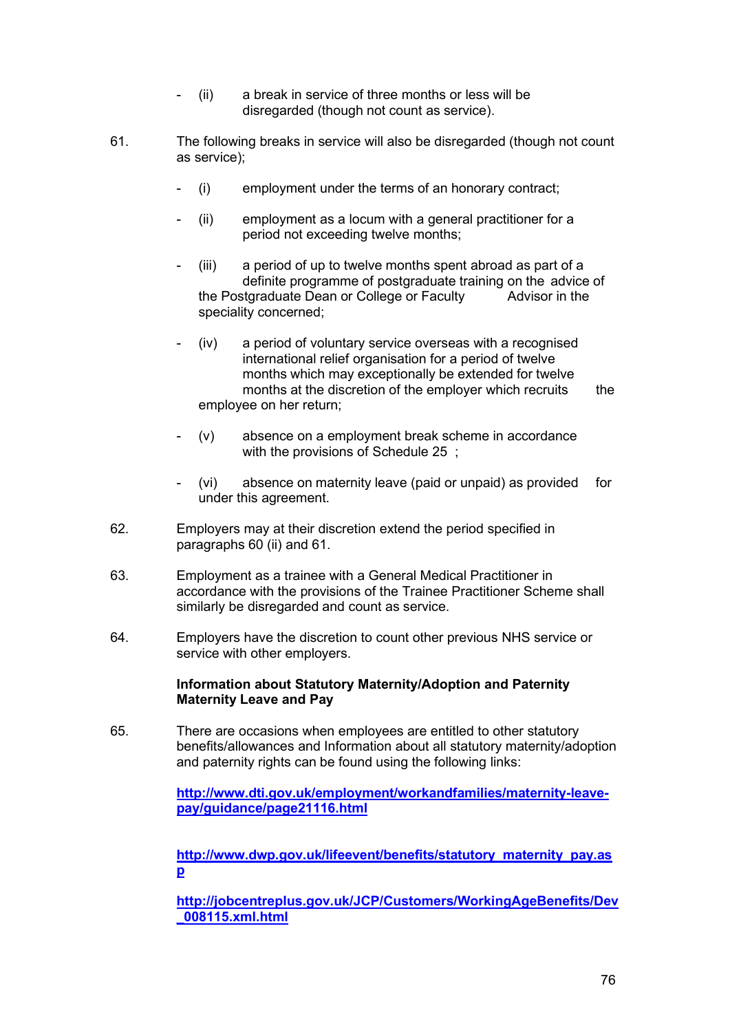- (ii) a break in service of three months or less will be disregarded (though not count as service).

61. The following breaks in service will also be disregarded (though not count as service);

- (i) employment under the terms of an honorary contract;
- (ii) employment as a locum with a general practitioner for a period not exceeding twelve months;
- (iii) a period of up to twelve months spent abroad as part of a definite programme of postgraduate training on the advice of the Postgraduate Dean or College or Faculty Advisor in the speciality concerned;
- (iv) a period of voluntary service overseas with a recognised international relief organisation for a period of twelve months which may exceptionally be extended for twelve months at the discretion of the employer which recruits the employee on her return;
- (v) absence on a employment break scheme in accordance with the provisions of Schedule 25 ;
- (vi) absence on maternity leave (paid or unpaid) as provided for under this agreement.

62. Employers may at their discretion extend the period specified in paragraphs 60 (ii) and 61.

63. Employment as a trainee with a General Medical Practitioner in accordance with the provisions of the Trainee Practitioner Scheme shall similarly be disregarded and count as service.

64. Employers have the discretion to count other previous NHS service or service with other employers.

**Information about Statutory Maternity/Adoption and Paternity Maternity Leave and Pay**

65. There are occasions when employees are entitled to other statutory benefits/allowances and Information about all statutory maternity/adoption and paternity rights can be found using the following links:

**http://www.dti.gov.uk/employment/workandfamilies/maternity-leave-pay/guidance/page21116.html**

**http://www.dwp.gov.uk/lifeevent/benefits/statutory_maternity_pay.asp**

**http://jobcentreplus.gov.uk/JCP/Customers/WorkingAgeBenefits/Dev_008115.xml.html**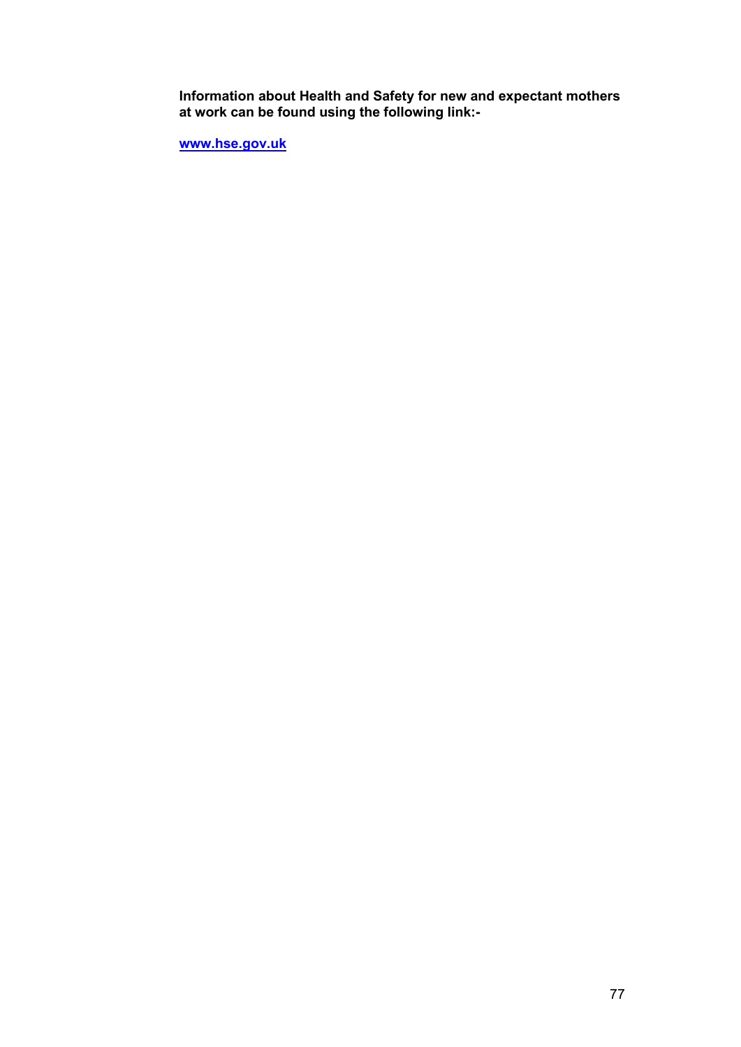**Information about Health and Safety for new and expectant mothers at work can be found using the following link:-**

**[www.hse.gov.uk](http://www.hse.gov.uk)**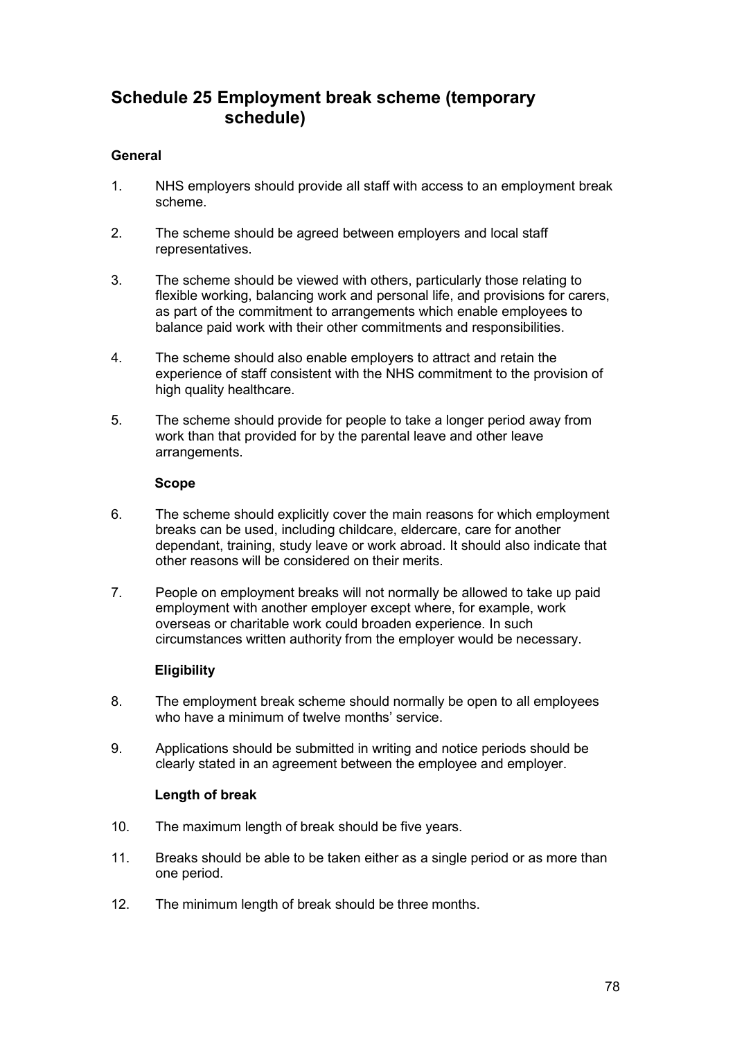# Schedule 25 Employment break scheme (temporary schedule)

### General

1. NHS employers should provide all staff with access to an employment break scheme.

2. The scheme should be agreed between employers and local staff representatives.

3. The scheme should be viewed with others, particularly those relating to flexible working, balancing work and personal life, and provisions for carers, as part of the commitment to arrangements which enable employees to balance paid work with their other commitments and responsibilities.

4. The scheme should also enable employers to attract and retain the experience of staff consistent with the NHS commitment to the provision of high quality healthcare.

5. The scheme should provide for people to take a longer period away from work than that provided for by the parental leave and other leave arrangements.

### Scope

6. The scheme should explicitly cover the main reasons for which employment breaks can be used, including childcare, eldercare, care for another dependant, training, study leave or work abroad. It should also indicate that other reasons will be considered on their merits.

7. People on employment breaks will not normally be allowed to take up paid employment with another employer except where, for example, work overseas or charitable work could broaden experience. In such circumstances written authority from the employer would be necessary.

### Eligibility

8. The employment break scheme should normally be open to all employees who have a minimum of twelve months' service.

9. Applications should be submitted in writing and notice periods should be clearly stated in an agreement between the employee and employer.

### Length of break

10. The maximum length of break should be five years.

11. Breaks should be able to be taken either as a single period or as more than one period.

12. The minimum length of break should be three months.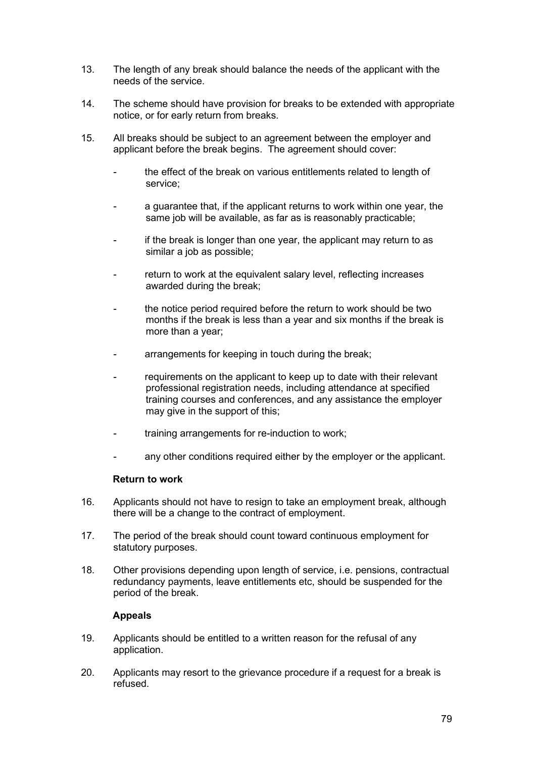13. The length of any break should balance the needs of the applicant with the needs of the service.

14. The scheme should have provision for breaks to be extended with appropriate notice, or for early return from breaks.

15. All breaks should be subject to an agreement between the employer and applicant before the break begins. The agreement should cover:

    - the effect of the break on various entitlements related to length of service;
    - a guarantee that, if the applicant returns to work within one year, the same job will be available, as far as is reasonably practicable;
    - if the break is longer than one year, the applicant may return to as similar a job as possible;
    - return to work at the equivalent salary level, reflecting increases awarded during the break;
    - the notice period required before the return to work should be two months if the break is less than a year and six months if the break is more than a year;
    - arrangements for keeping in touch during the break;
    - requirements on the applicant to keep up to date with their relevant professional registration needs, including attendance at specified training courses and conferences, and any assistance the employer may give in the support of this;
    - training arrangements for re-induction to work;
    - any other conditions required either by the employer or the applicant.

**Return to work**

16. Applicants should not have to resign to take an employment break, although there will be a change to the contract of employment.

17. The period of the break should count toward continuous employment for statutory purposes.

18. Other provisions depending upon length of service, i.e. pensions, contractual redundancy payments, leave entitlements etc, should be suspended for the period of the break.

**Appeals**

19. Applicants should be entitled to a written reason for the refusal of any application.

20. Applicants may resort to the grievance procedure if a request for a break is refused.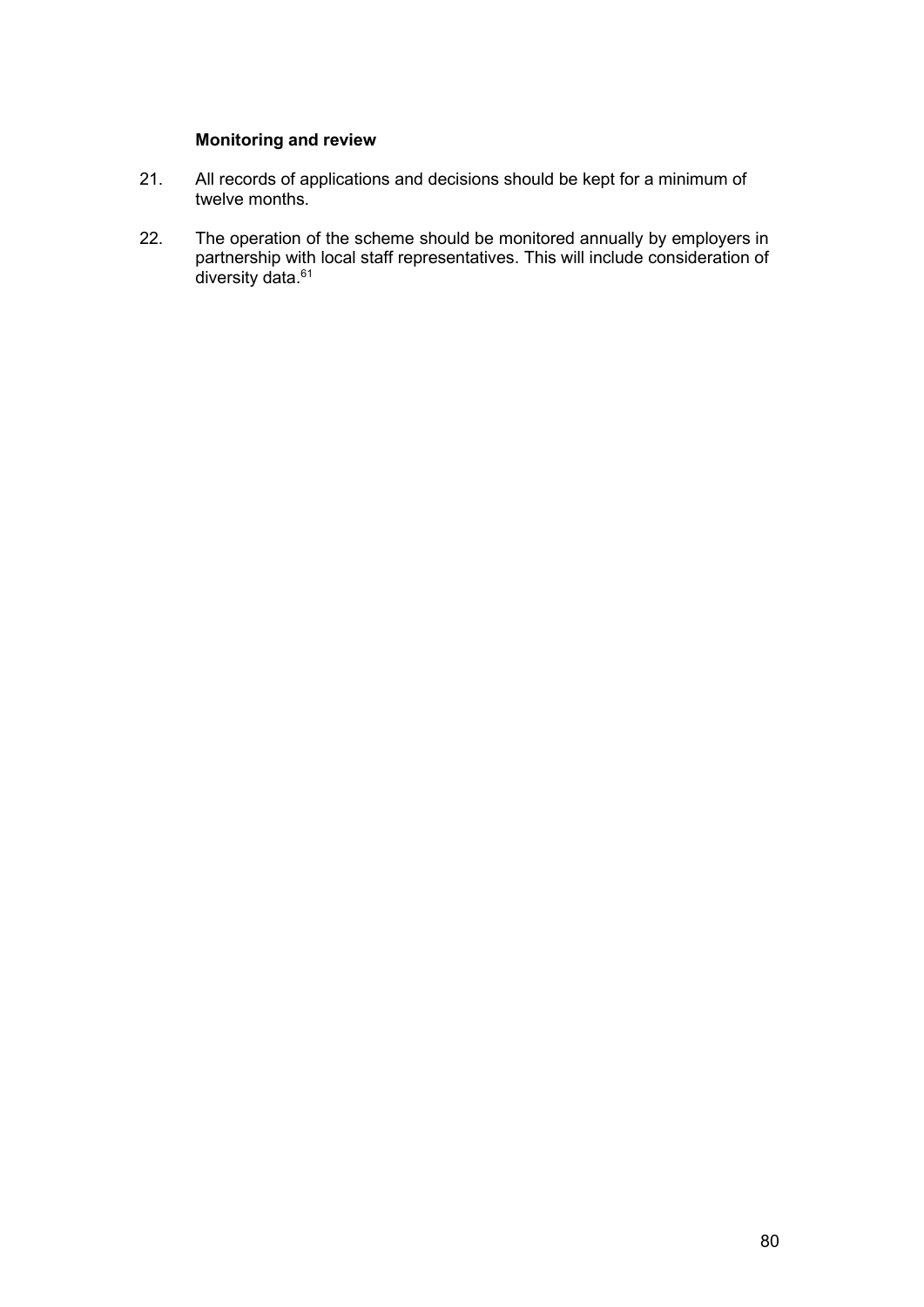**Monitoring and review**

21. All records of applications and decisions should be kept for a minimum of twelve months.

22. The operation of the scheme should be monitored annually by employers in partnership with local staff representatives. This will include consideration of diversity data.[61]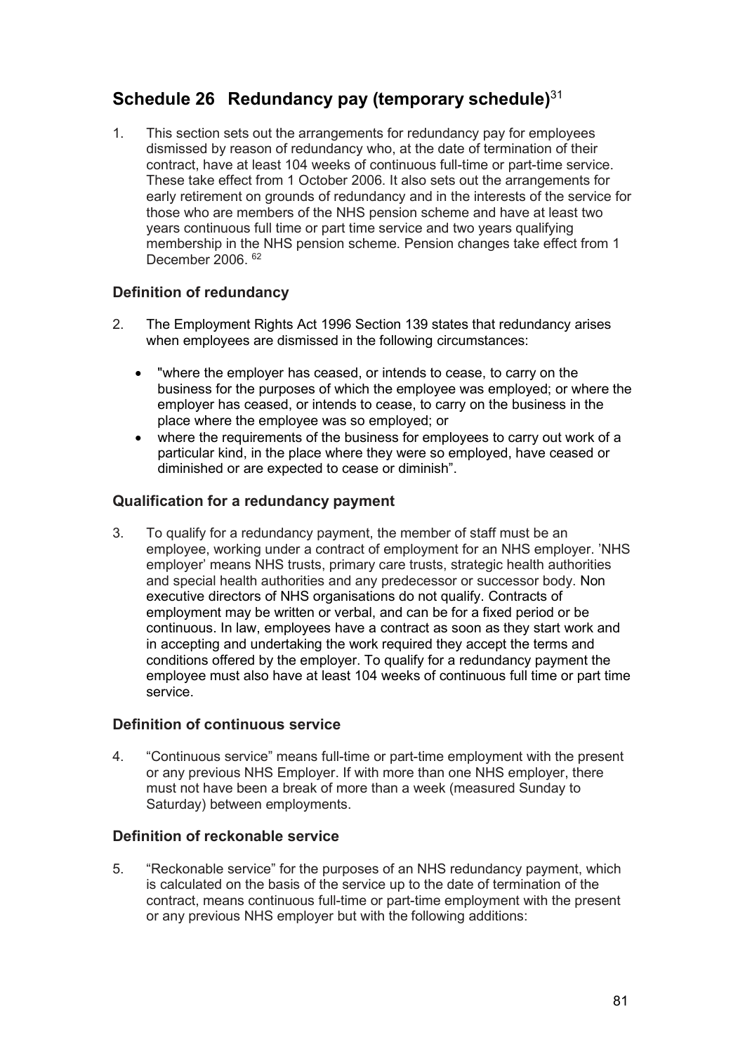## Schedule 26 Redundancy pay (temporary schedule)[31]

1. This section sets out the arrangements for redundancy pay for employees dismissed by reason of redundancy who, at the date of termination of their contract, have at least 104 weeks of continuous full-time or part-time service. These take effect from 1 October 2006. It also sets out the arrangements for early retirement on grounds of redundancy and in the interests of the service for those who are members of the NHS pension scheme and have at least two years continuous full time or part time service and two years qualifying membership in the NHS pension scheme. Pension changes take effect from 1 December 2006. [62]

### Definition of redundancy

2. The Employment Rights Act 1996 Section 139 states that redundancy arises when employees are dismissed in the following circumstances:

   - "where the employer has ceased, or intends to cease, to carry on the business for the purposes of which the employee was employed; or where the employer has ceased, or intends to cease, to carry on the business in the place where the employee was so employed; or
   - where the requirements of the business for employees to carry out work of a particular kind, in the place where they were so employed, have ceased or diminished or are expected to cease or diminish".

### Qualification for a redundancy payment

3. To qualify for a redundancy payment, the member of staff must be an employee, working under a contract of employment for an NHS employer. 'NHS employer' means NHS trusts, primary care trusts, strategic health authorities and special health authorities and any predecessor or successor body. Non executive directors of NHS organisations do not qualify. Contracts of employment may be written or verbal, and can be for a fixed period or be continuous. In law, employees have a contract as soon as they start work and in accepting and undertaking the work required they accept the terms and conditions offered by the employer. To qualify for a redundancy payment the employee must also have at least 104 weeks of continuous full time or part time service.

### Definition of continuous service

4. "Continuous service" means full-time or part-time employment with the present or any previous NHS Employer. If with more than one NHS employer, there must not have been a break of more than a week (measured Sunday to Saturday) between employments.

### Definition of reckonable service

5. "Reckonable service" for the purposes of an NHS redundancy payment, which is calculated on the basis of the service up to the date of termination of the contract, means continuous full-time or part-time employment with the present or any previous NHS employer but with the following additions: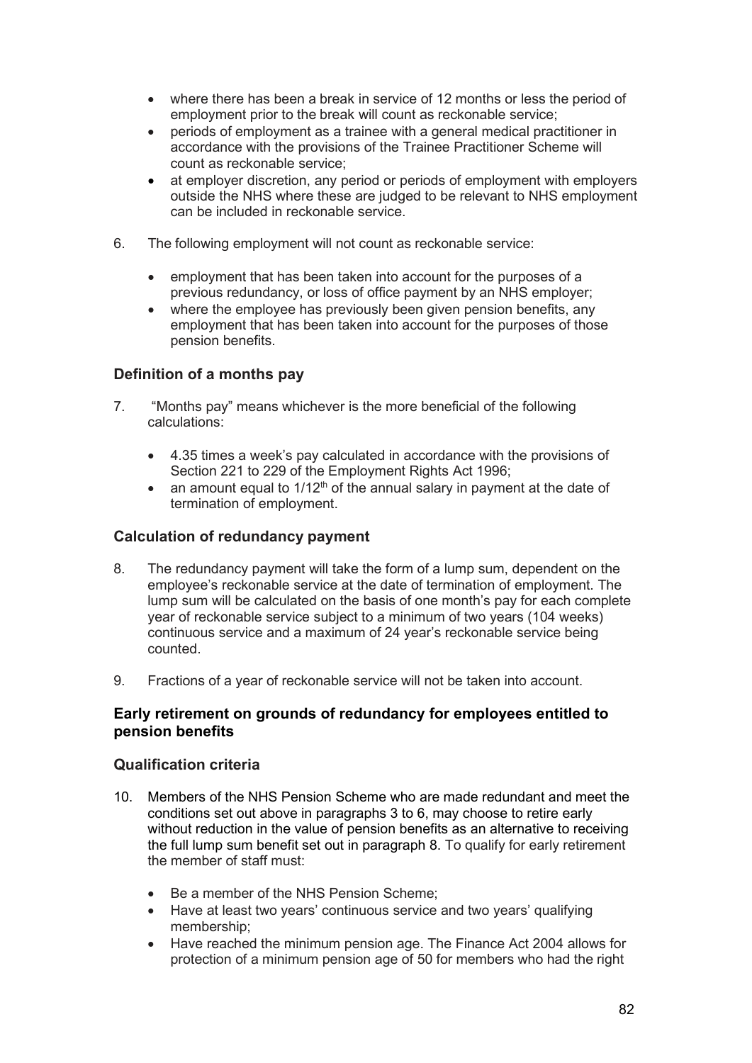- where there has been a break in service of 12 months or less the period of employment prior to the break will count as reckonable service;
- periods of employment as a trainee with a general medical practitioner in accordance with the provisions of the Trainee Practitioner Scheme will count as reckonable service;
- at employer discretion, any period or periods of employment with employers outside the NHS where these are judged to be relevant to NHS employment can be included in reckonable service.

6. The following employment will not count as reckonable service:

   - employment that has been taken into account for the purposes of a previous redundancy, or loss of office payment by an NHS employer;
   - where the employee has previously been given pension benefits, any employment that has been taken into account for the purposes of those pension benefits.

### Definition of a months pay

7. "Months pay" means whichever is the more beneficial of the following calculations:

   - 4.35 times a week's pay calculated in accordance with the provisions of Section 221 to 229 of the Employment Rights Act 1996;
   - an amount equal to $1/12^{th}$ of the annual salary in payment at the date of termination of employment.

### Calculation of redundancy payment

8. The redundancy payment will take the form of a lump sum, dependent on the employee's reckonable service at the date of termination of employment. The lump sum will be calculated on the basis of one month's pay for each complete year of reckonable service subject to a minimum of two years (104 weeks) continuous service and a maximum of 24 year's reckonable service being counted.

9. Fractions of a year of reckonable service will not be taken into account.

### Early retirement on grounds of redundancy for employees entitled to pension benefits

### Qualification criteria

10. Members of the NHS Pension Scheme who are made redundant and meet the conditions set out above in paragraphs 3 to 6, may choose to retire early without reduction in the value of pension benefits as an alternative to receiving the full lump sum benefit set out in paragraph 8. To qualify for early retirement the member of staff must:

    - Be a member of the NHS Pension Scheme;
    - Have at least two years' continuous service and two years' qualifying membership;
    - Have reached the minimum pension age. The Finance Act 2004 allows for protection of a minimum pension age of 50 for members who had the right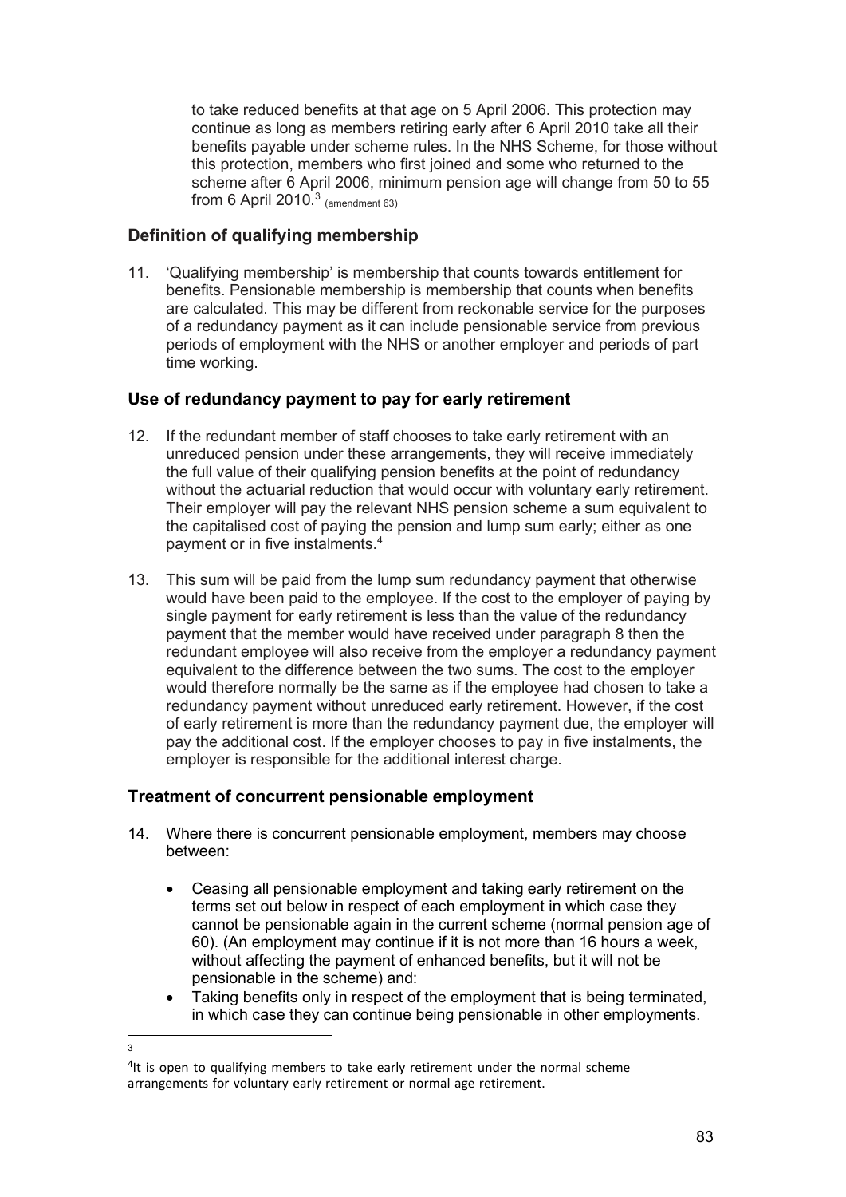to take reduced benefits at that age on 5 April 2006. This protection may continue as long as members retiring early after 6 April 2010 take all their benefits payable under scheme rules. In the NHS Scheme, for those without this protection, members who first joined and some who returned to the scheme after 6 April 2006, minimum pension age will change from 50 to 55 from 6 April 2010.[3] (amendment 63)

### Definition of qualifying membership

11. 'Qualifying membership' is membership that counts towards entitlement for benefits. Pensionable membership is membership that counts when benefits are calculated. This may be different from reckonable service for the purposes of a redundancy payment as it can include pensionable service from previous periods of employment with the NHS or another employer and periods of part time working.

### Use of redundancy payment to pay for early retirement

12. If the redundant member of staff chooses to take early retirement with an unreduced pension under these arrangements, they will receive immediately the full value of their qualifying pension benefits at the point of redundancy without the actuarial reduction that would occur with voluntary early retirement. Their employer will pay the relevant NHS pension scheme a sum equivalent to the capitalised cost of paying the pension and lump sum early; either as one payment or in five instalments.[4]

13. This sum will be paid from the lump sum redundancy payment that otherwise would have been paid to the employee. If the cost to the employer of paying by single payment for early retirement is less than the value of the redundancy payment that the member would have received under paragraph 8 then the redundant employee will also receive from the employer a redundancy payment equivalent to the difference between the two sums. The cost to the employer would therefore normally be the same as if the employee had chosen to take a redundancy payment without unreduced early retirement. However, if the cost of early retirement is more than the redundancy payment due, the employer will pay the additional cost. If the employer chooses to pay in five instalments, the employer is responsible for the additional interest charge.

### Treatment of concurrent pensionable employment

14. Where there is concurrent pensionable employment, members may choose between:

    - Ceasing all pensionable employment and taking early retirement on the terms set out below in respect of each employment in which case they cannot be pensionable again in the current scheme (normal pension age of 60). (An employment may continue if it is not more than 16 hours a week, without affecting the payment of enhanced benefits, but it will not be pensionable in the scheme) and:
    - Taking benefits only in respect of the employment that is being terminated, in which case they can continue being pensionable in other employments.

---

[3]

[4] It is open to qualifying members to take early retirement under the normal scheme arrangements for voluntary early retirement or normal age retirement.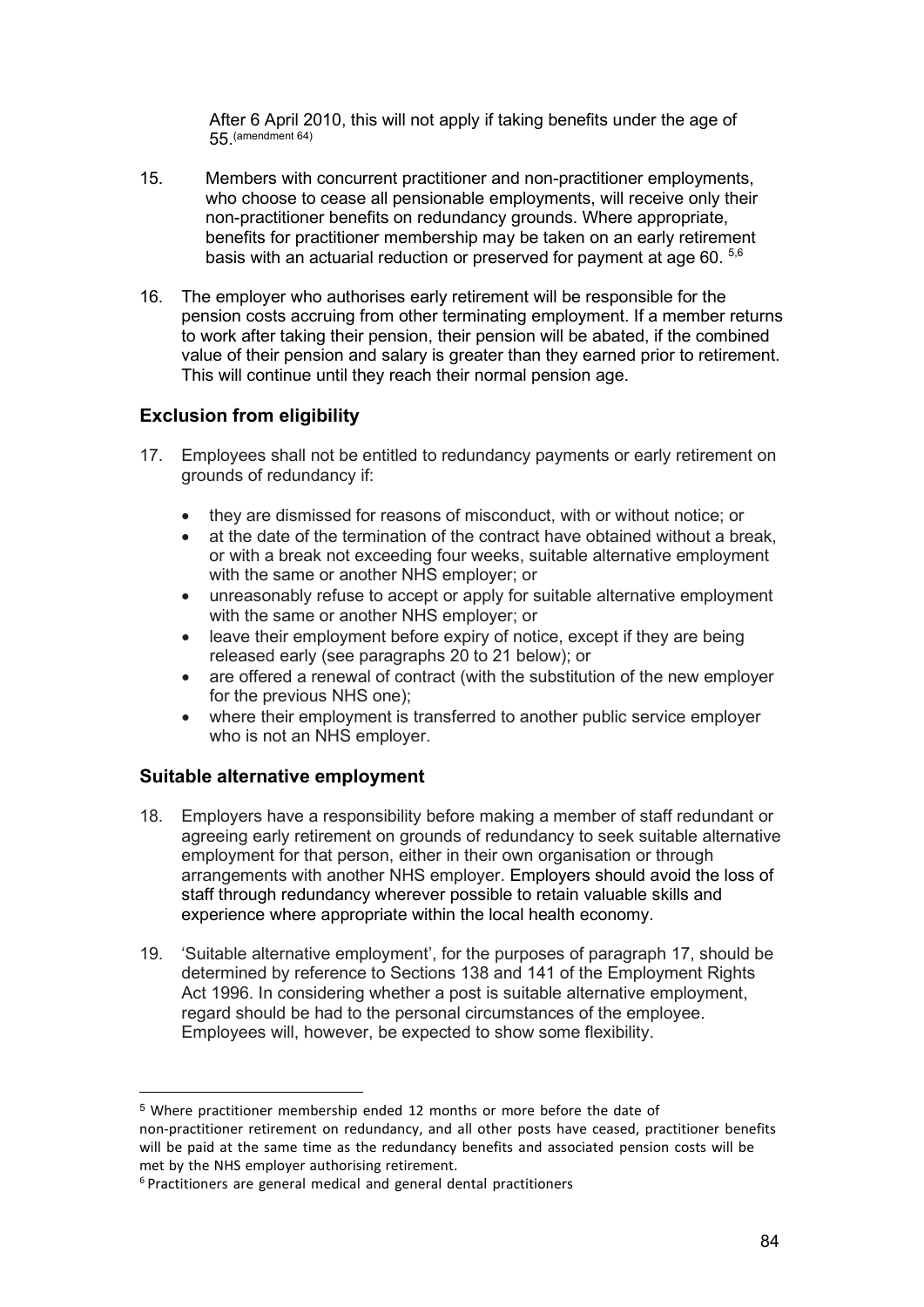After 6 April 2010, this will not apply if taking benefits under the age of 55.[(amendment 64)]

15. Members with concurrent practitioner and non-practitioner employments, who choose to cease all pensionable employments, will receive only their non-practitioner benefits on redundancy grounds. Where appropriate, benefits for practitioner membership may be taken on an early retirement basis with an actuarial reduction or preserved for payment at age 60. [5,6]

16. The employer who authorises early retirement will be responsible for the pension costs accruing from other terminating employment. If a member returns to work after taking their pension, their pension will be abated, if the combined value of their pension and salary is greater than they earned prior to retirement. This will continue until they reach their normal pension age.

## Exclusion from eligibility

17. Employees shall not be entitled to redundancy payments or early retirement on grounds of redundancy if:

   - they are dismissed for reasons of misconduct, with or without notice; or
   - at the date of the termination of the contract have obtained without a break, or with a break not exceeding four weeks, suitable alternative employment with the same or another NHS employer; or
   - unreasonably refuse to accept or apply for suitable alternative employment with the same or another NHS employer; or
   - leave their employment before expiry of notice, except if they are being released early (see paragraphs 20 to 21 below); or
   - are offered a renewal of contract (with the substitution of the new employer for the previous NHS one);
   - where their employment is transferred to another public service employer who is not an NHS employer.

## Suitable alternative employment

18. Employers have a responsibility before making a member of staff redundant or agreeing early retirement on grounds of redundancy to seek suitable alternative employment for that person, either in their own organisation or through arrangements with another NHS employer. Employers should avoid the loss of staff through redundancy wherever possible to retain valuable skills and experience where appropriate within the local health economy.

19. 'Suitable alternative employment', for the purposes of paragraph 17, should be determined by reference to Sections 138 and 141 of the Employment Rights Act 1996. In considering whether a post is suitable alternative employment, regard should be had to the personal circumstances of the employee. Employees will, however, be expected to show some flexibility.

---

[5] Where practitioner membership ended 12 months or more before the date of non-practitioner retirement on redundancy, and all other posts have ceased, practitioner benefits will be paid at the same time as the redundancy benefits and associated pension costs will be met by the NHS employer authorising retirement.

[6] Practitioners are general medical and general dental practitioners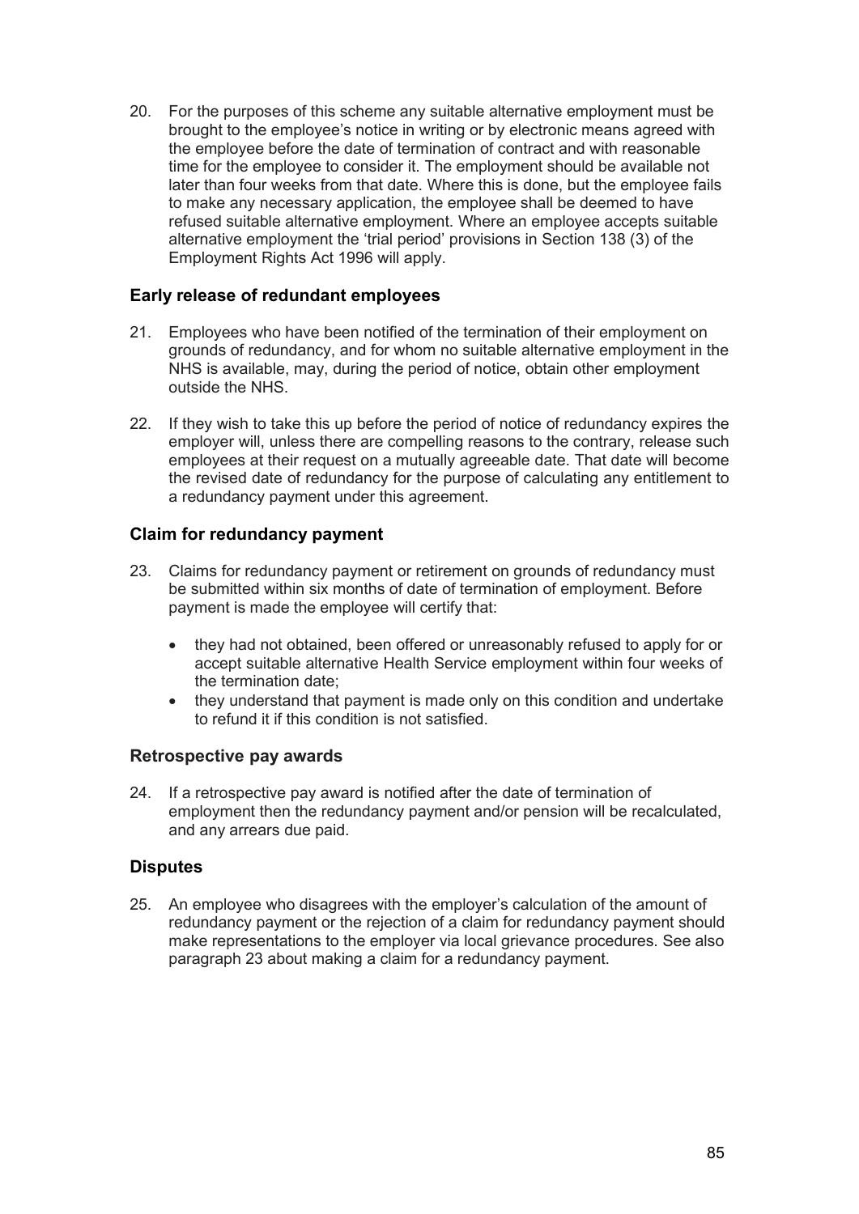20. For the purposes of this scheme any suitable alternative employment must be brought to the employee's notice in writing or by electronic means agreed with the employee before the date of termination of contract and with reasonable time for the employee to consider it. The employment should be available not later than four weeks from that date. Where this is done, but the employee fails to make any necessary application, the employee shall be deemed to have refused suitable alternative employment. Where an employee accepts suitable alternative employment the 'trial period' provisions in Section 138 (3) of the Employment Rights Act 1996 will apply.

### Early release of redundant employees

21. Employees who have been notified of the termination of their employment on grounds of redundancy, and for whom no suitable alternative employment in the NHS is available, may, during the period of notice, obtain other employment outside the NHS.

22. If they wish to take this up before the period of notice of redundancy expires the employer will, unless there are compelling reasons to the contrary, release such employees at their request on a mutually agreeable date. That date will become the revised date of redundancy for the purpose of calculating any entitlement to a redundancy payment under this agreement.

### Claim for redundancy payment

23. Claims for redundancy payment or retirement on grounds of redundancy must be submitted within six months of date of termination of employment. Before payment is made the employee will certify that:

    - they had not obtained, been offered or unreasonably refused to apply for or accept suitable alternative Health Service employment within four weeks of the termination date;
    - they understand that payment is made only on this condition and undertake to refund it if this condition is not satisfied.

### Retrospective pay awards

24. If a retrospective pay award is notified after the date of termination of employment then the redundancy payment and/or pension will be recalculated, and any arrears due paid.

### Disputes

25. An employee who disagrees with the employer's calculation of the amount of redundancy payment or the rejection of a claim for redundancy payment should make representations to the employer via local grievance procedures. See also paragraph 23 about making a claim for a redundancy payment.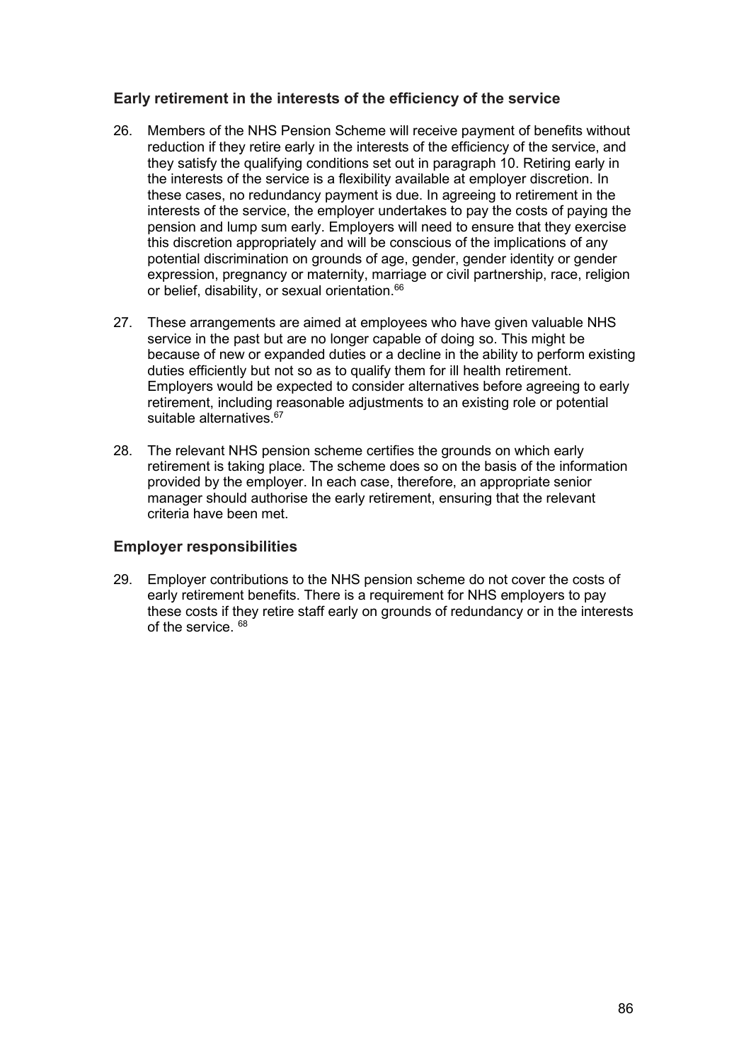## Early retirement in the interests of the efficiency of the service

26. Members of the NHS Pension Scheme will receive payment of benefits without reduction if they retire early in the interests of the efficiency of the service, and they satisfy the qualifying conditions set out in paragraph 10. Retiring early in the interests of the service is a flexibility available at employer discretion. In these cases, no redundancy payment is due. In agreeing to retirement in the interests of the service, the employer undertakes to pay the costs of paying the pension and lump sum early. Employers will need to ensure that they exercise this discretion appropriately and will be conscious of the implications of any potential discrimination on grounds of age, gender, gender identity or gender expression, pregnancy or maternity, marriage or civil partnership, race, religion or belief, disability, or sexual orientation.[66]

27. These arrangements are aimed at employees who have given valuable NHS service in the past but are no longer capable of doing so. This might be because of new or expanded duties or a decline in the ability to perform existing duties efficiently but not so as to qualify them for ill health retirement. Employers would be expected to consider alternatives before agreeing to early retirement, including reasonable adjustments to an existing role or potential suitable alternatives.[67]

28. The relevant NHS pension scheme certifies the grounds on which early retirement is taking place. The scheme does so on the basis of the information provided by the employer. In each case, therefore, an appropriate senior manager should authorise the early retirement, ensuring that the relevant criteria have been met.

## Employer responsibilities

29. Employer contributions to the NHS pension scheme do not cover the costs of early retirement benefits. There is a requirement for NHS employers to pay these costs if they retire staff early on grounds of redundancy or in the interests of the service. [68]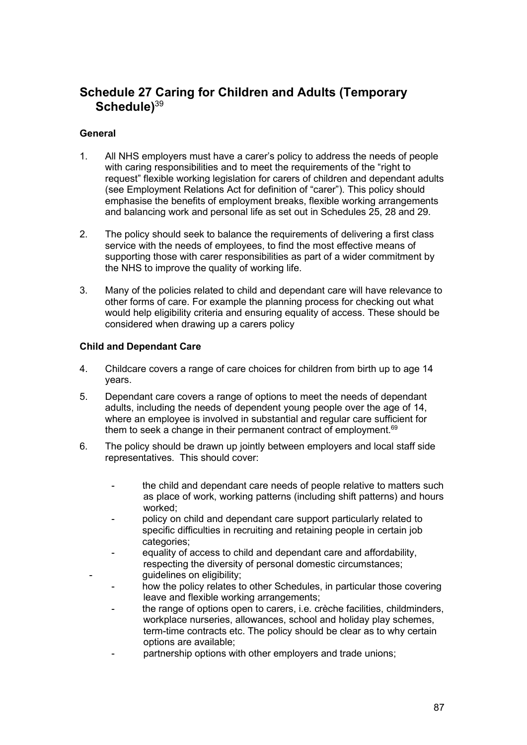## Schedule 27 Caring for Children and Adults (Temporary Schedule)[39]

### General

1. All NHS employers must have a carer's policy to address the needs of people with caring responsibilities and to meet the requirements of the "right to request" flexible working legislation for carers of children and dependant adults (see Employment Relations Act for definition of "carer"). This policy should emphasise the benefits of employment breaks, flexible working arrangements and balancing work and personal life as set out in Schedules 25, 28 and 29.

2. The policy should seek to balance the requirements of delivering a first class service with the needs of employees, to find the most effective means of supporting those with carer responsibilities as part of a wider commitment by the NHS to improve the quality of working life.

3. Many of the policies related to child and dependant care will have relevance to other forms of care. For example the planning process for checking out what would help eligibility criteria and ensuring equality of access. These should be considered when drawing up a carers policy

### Child and Dependant Care

4. Childcare covers a range of care choices for children from birth up to age 14 years.

5. Dependant care covers a range of options to meet the needs of dependant adults, including the needs of dependent young people over the age of 14, where an employee is involved in substantial and regular care sufficient for them to seek a change in their permanent contract of employment.[69]

6. The policy should be drawn up jointly between employers and local staff side representatives. This should cover:

   - the child and dependant care needs of people relative to matters such as place of work, working patterns (including shift patterns) and hours worked;
   - policy on child and dependant care support particularly related to specific difficulties in recruiting and retaining people in certain job categories;
   - equality of access to child and dependant care and affordability, respecting the diversity of personal domestic circumstances;
   - guidelines on eligibility;
   - how the policy relates to other Schedules, in particular those covering leave and flexible working arrangements;
   - the range of options open to carers, i.e. crèche facilities, childminders, workplace nurseries, allowances, school and holiday play schemes, term-time contracts etc. The policy should be clear as to why certain options are available;
   - partnership options with other employers and trade unions;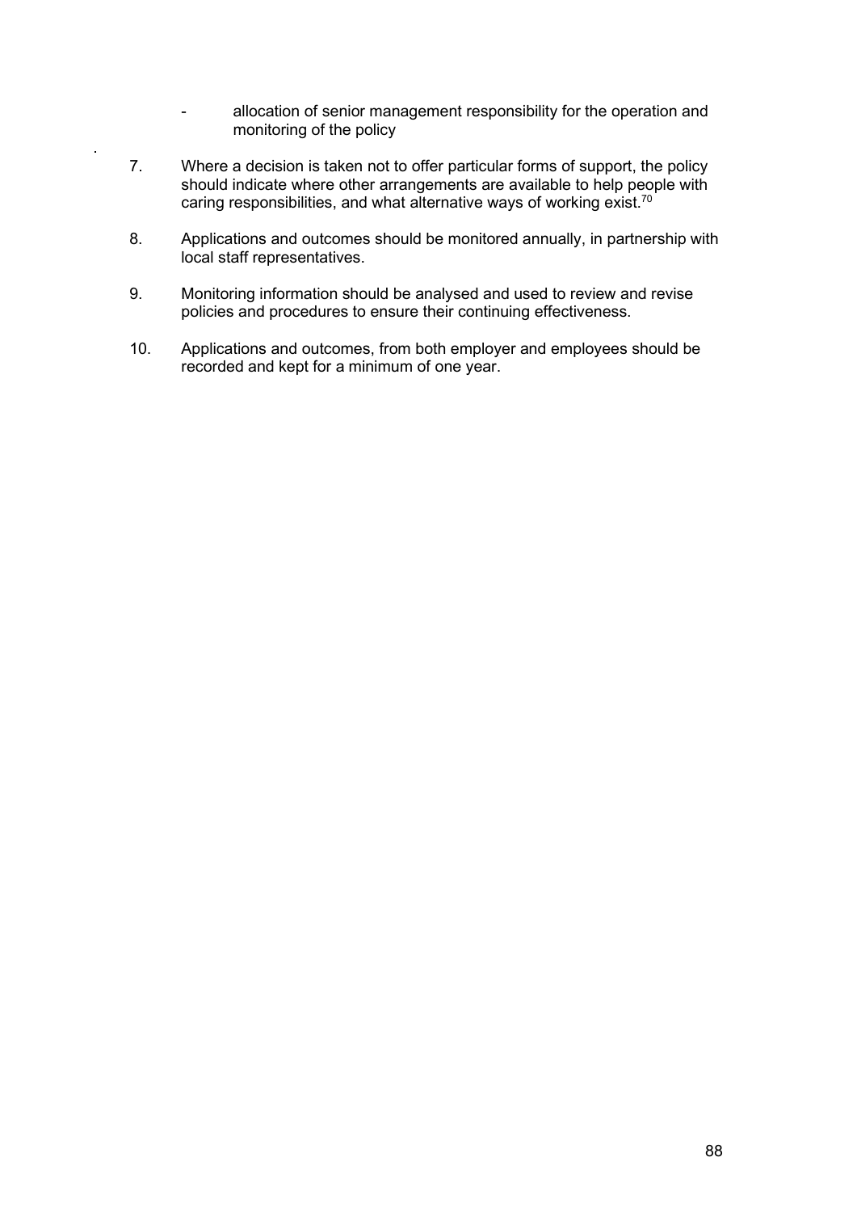- allocation of senior management responsibility for the operation and monitoring of the policy

7. Where a decision is taken not to offer particular forms of support, the policy should indicate where other arrangements are available to help people with caring responsibilities, and what alternative ways of working exist.[70]

8. Applications and outcomes should be monitored annually, in partnership with local staff representatives.

9. Monitoring information should be analysed and used to review and revise policies and procedures to ensure their continuing effectiveness.

10. Applications and outcomes, from both employer and employees should be recorded and kept for a minimum of one year.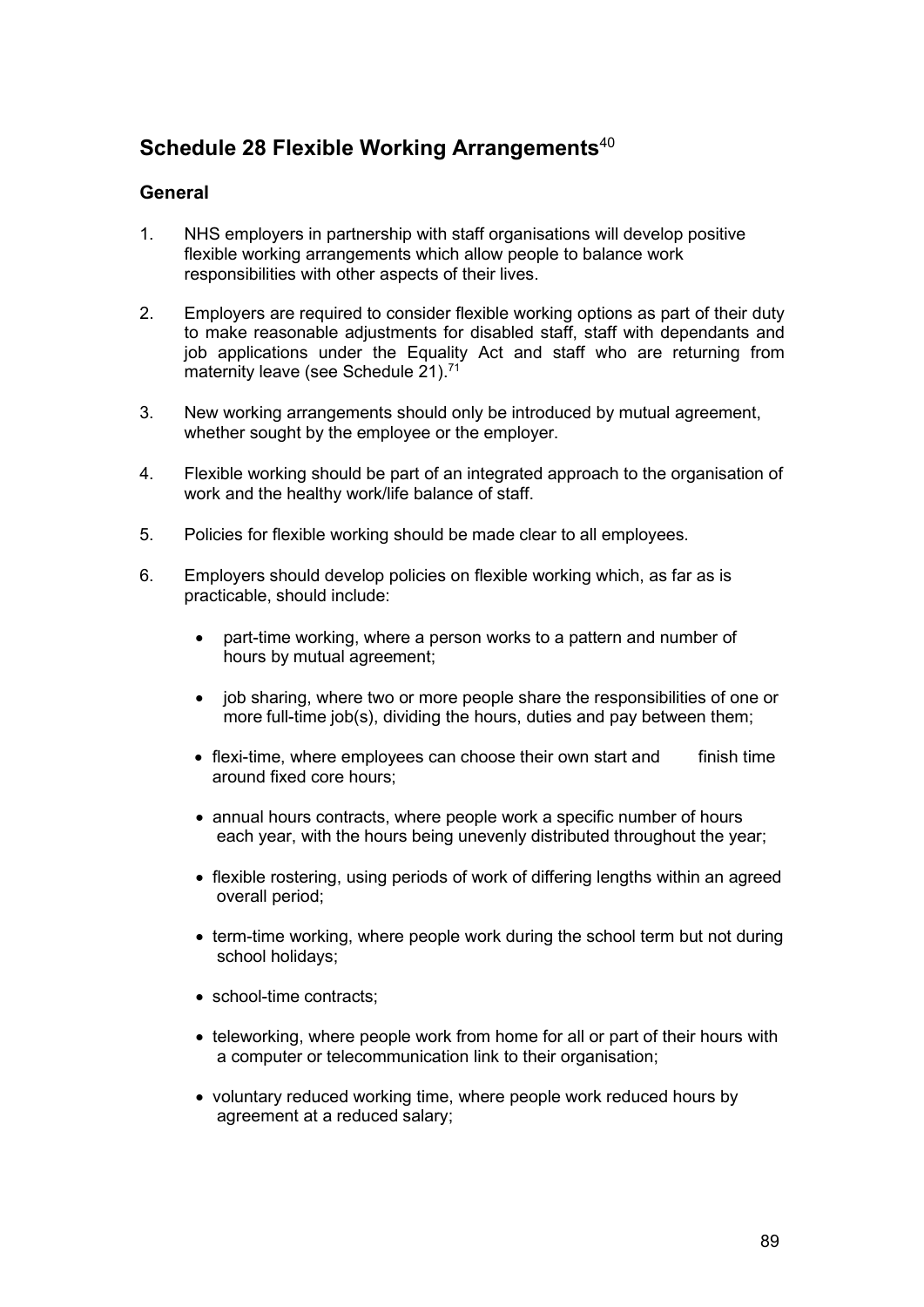## Schedule 28 Flexible Working Arrangements[40]

### General

1. NHS employers in partnership with staff organisations will develop positive flexible working arrangements which allow people to balance work responsibilities with other aspects of their lives.

2. Employers are required to consider flexible working options as part of their duty to make reasonable adjustments for disabled staff, staff with dependants and job applications under the Equality Act and staff who are returning from maternity leave (see Schedule 21).[71]

3. New working arrangements should only be introduced by mutual agreement, whether sought by the employee or the employer.

4. Flexible working should be part of an integrated approach to the organisation of work and the healthy work/life balance of staff.

5. Policies for flexible working should be made clear to all employees.

6. Employers should develop policies on flexible working which, as far as is practicable, should include:

   - part-time working, where a person works to a pattern and number of hours by mutual agreement;
   - job sharing, where two or more people share the responsibilities of one or more full-time job(s), dividing the hours, duties and pay between them;
   - flexi-time, where employees can choose their own start and finish time around fixed core hours;
   - annual hours contracts, where people work a specific number of hours each year, with the hours being unevenly distributed throughout the year;
   - flexible rostering, using periods of work of differing lengths within an agreed overall period;
   - term-time working, where people work during the school term but not during school holidays;
   - school-time contracts;
   - teleworking, where people work from home for all or part of their hours with a computer or telecommunication link to their organisation;
   - voluntary reduced working time, where people work reduced hours by agreement at a reduced salary;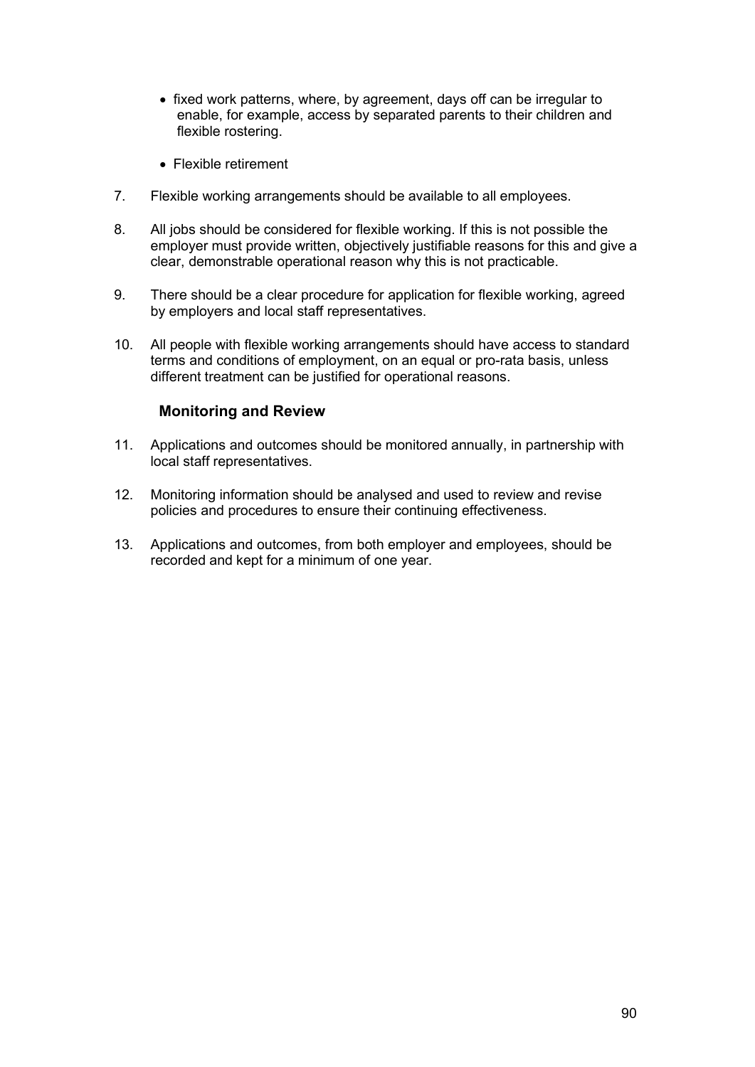- fixed work patterns, where, by agreement, days off can be irregular to enable, for example, access by separated parents to their children and flexible rostering.
- Flexible retirement

7. Flexible working arrangements should be available to all employees.

8. All jobs should be considered for flexible working. If this is not possible the employer must provide written, objectively justifiable reasons for this and give a clear, demonstrable operational reason why this is not practicable.

9. There should be a clear procedure for application for flexible working, agreed by employers and local staff representatives.

10. All people with flexible working arrangements should have access to standard terms and conditions of employment, on an equal or pro-rata basis, unless different treatment can be justified for operational reasons.

### Monitoring and Review

11. Applications and outcomes should be monitored annually, in partnership with local staff representatives.

12. Monitoring information should be analysed and used to review and revise policies and procedures to ensure their continuing effectiveness.

13. Applications and outcomes, from both employer and employees, should be recorded and kept for a minimum of one year.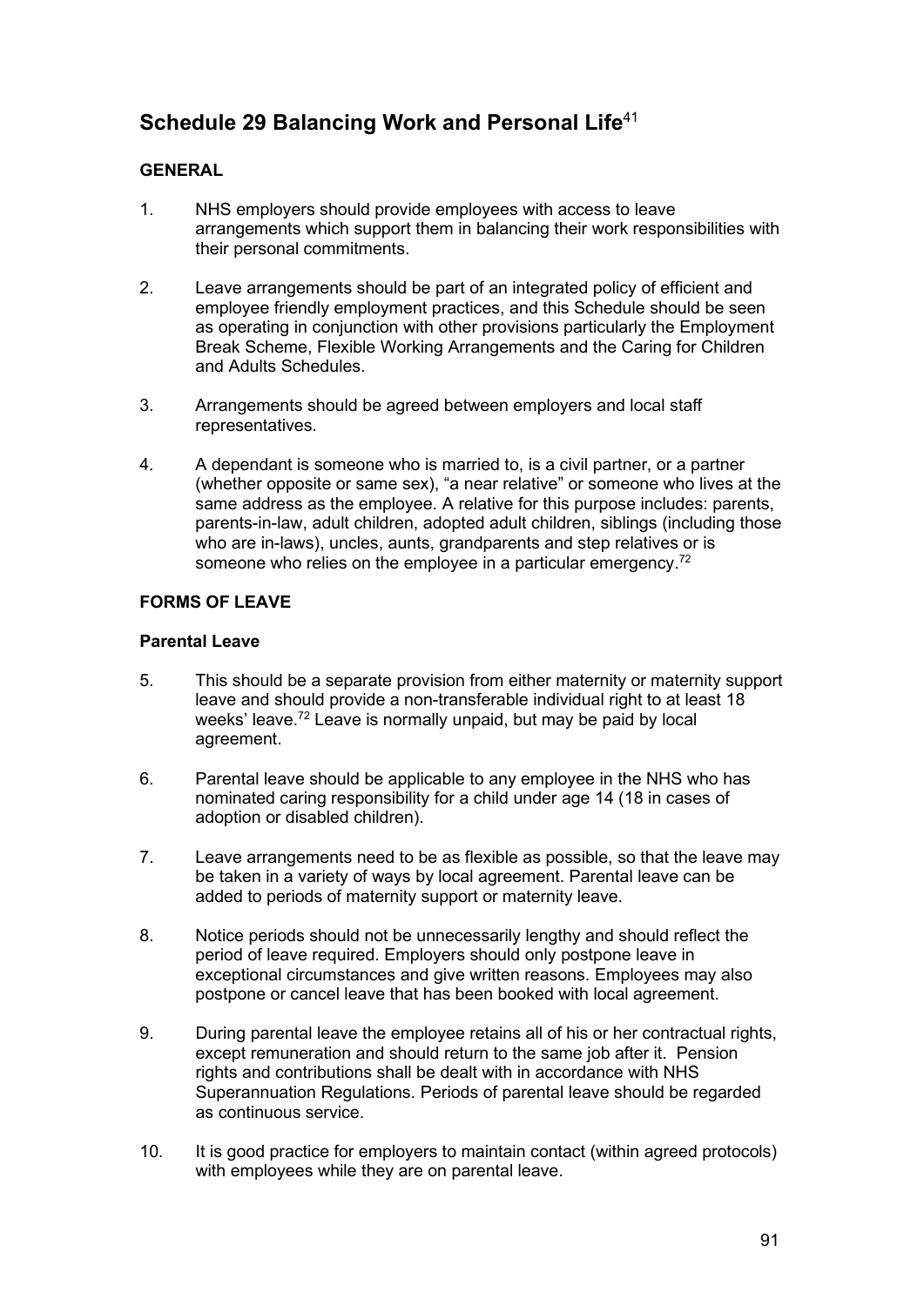# Schedule 29 Balancing Work and Personal Life[41]

## GENERAL

1. NHS employers should provide employees with access to leave arrangements which support them in balancing their work responsibilities with their personal commitments.

2. Leave arrangements should be part of an integrated policy of efficient and employee friendly employment practices, and this Schedule should be seen as operating in conjunction with other provisions particularly the Employment Break Scheme, Flexible Working Arrangements and the Caring for Children and Adults Schedules.

3. Arrangements should be agreed between employers and local staff representatives.

4. A dependant is someone who is married to, is a civil partner, or a partner (whether opposite or same sex), "a near relative" or someone who lives at the same address as the employee. A relative for this purpose includes: parents, parents-in-law, adult children, adopted adult children, siblings (including those who are in-laws), uncles, aunts, grandparents and step relatives or is someone who relies on the employee in a particular emergency.[72]

## FORMS OF LEAVE

### Parental Leave

5. This should be a separate provision from either maternity or maternity support leave and should provide a non-transferable individual right to at least 18 weeks' leave.[72] Leave is normally unpaid, but may be paid by local agreement.

6. Parental leave should be applicable to any employee in the NHS who has nominated caring responsibility for a child under age 14 (18 in cases of adoption or disabled children).

7. Leave arrangements need to be as flexible as possible, so that the leave may be taken in a variety of ways by local agreement. Parental leave can be added to periods of maternity support or maternity leave.

8. Notice periods should not be unnecessarily lengthy and should reflect the period of leave required. Employers should only postpone leave in exceptional circumstances and give written reasons. Employees may also postpone or cancel leave that has been booked with local agreement.

9. During parental leave the employee retains all of his or her contractual rights, except remuneration and should return to the same job after it. Pension rights and contributions shall be dealt with in accordance with NHS Superannuation Regulations. Periods of parental leave should be regarded as continuous service.

10. It is good practice for employers to maintain contact (within agreed protocols) with employees while they are on parental leave.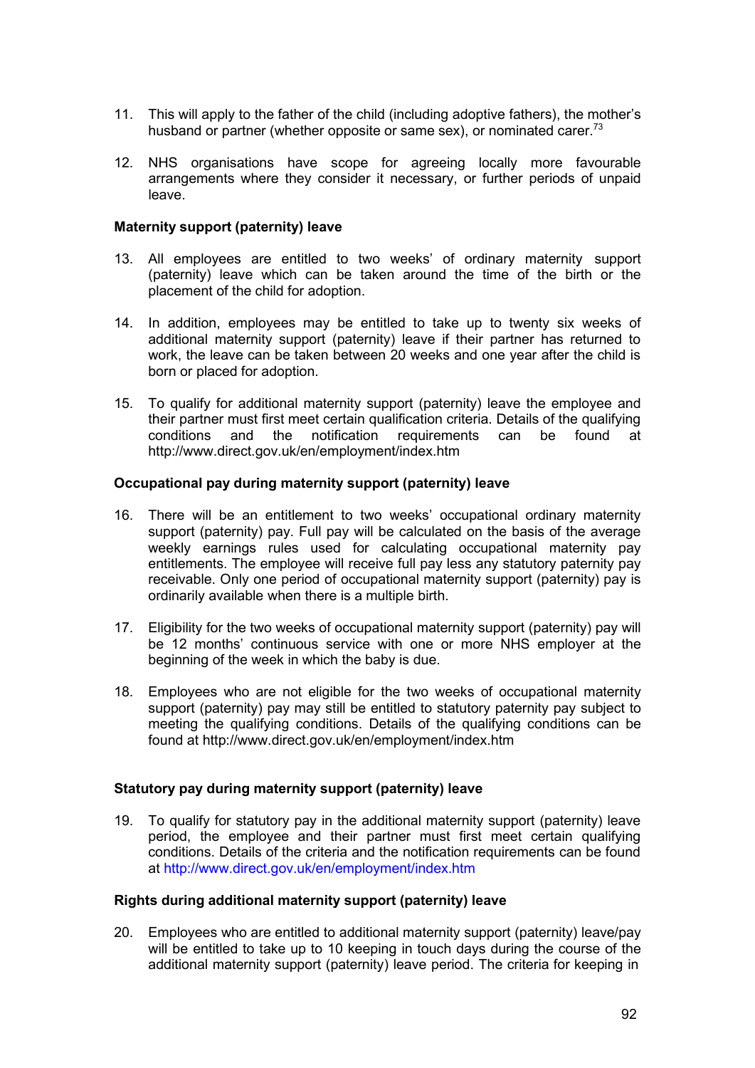11. This will apply to the father of the child (including adoptive fathers), the mother's husband or partner (whether opposite or same sex), or nominated carer.[73]

12. NHS organisations have scope for agreeing locally more favourable arrangements where they consider it necessary, or further periods of unpaid leave.

**Maternity support (paternity) leave**

13. All employees are entitled to two weeks' of ordinary maternity support (paternity) leave which can be taken around the time of the birth or the placement of the child for adoption.

14. In addition, employees may be entitled to take up to twenty six weeks of additional maternity support (paternity) leave if their partner has returned to work, the leave can be taken between 20 weeks and one year after the child is born or placed for adoption.

15. To qualify for additional maternity support (paternity) leave the employee and their partner must first meet certain qualification criteria. Details of the qualifying conditions and the notification requirements can be found at http://www.direct.gov.uk/en/employment/index.htm

**Occupational pay during maternity support (paternity) leave**

16. There will be an entitlement to two weeks' occupational ordinary maternity support (paternity) pay. Full pay will be calculated on the basis of the average weekly earnings rules used for calculating occupational maternity pay entitlements. The employee will receive full pay less any statutory paternity pay receivable. Only one period of occupational maternity support (paternity) pay is ordinarily available when there is a multiple birth.

17. Eligibility for the two weeks of occupational maternity support (paternity) pay will be 12 months' continuous service with one or more NHS employer at the beginning of the week in which the baby is due.

18. Employees who are not eligible for the two weeks of occupational maternity support (paternity) pay may still be entitled to statutory paternity pay subject to meeting the qualifying conditions. Details of the qualifying conditions can be found at http://www.direct.gov.uk/en/employment/index.htm

**Statutory pay during maternity support (paternity) leave**

19. To qualify for statutory pay in the additional maternity support (paternity) leave period, the employee and their partner must first meet certain qualifying conditions. Details of the criteria and the notification requirements can be found at http://www.direct.gov.uk/en/employment/index.htm

**Rights during additional maternity support (paternity) leave**

20. Employees who are entitled to additional maternity support (paternity) leave/pay will be entitled to take up to 10 keeping in touch days during the course of the additional maternity support (paternity) leave period. The criteria for keeping in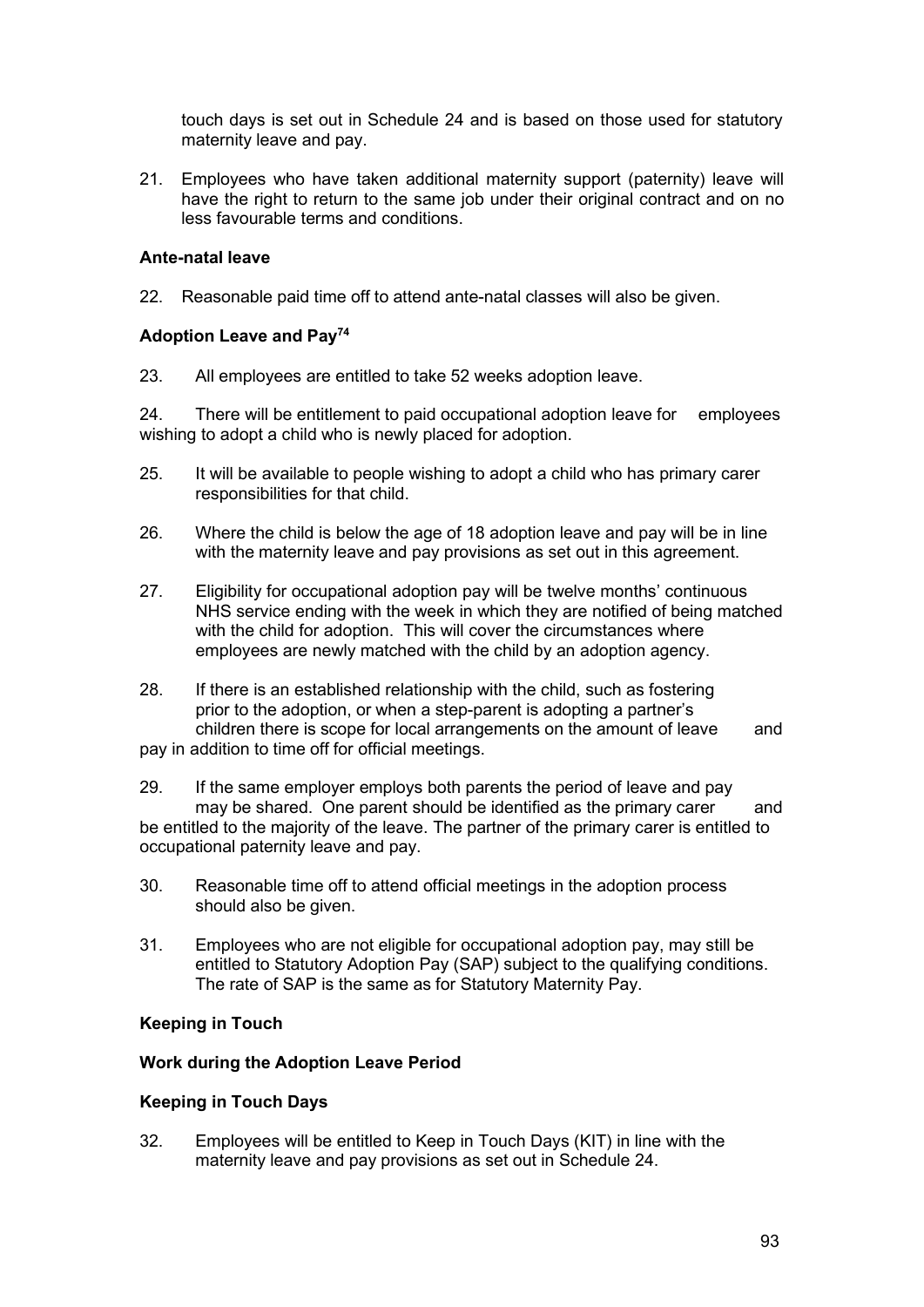touch days is set out in Schedule 24 and is based on those used for statutory maternity leave and pay.

21. Employees who have taken additional maternity support (paternity) leave will have the right to return to the same job under their original contract and on no less favourable terms and conditions.

**Ante-natal leave**

22. Reasonable paid time off to attend ante-natal classes will also be given.

**Adoption Leave and Pay[74]**

23. All employees are entitled to take 52 weeks adoption leave.

24. There will be entitlement to paid occupational adoption leave for employees wishing to adopt a child who is newly placed for adoption.

25. It will be available to people wishing to adopt a child who has primary carer responsibilities for that child.

26. Where the child is below the age of 18 adoption leave and pay will be in line with the maternity leave and pay provisions as set out in this agreement.

27. Eligibility for occupational adoption pay will be twelve months' continuous NHS service ending with the week in which they are notified of being matched with the child for adoption. This will cover the circumstances where employees are newly matched with the child by an adoption agency.

28. If there is an established relationship with the child, such as fostering prior to the adoption, or when a step-parent is adopting a partner's children there is scope for local arrangements on the amount of leave and pay in addition to time off for official meetings.

29. If the same employer employs both parents the period of leave and pay may be shared. One parent should be identified as the primary carer and be entitled to the majority of the leave. The partner of the primary carer is entitled to occupational paternity leave and pay.

30. Reasonable time off to attend official meetings in the adoption process should also be given.

31. Employees who are not eligible for occupational adoption pay, may still be entitled to Statutory Adoption Pay (SAP) subject to the qualifying conditions. The rate of SAP is the same as for Statutory Maternity Pay.

**Keeping in Touch**

**Work during the Adoption Leave Period**

**Keeping in Touch Days**

32. Employees will be entitled to Keep in Touch Days (KIT) in line with the maternity leave and pay provisions as set out in Schedule 24.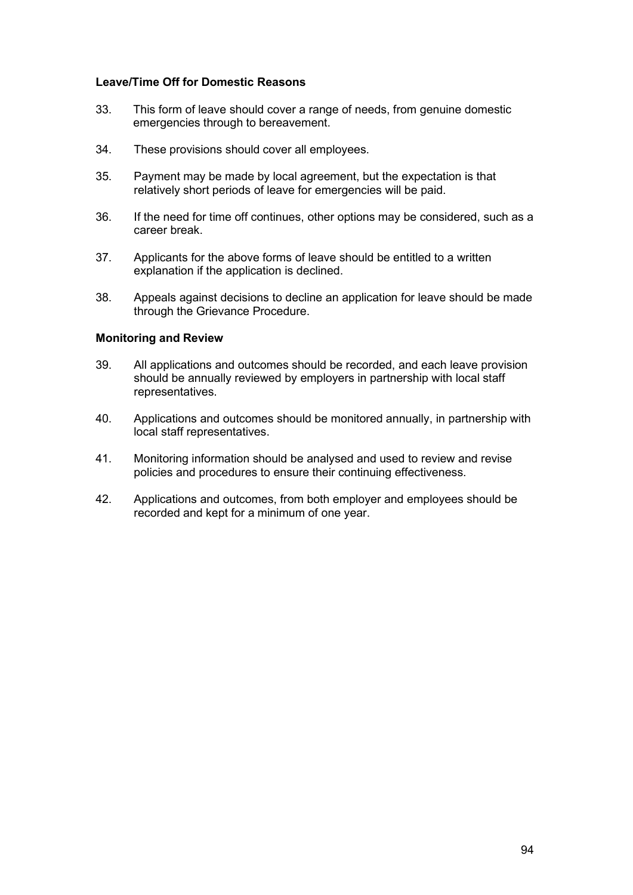**Leave/Time Off for Domestic Reasons**

33. This form of leave should cover a range of needs, from genuine domestic emergencies through to bereavement.

34. These provisions should cover all employees.

35. Payment may be made by local agreement, but the expectation is that relatively short periods of leave for emergencies will be paid.

36. If the need for time off continues, other options may be considered, such as a career break.

37. Applicants for the above forms of leave should be entitled to a written explanation if the application is declined.

38. Appeals against decisions to decline an application for leave should be made through the Grievance Procedure.

**Monitoring and Review**

39. All applications and outcomes should be recorded, and each leave provision should be annually reviewed by employers in partnership with local staff representatives.

40. Applications and outcomes should be monitored annually, in partnership with local staff representatives.

41. Monitoring information should be analysed and used to review and revise policies and procedures to ensure their continuing effectiveness.

42. Applications and outcomes, from both employer and employees should be recorded and kept for a minimum of one year.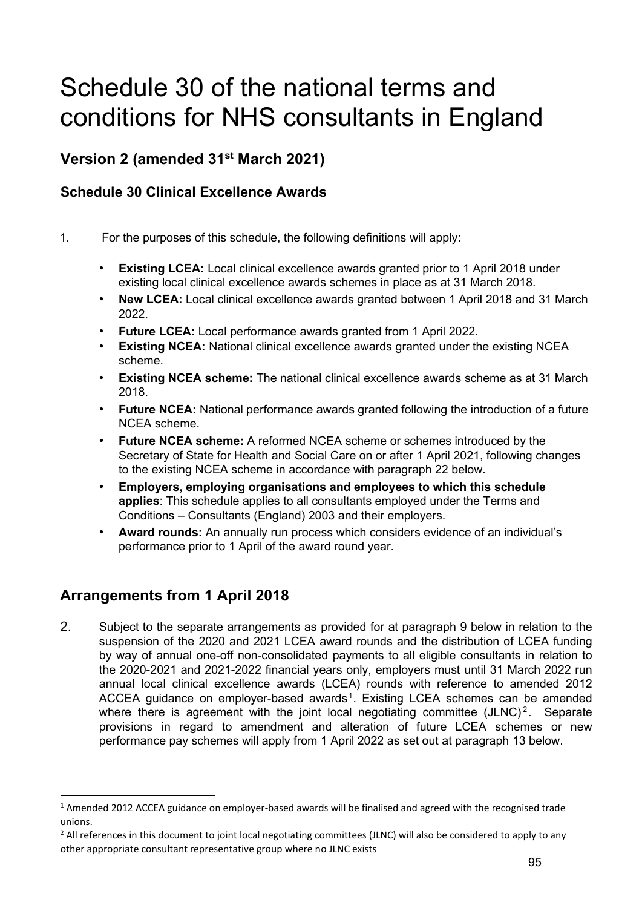# Schedule 30 of the national terms and conditions for NHS consultants in England

### Version 2 (amended 31st March 2021)

### Schedule 30 Clinical Excellence Awards

1. For the purposes of this schedule, the following definitions will apply:

   - **Existing LCEA:** Local clinical excellence awards granted prior to 1 April 2018 under existing local clinical excellence awards schemes in place as at 31 March 2018.
   - **New LCEA:** Local clinical excellence awards granted between 1 April 2018 and 31 March 2022.
   - **Future LCEA:** Local performance awards granted from 1 April 2022.
   - **Existing NCEA:** National clinical excellence awards granted under the existing NCEA scheme.
   - **Existing NCEA scheme:** The national clinical excellence awards scheme as at 31 March 2018.
   - **Future NCEA:** National performance awards granted following the introduction of a future NCEA scheme.
   - **Future NCEA scheme:** A reformed NCEA scheme or schemes introduced by the Secretary of State for Health and Social Care on or after 1 April 2021, following changes to the existing NCEA scheme in accordance with paragraph 22 below.
   - **Employers, employing organisations and employees to which this schedule applies**: This schedule applies to all consultants employed under the Terms and Conditions – Consultants (England) 2003 and their employers.
   - **Award rounds:** An annually run process which considers evidence of an individual's performance prior to 1 April of the award round year.

## Arrangements from 1 April 2018

2. Subject to the separate arrangements as provided for at paragraph 9 below in relation to the suspension of the 2020 and 2021 LCEA award rounds and the distribution of LCEA funding by way of annual one-off non-consolidated payments to all eligible consultants in relation to the 2020-2021 and 2021-2022 financial years only, employers must until 31 March 2022 run annual local clinical excellence awards (LCEA) rounds with reference to amended 2012 ACCEA guidance on employer-based awards[1]. Existing LCEA schemes can be amended where there is agreement with the joint local negotiating committee (JLNC)[2]. Separate provisions in regard to amendment and alteration of future LCEA schemes or new performance pay schemes will apply from 1 April 2022 as set out at paragraph 13 below.

[1] Amended 2012 ACCEA guidance on employer-based awards will be finalised and agreed with the recognised trade unions.

[2] All references in this document to joint local negotiating committees (JLNC) will also be considered to apply to any other appropriate consultant representative group where no JLNC exists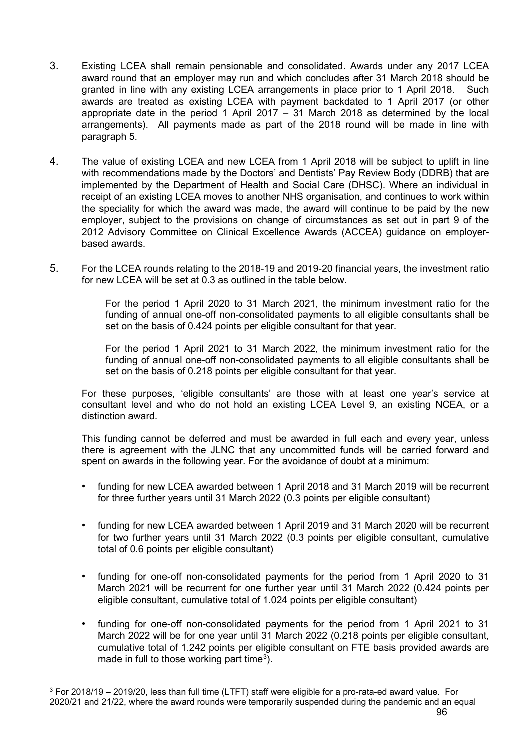3. Existing LCEA shall remain pensionable and consolidated. Awards under any 2017 LCEA award round that an employer may run and which concludes after 31 March 2018 should be granted in line with any existing LCEA arrangements in place prior to 1 April 2018. Such awards are treated as existing LCEA with payment backdated to 1 April 2017 (or other appropriate date in the period 1 April 2017 – 31 March 2018 as determined by the local arrangements). All payments made as part of the 2018 round will be made in line with paragraph 5.

4. The value of existing LCEA and new LCEA from 1 April 2018 will be subject to uplift in line with recommendations made by the Doctors' and Dentists' Pay Review Body (DDRB) that are implemented by the Department of Health and Social Care (DHSC). Where an individual in receipt of an existing LCEA moves to another NHS organisation, and continues to work within the speciality for which the award was made, the award will continue to be paid by the new employer, subject to the provisions on change of circumstances as set out in part 9 of the 2012 Advisory Committee on Clinical Excellence Awards (ACCEA) guidance on employer-based awards.

5. For the LCEA rounds relating to the 2018-19 and 2019-20 financial years, the investment ratio for new LCEA will be set at 0.3 as outlined in the table below.

   For the period 1 April 2020 to 31 March 2021, the minimum investment ratio for the funding of annual one-off non-consolidated payments to all eligible consultants shall be set on the basis of 0.424 points per eligible consultant for that year.

   For the period 1 April 2021 to 31 March 2022, the minimum investment ratio for the funding of annual one-off non-consolidated payments to all eligible consultants shall be set on the basis of 0.218 points per eligible consultant for that year.

   For these purposes, 'eligible consultants' are those with at least one year's service at consultant level and who do not hold an existing LCEA Level 9, an existing NCEA, or a distinction award.

   This funding cannot be deferred and must be awarded in full each and every year, unless there is agreement with the JLNC that any uncommitted funds will be carried forward and spent on awards in the following year. For the avoidance of doubt at a minimum:

   - funding for new LCEA awarded between 1 April 2018 and 31 March 2019 will be recurrent for three further years until 31 March 2022 (0.3 points per eligible consultant)
   - funding for new LCEA awarded between 1 April 2019 and 31 March 2020 will be recurrent for two further years until 31 March 2022 (0.3 points per eligible consultant, cumulative total of 0.6 points per eligible consultant)
   - funding for one-off non-consolidated payments for the period from 1 April 2020 to 31 March 2021 will be recurrent for one further year until 31 March 2022 (0.424 points per eligible consultant, cumulative total of 1.024 points per eligible consultant)
   - funding for one-off non-consolidated payments for the period from 1 April 2021 to 31 March 2022 will be for one year until 31 March 2022 (0.218 points per eligible consultant, cumulative total of 1.242 points per eligible consultant on FTE basis provided awards are made in full to those working part time[3]).

[3] For 2018/19 – 2019/20, less than full time (LTFT) staff were eligible for a pro-rata-ed award value. For 2020/21 and 21/22, where the award rounds were temporarily suspended during the pandemic and an equal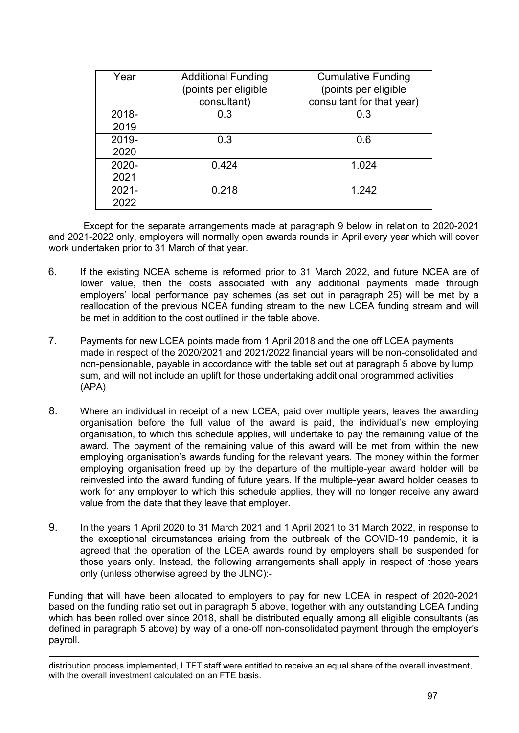| Year | Additional Funding (points per eligible consultant) | Cumulative Funding (points per eligible consultant for that year) |
|---|---|---|
| 2018-2019 | 0.3 | 0.3 |
| 2019-2020 | 0.3 | 0.6 |
| 2020-2021 | 0.424 | 1.024 |
| 2021-2022 | 0.218 | 1.242 |

Except for the separate arrangements made at paragraph 9 below in relation to 2020-2021 and 2021-2022 only, employers will normally open awards rounds in April every year which will cover work undertaken prior to 31 March of that year.

6. If the existing NCEA scheme is reformed prior to 31 March 2022, and future NCEA are of lower value, then the costs associated with any additional payments made through employers' local performance pay schemes (as set out in paragraph 25) will be met by a reallocation of the previous NCEA funding stream to the new LCEA funding stream and will be met in addition to the cost outlined in the table above.

7. Payments for new LCEA points made from 1 April 2018 and the one off LCEA payments made in respect of the 2020/2021 and 2021/2022 financial years will be non-consolidated and non-pensionable, payable in accordance with the table set out at paragraph 5 above by lump sum, and will not include an uplift for those undertaking additional programmed activities (APA)

8. Where an individual in receipt of a new LCEA, paid over multiple years, leaves the awarding organisation before the full value of the award is paid, the individual's new employing organisation, to which this schedule applies, will undertake to pay the remaining value of the award. The payment of the remaining value of this award will be met from within the new employing organisation's awards funding for the relevant years. The money within the former employing organisation freed up by the departure of the multiple-year award holder will be reinvested into the award funding of future years. If the multiple-year award holder ceases to work for any employer to which this schedule applies, they will no longer receive any award value from the date that they leave that employer.

9. In the years 1 April 2020 to 31 March 2021 and 1 April 2021 to 31 March 2022, in response to the exceptional circumstances arising from the outbreak of the COVID-19 pandemic, it is agreed that the operation of the LCEA awards round by employers shall be suspended for those years only. Instead, the following arrangements shall apply in respect of those years only (unless otherwise agreed by the JLNC):-

Funding that will have been allocated to employers to pay for new LCEA in respect of 2020-2021 based on the funding ratio set out in paragraph 5 above, together with any outstanding LCEA funding which has been rolled over since 2018, shall be distributed equally among all eligible consultants (as defined in paragraph 5 above) by way of a one-off non-consolidated payment through the employer's payroll.

---

distribution process implemented, LTFT staff were entitled to receive an equal share of the overall investment, with the overall investment calculated on an FTE basis.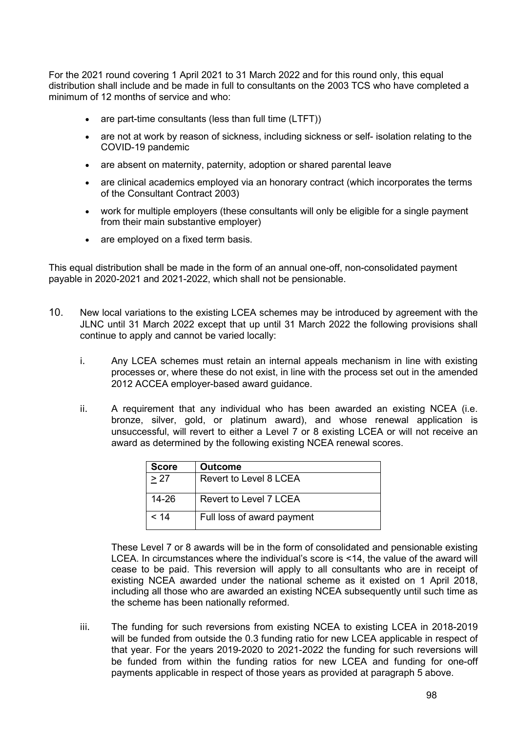For the 2021 round covering 1 April 2021 to 31 March 2022 and for this round only, this equal distribution shall include and be made in full to consultants on the 2003 TCS who have completed a minimum of 12 months of service and who:

- are part-time consultants (less than full time (LTFT))
- are not at work by reason of sickness, including sickness or self- isolation relating to the COVID-19 pandemic
- are absent on maternity, paternity, adoption or shared parental leave
- are clinical academics employed via an honorary contract (which incorporates the terms of the Consultant Contract 2003)
- work for multiple employers (these consultants will only be eligible for a single payment from their main substantive employer)
- are employed on a fixed term basis.

This equal distribution shall be made in the form of an annual one-off, non-consolidated payment payable in 2020-2021 and 2021-2022, which shall not be pensionable.

10. New local variations to the existing LCEA schemes may be introduced by agreement with the JLNC until 31 March 2022 except that up until 31 March 2022 the following provisions shall continue to apply and cannot be varied locally:

    i. Any LCEA schemes must retain an internal appeals mechanism in line with existing processes or, where these do not exist, in line with the process set out in the amended 2012 ACCEA employer-based award guidance.

    ii. A requirement that any individual who has been awarded an existing NCEA (i.e. bronze, silver, gold, or platinum award), and whose renewal application is unsuccessful, will revert to either a Level 7 or 8 existing LCEA or will not receive an award as determined by the following existing NCEA renewal scores.

    | Score | Outcome |
    |---|---|
    | $\geq 27$ | Revert to Level 8 LCEA |
    | 14-26 | Revert to Level 7 LCEA |
    | < 14 | Full loss of award payment |

    These Level 7 or 8 awards will be in the form of consolidated and pensionable existing LCEA. In circumstances where the individual's score is <14, the value of the award will cease to be paid. This reversion will apply to all consultants who are in receipt of existing NCEA awarded under the national scheme as it existed on 1 April 2018, including all those who are awarded an existing NCEA subsequently until such time as the scheme has been nationally reformed.

    iii. The funding for such reversions from existing NCEA to existing LCEA in 2018-2019 will be funded from outside the 0.3 funding ratio for new LCEA applicable in respect of that year. For the years 2019-2020 to 2021-2022 the funding for such reversions will be funded from within the funding ratios for new LCEA and funding for one-off payments applicable in respect of those years as provided at paragraph 5 above.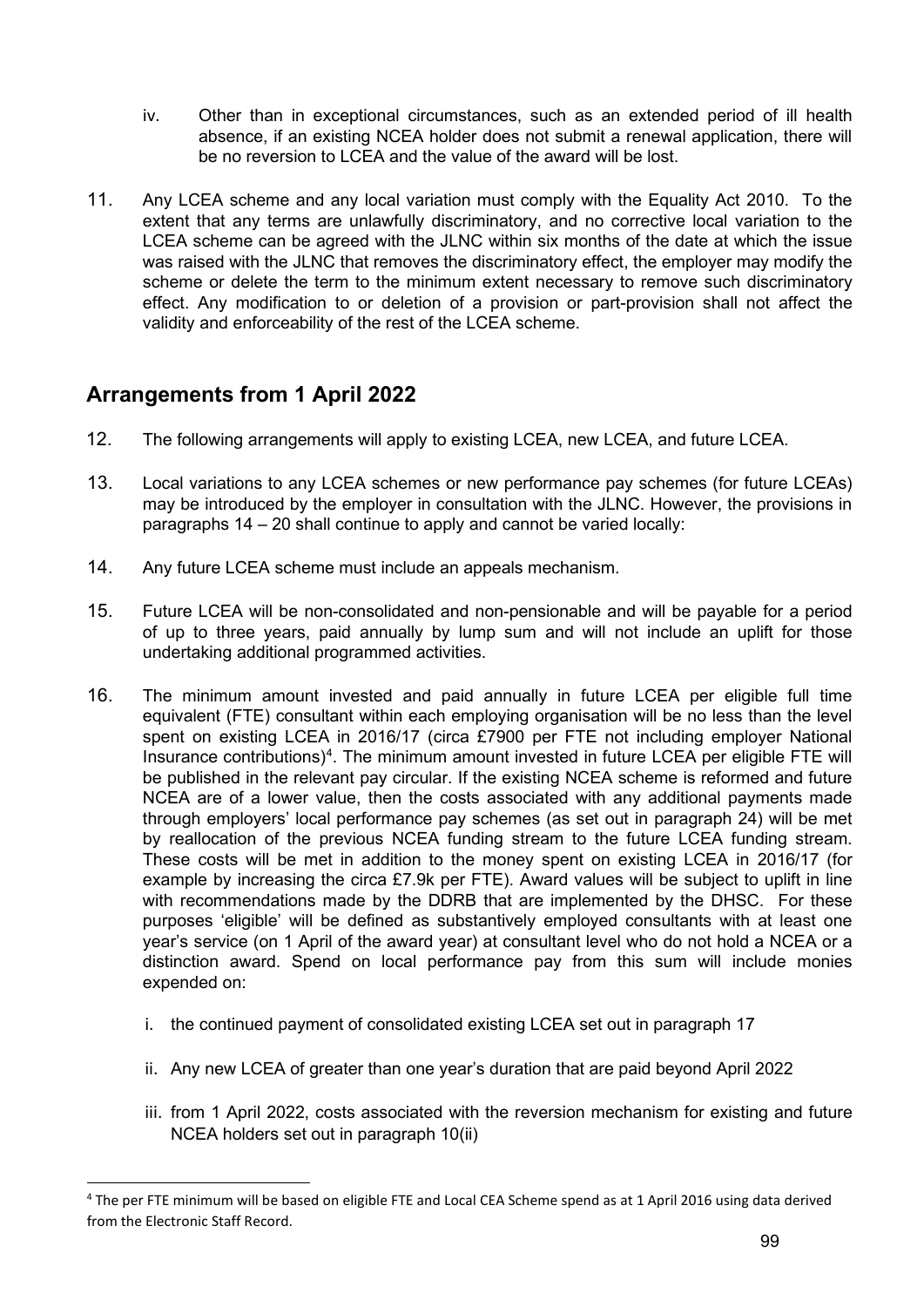iv. Other than in exceptional circumstances, such as an extended period of ill health absence, if an existing NCEA holder does not submit a renewal application, there will be no reversion to LCEA and the value of the award will be lost.

11. Any LCEA scheme and any local variation must comply with the Equality Act 2010. To the extent that any terms are unlawfully discriminatory, and no corrective local variation to the LCEA scheme can be agreed with the JLNC within six months of the date at which the issue was raised with the JLNC that removes the discriminatory effect, the employer may modify the scheme or delete the term to the minimum extent necessary to remove such discriminatory effect. Any modification to or deletion of a provision or part-provision shall not affect the validity and enforceability of the rest of the LCEA scheme.

## Arrangements from 1 April 2022

12. The following arrangements will apply to existing LCEA, new LCEA, and future LCEA.

13. Local variations to any LCEA schemes or new performance pay schemes (for future LCEAs) may be introduced by the employer in consultation with the JLNC. However, the provisions in paragraphs 14 – 20 shall continue to apply and cannot be varied locally:

14. Any future LCEA scheme must include an appeals mechanism.

15. Future LCEA will be non-consolidated and non-pensionable and will be payable for a period of up to three years, paid annually by lump sum and will not include an uplift for those undertaking additional programmed activities.

16. The minimum amount invested and paid annually in future LCEA per eligible full time equivalent (FTE) consultant within each employing organisation will be no less than the level spent on existing LCEA in 2016/17 (circa £7900 per FTE not including employer National Insurance contributions)[4]. The minimum amount invested in future LCEA per eligible FTE will be published in the relevant pay circular. If the existing NCEA scheme is reformed and future NCEA are of a lower value, then the costs associated with any additional payments made through employers' local performance pay schemes (as set out in paragraph 24) will be met by reallocation of the previous NCEA funding stream to the future LCEA funding stream. These costs will be met in addition to the money spent on existing LCEA in 2016/17 (for example by increasing the circa £7.9k per FTE). Award values will be subject to uplift in line with recommendations made by the DDRB that are implemented by the DHSC. For these purposes 'eligible' will be defined as substantively employed consultants with at least one year's service (on 1 April of the award year) at consultant level who do not hold a NCEA or a distinction award. Spend on local performance pay from this sum will include monies expended on:

   i. the continued payment of consolidated existing LCEA set out in paragraph 17

   ii. Any new LCEA of greater than one year's duration that are paid beyond April 2022

   iii. from 1 April 2022, costs associated with the reversion mechanism for existing and future NCEA holders set out in paragraph 10(ii)

[4] The per FTE minimum will be based on eligible FTE and Local CEA Scheme spend as at 1 April 2016 using data derived from the Electronic Staff Record.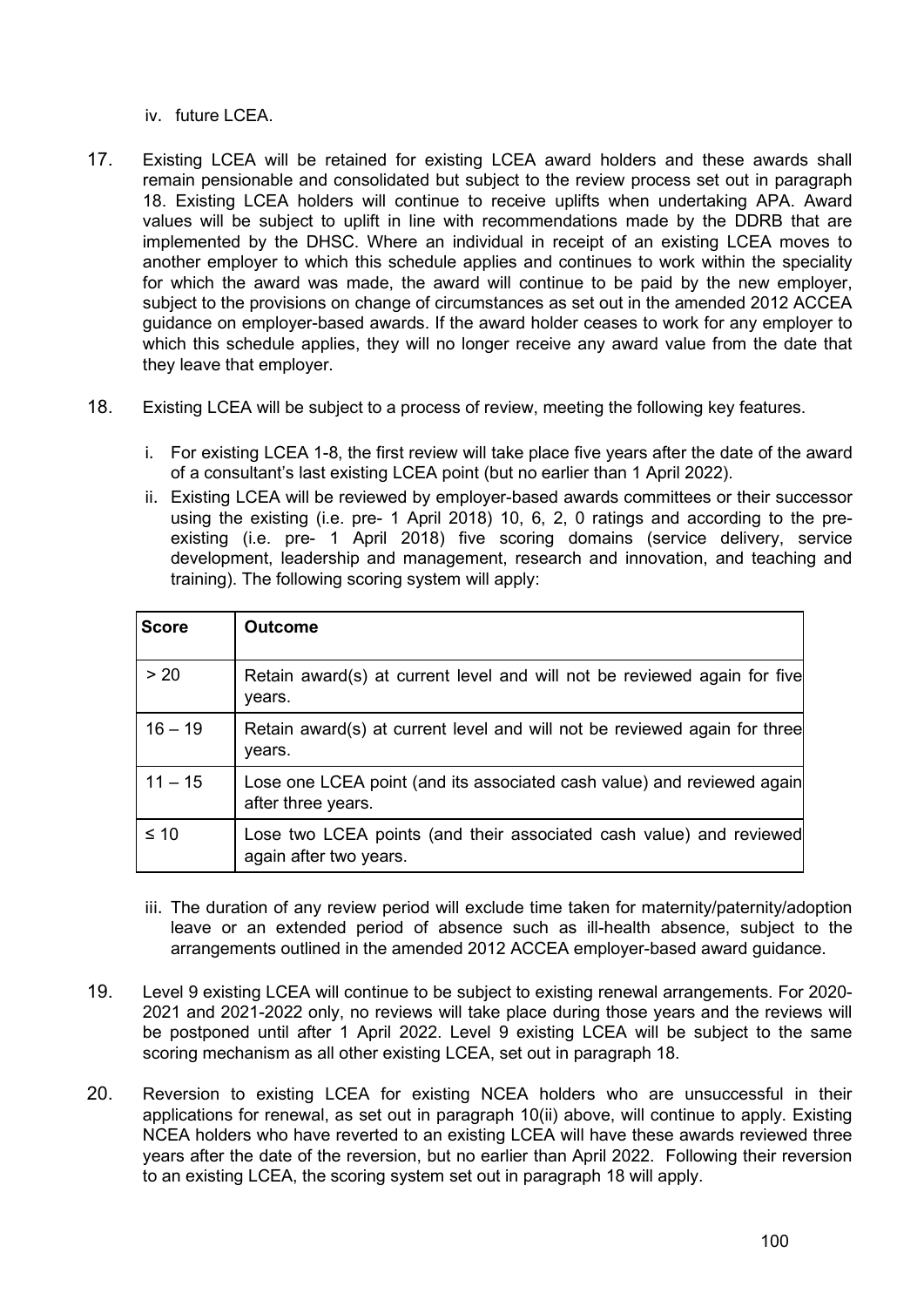iv. future LCEA.

17. Existing LCEA will be retained for existing LCEA award holders and these awards shall remain pensionable and consolidated but subject to the review process set out in paragraph 18. Existing LCEA holders will continue to receive uplifts when undertaking APA. Award values will be subject to uplift in line with recommendations made by the DDRB that are implemented by the DHSC. Where an individual in receipt of an existing LCEA moves to another employer to which this schedule applies and continues to work within the speciality for which the award was made, the award will continue to be paid by the new employer, subject to the provisions on change of circumstances as set out in the amended 2012 ACCEA guidance on employer-based awards. If the award holder ceases to work for any employer to which this schedule applies, they will no longer receive any award value from the date that they leave that employer.

18. Existing LCEA will be subject to a process of review, meeting the following key features.

    i. For existing LCEA 1-8, the first review will take place five years after the date of the award of a consultant's last existing LCEA point (but no earlier than 1 April 2022).

    ii. Existing LCEA will be reviewed by employer-based awards committees or their successor using the existing (i.e. pre- 1 April 2018) 10, 6, 2, 0 ratings and according to the pre-existing (i.e. pre- 1 April 2018) five scoring domains (service delivery, service development, leadership and management, research and innovation, and teaching and training). The following scoring system will apply:

| Score | Outcome |
|---|---|
| > 20 | Retain award(s) at current level and will not be reviewed again for five years. |
| 16 – 19 | Retain award(s) at current level and will not be reviewed again for three years. |
| 11 – 15 | Lose one LCEA point (and its associated cash value) and reviewed again after three years. |
| ≤ 10 | Lose two LCEA points (and their associated cash value) and reviewed again after two years. |

    iii. The duration of any review period will exclude time taken for maternity/paternity/adoption leave or an extended period of absence such as ill-health absence, subject to the arrangements outlined in the amended 2012 ACCEA employer-based award guidance.

19. Level 9 existing LCEA will continue to be subject to existing renewal arrangements. For 2020-2021 and 2021-2022 only, no reviews will take place during those years and the reviews will be postponed until after 1 April 2022. Level 9 existing LCEA will be subject to the same scoring mechanism as all other existing LCEA, set out in paragraph 18.

20. Reversion to existing LCEA for existing NCEA holders who are unsuccessful in their applications for renewal, as set out in paragraph 10(ii) above, will continue to apply. Existing NCEA holders who have reverted to an existing LCEA will have these awards reviewed three years after the date of the reversion, but no earlier than April 2022. Following their reversion to an existing LCEA, the scoring system set out in paragraph 18 will apply.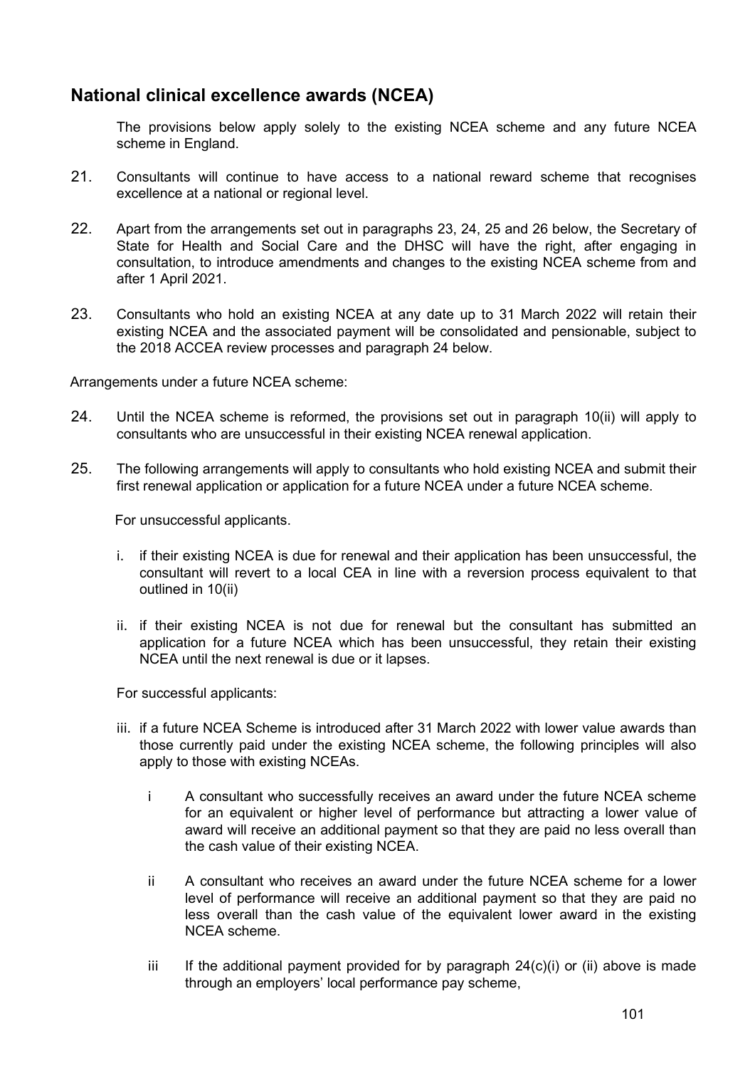## National clinical excellence awards (NCEA)

The provisions below apply solely to the existing NCEA scheme and any future NCEA scheme in England.

21. Consultants will continue to have access to a national reward scheme that recognises excellence at a national or regional level.

22. Apart from the arrangements set out in paragraphs 23, 24, 25 and 26 below, the Secretary of State for Health and Social Care and the DHSC will have the right, after engaging in consultation, to introduce amendments and changes to the existing NCEA scheme from and after 1 April 2021.

23. Consultants who hold an existing NCEA at any date up to 31 March 2022 will retain their existing NCEA and the associated payment will be consolidated and pensionable, subject to the 2018 ACCEA review processes and paragraph 24 below.

Arrangements under a future NCEA scheme:

24. Until the NCEA scheme is reformed, the provisions set out in paragraph 10(ii) will apply to consultants who are unsuccessful in their existing NCEA renewal application.

25. The following arrangements will apply to consultants who hold existing NCEA and submit their first renewal application or application for a future NCEA under a future NCEA scheme.

    For unsuccessful applicants.

    i. if their existing NCEA is due for renewal and their application has been unsuccessful, the consultant will revert to a local CEA in line with a reversion process equivalent to that outlined in 10(ii)

    ii. if their existing NCEA is not due for renewal but the consultant has submitted an application for a future NCEA which has been unsuccessful, they retain their existing NCEA until the next renewal is due or it lapses.

    For successful applicants:

    iii. if a future NCEA Scheme is introduced after 31 March 2022 with lower value awards than those currently paid under the existing NCEA scheme, the following principles will also apply to those with existing NCEAs.

        i A consultant who successfully receives an award under the future NCEA scheme for an equivalent or higher level of performance but attracting a lower value of award will receive an additional payment so that they are paid no less overall than the cash value of their existing NCEA.

        ii A consultant who receives an award under the future NCEA scheme for a lower level of performance will receive an additional payment so that they are paid no less overall than the cash value of the equivalent lower award in the existing NCEA scheme.

        iii If the additional payment provided for by paragraph 24(c)(i) or (ii) above is made through an employers' local performance pay scheme,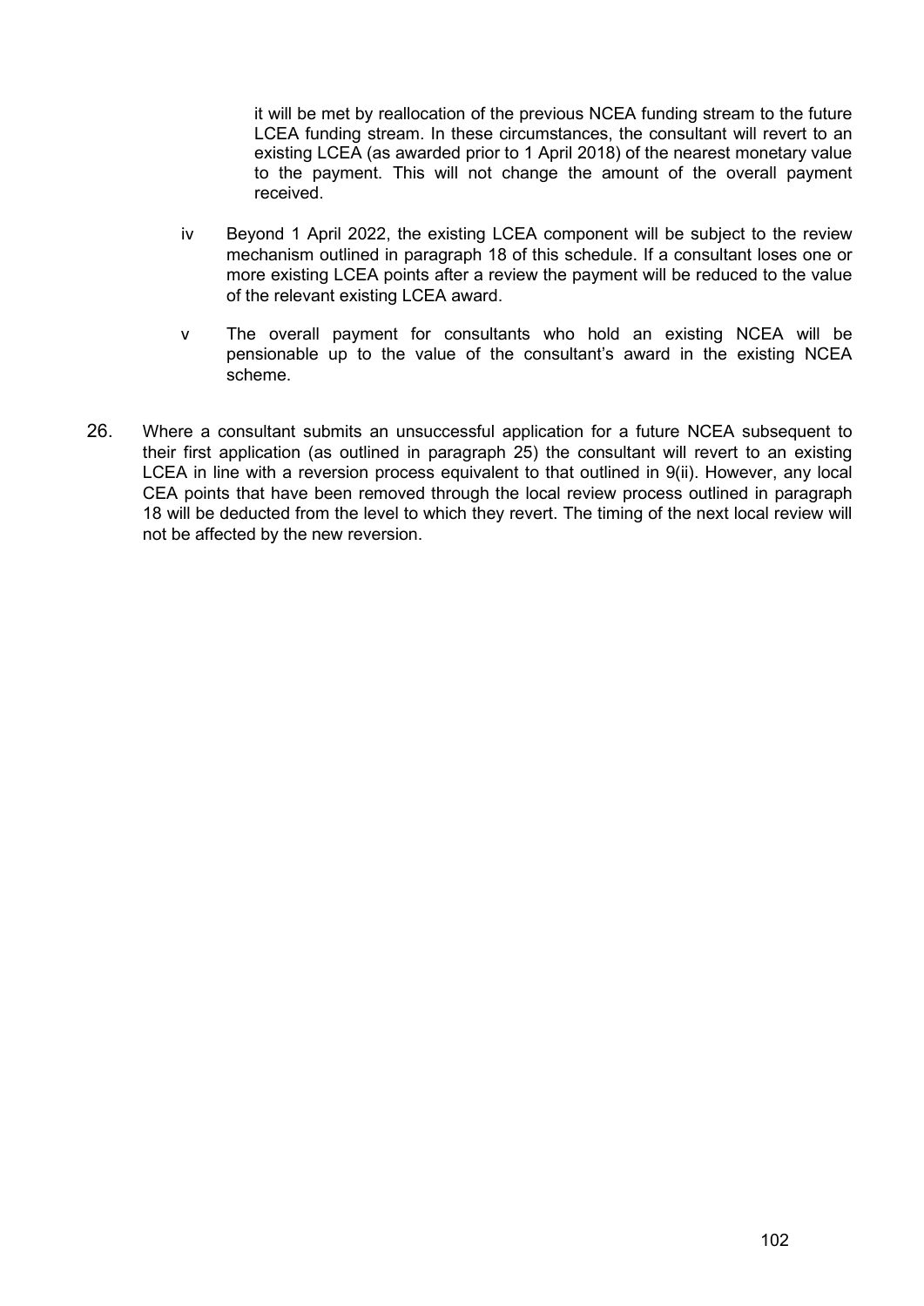it will be met by reallocation of the previous NCEA funding stream to the future LCEA funding stream. In these circumstances, the consultant will revert to an existing LCEA (as awarded prior to 1 April 2018) of the nearest monetary value to the payment. This will not change the amount of the overall payment received.

iv Beyond 1 April 2022, the existing LCEA component will be subject to the review mechanism outlined in paragraph 18 of this schedule. If a consultant loses one or more existing LCEA points after a review the payment will be reduced to the value of the relevant existing LCEA award.

v The overall payment for consultants who hold an existing NCEA will be pensionable up to the value of the consultant's award in the existing NCEA scheme.

26. Where a consultant submits an unsuccessful application for a future NCEA subsequent to their first application (as outlined in paragraph 25) the consultant will revert to an existing LCEA in line with a reversion process equivalent to that outlined in 9(ii). However, any local CEA points that have been removed through the local review process outlined in paragraph 18 will be deducted from the level to which they revert. The timing of the next local review will not be affected by the new reversion.